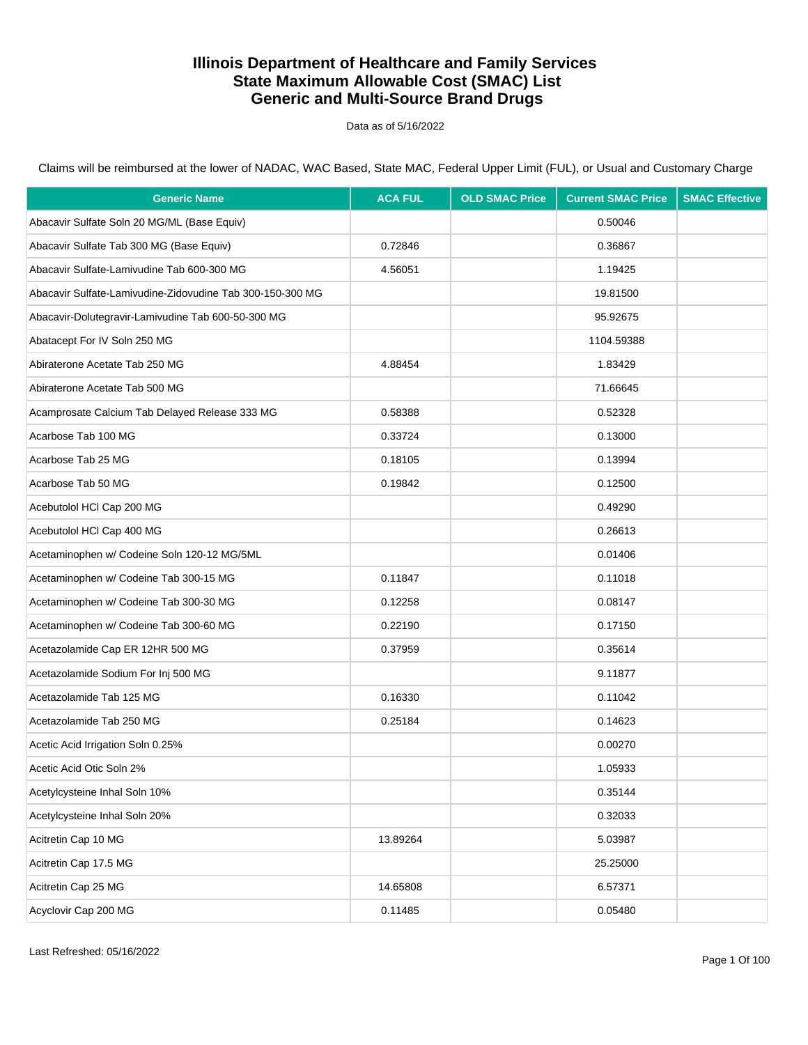# Illinois Department of Healthcare and Family Services
# State Maximum Allowable Cost (SMAC) List
# Generic and Multi-Source Brand Drugs

Data as of 5/16/2022

Claims will be reimbursed at the lower of NADAC, WAC Based, State MAC, Federal Upper Limit (FUL), or Usual and Customary Charge

| Generic Name | ACA FUL | OLD SMAC Price | Current SMAC Price | SMAC Effective |
|---|---|---|---|---|
| Abacavir Sulfate Soln 20 MG/ML (Base Equiv) | | | 0.50046 | |
| Abacavir Sulfate Tab 300 MG (Base Equiv) | 0.72846 | | 0.36867 | |
| Abacavir Sulfate-Lamivudine Tab 600-300 MG | 4.56051 | | 1.19425 | |
| Abacavir Sulfate-Lamivudine-Zidovudine Tab 300-150-300 MG | | | 19.81500 | |
| Abacavir-Dolutegravir-Lamivudine Tab 600-50-300 MG | | | 95.92675 | |
| Abatacept For IV Soln 250 MG | | | 1104.59388 | |
| Abiraterone Acetate Tab 250 MG | 4.88454 | | 1.83429 | |
| Abiraterone Acetate Tab 500 MG | | | 71.66645 | |
| Acamprosate Calcium Tab Delayed Release 333 MG | 0.58388 | | 0.52328 | |
| Acarbose Tab 100 MG | 0.33724 | | 0.13000 | |
| Acarbose Tab 25 MG | 0.18105 | | 0.13994 | |
| Acarbose Tab 50 MG | 0.19842 | | 0.12500 | |
| Acebutolol HCl Cap 200 MG | | | 0.49290 | |
| Acebutolol HCl Cap 400 MG | | | 0.26613 | |
| Acetaminophen w/ Codeine Soln 120-12 MG/5ML | | | 0.01406 | |
| Acetaminophen w/ Codeine Tab 300-15 MG | 0.11847 | | 0.11018 | |
| Acetaminophen w/ Codeine Tab 300-30 MG | 0.12258 | | 0.08147 | |
| Acetaminophen w/ Codeine Tab 300-60 MG | 0.22190 | | 0.17150 | |
| Acetazolamide Cap ER 12HR 500 MG | 0.37959 | | 0.35614 | |
| Acetazolamide Sodium For Inj 500 MG | | | 9.11877 | |
| Acetazolamide Tab 125 MG | 0.16330 | | 0.11042 | |
| Acetazolamide Tab 250 MG | 0.25184 | | 0.14623 | |
| Acetic Acid Irrigation Soln 0.25% | | | 0.00270 | |
| Acetic Acid Otic Soln 2% | | | 1.05933 | |
| Acetylcysteine Inhal Soln 10% | | | 0.35144 | |
| Acetylcysteine Inhal Soln 20% | | | 0.32033 | |
| Acitretin Cap 10 MG | 13.89264 | | 5.03987 | |
| Acitretin Cap 17.5 MG | | | 25.25000 | |
| Acitretin Cap 25 MG | 14.65808 | | 6.57371 | |
| Acyclovir Cap 200 MG | 0.11485 | | 0.05480 | |

Last Refreshed: 05/16/2022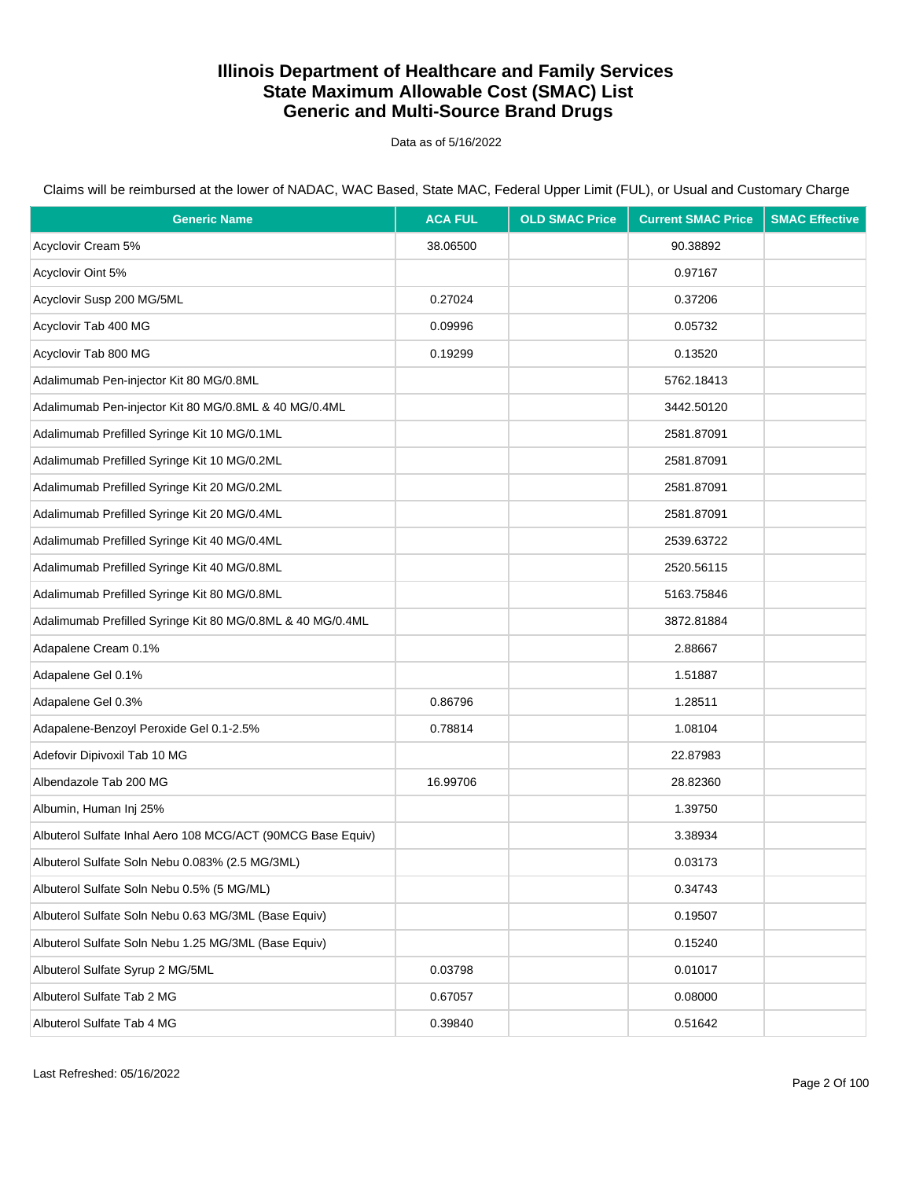# Illinois Department of Healthcare and Family Services
# State Maximum Allowable Cost (SMAC) List
# Generic and Multi-Source Brand Drugs

Data as of 5/16/2022

Claims will be reimbursed at the lower of NADAC, WAC Based, State MAC, Federal Upper Limit (FUL), or Usual and Customary Charge

| Generic Name | ACA FUL | OLD SMAC Price | Current SMAC Price | SMAC Effective |
|---|---|---|---|---|
| Acyclovir Cream 5% | 38.06500 | | 90.38892 | |
| Acyclovir Oint 5% | | | 0.97167 | |
| Acyclovir Susp 200 MG/5ML | 0.27024 | | 0.37206 | |
| Acyclovir Tab 400 MG | 0.09996 | | 0.05732 | |
| Acyclovir Tab 800 MG | 0.19299 | | 0.13520 | |
| Adalimumab Pen-injector Kit 80 MG/0.8ML | | | 5762.18413 | |
| Adalimumab Pen-injector Kit 80 MG/0.8ML & 40 MG/0.4ML | | | 3442.50120 | |
| Adalimumab Prefilled Syringe Kit 10 MG/0.1ML | | | 2581.87091 | |
| Adalimumab Prefilled Syringe Kit 10 MG/0.2ML | | | 2581.87091 | |
| Adalimumab Prefilled Syringe Kit 20 MG/0.2ML | | | 2581.87091 | |
| Adalimumab Prefilled Syringe Kit 20 MG/0.4ML | | | 2581.87091 | |
| Adalimumab Prefilled Syringe Kit 40 MG/0.4ML | | | 2539.63722 | |
| Adalimumab Prefilled Syringe Kit 40 MG/0.8ML | | | 2520.56115 | |
| Adalimumab Prefilled Syringe Kit 80 MG/0.8ML | | | 5163.75846 | |
| Adalimumab Prefilled Syringe Kit 80 MG/0.8ML & 40 MG/0.4ML | | | 3872.81884 | |
| Adapalene Cream 0.1% | | | 2.88667 | |
| Adapalene Gel 0.1% | | | 1.51887 | |
| Adapalene Gel 0.3% | 0.86796 | | 1.28511 | |
| Adapalene-Benzoyl Peroxide Gel 0.1-2.5% | 0.78814 | | 1.08104 | |
| Adefovir Dipivoxil Tab 10 MG | | | 22.87983 | |
| Albendazole Tab 200 MG | 16.99706 | | 28.82360 | |
| Albumin, Human Inj 25% | | | 1.39750 | |
| Albuterol Sulfate Inhal Aero 108 MCG/ACT (90MCG Base Equiv) | | | 3.38934 | |
| Albuterol Sulfate Soln Nebu 0.083% (2.5 MG/3ML) | | | 0.03173 | |
| Albuterol Sulfate Soln Nebu 0.5% (5 MG/ML) | | | 0.34743 | |
| Albuterol Sulfate Soln Nebu 0.63 MG/3ML (Base Equiv) | | | 0.19507 | |
| Albuterol Sulfate Soln Nebu 1.25 MG/3ML (Base Equiv) | | | 0.15240 | |
| Albuterol Sulfate Syrup 2 MG/5ML | 0.03798 | | 0.01017 | |
| Albuterol Sulfate Tab 2 MG | 0.67057 | | 0.08000 | |
| Albuterol Sulfate Tab 4 MG | 0.39840 | | 0.51642 | |

Last Refreshed: 05/16/2022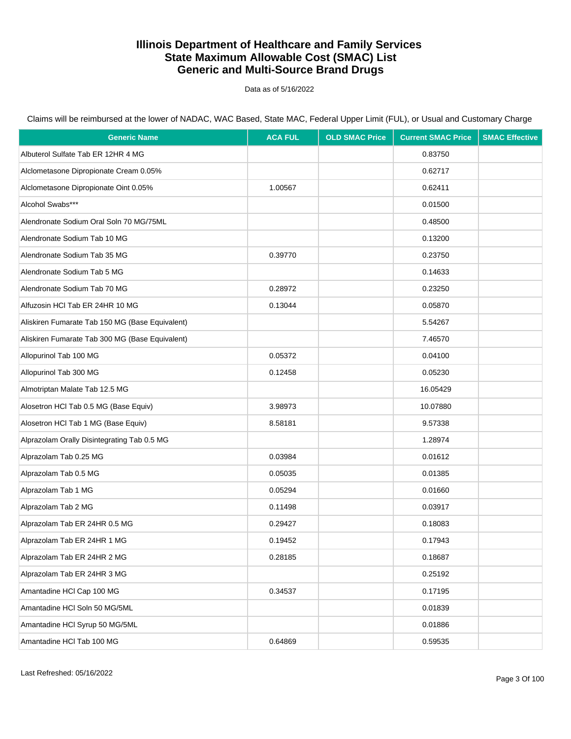# Illinois Department of Healthcare and Family Services
# State Maximum Allowable Cost (SMAC) List
# Generic and Multi-Source Brand Drugs

Data as of 5/16/2022

Claims will be reimbursed at the lower of NADAC, WAC Based, State MAC, Federal Upper Limit (FUL), or Usual and Customary Charge

| Generic Name | ACA FUL | OLD SMAC Price | Current SMAC Price | SMAC Effective |
|---|---|---|---|---|
| Albuterol Sulfate Tab ER 12HR 4 MG | | | 0.83750 | |
| Alclometasone Dipropionate Cream 0.05% | | | 0.62717 | |
| Alclometasone Dipropionate Oint 0.05% | 1.00567 | | 0.62411 | |
| Alcohol Swabs*** | | | 0.01500 | |
| Alendronate Sodium Oral Soln 70 MG/75ML | | | 0.48500 | |
| Alendronate Sodium Tab 10 MG | | | 0.13200 | |
| Alendronate Sodium Tab 35 MG | 0.39770 | | 0.23750 | |
| Alendronate Sodium Tab 5 MG | | | 0.14633 | |
| Alendronate Sodium Tab 70 MG | 0.28972 | | 0.23250 | |
| Alfuzosin HCl Tab ER 24HR 10 MG | 0.13044 | | 0.05870 | |
| Aliskiren Fumarate Tab 150 MG (Base Equivalent) | | | 5.54267 | |
| Aliskiren Fumarate Tab 300 MG (Base Equivalent) | | | 7.46570 | |
| Allopurinol Tab 100 MG | 0.05372 | | 0.04100 | |
| Allopurinol Tab 300 MG | 0.12458 | | 0.05230 | |
| Almotriptan Malate Tab 12.5 MG | | | 16.05429 | |
| Alosetron HCl Tab 0.5 MG (Base Equiv) | 3.98973 | | 10.07880 | |
| Alosetron HCl Tab 1 MG (Base Equiv) | 8.58181 | | 9.57338 | |
| Alprazolam Orally Disintegrating Tab 0.5 MG | | | 1.28974 | |
| Alprazolam Tab 0.25 MG | 0.03984 | | 0.01612 | |
| Alprazolam Tab 0.5 MG | 0.05035 | | 0.01385 | |
| Alprazolam Tab 1 MG | 0.05294 | | 0.01660 | |
| Alprazolam Tab 2 MG | 0.11498 | | 0.03917 | |
| Alprazolam Tab ER 24HR 0.5 MG | 0.29427 | | 0.18083 | |
| Alprazolam Tab ER 24HR 1 MG | 0.19452 | | 0.17943 | |
| Alprazolam Tab ER 24HR 2 MG | 0.28185 | | 0.18687 | |
| Alprazolam Tab ER 24HR 3 MG | | | 0.25192 | |
| Amantadine HCl Cap 100 MG | 0.34537 | | 0.17195 | |
| Amantadine HCl Soln 50 MG/5ML | | | 0.01839 | |
| Amantadine HCl Syrup 50 MG/5ML | | | 0.01886 | |
| Amantadine HCl Tab 100 MG | 0.64869 | | 0.59535 | |

Last Refreshed: 05/16/2022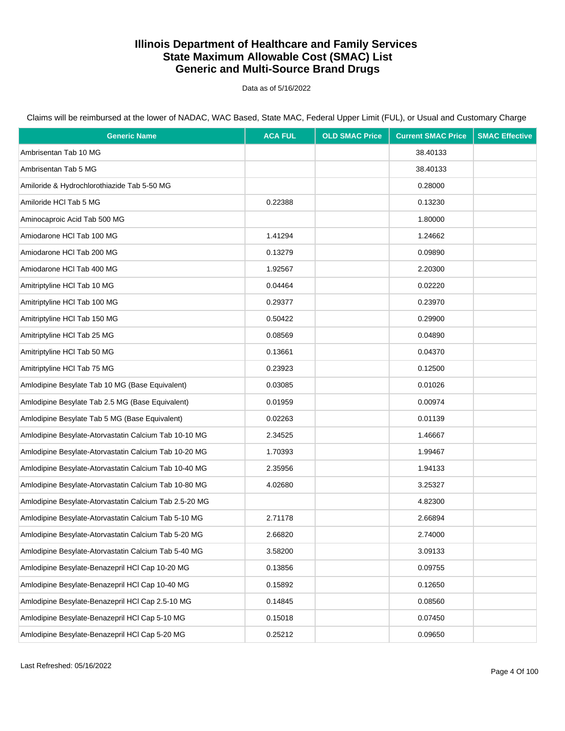# Illinois Department of Healthcare and Family Services
# State Maximum Allowable Cost (SMAC) List
# Generic and Multi-Source Brand Drugs

Data as of 5/16/2022

Claims will be reimbursed at the lower of NADAC, WAC Based, State MAC, Federal Upper Limit (FUL), or Usual and Customary Charge

| Generic Name | ACA FUL | OLD SMAC Price | Current SMAC Price | SMAC Effective |
|---|---|---|---|---|
| Ambrisentan Tab 10 MG | | | 38.40133 | |
| Ambrisentan Tab 5 MG | | | 38.40133 | |
| Amiloride & Hydrochlorothiazide Tab 5-50 MG | | | 0.28000 | |
| Amiloride HCl Tab 5 MG | 0.22388 | | 0.13230 | |
| Aminocaproic Acid Tab 500 MG | | | 1.80000 | |
| Amiodarone HCl Tab 100 MG | 1.41294 | | 1.24662 | |
| Amiodarone HCl Tab 200 MG | 0.13279 | | 0.09890 | |
| Amiodarone HCl Tab 400 MG | 1.92567 | | 2.20300 | |
| Amitriptyline HCl Tab 10 MG | 0.04464 | | 0.02220 | |
| Amitriptyline HCl Tab 100 MG | 0.29377 | | 0.23970 | |
| Amitriptyline HCl Tab 150 MG | 0.50422 | | 0.29900 | |
| Amitriptyline HCl Tab 25 MG | 0.08569 | | 0.04890 | |
| Amitriptyline HCl Tab 50 MG | 0.13661 | | 0.04370 | |
| Amitriptyline HCl Tab 75 MG | 0.23923 | | 0.12500 | |
| Amlodipine Besylate Tab 10 MG (Base Equivalent) | 0.03085 | | 0.01026 | |
| Amlodipine Besylate Tab 2.5 MG (Base Equivalent) | 0.01959 | | 0.00974 | |
| Amlodipine Besylate Tab 5 MG (Base Equivalent) | 0.02263 | | 0.01139 | |
| Amlodipine Besylate-Atorvastatin Calcium Tab 10-10 MG | 2.34525 | | 1.46667 | |
| Amlodipine Besylate-Atorvastatin Calcium Tab 10-20 MG | 1.70393 | | 1.99467 | |
| Amlodipine Besylate-Atorvastatin Calcium Tab 10-40 MG | 2.35956 | | 1.94133 | |
| Amlodipine Besylate-Atorvastatin Calcium Tab 10-80 MG | 4.02680 | | 3.25327 | |
| Amlodipine Besylate-Atorvastatin Calcium Tab 2.5-20 MG | | | 4.82300 | |
| Amlodipine Besylate-Atorvastatin Calcium Tab 5-10 MG | 2.71178 | | 2.66894 | |
| Amlodipine Besylate-Atorvastatin Calcium Tab 5-20 MG | 2.66820 | | 2.74000 | |
| Amlodipine Besylate-Atorvastatin Calcium Tab 5-40 MG | 3.58200 | | 3.09133 | |
| Amlodipine Besylate-Benazepril HCl Cap 10-20 MG | 0.13856 | | 0.09755 | |
| Amlodipine Besylate-Benazepril HCl Cap 10-40 MG | 0.15892 | | 0.12650 | |
| Amlodipine Besylate-Benazepril HCl Cap 2.5-10 MG | 0.14845 | | 0.08560 | |
| Amlodipine Besylate-Benazepril HCl Cap 5-10 MG | 0.15018 | | 0.07450 | |
| Amlodipine Besylate-Benazepril HCl Cap 5-20 MG | 0.25212 | | 0.09650 | |

Last Refreshed: 05/16/2022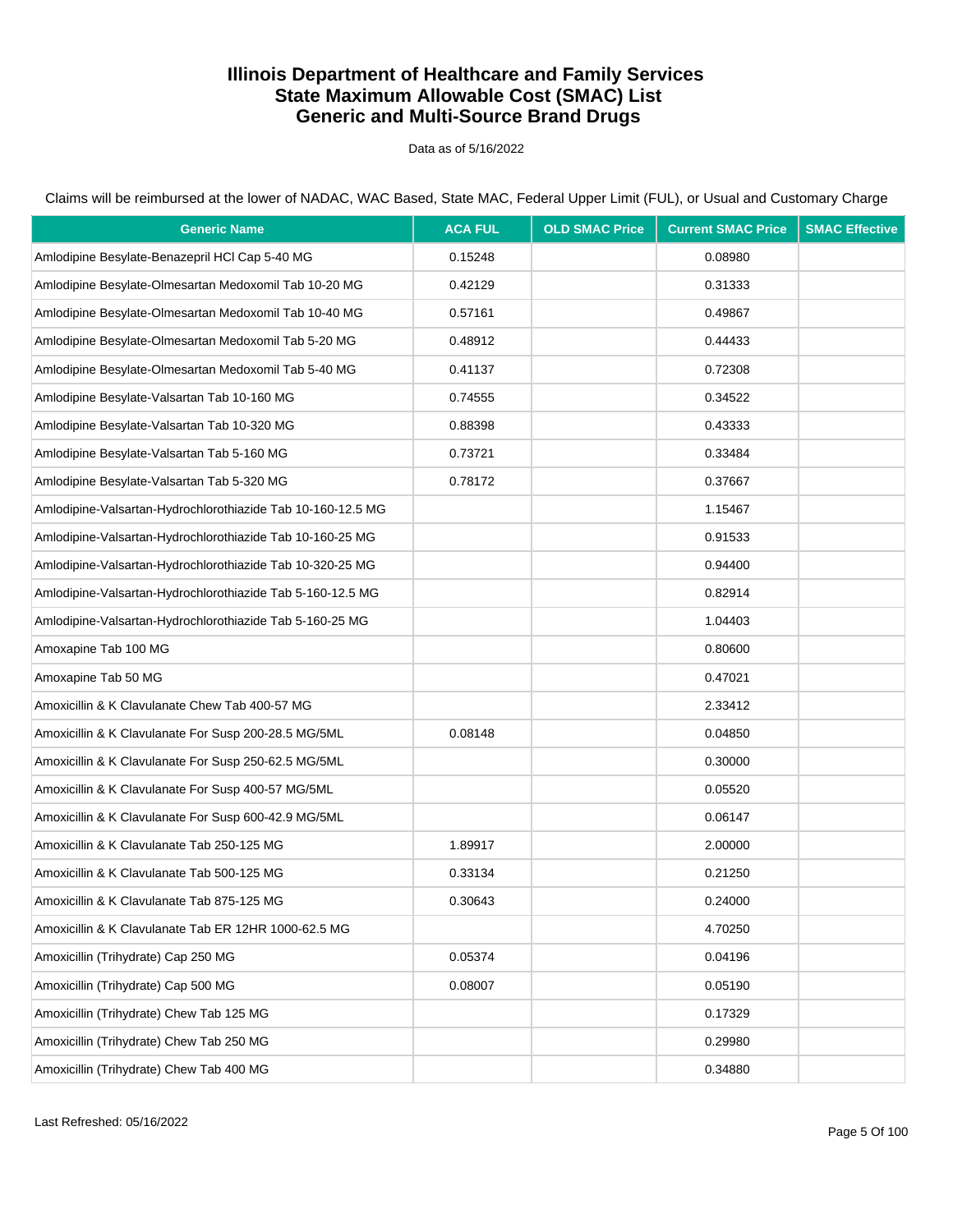# Illinois Department of Healthcare and Family Services
# State Maximum Allowable Cost (SMAC) List
# Generic and Multi-Source Brand Drugs

Data as of 5/16/2022

Claims will be reimbursed at the lower of NADAC, WAC Based, State MAC, Federal Upper Limit (FUL), or Usual and Customary Charge

| Generic Name | ACA FUL | OLD SMAC Price | Current SMAC Price | SMAC Effective |
|---|---|---|---|---|
| Amlodipine Besylate-Benazepril HCl Cap 5-40 MG | 0.15248 | | 0.08980 | |
| Amlodipine Besylate-Olmesartan Medoxomil Tab 10-20 MG | 0.42129 | | 0.31333 | |
| Amlodipine Besylate-Olmesartan Medoxomil Tab 10-40 MG | 0.57161 | | 0.49867 | |
| Amlodipine Besylate-Olmesartan Medoxomil Tab 5-20 MG | 0.48912 | | 0.44433 | |
| Amlodipine Besylate-Olmesartan Medoxomil Tab 5-40 MG | 0.41137 | | 0.72308 | |
| Amlodipine Besylate-Valsartan Tab 10-160 MG | 0.74555 | | 0.34522 | |
| Amlodipine Besylate-Valsartan Tab 10-320 MG | 0.88398 | | 0.43333 | |
| Amlodipine Besylate-Valsartan Tab 5-160 MG | 0.73721 | | 0.33484 | |
| Amlodipine Besylate-Valsartan Tab 5-320 MG | 0.78172 | | 0.37667 | |
| Amlodipine-Valsartan-Hydrochlorothiazide Tab 10-160-12.5 MG | | | 1.15467 | |
| Amlodipine-Valsartan-Hydrochlorothiazide Tab 10-160-25 MG | | | 0.91533 | |
| Amlodipine-Valsartan-Hydrochlorothiazide Tab 10-320-25 MG | | | 0.94400 | |
| Amlodipine-Valsartan-Hydrochlorothiazide Tab 5-160-12.5 MG | | | 0.82914 | |
| Amlodipine-Valsartan-Hydrochlorothiazide Tab 5-160-25 MG | | | 1.04403 | |
| Amoxapine Tab 100 MG | | | 0.80600 | |
| Amoxapine Tab 50 MG | | | 0.47021 | |
| Amoxicillin & K Clavulanate Chew Tab 400-57 MG | | | 2.33412 | |
| Amoxicillin & K Clavulanate For Susp 200-28.5 MG/5ML | 0.08148 | | 0.04850 | |
| Amoxicillin & K Clavulanate For Susp 250-62.5 MG/5ML | | | 0.30000 | |
| Amoxicillin & K Clavulanate For Susp 400-57 MG/5ML | | | 0.05520 | |
| Amoxicillin & K Clavulanate For Susp 600-42.9 MG/5ML | | | 0.06147 | |
| Amoxicillin & K Clavulanate Tab 250-125 MG | 1.89917 | | 2.00000 | |
| Amoxicillin & K Clavulanate Tab 500-125 MG | 0.33134 | | 0.21250 | |
| Amoxicillin & K Clavulanate Tab 875-125 MG | 0.30643 | | 0.24000 | |
| Amoxicillin & K Clavulanate Tab ER 12HR 1000-62.5 MG | | | 4.70250 | |
| Amoxicillin (Trihydrate) Cap 250 MG | 0.05374 | | 0.04196 | |
| Amoxicillin (Trihydrate) Cap 500 MG | 0.08007 | | 0.05190 | |
| Amoxicillin (Trihydrate) Chew Tab 125 MG | | | 0.17329 | |
| Amoxicillin (Trihydrate) Chew Tab 250 MG | | | 0.29980 | |
| Amoxicillin (Trihydrate) Chew Tab 400 MG | | | 0.34880 | |

Last Refreshed: 05/16/2022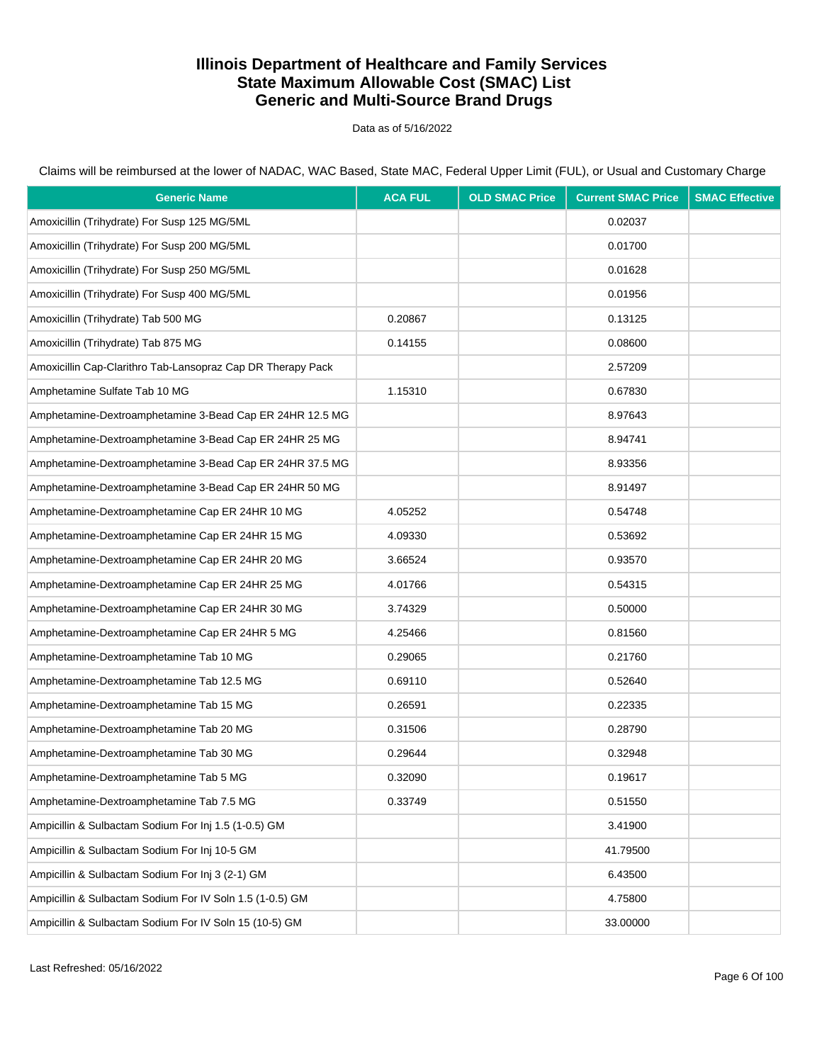# Illinois Department of Healthcare and Family Services
# State Maximum Allowable Cost (SMAC) List
# Generic and Multi-Source Brand Drugs

Data as of 5/16/2022

Claims will be reimbursed at the lower of NADAC, WAC Based, State MAC, Federal Upper Limit (FUL), or Usual and Customary Charge

| Generic Name | ACA FUL | OLD SMAC Price | Current SMAC Price | SMAC Effective |
|---|---|---|---|---|
| Amoxicillin (Trihydrate) For Susp 125 MG/5ML | | | 0.02037 | |
| Amoxicillin (Trihydrate) For Susp 200 MG/5ML | | | 0.01700 | |
| Amoxicillin (Trihydrate) For Susp 250 MG/5ML | | | 0.01628 | |
| Amoxicillin (Trihydrate) For Susp 400 MG/5ML | | | 0.01956 | |
| Amoxicillin (Trihydrate) Tab 500 MG | 0.20867 | | 0.13125 | |
| Amoxicillin (Trihydrate) Tab 875 MG | 0.14155 | | 0.08600 | |
| Amoxicillin Cap-Clarithro Tab-Lansopraz Cap DR Therapy Pack | | | 2.57209 | |
| Amphetamine Sulfate Tab 10 MG | 1.15310 | | 0.67830 | |
| Amphetamine-Dextroamphetamine 3-Bead Cap ER 24HR 12.5 MG | | | 8.97643 | |
| Amphetamine-Dextroamphetamine 3-Bead Cap ER 24HR 25 MG | | | 8.94741 | |
| Amphetamine-Dextroamphetamine 3-Bead Cap ER 24HR 37.5 MG | | | 8.93356 | |
| Amphetamine-Dextroamphetamine 3-Bead Cap ER 24HR 50 MG | | | 8.91497 | |
| Amphetamine-Dextroamphetamine Cap ER 24HR 10 MG | 4.05252 | | 0.54748 | |
| Amphetamine-Dextroamphetamine Cap ER 24HR 15 MG | 4.09330 | | 0.53692 | |
| Amphetamine-Dextroamphetamine Cap ER 24HR 20 MG | 3.66524 | | 0.93570 | |
| Amphetamine-Dextroamphetamine Cap ER 24HR 25 MG | 4.01766 | | 0.54315 | |
| Amphetamine-Dextroamphetamine Cap ER 24HR 30 MG | 3.74329 | | 0.50000 | |
| Amphetamine-Dextroamphetamine Cap ER 24HR 5 MG | 4.25466 | | 0.81560 | |
| Amphetamine-Dextroamphetamine Tab 10 MG | 0.29065 | | 0.21760 | |
| Amphetamine-Dextroamphetamine Tab 12.5 MG | 0.69110 | | 0.52640 | |
| Amphetamine-Dextroamphetamine Tab 15 MG | 0.26591 | | 0.22335 | |
| Amphetamine-Dextroamphetamine Tab 20 MG | 0.31506 | | 0.28790 | |
| Amphetamine-Dextroamphetamine Tab 30 MG | 0.29644 | | 0.32948 | |
| Amphetamine-Dextroamphetamine Tab 5 MG | 0.32090 | | 0.19617 | |
| Amphetamine-Dextroamphetamine Tab 7.5 MG | 0.33749 | | 0.51550 | |
| Ampicillin & Sulbactam Sodium For Inj 1.5 (1-0.5) GM | | | 3.41900 | |
| Ampicillin & Sulbactam Sodium For Inj 10-5 GM | | | 41.79500 | |
| Ampicillin & Sulbactam Sodium For Inj 3 (2-1) GM | | | 6.43500 | |
| Ampicillin & Sulbactam Sodium For IV Soln 1.5 (1-0.5) GM | | | 4.75800 | |
| Ampicillin & Sulbactam Sodium For IV Soln 15 (10-5) GM | | | 33.00000 | |

Last Refreshed: 05/16/2022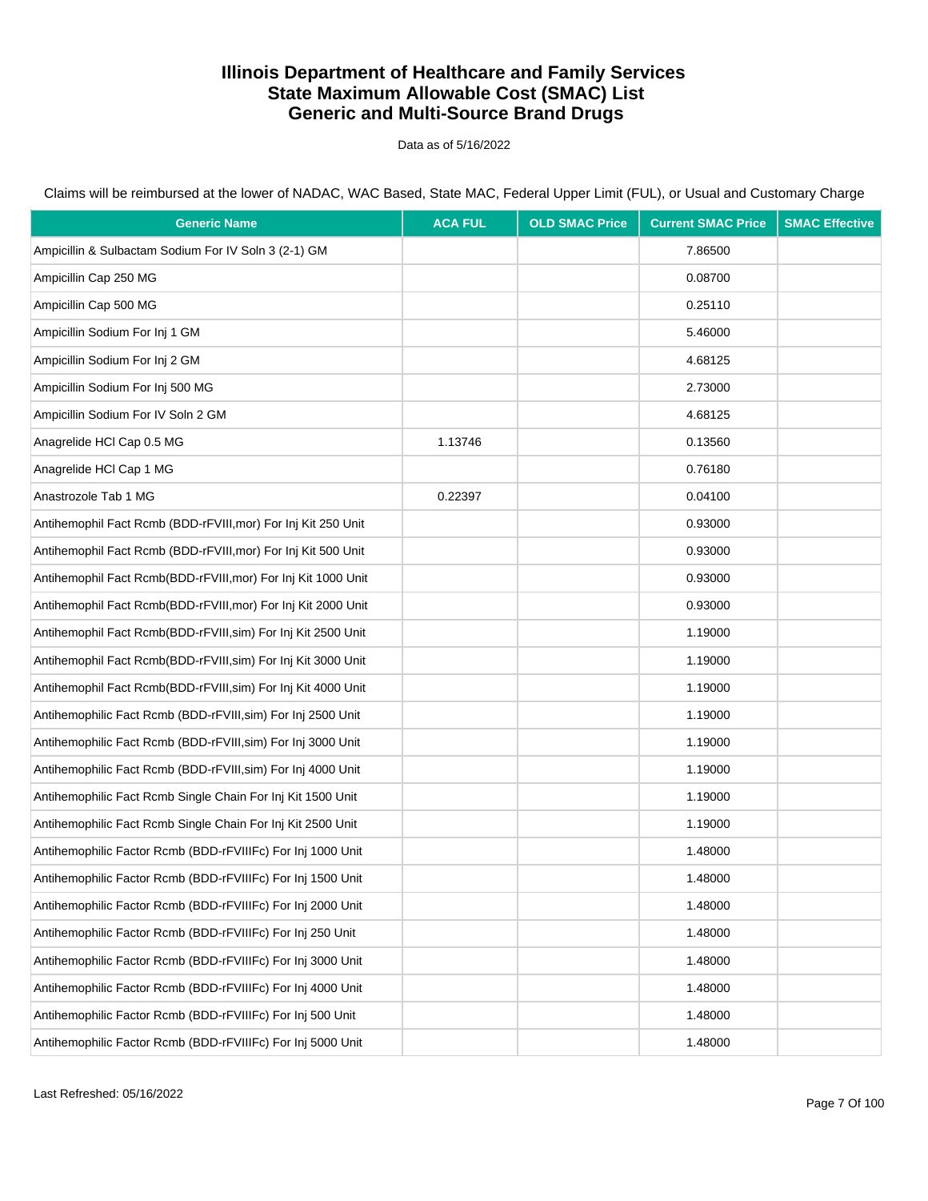# Illinois Department of Healthcare and Family Services
# State Maximum Allowable Cost (SMAC) List
# Generic and Multi-Source Brand Drugs

Data as of 5/16/2022

Claims will be reimbursed at the lower of NADAC, WAC Based, State MAC, Federal Upper Limit (FUL), or Usual and Customary Charge

| Generic Name | ACA FUL | OLD SMAC Price | Current SMAC Price | SMAC Effective |
|---|---|---|---|---|
| Ampicillin & Sulbactam Sodium For IV Soln 3 (2-1) GM | | | 7.86500 | |
| Ampicillin Cap 250 MG | | | 0.08700 | |
| Ampicillin Cap 500 MG | | | 0.25110 | |
| Ampicillin Sodium For Inj 1 GM | | | 5.46000 | |
| Ampicillin Sodium For Inj 2 GM | | | 4.68125 | |
| Ampicillin Sodium For Inj 500 MG | | | 2.73000 | |
| Ampicillin Sodium For IV Soln 2 GM | | | 4.68125 | |
| Anagrelide HCl Cap 0.5 MG | 1.13746 | | 0.13560 | |
| Anagrelide HCl Cap 1 MG | | | 0.76180 | |
| Anastrozole Tab 1 MG | 0.22397 | | 0.04100 | |
| Antihemophil Fact Rcmb (BDD-rFVIII,mor) For Inj Kit 250 Unit | | | 0.93000 | |
| Antihemophil Fact Rcmb (BDD-rFVIII,mor) For Inj Kit 500 Unit | | | 0.93000 | |
| Antihemophil Fact Rcmb(BDD-rFVIII,mor) For Inj Kit 1000 Unit | | | 0.93000 | |
| Antihemophil Fact Rcmb(BDD-rFVIII,mor) For Inj Kit 2000 Unit | | | 0.93000 | |
| Antihemophil Fact Rcmb(BDD-rFVIII,sim) For Inj Kit 2500 Unit | | | 1.19000 | |
| Antihemophil Fact Rcmb(BDD-rFVIII,sim) For Inj Kit 3000 Unit | | | 1.19000 | |
| Antihemophil Fact Rcmb(BDD-rFVIII,sim) For Inj Kit 4000 Unit | | | 1.19000 | |
| Antihemophilic Fact Rcmb (BDD-rFVIII,sim) For Inj 2500 Unit | | | 1.19000 | |
| Antihemophilic Fact Rcmb (BDD-rFVIII,sim) For Inj 3000 Unit | | | 1.19000 | |
| Antihemophilic Fact Rcmb (BDD-rFVIII,sim) For Inj 4000 Unit | | | 1.19000 | |
| Antihemophilic Fact Rcmb Single Chain For Inj Kit 1500 Unit | | | 1.19000 | |
| Antihemophilic Fact Rcmb Single Chain For Inj Kit 2500 Unit | | | 1.19000 | |
| Antihemophilic Factor Rcmb (BDD-rFVIIIFc) For Inj 1000 Unit | | | 1.48000 | |
| Antihemophilic Factor Rcmb (BDD-rFVIIIFc) For Inj 1500 Unit | | | 1.48000 | |
| Antihemophilic Factor Rcmb (BDD-rFVIIIFc) For Inj 2000 Unit | | | 1.48000 | |
| Antihemophilic Factor Rcmb (BDD-rFVIIIFc) For Inj 250 Unit | | | 1.48000 | |
| Antihemophilic Factor Rcmb (BDD-rFVIIIFc) For Inj 3000 Unit | | | 1.48000 | |
| Antihemophilic Factor Rcmb (BDD-rFVIIIFc) For Inj 4000 Unit | | | 1.48000 | |
| Antihemophilic Factor Rcmb (BDD-rFVIIIFc) For Inj 500 Unit | | | 1.48000 | |
| Antihemophilic Factor Rcmb (BDD-rFVIIIFc) For Inj 5000 Unit | | | 1.48000 | |

Last Refreshed: 05/16/2022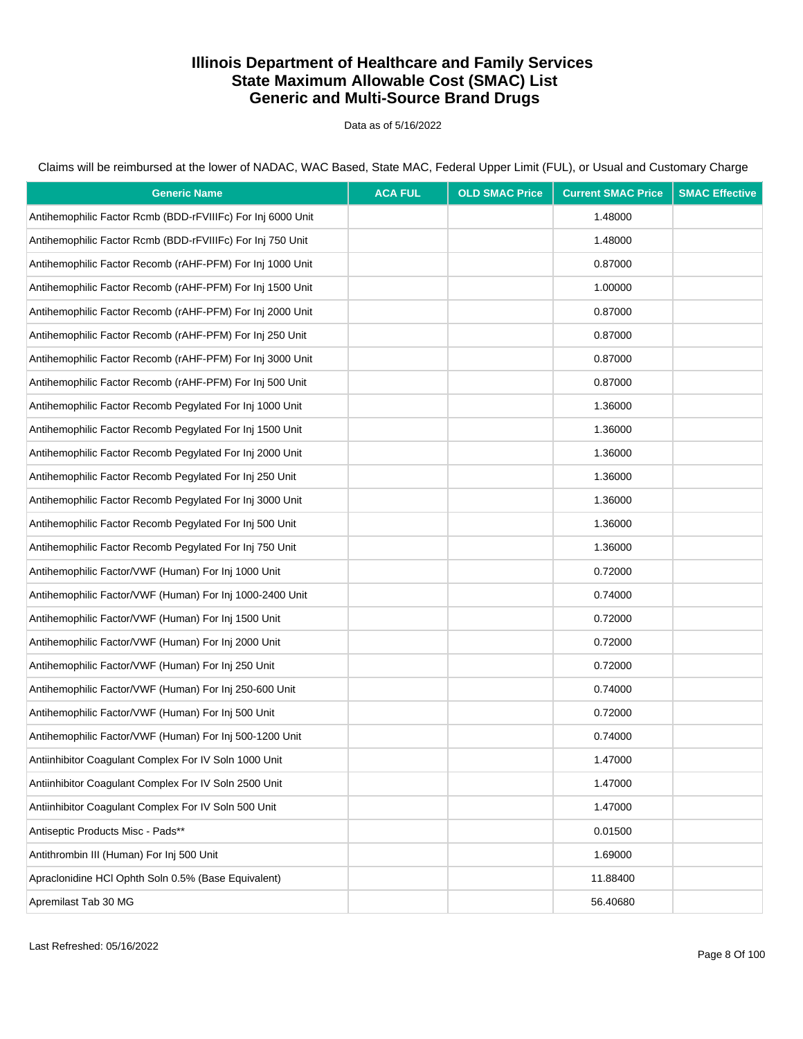# Illinois Department of Healthcare and Family Services
# State Maximum Allowable Cost (SMAC) List
# Generic and Multi-Source Brand Drugs

Data as of 5/16/2022

Claims will be reimbursed at the lower of NADAC, WAC Based, State MAC, Federal Upper Limit (FUL), or Usual and Customary Charge

| Generic Name | ACA FUL | OLD SMAC Price | Current SMAC Price | SMAC Effective |
|---|---|---|---|---|
| Antihemophilic Factor Rcmb (BDD-rFVIIIFc) For Inj 6000 Unit | | | 1.48000 | |
| Antihemophilic Factor Rcmb (BDD-rFVIIIFc) For Inj 750 Unit | | | 1.48000 | |
| Antihemophilic Factor Recomb (rAHF-PFM) For Inj 1000 Unit | | | 0.87000 | |
| Antihemophilic Factor Recomb (rAHF-PFM) For Inj 1500 Unit | | | 1.00000 | |
| Antihemophilic Factor Recomb (rAHF-PFM) For Inj 2000 Unit | | | 0.87000 | |
| Antihemophilic Factor Recomb (rAHF-PFM) For Inj 250 Unit | | | 0.87000 | |
| Antihemophilic Factor Recomb (rAHF-PFM) For Inj 3000 Unit | | | 0.87000 | |
| Antihemophilic Factor Recomb (rAHF-PFM) For Inj 500 Unit | | | 0.87000 | |
| Antihemophilic Factor Recomb Pegylated For Inj 1000 Unit | | | 1.36000 | |
| Antihemophilic Factor Recomb Pegylated For Inj 1500 Unit | | | 1.36000 | |
| Antihemophilic Factor Recomb Pegylated For Inj 2000 Unit | | | 1.36000 | |
| Antihemophilic Factor Recomb Pegylated For Inj 250 Unit | | | 1.36000 | |
| Antihemophilic Factor Recomb Pegylated For Inj 3000 Unit | | | 1.36000 | |
| Antihemophilic Factor Recomb Pegylated For Inj 500 Unit | | | 1.36000 | |
| Antihemophilic Factor Recomb Pegylated For Inj 750 Unit | | | 1.36000 | |
| Antihemophilic Factor/VWF (Human) For Inj 1000 Unit | | | 0.72000 | |
| Antihemophilic Factor/VWF (Human) For Inj 1000-2400 Unit | | | 0.74000 | |
| Antihemophilic Factor/VWF (Human) For Inj 1500 Unit | | | 0.72000 | |
| Antihemophilic Factor/VWF (Human) For Inj 2000 Unit | | | 0.72000 | |
| Antihemophilic Factor/VWF (Human) For Inj 250 Unit | | | 0.72000 | |
| Antihemophilic Factor/VWF (Human) For Inj 250-600 Unit | | | 0.74000 | |
| Antihemophilic Factor/VWF (Human) For Inj 500 Unit | | | 0.72000 | |
| Antihemophilic Factor/VWF (Human) For Inj 500-1200 Unit | | | 0.74000 | |
| Antiinhibitor Coagulant Complex For IV Soln 1000 Unit | | | 1.47000 | |
| Antiinhibitor Coagulant Complex For IV Soln 2500 Unit | | | 1.47000 | |
| Antiinhibitor Coagulant Complex For IV Soln 500 Unit | | | 1.47000 | |
| Antiseptic Products Misc - Pads** | | | 0.01500 | |
| Antithrombin III (Human) For Inj 500 Unit | | | 1.69000 | |
| Apraclonidine HCl Ophth Soln 0.5% (Base Equivalent) | | | 11.88400 | |
| Apremilast Tab 30 MG | | | 56.40680 | |

Last Refreshed: 05/16/2022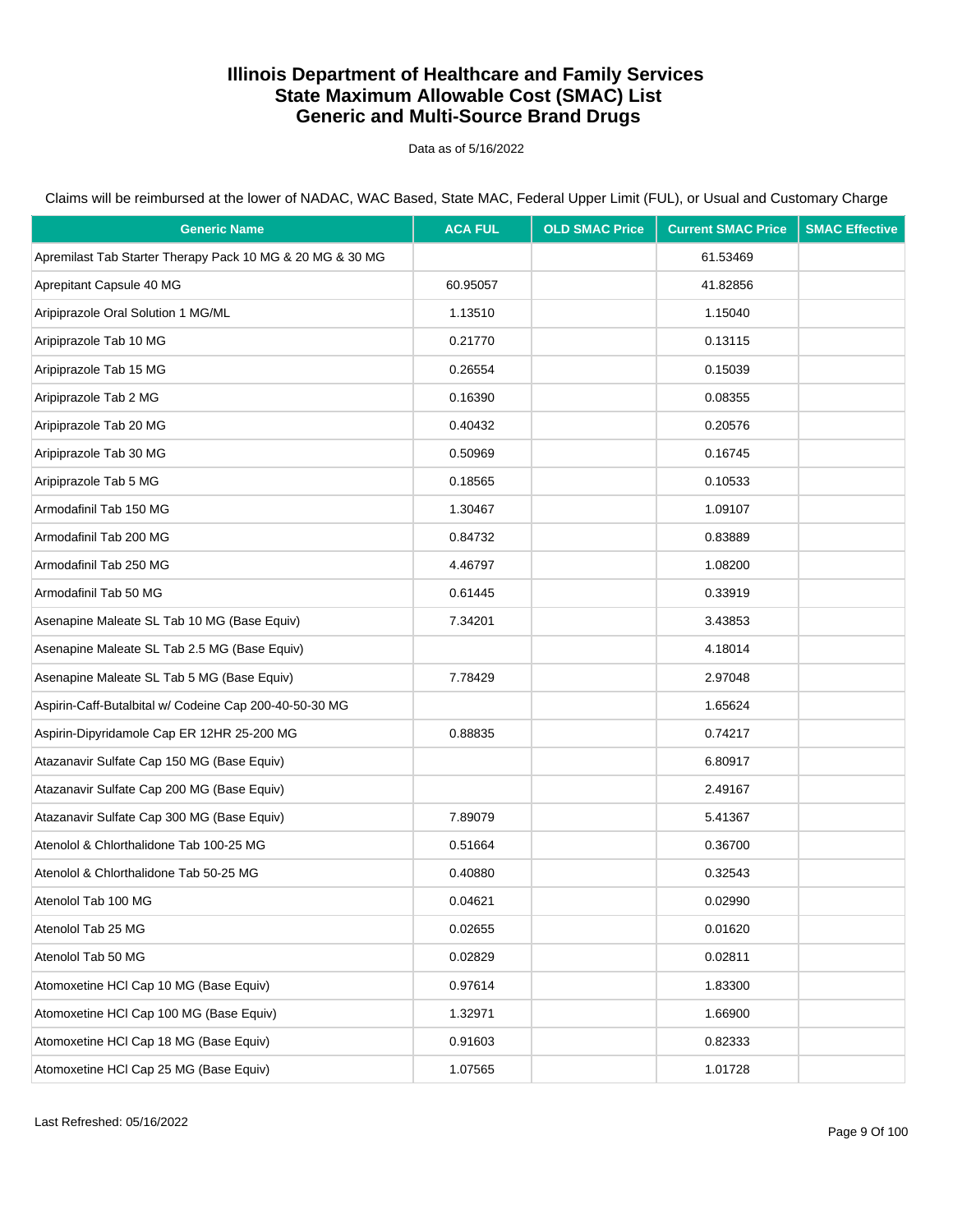# Illinois Department of Healthcare and Family Services
# State Maximum Allowable Cost (SMAC) List
# Generic and Multi-Source Brand Drugs

Data as of 5/16/2022

Claims will be reimbursed at the lower of NADAC, WAC Based, State MAC, Federal Upper Limit (FUL), or Usual and Customary Charge

| Generic Name | ACA FUL | OLD SMAC Price | Current SMAC Price | SMAC Effective |
|---|---|---|---|---|
| Apremilast Tab Starter Therapy Pack 10 MG & 20 MG & 30 MG | | | 61.53469 | |
| Aprepitant Capsule 40 MG | 60.95057 | | 41.82856 | |
| Aripiprazole Oral Solution 1 MG/ML | 1.13510 | | 1.15040 | |
| Aripiprazole Tab 10 MG | 0.21770 | | 0.13115 | |
| Aripiprazole Tab 15 MG | 0.26554 | | 0.15039 | |
| Aripiprazole Tab 2 MG | 0.16390 | | 0.08355 | |
| Aripiprazole Tab 20 MG | 0.40432 | | 0.20576 | |
| Aripiprazole Tab 30 MG | 0.50969 | | 0.16745 | |
| Aripiprazole Tab 5 MG | 0.18565 | | 0.10533 | |
| Armodafinil Tab 150 MG | 1.30467 | | 1.09107 | |
| Armodafinil Tab 200 MG | 0.84732 | | 0.83889 | |
| Armodafinil Tab 250 MG | 4.46797 | | 1.08200 | |
| Armodafinil Tab 50 MG | 0.61445 | | 0.33919 | |
| Asenapine Maleate SL Tab 10 MG (Base Equiv) | 7.34201 | | 3.43853 | |
| Asenapine Maleate SL Tab 2.5 MG (Base Equiv) | | | 4.18014 | |
| Asenapine Maleate SL Tab 5 MG (Base Equiv) | 7.78429 | | 2.97048 | |
| Aspirin-Caff-Butalbital w/ Codeine Cap 200-40-50-30 MG | | | 1.65624 | |
| Aspirin-Dipyridamole Cap ER 12HR 25-200 MG | 0.88835 | | 0.74217 | |
| Atazanavir Sulfate Cap 150 MG (Base Equiv) | | | 6.80917 | |
| Atazanavir Sulfate Cap 200 MG (Base Equiv) | | | 2.49167 | |
| Atazanavir Sulfate Cap 300 MG (Base Equiv) | 7.89079 | | 5.41367 | |
| Atenolol & Chlorthalidone Tab 100-25 MG | 0.51664 | | 0.36700 | |
| Atenolol & Chlorthalidone Tab 50-25 MG | 0.40880 | | 0.32543 | |
| Atenolol Tab 100 MG | 0.04621 | | 0.02990 | |
| Atenolol Tab 25 MG | 0.02655 | | 0.01620 | |
| Atenolol Tab 50 MG | 0.02829 | | 0.02811 | |
| Atomoxetine HCl Cap 10 MG (Base Equiv) | 0.97614 | | 1.83300 | |
| Atomoxetine HCl Cap 100 MG (Base Equiv) | 1.32971 | | 1.66900 | |
| Atomoxetine HCl Cap 18 MG (Base Equiv) | 0.91603 | | 0.82333 | |
| Atomoxetine HCl Cap 25 MG (Base Equiv) | 1.07565 | | 1.01728 | |

Last Refreshed: 05/16/2022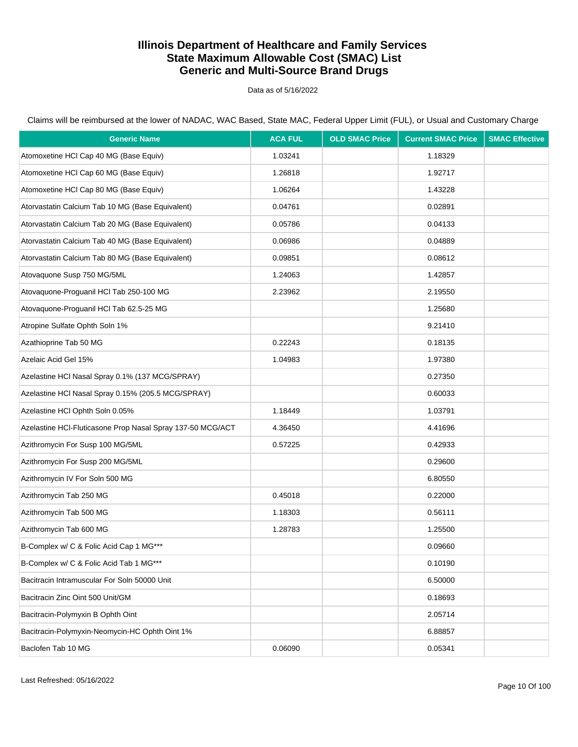# Illinois Department of Healthcare and Family Services
# State Maximum Allowable Cost (SMAC) List
# Generic and Multi-Source Brand Drugs

Data as of 5/16/2022

Claims will be reimbursed at the lower of NADAC, WAC Based, State MAC, Federal Upper Limit (FUL), or Usual and Customary Charge

| Generic Name | ACA FUL | OLD SMAC Price | Current SMAC Price | SMAC Effective |
|---|---|---|---|---|
| Atomoxetine HCl Cap 40 MG (Base Equiv) | 1.03241 | | 1.18329 | |
| Atomoxetine HCl Cap 60 MG (Base Equiv) | 1.26818 | | 1.92717 | |
| Atomoxetine HCl Cap 80 MG (Base Equiv) | 1.06264 | | 1.43228 | |
| Atorvastatin Calcium Tab 10 MG (Base Equivalent) | 0.04761 | | 0.02891 | |
| Atorvastatin Calcium Tab 20 MG (Base Equivalent) | 0.05786 | | 0.04133 | |
| Atorvastatin Calcium Tab 40 MG (Base Equivalent) | 0.06986 | | 0.04889 | |
| Atorvastatin Calcium Tab 80 MG (Base Equivalent) | 0.09851 | | 0.08612 | |
| Atovaquone Susp 750 MG/5ML | 1.24063 | | 1.42857 | |
| Atovaquone-Proguanil HCl Tab 250-100 MG | 2.23962 | | 2.19550 | |
| Atovaquone-Proguanil HCl Tab 62.5-25 MG | | | 1.25680 | |
| Atropine Sulfate Ophth Soln 1% | | | 9.21410 | |
| Azathioprine Tab 50 MG | 0.22243 | | 0.18135 | |
| Azelaic Acid Gel 15% | 1.04983 | | 1.97380 | |
| Azelastine HCl Nasal Spray 0.1% (137 MCG/SPRAY) | | | 0.27350 | |
| Azelastine HCl Nasal Spray 0.15% (205.5 MCG/SPRAY) | | | 0.60033 | |
| Azelastine HCl Ophth Soln 0.05% | 1.18449 | | 1.03791 | |
| Azelastine HCl-Fluticasone Prop Nasal Spray 137-50 MCG/ACT | 4.36450 | | 4.41696 | |
| Azithromycin For Susp 100 MG/5ML | 0.57225 | | 0.42933 | |
| Azithromycin For Susp 200 MG/5ML | | | 0.29600 | |
| Azithromycin IV For Soln 500 MG | | | 6.80550 | |
| Azithromycin Tab 250 MG | 0.45018 | | 0.22000 | |
| Azithromycin Tab 500 MG | 1.18303 | | 0.56111 | |
| Azithromycin Tab 600 MG | 1.28783 | | 1.25500 | |
| B-Complex w/ C & Folic Acid Cap 1 MG*** | | | 0.09660 | |
| B-Complex w/ C & Folic Acid Tab 1 MG*** | | | 0.10190 | |
| Bacitracin Intramuscular For Soln 50000 Unit | | | 6.50000 | |
| Bacitracin Zinc Oint 500 Unit/GM | | | 0.18693 | |
| Bacitracin-Polymyxin B Ophth Oint | | | 2.05714 | |
| Bacitracin-Polymyxin-Neomycin-HC Ophth Oint 1% | | | 6.88857 | |
| Baclofen Tab 10 MG | 0.06090 | | 0.05341 | |

Last Refreshed: 05/16/2022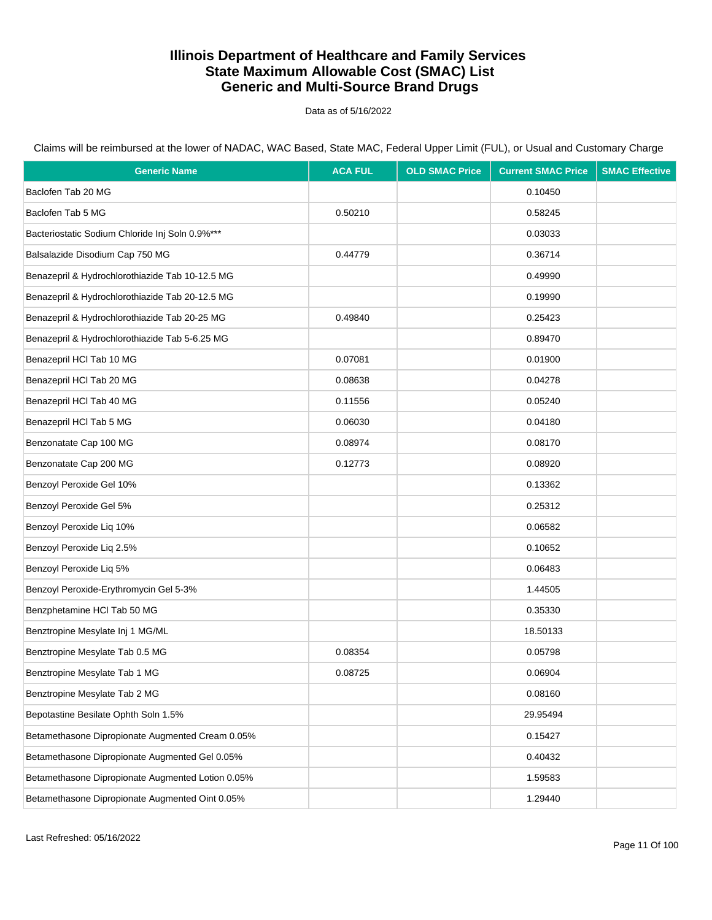# Illinois Department of Healthcare and Family Services
# State Maximum Allowable Cost (SMAC) List
# Generic and Multi-Source Brand Drugs

Data as of 5/16/2022

Claims will be reimbursed at the lower of NADAC, WAC Based, State MAC, Federal Upper Limit (FUL), or Usual and Customary Charge

| Generic Name | ACA FUL | OLD SMAC Price | Current SMAC Price | SMAC Effective |
|---|---|---|---|---|
| Baclofen Tab 20 MG | | | 0.10450 | |
| Baclofen Tab 5 MG | 0.50210 | | 0.58245 | |
| Bacteriostatic Sodium Chloride Inj Soln 0.9%*** | | | 0.03033 | |
| Balsalazide Disodium Cap 750 MG | 0.44779 | | 0.36714 | |
| Benazepril & Hydrochlorothiazide Tab 10-12.5 MG | | | 0.49990 | |
| Benazepril & Hydrochlorothiazide Tab 20-12.5 MG | | | 0.19990 | |
| Benazepril & Hydrochlorothiazide Tab 20-25 MG | 0.49840 | | 0.25423 | |
| Benazepril & Hydrochlorothiazide Tab 5-6.25 MG | | | 0.89470 | |
| Benazepril HCl Tab 10 MG | 0.07081 | | 0.01900 | |
| Benazepril HCl Tab 20 MG | 0.08638 | | 0.04278 | |
| Benazepril HCl Tab 40 MG | 0.11556 | | 0.05240 | |
| Benazepril HCl Tab 5 MG | 0.06030 | | 0.04180 | |
| Benzonatate Cap 100 MG | 0.08974 | | 0.08170 | |
| Benzonatate Cap 200 MG | 0.12773 | | 0.08920 | |
| Benzoyl Peroxide Gel 10% | | | 0.13362 | |
| Benzoyl Peroxide Gel 5% | | | 0.25312 | |
| Benzoyl Peroxide Liq 10% | | | 0.06582 | |
| Benzoyl Peroxide Liq 2.5% | | | 0.10652 | |
| Benzoyl Peroxide Liq 5% | | | 0.06483 | |
| Benzoyl Peroxide-Erythromycin Gel 5-3% | | | 1.44505 | |
| Benzphetamine HCl Tab 50 MG | | | 0.35330 | |
| Benztropine Mesylate Inj 1 MG/ML | | | 18.50133 | |
| Benztropine Mesylate Tab 0.5 MG | 0.08354 | | 0.05798 | |
| Benztropine Mesylate Tab 1 MG | 0.08725 | | 0.06904 | |
| Benztropine Mesylate Tab 2 MG | | | 0.08160 | |
| Bepotastine Besilate Ophth Soln 1.5% | | | 29.95494 | |
| Betamethasone Dipropionate Augmented Cream 0.05% | | | 0.15427 | |
| Betamethasone Dipropionate Augmented Gel 0.05% | | | 0.40432 | |
| Betamethasone Dipropionate Augmented Lotion 0.05% | | | 1.59583 | |
| Betamethasone Dipropionate Augmented Oint 0.05% | | | 1.29440 | |

Last Refreshed: 05/16/2022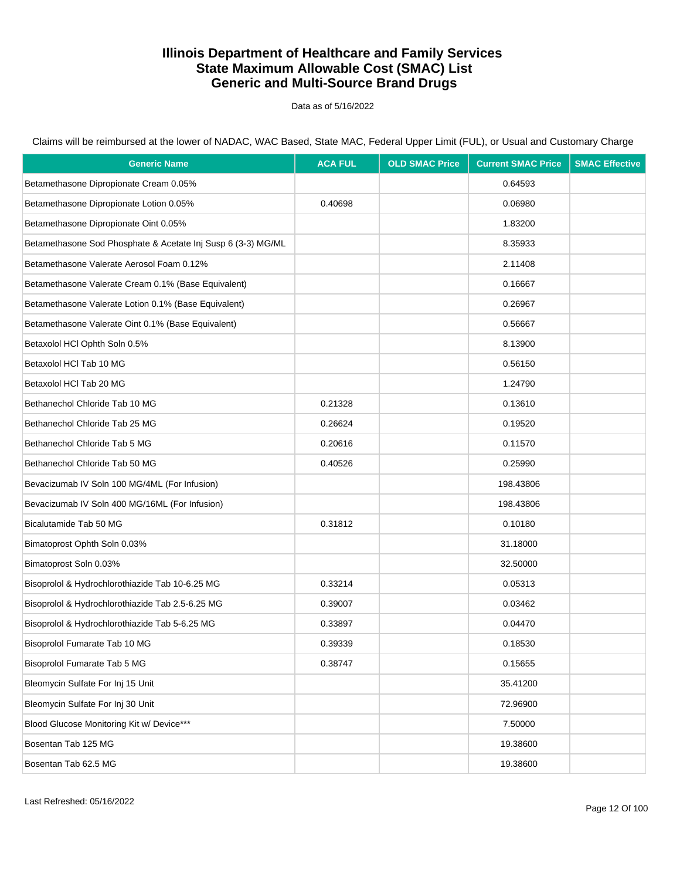# Illinois Department of Healthcare and Family Services
# State Maximum Allowable Cost (SMAC) List
# Generic and Multi-Source Brand Drugs

Data as of 5/16/2022

Claims will be reimbursed at the lower of NADAC, WAC Based, State MAC, Federal Upper Limit (FUL), or Usual and Customary Charge

| Generic Name | ACA FUL | OLD SMAC Price | Current SMAC Price | SMAC Effective |
|---|---|---|---|---|
| Betamethasone Dipropionate Cream 0.05% | | | 0.64593 | |
| Betamethasone Dipropionate Lotion 0.05% | 0.40698 | | 0.06980 | |
| Betamethasone Dipropionate Oint 0.05% | | | 1.83200 | |
| Betamethasone Sod Phosphate & Acetate Inj Susp 6 (3-3) MG/ML | | | 8.35933 | |
| Betamethasone Valerate Aerosol Foam 0.12% | | | 2.11408 | |
| Betamethasone Valerate Cream 0.1% (Base Equivalent) | | | 0.16667 | |
| Betamethasone Valerate Lotion 0.1% (Base Equivalent) | | | 0.26967 | |
| Betamethasone Valerate Oint 0.1% (Base Equivalent) | | | 0.56667 | |
| Betaxolol HCl Ophth Soln 0.5% | | | 8.13900 | |
| Betaxolol HCl Tab 10 MG | | | 0.56150 | |
| Betaxolol HCl Tab 20 MG | | | 1.24790 | |
| Bethanechol Chloride Tab 10 MG | 0.21328 | | 0.13610 | |
| Bethanechol Chloride Tab 25 MG | 0.26624 | | 0.19520 | |
| Bethanechol Chloride Tab 5 MG | 0.20616 | | 0.11570 | |
| Bethanechol Chloride Tab 50 MG | 0.40526 | | 0.25990 | |
| Bevacizumab IV Soln 100 MG/4ML (For Infusion) | | | 198.43806 | |
| Bevacizumab IV Soln 400 MG/16ML (For Infusion) | | | 198.43806 | |
| Bicalutamide Tab 50 MG | 0.31812 | | 0.10180 | |
| Bimatoprost Ophth Soln 0.03% | | | 31.18000 | |
| Bimatoprost Soln 0.03% | | | 32.50000 | |
| Bisoprolol & Hydrochlorothiazide Tab 10-6.25 MG | 0.33214 | | 0.05313 | |
| Bisoprolol & Hydrochlorothiazide Tab 2.5-6.25 MG | 0.39007 | | 0.03462 | |
| Bisoprolol & Hydrochlorothiazide Tab 5-6.25 MG | 0.33897 | | 0.04470 | |
| Bisoprolol Fumarate Tab 10 MG | 0.39339 | | 0.18530 | |
| Bisoprolol Fumarate Tab 5 MG | 0.38747 | | 0.15655 | |
| Bleomycin Sulfate For Inj 15 Unit | | | 35.41200 | |
| Bleomycin Sulfate For Inj 30 Unit | | | 72.96900 | |
| Blood Glucose Monitoring Kit w/ Device*** | | | 7.50000 | |
| Bosentan Tab 125 MG | | | 19.38600 | |
| Bosentan Tab 62.5 MG | | | 19.38600 | |

Last Refreshed: 05/16/2022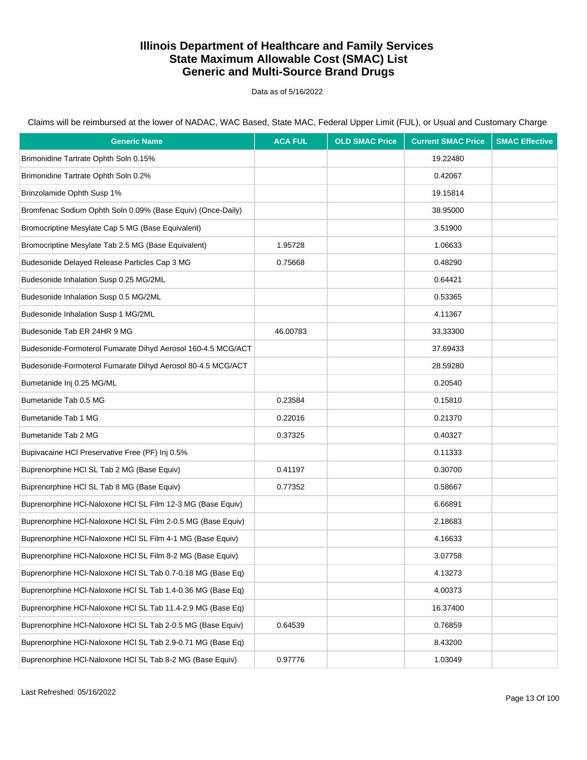# Illinois Department of Healthcare and Family Services
# State Maximum Allowable Cost (SMAC) List
# Generic and Multi-Source Brand Drugs

Data as of 5/16/2022

Claims will be reimbursed at the lower of NADAC, WAC Based, State MAC, Federal Upper Limit (FUL), or Usual and Customary Charge

| Generic Name | ACA FUL | OLD SMAC Price | Current SMAC Price | SMAC Effective |
|---|---|---|---|---|
| Brimonidine Tartrate Ophth Soln 0.15% | | | 19.22480 | |
| Brimonidine Tartrate Ophth Soln 0.2% | | | 0.42067 | |
| Brinzolamide Ophth Susp 1% | | | 19.15814 | |
| Bromfenac Sodium Ophth Soln 0.09% (Base Equiv) (Once-Daily) | | | 38.95000 | |
| Bromocriptine Mesylate Cap 5 MG (Base Equivalent) | | | 3.51900 | |
| Bromocriptine Mesylate Tab 2.5 MG (Base Equivalent) | 1.95728 | | 1.06633 | |
| Budesonide Delayed Release Particles Cap 3 MG | 0.75668 | | 0.48290 | |
| Budesonide Inhalation Susp 0.25 MG/2ML | | | 0.64421 | |
| Budesonide Inhalation Susp 0.5 MG/2ML | | | 0.53365 | |
| Budesonide Inhalation Susp 1 MG/2ML | | | 4.11367 | |
| Budesonide Tab ER 24HR 9 MG | 46.00783 | | 33.33300 | |
| Budesonide-Formoterol Fumarate Dihyd Aerosol 160-4.5 MCG/ACT | | | 37.69433 | |
| Budesonide-Formoterol Fumarate Dihyd Aerosol 80-4.5 MCG/ACT | | | 28.59280 | |
| Bumetanide Inj 0.25 MG/ML | | | 0.20540 | |
| Bumetanide Tab 0.5 MG | 0.23584 | | 0.15810 | |
| Bumetanide Tab 1 MG | 0.22016 | | 0.21370 | |
| Bumetanide Tab 2 MG | 0.37325 | | 0.40327 | |
| Bupivacaine HCl Preservative Free (PF) Inj 0.5% | | | 0.11333 | |
| Buprenorphine HCl SL Tab 2 MG (Base Equiv) | 0.41197 | | 0.30700 | |
| Buprenorphine HCl SL Tab 8 MG (Base Equiv) | 0.77352 | | 0.58667 | |
| Buprenorphine HCl-Naloxone HCl SL Film 12-3 MG (Base Equiv) | | | 6.66891 | |
| Buprenorphine HCl-Naloxone HCl SL Film 2-0.5 MG (Base Equiv) | | | 2.18683 | |
| Buprenorphine HCl-Naloxone HCl SL Film 4-1 MG (Base Equiv) | | | 4.16633 | |
| Buprenorphine HCl-Naloxone HCl SL Film 8-2 MG (Base Equiv) | | | 3.07758 | |
| Buprenorphine HCl-Naloxone HCl SL Tab 0.7-0.18 MG (Base Eq) | | | 4.13273 | |
| Buprenorphine HCl-Naloxone HCl SL Tab 1.4-0.36 MG (Base Eq) | | | 4.00373 | |
| Buprenorphine HCl-Naloxone HCl SL Tab 11.4-2.9 MG (Base Eq) | | | 16.37400 | |
| Buprenorphine HCl-Naloxone HCl SL Tab 2-0.5 MG (Base Equiv) | 0.64539 | | 0.76859 | |
| Buprenorphine HCl-Naloxone HCl SL Tab 2.9-0.71 MG (Base Eq) | | | 8.43200 | |
| Buprenorphine HCl-Naloxone HCl SL Tab 8-2 MG (Base Equiv) | 0.97776 | | 1.03049 | |

Last Refreshed: 05/16/2022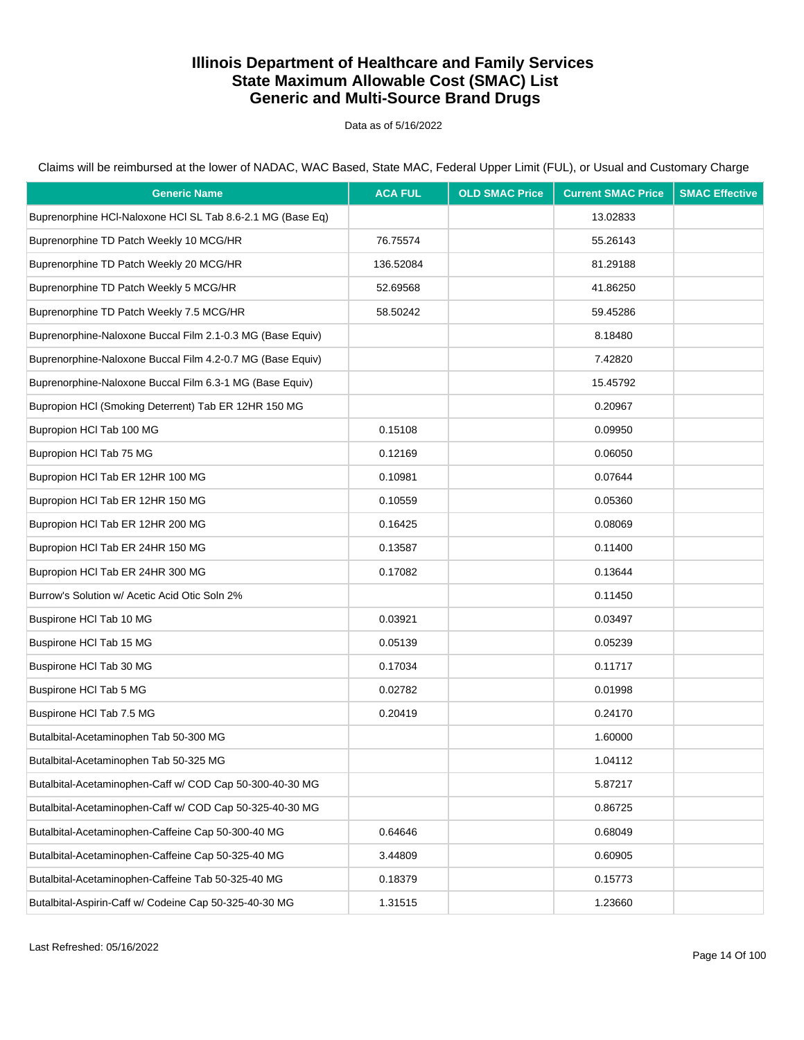# Illinois Department of Healthcare and Family Services
# State Maximum Allowable Cost (SMAC) List
# Generic and Multi-Source Brand Drugs

Data as of 5/16/2022

Claims will be reimbursed at the lower of NADAC, WAC Based, State MAC, Federal Upper Limit (FUL), or Usual and Customary Charge

| Generic Name | ACA FUL | OLD SMAC Price | Current SMAC Price | SMAC Effective |
|---|---|---|---|---|
| Buprenorphine HCl-Naloxone HCl SL Tab 8.6-2.1 MG (Base Eq) | | | 13.02833 | |
| Buprenorphine TD Patch Weekly 10 MCG/HR | 76.75574 | | 55.26143 | |
| Buprenorphine TD Patch Weekly 20 MCG/HR | 136.52084 | | 81.29188 | |
| Buprenorphine TD Patch Weekly 5 MCG/HR | 52.69568 | | 41.86250 | |
| Buprenorphine TD Patch Weekly 7.5 MCG/HR | 58.50242 | | 59.45286 | |
| Buprenorphine-Naloxone Buccal Film 2.1-0.3 MG (Base Equiv) | | | 8.18480 | |
| Buprenorphine-Naloxone Buccal Film 4.2-0.7 MG (Base Equiv) | | | 7.42820 | |
| Buprenorphine-Naloxone Buccal Film 6.3-1 MG (Base Equiv) | | | 15.45792 | |
| Bupropion HCl (Smoking Deterrent) Tab ER 12HR 150 MG | | | 0.20967 | |
| Bupropion HCl Tab 100 MG | 0.15108 | | 0.09950 | |
| Bupropion HCl Tab 75 MG | 0.12169 | | 0.06050 | |
| Bupropion HCl Tab ER 12HR 100 MG | 0.10981 | | 0.07644 | |
| Bupropion HCl Tab ER 12HR 150 MG | 0.10559 | | 0.05360 | |
| Bupropion HCl Tab ER 12HR 200 MG | 0.16425 | | 0.08069 | |
| Bupropion HCl Tab ER 24HR 150 MG | 0.13587 | | 0.11400 | |
| Bupropion HCl Tab ER 24HR 300 MG | 0.17082 | | 0.13644 | |
| Burrow's Solution w/ Acetic Acid Otic Soln 2% | | | 0.11450 | |
| Buspirone HCl Tab 10 MG | 0.03921 | | 0.03497 | |
| Buspirone HCl Tab 15 MG | 0.05139 | | 0.05239 | |
| Buspirone HCl Tab 30 MG | 0.17034 | | 0.11717 | |
| Buspirone HCl Tab 5 MG | 0.02782 | | 0.01998 | |
| Buspirone HCl Tab 7.5 MG | 0.20419 | | 0.24170 | |
| Butalbital-Acetaminophen Tab 50-300 MG | | | 1.60000 | |
| Butalbital-Acetaminophen Tab 50-325 MG | | | 1.04112 | |
| Butalbital-Acetaminophen-Caff w/ COD Cap 50-300-40-30 MG | | | 5.87217 | |
| Butalbital-Acetaminophen-Caff w/ COD Cap 50-325-40-30 MG | | | 0.86725 | |
| Butalbital-Acetaminophen-Caffeine Cap 50-300-40 MG | 0.64646 | | 0.68049 | |
| Butalbital-Acetaminophen-Caffeine Cap 50-325-40 MG | 3.44809 | | 0.60905 | |
| Butalbital-Acetaminophen-Caffeine Tab 50-325-40 MG | 0.18379 | | 0.15773 | |
| Butalbital-Aspirin-Caff w/ Codeine Cap 50-325-40-30 MG | 1.31515 | | 1.23660 | |

Last Refreshed: 05/16/2022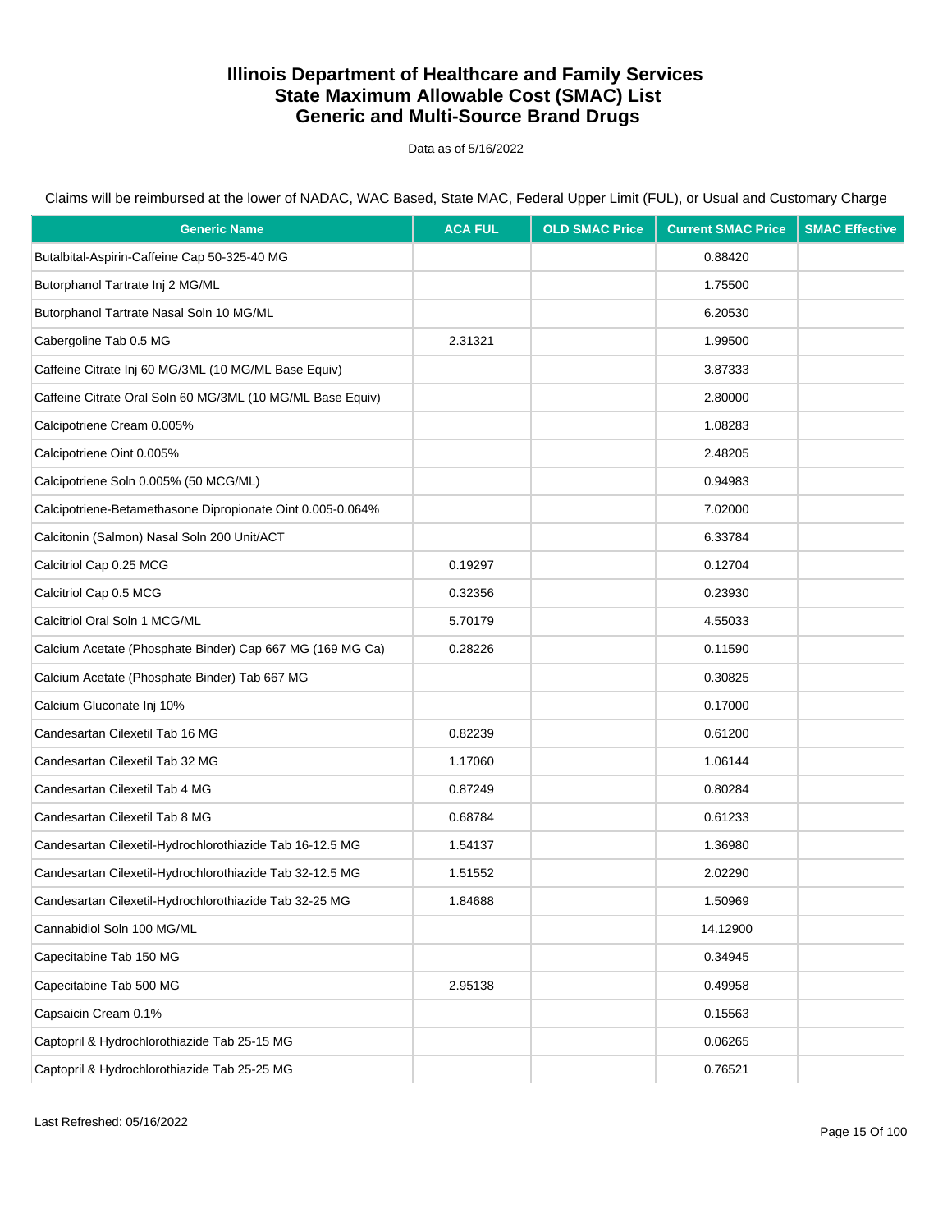# Illinois Department of Healthcare and Family Services
# State Maximum Allowable Cost (SMAC) List
# Generic and Multi-Source Brand Drugs

Data as of 5/16/2022

Claims will be reimbursed at the lower of NADAC, WAC Based, State MAC, Federal Upper Limit (FUL), or Usual and Customary Charge

| Generic Name | ACA FUL | OLD SMAC Price | Current SMAC Price | SMAC Effective |
|---|---|---|---|---|
| Butalbital-Aspirin-Caffeine Cap 50-325-40 MG | | | 0.88420 | |
| Butorphanol Tartrate Inj 2 MG/ML | | | 1.75500 | |
| Butorphanol Tartrate Nasal Soln 10 MG/ML | | | 6.20530 | |
| Cabergoline Tab 0.5 MG | 2.31321 | | 1.99500 | |
| Caffeine Citrate Inj 60 MG/3ML (10 MG/ML Base Equiv) | | | 3.87333 | |
| Caffeine Citrate Oral Soln 60 MG/3ML (10 MG/ML Base Equiv) | | | 2.80000 | |
| Calcipotriene Cream 0.005% | | | 1.08283 | |
| Calcipotriene Oint 0.005% | | | 2.48205 | |
| Calcipotriene Soln 0.005% (50 MCG/ML) | | | 0.94983 | |
| Calcipotriene-Betamethasone Dipropionate Oint 0.005-0.064% | | | 7.02000 | |
| Calcitonin (Salmon) Nasal Soln 200 Unit/ACT | | | 6.33784 | |
| Calcitriol Cap 0.25 MCG | 0.19297 | | 0.12704 | |
| Calcitriol Cap 0.5 MCG | 0.32356 | | 0.23930 | |
| Calcitriol Oral Soln 1 MCG/ML | 5.70179 | | 4.55033 | |
| Calcium Acetate (Phosphate Binder) Cap 667 MG (169 MG Ca) | 0.28226 | | 0.11590 | |
| Calcium Acetate (Phosphate Binder) Tab 667 MG | | | 0.30825 | |
| Calcium Gluconate Inj 10% | | | 0.17000 | |
| Candesartan Cilexetil Tab 16 MG | 0.82239 | | 0.61200 | |
| Candesartan Cilexetil Tab 32 MG | 1.17060 | | 1.06144 | |
| Candesartan Cilexetil Tab 4 MG | 0.87249 | | 0.80284 | |
| Candesartan Cilexetil Tab 8 MG | 0.68784 | | 0.61233 | |
| Candesartan Cilexetil-Hydrochlorothiazide Tab 16-12.5 MG | 1.54137 | | 1.36980 | |
| Candesartan Cilexetil-Hydrochlorothiazide Tab 32-12.5 MG | 1.51552 | | 2.02290 | |
| Candesartan Cilexetil-Hydrochlorothiazide Tab 32-25 MG | 1.84688 | | 1.50969 | |
| Cannabidiol Soln 100 MG/ML | | | 14.12900 | |
| Capecitabine Tab 150 MG | | | 0.34945 | |
| Capecitabine Tab 500 MG | 2.95138 | | 0.49958 | |
| Capsaicin Cream 0.1% | | | 0.15563 | |
| Captopril & Hydrochlorothiazide Tab 25-15 MG | | | 0.06265 | |
| Captopril & Hydrochlorothiazide Tab 25-25 MG | | | 0.76521 | |

Last Refreshed: 05/16/2022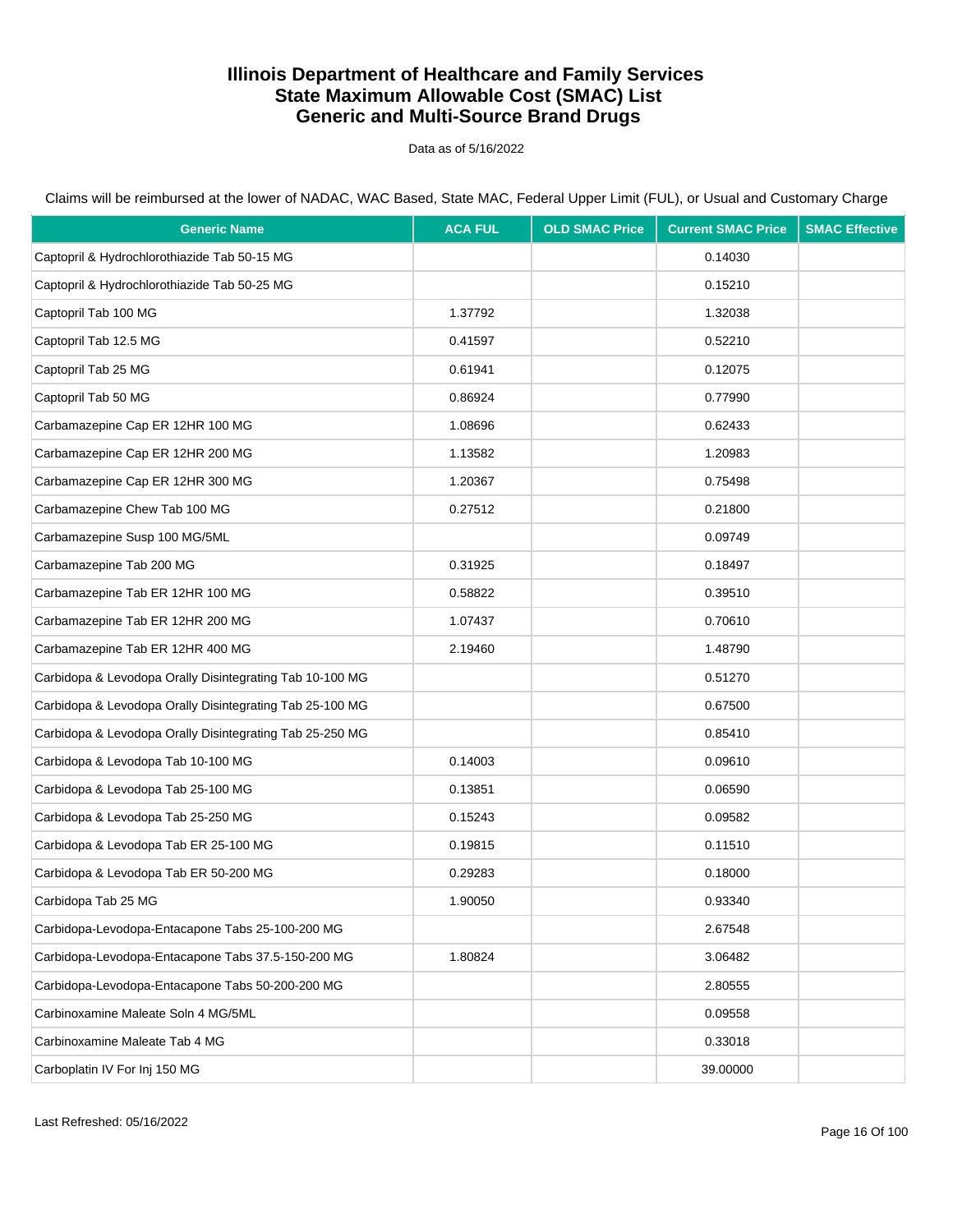# Illinois Department of Healthcare and Family Services
# State Maximum Allowable Cost (SMAC) List
# Generic and Multi-Source Brand Drugs

Data as of 5/16/2022

Claims will be reimbursed at the lower of NADAC, WAC Based, State MAC, Federal Upper Limit (FUL), or Usual and Customary Charge

| Generic Name | ACA FUL | OLD SMAC Price | Current SMAC Price | SMAC Effective |
|---|---|---|---|---|
| Captopril & Hydrochlorothiazide Tab 50-15 MG | | | 0.14030 | |
| Captopril & Hydrochlorothiazide Tab 50-25 MG | | | 0.15210 | |
| Captopril Tab 100 MG | 1.37792 | | 1.32038 | |
| Captopril Tab 12.5 MG | 0.41597 | | 0.52210 | |
| Captopril Tab 25 MG | 0.61941 | | 0.12075 | |
| Captopril Tab 50 MG | 0.86924 | | 0.77990 | |
| Carbamazepine Cap ER 12HR 100 MG | 1.08696 | | 0.62433 | |
| Carbamazepine Cap ER 12HR 200 MG | 1.13582 | | 1.20983 | |
| Carbamazepine Cap ER 12HR 300 MG | 1.20367 | | 0.75498 | |
| Carbamazepine Chew Tab 100 MG | 0.27512 | | 0.21800 | |
| Carbamazepine Susp 100 MG/5ML | | | 0.09749 | |
| Carbamazepine Tab 200 MG | 0.31925 | | 0.18497 | |
| Carbamazepine Tab ER 12HR 100 MG | 0.58822 | | 0.39510 | |
| Carbamazepine Tab ER 12HR 200 MG | 1.07437 | | 0.70610 | |
| Carbamazepine Tab ER 12HR 400 MG | 2.19460 | | 1.48790 | |
| Carbidopa & Levodopa Orally Disintegrating Tab 10-100 MG | | | 0.51270 | |
| Carbidopa & Levodopa Orally Disintegrating Tab 25-100 MG | | | 0.67500 | |
| Carbidopa & Levodopa Orally Disintegrating Tab 25-250 MG | | | 0.85410 | |
| Carbidopa & Levodopa Tab 10-100 MG | 0.14003 | | 0.09610 | |
| Carbidopa & Levodopa Tab 25-100 MG | 0.13851 | | 0.06590 | |
| Carbidopa & Levodopa Tab 25-250 MG | 0.15243 | | 0.09582 | |
| Carbidopa & Levodopa Tab ER 25-100 MG | 0.19815 | | 0.11510 | |
| Carbidopa & Levodopa Tab ER 50-200 MG | 0.29283 | | 0.18000 | |
| Carbidopa Tab 25 MG | 1.90050 | | 0.93340 | |
| Carbidopa-Levodopa-Entacapone Tabs 25-100-200 MG | | | 2.67548 | |
| Carbidopa-Levodopa-Entacapone Tabs 37.5-150-200 MG | 1.80824 | | 3.06482 | |
| Carbidopa-Levodopa-Entacapone Tabs 50-200-200 MG | | | 2.80555 | |
| Carbinoxamine Maleate Soln 4 MG/5ML | | | 0.09558 | |
| Carbinoxamine Maleate Tab 4 MG | | | 0.33018 | |
| Carboplatin IV For Inj 150 MG | | | 39.00000 | |

Last Refreshed: 05/16/2022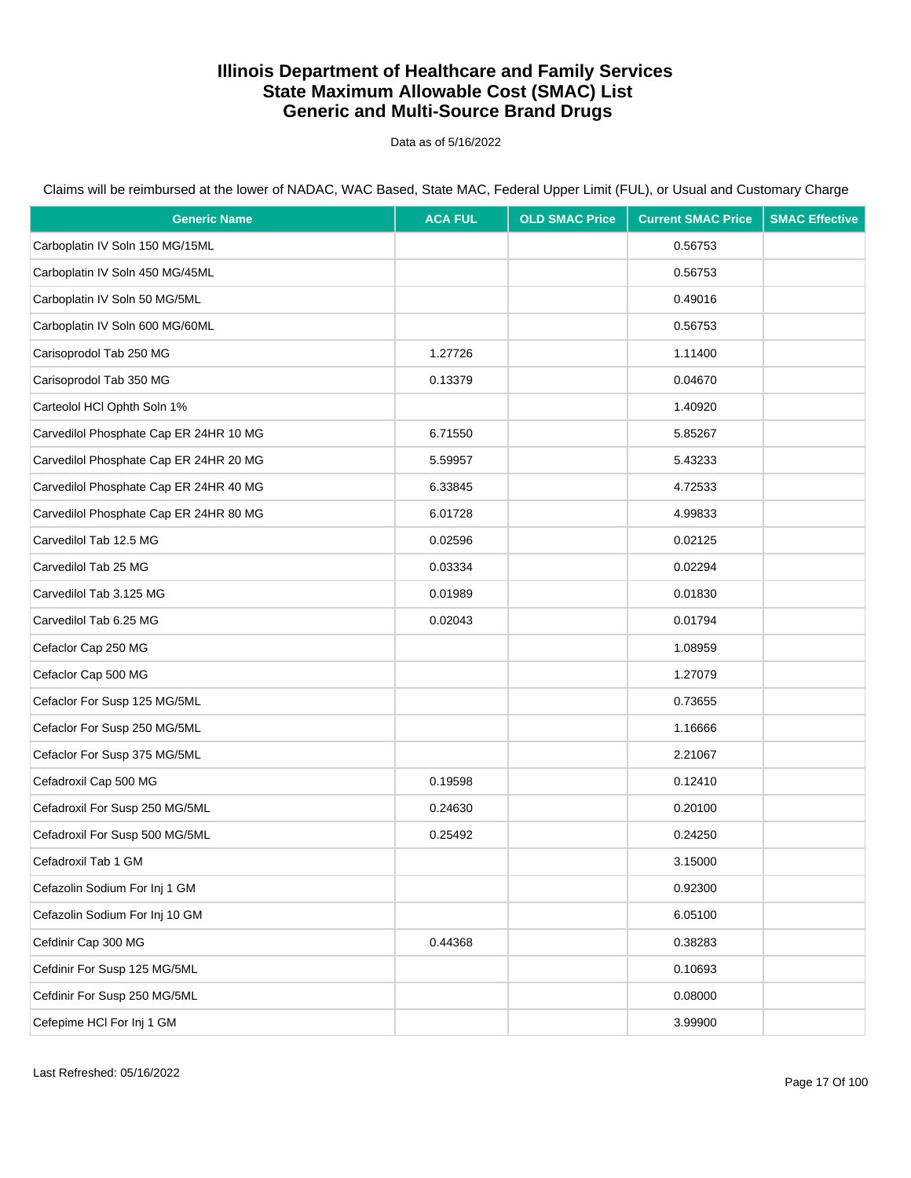# Illinois Department of Healthcare and Family Services
# State Maximum Allowable Cost (SMAC) List
# Generic and Multi-Source Brand Drugs

Data as of 5/16/2022

Claims will be reimbursed at the lower of NADAC, WAC Based, State MAC, Federal Upper Limit (FUL), or Usual and Customary Charge

| Generic Name | ACA FUL | OLD SMAC Price | Current SMAC Price | SMAC Effective |
|---|---|---|---|---|
| Carboplatin IV Soln 150 MG/15ML | | | 0.56753 | |
| Carboplatin IV Soln 450 MG/45ML | | | 0.56753 | |
| Carboplatin IV Soln 50 MG/5ML | | | 0.49016 | |
| Carboplatin IV Soln 600 MG/60ML | | | 0.56753 | |
| Carisoprodol Tab 250 MG | 1.27726 | | 1.11400 | |
| Carisoprodol Tab 350 MG | 0.13379 | | 0.04670 | |
| Carteolol HCl Ophth Soln 1% | | | 1.40920 | |
| Carvedilol Phosphate Cap ER 24HR 10 MG | 6.71550 | | 5.85267 | |
| Carvedilol Phosphate Cap ER 24HR 20 MG | 5.59957 | | 5.43233 | |
| Carvedilol Phosphate Cap ER 24HR 40 MG | 6.33845 | | 4.72533 | |
| Carvedilol Phosphate Cap ER 24HR 80 MG | 6.01728 | | 4.99833 | |
| Carvedilol Tab 12.5 MG | 0.02596 | | 0.02125 | |
| Carvedilol Tab 25 MG | 0.03334 | | 0.02294 | |
| Carvedilol Tab 3.125 MG | 0.01989 | | 0.01830 | |
| Carvedilol Tab 6.25 MG | 0.02043 | | 0.01794 | |
| Cefaclor Cap 250 MG | | | 1.08959 | |
| Cefaclor Cap 500 MG | | | 1.27079 | |
| Cefaclor For Susp 125 MG/5ML | | | 0.73655 | |
| Cefaclor For Susp 250 MG/5ML | | | 1.16666 | |
| Cefaclor For Susp 375 MG/5ML | | | 2.21067 | |
| Cefadroxil Cap 500 MG | 0.19598 | | 0.12410 | |
| Cefadroxil For Susp 250 MG/5ML | 0.24630 | | 0.20100 | |
| Cefadroxil For Susp 500 MG/5ML | 0.25492 | | 0.24250 | |
| Cefadroxil Tab 1 GM | | | 3.15000 | |
| Cefazolin Sodium For Inj 1 GM | | | 0.92300 | |
| Cefazolin Sodium For Inj 10 GM | | | 6.05100 | |
| Cefdinir Cap 300 MG | 0.44368 | | 0.38283 | |
| Cefdinir For Susp 125 MG/5ML | | | 0.10693 | |
| Cefdinir For Susp 250 MG/5ML | | | 0.08000 | |
| Cefepime HCl For Inj 1 GM | | | 3.99900 | |

Last Refreshed: 05/16/2022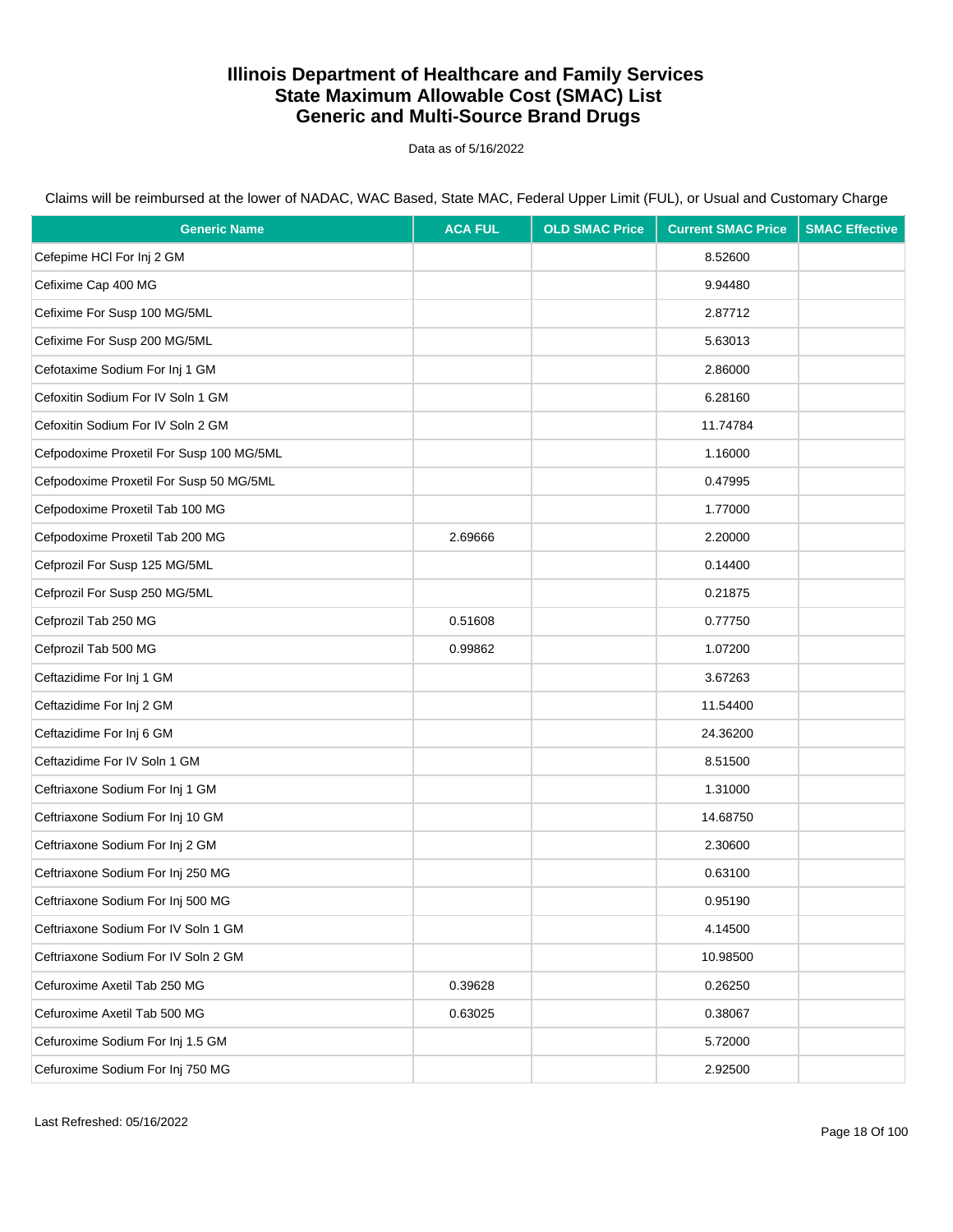# Illinois Department of Healthcare and Family Services
# State Maximum Allowable Cost (SMAC) List
# Generic and Multi-Source Brand Drugs

Data as of 5/16/2022

Claims will be reimbursed at the lower of NADAC, WAC Based, State MAC, Federal Upper Limit (FUL), or Usual and Customary Charge

| Generic Name | ACA FUL | OLD SMAC Price | Current SMAC Price | SMAC Effective |
|---|---|---|---|---|
| Cefepime HCl For Inj 2 GM | | | 8.52600 | |
| Cefixime Cap 400 MG | | | 9.94480 | |
| Cefixime For Susp 100 MG/5ML | | | 2.87712 | |
| Cefixime For Susp 200 MG/5ML | | | 5.63013 | |
| Cefotaxime Sodium For Inj 1 GM | | | 2.86000 | |
| Cefoxitin Sodium For IV Soln 1 GM | | | 6.28160 | |
| Cefoxitin Sodium For IV Soln 2 GM | | | 11.74784 | |
| Cefpodoxime Proxetil For Susp 100 MG/5ML | | | 1.16000 | |
| Cefpodoxime Proxetil For Susp 50 MG/5ML | | | 0.47995 | |
| Cefpodoxime Proxetil Tab 100 MG | | | 1.77000 | |
| Cefpodoxime Proxetil Tab 200 MG | 2.69666 | | 2.20000 | |
| Cefprozil For Susp 125 MG/5ML | | | 0.14400 | |
| Cefprozil For Susp 250 MG/5ML | | | 0.21875 | |
| Cefprozil Tab 250 MG | 0.51608 | | 0.77750 | |
| Cefprozil Tab 500 MG | 0.99862 | | 1.07200 | |
| Ceftazidime For Inj 1 GM | | | 3.67263 | |
| Ceftazidime For Inj 2 GM | | | 11.54400 | |
| Ceftazidime For Inj 6 GM | | | 24.36200 | |
| Ceftazidime For IV Soln 1 GM | | | 8.51500 | |
| Ceftriaxone Sodium For Inj 1 GM | | | 1.31000 | |
| Ceftriaxone Sodium For Inj 10 GM | | | 14.68750 | |
| Ceftriaxone Sodium For Inj 2 GM | | | 2.30600 | |
| Ceftriaxone Sodium For Inj 250 MG | | | 0.63100 | |
| Ceftriaxone Sodium For Inj 500 MG | | | 0.95190 | |
| Ceftriaxone Sodium For IV Soln 1 GM | | | 4.14500 | |
| Ceftriaxone Sodium For IV Soln 2 GM | | | 10.98500 | |
| Cefuroxime Axetil Tab 250 MG | 0.39628 | | 0.26250 | |
| Cefuroxime Axetil Tab 500 MG | 0.63025 | | 0.38067 | |
| Cefuroxime Sodium For Inj 1.5 GM | | | 5.72000 | |
| Cefuroxime Sodium For Inj 750 MG | | | 2.92500 | |

Last Refreshed: 05/16/2022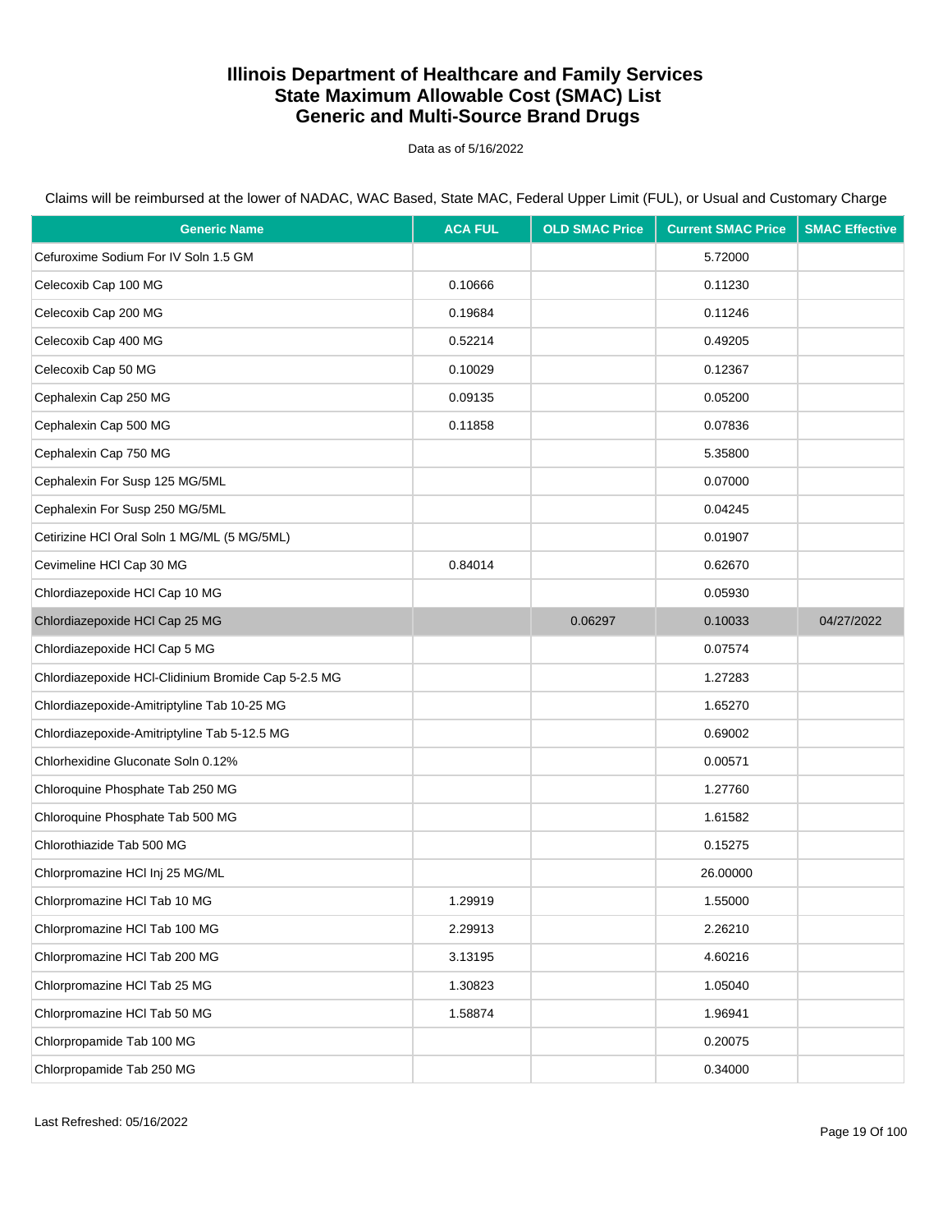# Illinois Department of Healthcare and Family Services
# State Maximum Allowable Cost (SMAC) List
# Generic and Multi-Source Brand Drugs

Data as of 5/16/2022

Claims will be reimbursed at the lower of NADAC, WAC Based, State MAC, Federal Upper Limit (FUL), or Usual and Customary Charge

| Generic Name | ACA FUL | OLD SMAC Price | Current SMAC Price | SMAC Effective |
|---|---|---|---|---|
| Cefuroxime Sodium For IV Soln 1.5 GM | | | 5.72000 | |
| Celecoxib Cap 100 MG | 0.10666 | | 0.11230 | |
| Celecoxib Cap 200 MG | 0.19684 | | 0.11246 | |
| Celecoxib Cap 400 MG | 0.52214 | | 0.49205 | |
| Celecoxib Cap 50 MG | 0.10029 | | 0.12367 | |
| Cephalexin Cap 250 MG | 0.09135 | | 0.05200 | |
| Cephalexin Cap 500 MG | 0.11858 | | 0.07836 | |
| Cephalexin Cap 750 MG | | | 5.35800 | |
| Cephalexin For Susp 125 MG/5ML | | | 0.07000 | |
| Cephalexin For Susp 250 MG/5ML | | | 0.04245 | |
| Cetirizine HCl Oral Soln 1 MG/ML (5 MG/5ML) | | | 0.01907 | |
| Cevimeline HCl Cap 30 MG | 0.84014 | | 0.62670 | |
| Chlordiazepoxide HCl Cap 10 MG | | | 0.05930 | |
| Chlordiazepoxide HCl Cap 25 MG | | 0.06297 | 0.10033 | 04/27/2022 |
| Chlordiazepoxide HCl Cap 5 MG | | | 0.07574 | |
| Chlordiazepoxide HCl-Clidinium Bromide Cap 5-2.5 MG | | | 1.27283 | |
| Chlordiazepoxide-Amitriptyline Tab 10-25 MG | | | 1.65270 | |
| Chlordiazepoxide-Amitriptyline Tab 5-12.5 MG | | | 0.69002 | |
| Chlorhexidine Gluconate Soln 0.12% | | | 0.00571 | |
| Chloroquine Phosphate Tab 250 MG | | | 1.27760 | |
| Chloroquine Phosphate Tab 500 MG | | | 1.61582 | |
| Chlorothiazide Tab 500 MG | | | 0.15275 | |
| Chlorpromazine HCl Inj 25 MG/ML | | | 26.00000 | |
| Chlorpromazine HCl Tab 10 MG | 1.29919 | | 1.55000 | |
| Chlorpromazine HCl Tab 100 MG | 2.29913 | | 2.26210 | |
| Chlorpromazine HCl Tab 200 MG | 3.13195 | | 4.60216 | |
| Chlorpromazine HCl Tab 25 MG | 1.30823 | | 1.05040 | |
| Chlorpromazine HCl Tab 50 MG | 1.58874 | | 1.96941 | |
| Chlorpropamide Tab 100 MG | | | 0.20075 | |
| Chlorpropamide Tab 250 MG | | | 0.34000 | |

Last Refreshed: 05/16/2022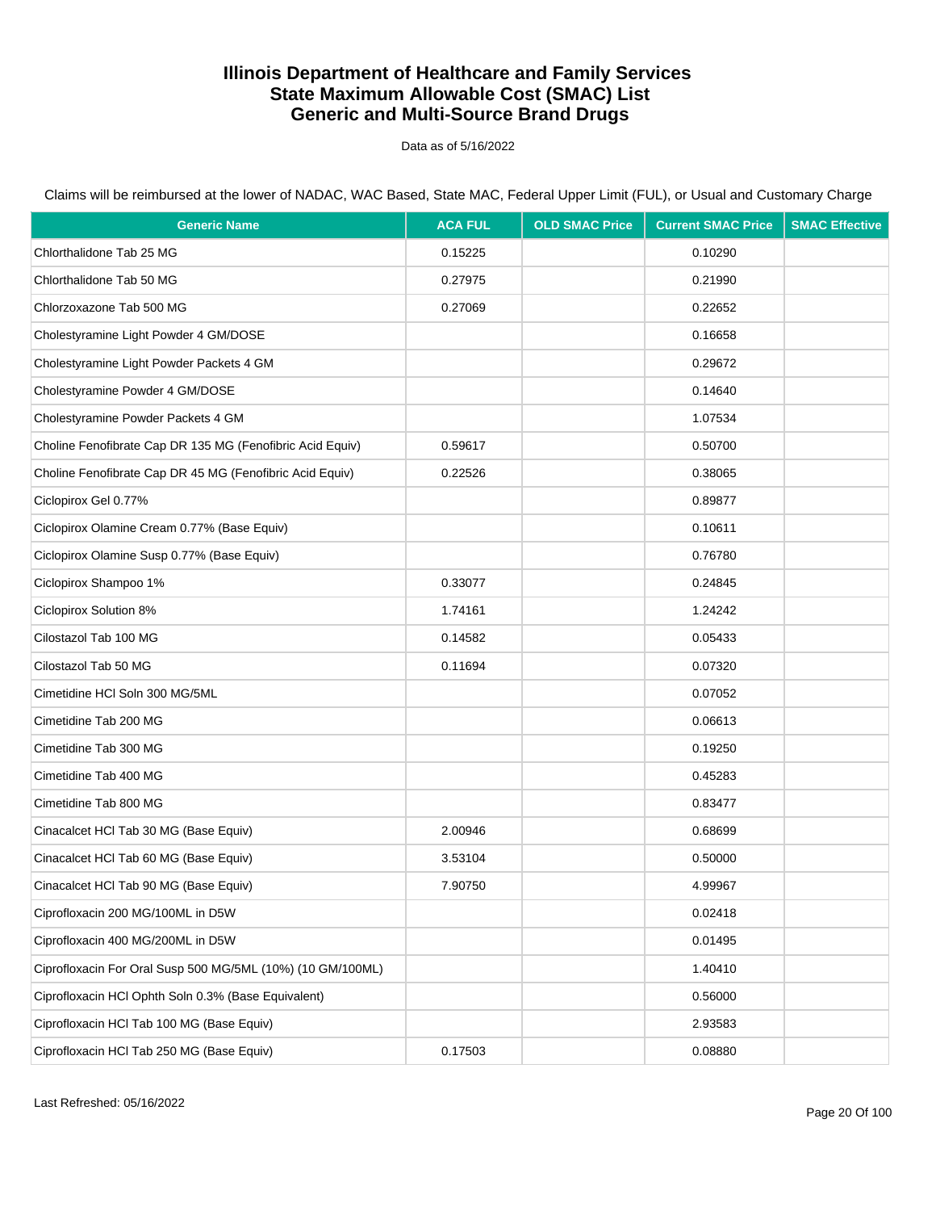# Illinois Department of Healthcare and Family Services
# State Maximum Allowable Cost (SMAC) List
# Generic and Multi-Source Brand Drugs

Data as of 5/16/2022

Claims will be reimbursed at the lower of NADAC, WAC Based, State MAC, Federal Upper Limit (FUL), or Usual and Customary Charge

| Generic Name | ACA FUL | OLD SMAC Price | Current SMAC Price | SMAC Effective |
|---|---|---|---|---|
| Chlorthalidone Tab 25 MG | 0.15225 | | 0.10290 | |
| Chlorthalidone Tab 50 MG | 0.27975 | | 0.21990 | |
| Chlorzoxazone Tab 500 MG | 0.27069 | | 0.22652 | |
| Cholestyramine Light Powder 4 GM/DOSE | | | 0.16658 | |
| Cholestyramine Light Powder Packets 4 GM | | | 0.29672 | |
| Cholestyramine Powder 4 GM/DOSE | | | 0.14640 | |
| Cholestyramine Powder Packets 4 GM | | | 1.07534 | |
| Choline Fenofibrate Cap DR 135 MG (Fenofibric Acid Equiv) | 0.59617 | | 0.50700 | |
| Choline Fenofibrate Cap DR 45 MG (Fenofibric Acid Equiv) | 0.22526 | | 0.38065 | |
| Ciclopirox Gel 0.77% | | | 0.89877 | |
| Ciclopirox Olamine Cream 0.77% (Base Equiv) | | | 0.10611 | |
| Ciclopirox Olamine Susp 0.77% (Base Equiv) | | | 0.76780 | |
| Ciclopirox Shampoo 1% | 0.33077 | | 0.24845 | |
| Ciclopirox Solution 8% | 1.74161 | | 1.24242 | |
| Cilostazol Tab 100 MG | 0.14582 | | 0.05433 | |
| Cilostazol Tab 50 MG | 0.11694 | | 0.07320 | |
| Cimetidine HCl Soln 300 MG/5ML | | | 0.07052 | |
| Cimetidine Tab 200 MG | | | 0.06613 | |
| Cimetidine Tab 300 MG | | | 0.19250 | |
| Cimetidine Tab 400 MG | | | 0.45283 | |
| Cimetidine Tab 800 MG | | | 0.83477 | |
| Cinacalcet HCl Tab 30 MG (Base Equiv) | 2.00946 | | 0.68699 | |
| Cinacalcet HCl Tab 60 MG (Base Equiv) | 3.53104 | | 0.50000 | |
| Cinacalcet HCl Tab 90 MG (Base Equiv) | 7.90750 | | 4.99967 | |
| Ciprofloxacin 200 MG/100ML in D5W | | | 0.02418 | |
| Ciprofloxacin 400 MG/200ML in D5W | | | 0.01495 | |
| Ciprofloxacin For Oral Susp 500 MG/5ML (10%) (10 GM/100ML) | | | 1.40410 | |
| Ciprofloxacin HCl Ophth Soln 0.3% (Base Equivalent) | | | 0.56000 | |
| Ciprofloxacin HCl Tab 100 MG (Base Equiv) | | | 2.93583 | |
| Ciprofloxacin HCl Tab 250 MG (Base Equiv) | 0.17503 | | 0.08880 | |

Last Refreshed: 05/16/2022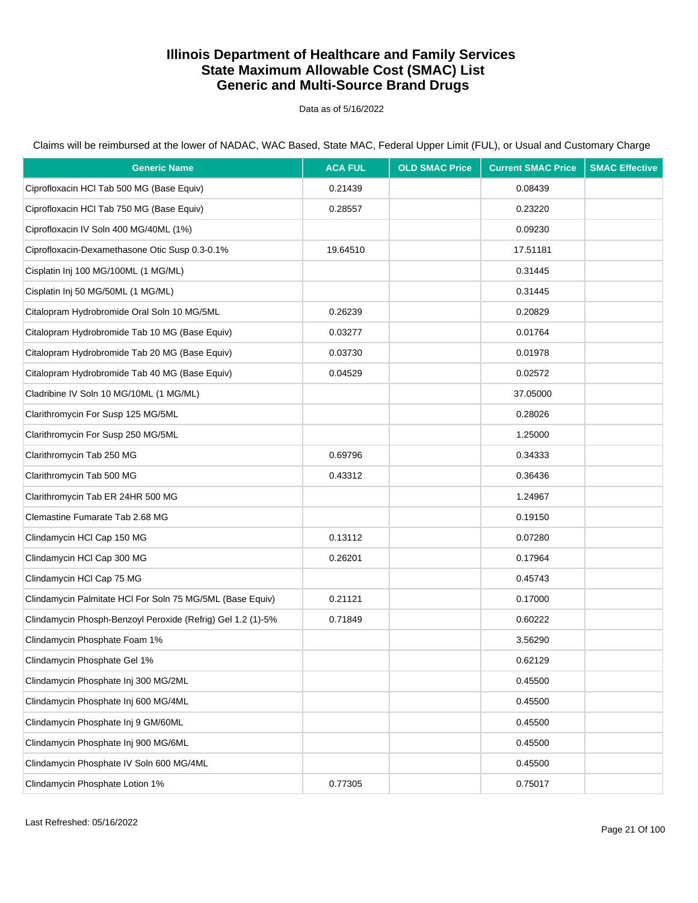# Illinois Department of Healthcare and Family Services
# State Maximum Allowable Cost (SMAC) List
# Generic and Multi-Source Brand Drugs

Data as of 5/16/2022

Claims will be reimbursed at the lower of NADAC, WAC Based, State MAC, Federal Upper Limit (FUL), or Usual and Customary Charge

| Generic Name | ACA FUL | OLD SMAC Price | Current SMAC Price | SMAC Effective |
|---|---|---|---|---|
| Ciprofloxacin HCl Tab 500 MG (Base Equiv) | 0.21439 | | 0.08439 | |
| Ciprofloxacin HCl Tab 750 MG (Base Equiv) | 0.28557 | | 0.23220 | |
| Ciprofloxacin IV Soln 400 MG/40ML (1%) | | | 0.09230 | |
| Ciprofloxacin-Dexamethasone Otic Susp 0.3-0.1% | 19.64510 | | 17.51181 | |
| Cisplatin Inj 100 MG/100ML (1 MG/ML) | | | 0.31445 | |
| Cisplatin Inj 50 MG/50ML (1 MG/ML) | | | 0.31445 | |
| Citalopram Hydrobromide Oral Soln 10 MG/5ML | 0.26239 | | 0.20829 | |
| Citalopram Hydrobromide Tab 10 MG (Base Equiv) | 0.03277 | | 0.01764 | |
| Citalopram Hydrobromide Tab 20 MG (Base Equiv) | 0.03730 | | 0.01978 | |
| Citalopram Hydrobromide Tab 40 MG (Base Equiv) | 0.04529 | | 0.02572 | |
| Cladribine IV Soln 10 MG/10ML (1 MG/ML) | | | 37.05000 | |
| Clarithromycin For Susp 125 MG/5ML | | | 0.28026 | |
| Clarithromycin For Susp 250 MG/5ML | | | 1.25000 | |
| Clarithromycin Tab 250 MG | 0.69796 | | 0.34333 | |
| Clarithromycin Tab 500 MG | 0.43312 | | 0.36436 | |
| Clarithromycin Tab ER 24HR 500 MG | | | 1.24967 | |
| Clemastine Fumarate Tab 2.68 MG | | | 0.19150 | |
| Clindamycin HCl Cap 150 MG | 0.13112 | | 0.07280 | |
| Clindamycin HCl Cap 300 MG | 0.26201 | | 0.17964 | |
| Clindamycin HCl Cap 75 MG | | | 0.45743 | |
| Clindamycin Palmitate HCl For Soln 75 MG/5ML (Base Equiv) | 0.21121 | | 0.17000 | |
| Clindamycin Phosph-Benzoyl Peroxide (Refrig) Gel 1.2 (1)-5% | 0.71849 | | 0.60222 | |
| Clindamycin Phosphate Foam 1% | | | 3.56290 | |
| Clindamycin Phosphate Gel 1% | | | 0.62129 | |
| Clindamycin Phosphate Inj 300 MG/2ML | | | 0.45500 | |
| Clindamycin Phosphate Inj 600 MG/4ML | | | 0.45500 | |
| Clindamycin Phosphate Inj 9 GM/60ML | | | 0.45500 | |
| Clindamycin Phosphate Inj 900 MG/6ML | | | 0.45500 | |
| Clindamycin Phosphate IV Soln 600 MG/4ML | | | 0.45500 | |
| Clindamycin Phosphate Lotion 1% | 0.77305 | | 0.75017 | |

Last Refreshed: 05/16/2022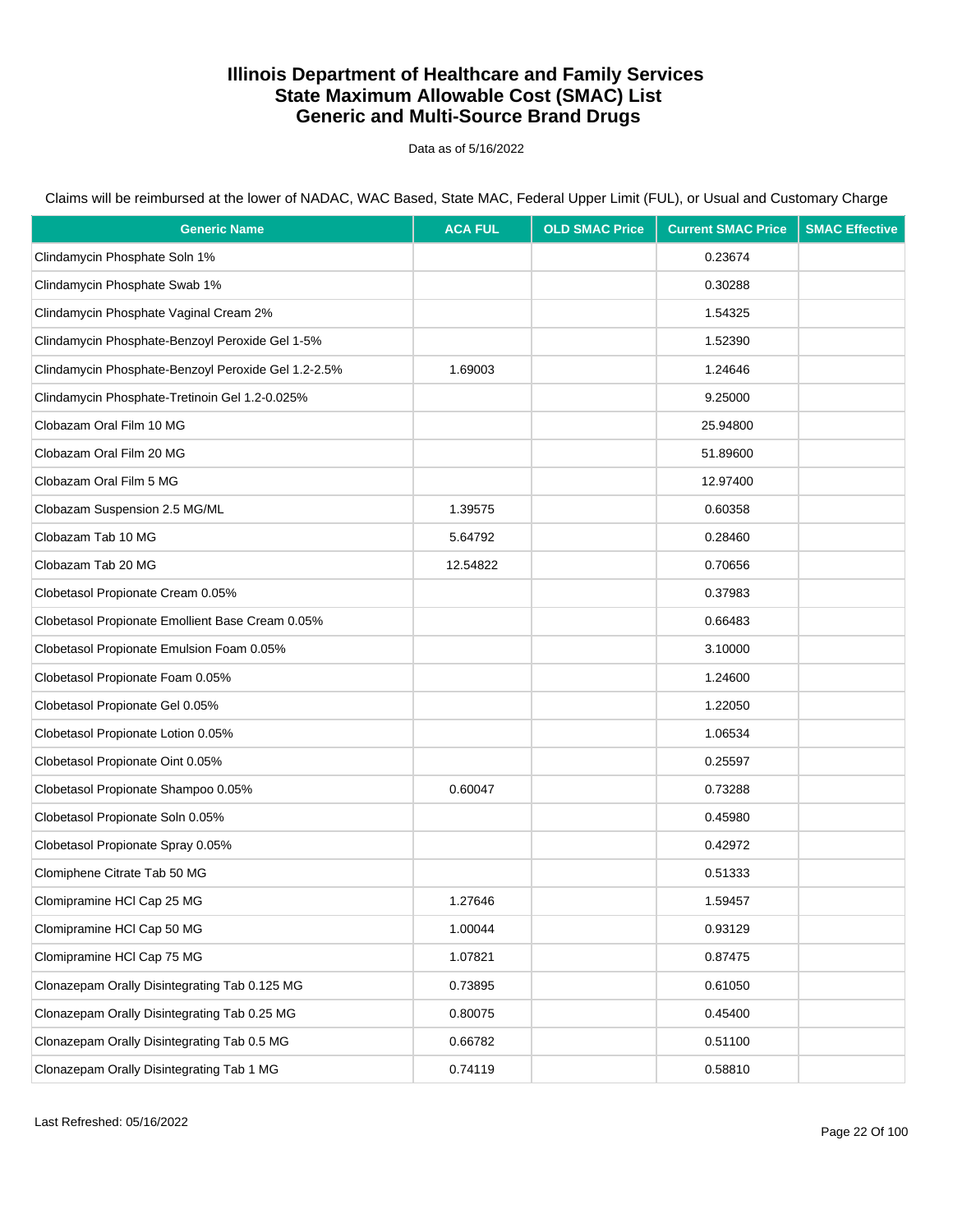# Illinois Department of Healthcare and Family Services
# State Maximum Allowable Cost (SMAC) List
# Generic and Multi-Source Brand Drugs

Data as of 5/16/2022

Claims will be reimbursed at the lower of NADAC, WAC Based, State MAC, Federal Upper Limit (FUL), or Usual and Customary Charge

| Generic Name | ACA FUL | OLD SMAC Price | Current SMAC Price | SMAC Effective |
|---|---|---|---|---|
| Clindamycin Phosphate Soln 1% | | | 0.23674 | |
| Clindamycin Phosphate Swab 1% | | | 0.30288 | |
| Clindamycin Phosphate Vaginal Cream 2% | | | 1.54325 | |
| Clindamycin Phosphate-Benzoyl Peroxide Gel 1-5% | | | 1.52390 | |
| Clindamycin Phosphate-Benzoyl Peroxide Gel 1.2-2.5% | 1.69003 | | 1.24646 | |
| Clindamycin Phosphate-Tretinoin Gel 1.2-0.025% | | | 9.25000 | |
| Clobazam Oral Film 10 MG | | | 25.94800 | |
| Clobazam Oral Film 20 MG | | | 51.89600 | |
| Clobazam Oral Film 5 MG | | | 12.97400 | |
| Clobazam Suspension 2.5 MG/ML | 1.39575 | | 0.60358 | |
| Clobazam Tab 10 MG | 5.64792 | | 0.28460 | |
| Clobazam Tab 20 MG | 12.54822 | | 0.70656 | |
| Clobetasol Propionate Cream 0.05% | | | 0.37983 | |
| Clobetasol Propionate Emollient Base Cream 0.05% | | | 0.66483 | |
| Clobetasol Propionate Emulsion Foam 0.05% | | | 3.10000 | |
| Clobetasol Propionate Foam 0.05% | | | 1.24600 | |
| Clobetasol Propionate Gel 0.05% | | | 1.22050 | |
| Clobetasol Propionate Lotion 0.05% | | | 1.06534 | |
| Clobetasol Propionate Oint 0.05% | | | 0.25597 | |
| Clobetasol Propionate Shampoo 0.05% | 0.60047 | | 0.73288 | |
| Clobetasol Propionate Soln 0.05% | | | 0.45980 | |
| Clobetasol Propionate Spray 0.05% | | | 0.42972 | |
| Clomiphene Citrate Tab 50 MG | | | 0.51333 | |
| Clomipramine HCl Cap 25 MG | 1.27646 | | 1.59457 | |
| Clomipramine HCl Cap 50 MG | 1.00044 | | 0.93129 | |
| Clomipramine HCl Cap 75 MG | 1.07821 | | 0.87475 | |
| Clonazepam Orally Disintegrating Tab 0.125 MG | 0.73895 | | 0.61050 | |
| Clonazepam Orally Disintegrating Tab 0.25 MG | 0.80075 | | 0.45400 | |
| Clonazepam Orally Disintegrating Tab 0.5 MG | 0.66782 | | 0.51100 | |
| Clonazepam Orally Disintegrating Tab 1 MG | 0.74119 | | 0.58810 | |

Last Refreshed: 05/16/2022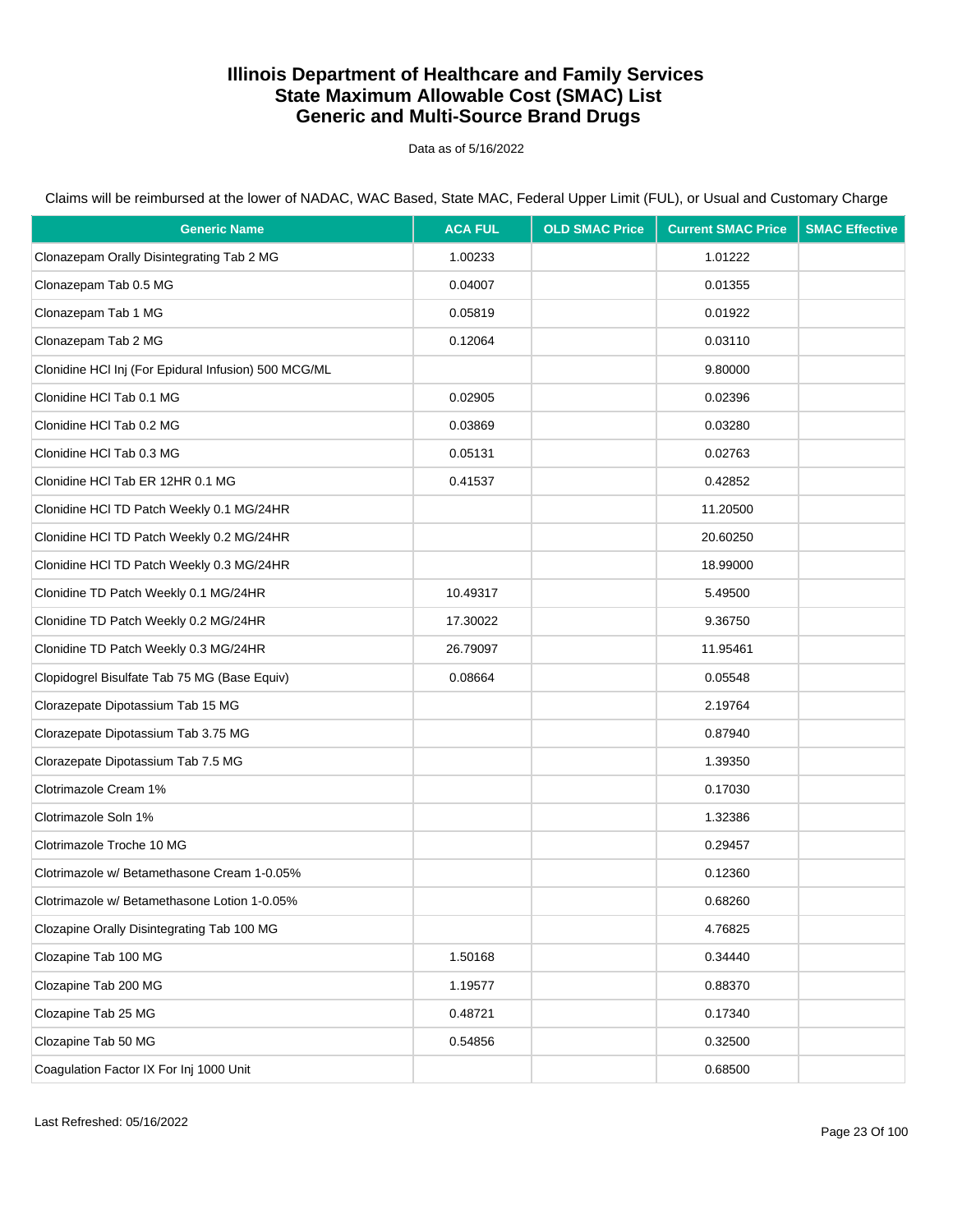# Illinois Department of Healthcare and Family Services
# State Maximum Allowable Cost (SMAC) List
# Generic and Multi-Source Brand Drugs

Data as of 5/16/2022

Claims will be reimbursed at the lower of NADAC, WAC Based, State MAC, Federal Upper Limit (FUL), or Usual and Customary Charge

| Generic Name | ACA FUL | OLD SMAC Price | Current SMAC Price | SMAC Effective |
|---|---|---|---|---|
| Clonazepam Orally Disintegrating Tab 2 MG | 1.00233 | | 1.01222 | |
| Clonazepam Tab 0.5 MG | 0.04007 | | 0.01355 | |
| Clonazepam Tab 1 MG | 0.05819 | | 0.01922 | |
| Clonazepam Tab 2 MG | 0.12064 | | 0.03110 | |
| Clonidine HCl Inj (For Epidural Infusion) 500 MCG/ML | | | 9.80000 | |
| Clonidine HCl Tab 0.1 MG | 0.02905 | | 0.02396 | |
| Clonidine HCl Tab 0.2 MG | 0.03869 | | 0.03280 | |
| Clonidine HCl Tab 0.3 MG | 0.05131 | | 0.02763 | |
| Clonidine HCl Tab ER 12HR 0.1 MG | 0.41537 | | 0.42852 | |
| Clonidine HCl TD Patch Weekly 0.1 MG/24HR | | | 11.20500 | |
| Clonidine HCl TD Patch Weekly 0.2 MG/24HR | | | 20.60250 | |
| Clonidine HCl TD Patch Weekly 0.3 MG/24HR | | | 18.99000 | |
| Clonidine TD Patch Weekly 0.1 MG/24HR | 10.49317 | | 5.49500 | |
| Clonidine TD Patch Weekly 0.2 MG/24HR | 17.30022 | | 9.36750 | |
| Clonidine TD Patch Weekly 0.3 MG/24HR | 26.79097 | | 11.95461 | |
| Clopidogrel Bisulfate Tab 75 MG (Base Equiv) | 0.08664 | | 0.05548 | |
| Clorazepate Dipotassium Tab 15 MG | | | 2.19764 | |
| Clorazepate Dipotassium Tab 3.75 MG | | | 0.87940 | |
| Clorazepate Dipotassium Tab 7.5 MG | | | 1.39350 | |
| Clotrimazole Cream 1% | | | 0.17030 | |
| Clotrimazole Soln 1% | | | 1.32386 | |
| Clotrimazole Troche 10 MG | | | 0.29457 | |
| Clotrimazole w/ Betamethasone Cream 1-0.05% | | | 0.12360 | |
| Clotrimazole w/ Betamethasone Lotion 1-0.05% | | | 0.68260 | |
| Clozapine Orally Disintegrating Tab 100 MG | | | 4.76825 | |
| Clozapine Tab 100 MG | 1.50168 | | 0.34440 | |
| Clozapine Tab 200 MG | 1.19577 | | 0.88370 | |
| Clozapine Tab 25 MG | 0.48721 | | 0.17340 | |
| Clozapine Tab 50 MG | 0.54856 | | 0.32500 | |
| Coagulation Factor IX For Inj 1000 Unit | | | 0.68500 | |

Last Refreshed: 05/16/2022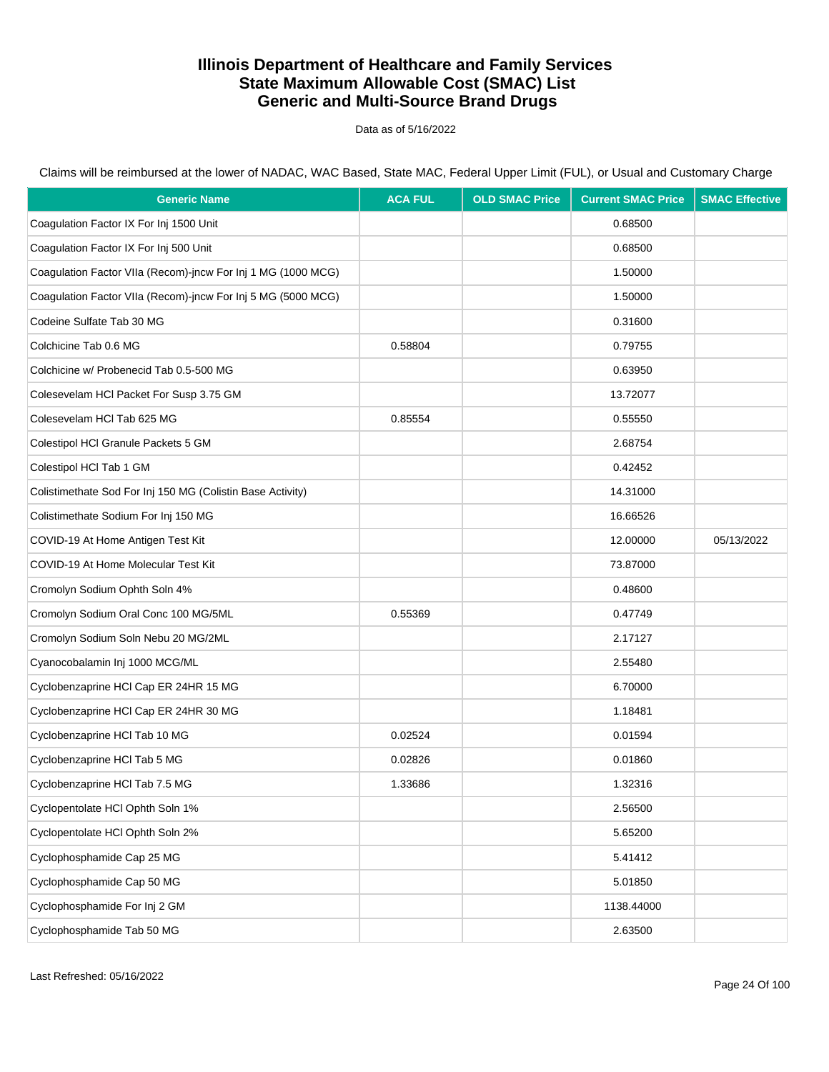# Illinois Department of Healthcare and Family Services
## State Maximum Allowable Cost (SMAC) List
## Generic and Multi-Source Brand Drugs

Data as of 5/16/2022

Claims will be reimbursed at the lower of NADAC, WAC Based, State MAC, Federal Upper Limit (FUL), or Usual and Customary Charge

| Generic Name | ACA FUL | OLD SMAC Price | Current SMAC Price | SMAC Effective |
|---|---|---|---|---|
| Coagulation Factor IX For Inj 1500 Unit | | | 0.68500 | |
| Coagulation Factor IX For Inj 500 Unit | | | 0.68500 | |
| Coagulation Factor VIIa (Recom)-jncw For Inj 1 MG (1000 MCG) | | | 1.50000 | |
| Coagulation Factor VIIa (Recom)-jncw For Inj 5 MG (5000 MCG) | | | 1.50000 | |
| Codeine Sulfate Tab 30 MG | | | 0.31600 | |
| Colchicine Tab 0.6 MG | 0.58804 | | 0.79755 | |
| Colchicine w/ Probenecid Tab 0.5-500 MG | | | 0.63950 | |
| Colesevelam HCl Packet For Susp 3.75 GM | | | 13.72077 | |
| Colesevelam HCl Tab 625 MG | 0.85554 | | 0.55550 | |
| Colestipol HCl Granule Packets 5 GM | | | 2.68754 | |
| Colestipol HCl Tab 1 GM | | | 0.42452 | |
| Colistimethate Sod For Inj 150 MG (Colistin Base Activity) | | | 14.31000 | |
| Colistimethate Sodium For Inj 150 MG | | | 16.66526 | |
| COVID-19 At Home Antigen Test Kit | | | 12.00000 | 05/13/2022 |
| COVID-19 At Home Molecular Test Kit | | | 73.87000 | |
| Cromolyn Sodium Ophth Soln 4% | | | 0.48600 | |
| Cromolyn Sodium Oral Conc 100 MG/5ML | 0.55369 | | 0.47749 | |
| Cromolyn Sodium Soln Nebu 20 MG/2ML | | | 2.17127 | |
| Cyanocobalamin Inj 1000 MCG/ML | | | 2.55480 | |
| Cyclobenzaprine HCl Cap ER 24HR 15 MG | | | 6.70000 | |
| Cyclobenzaprine HCl Cap ER 24HR 30 MG | | | 1.18481 | |
| Cyclobenzaprine HCl Tab 10 MG | 0.02524 | | 0.01594 | |
| Cyclobenzaprine HCl Tab 5 MG | 0.02826 | | 0.01860 | |
| Cyclobenzaprine HCl Tab 7.5 MG | 1.33686 | | 1.32316 | |
| Cyclopentolate HCl Ophth Soln 1% | | | 2.56500 | |
| Cyclopentolate HCl Ophth Soln 2% | | | 5.65200 | |
| Cyclophosphamide Cap 25 MG | | | 5.41412 | |
| Cyclophosphamide Cap 50 MG | | | 5.01850 | |
| Cyclophosphamide For Inj 2 GM | | | 1138.44000 | |
| Cyclophosphamide Tab 50 MG | | | 2.63500 | |

Last Refreshed: 05/16/2022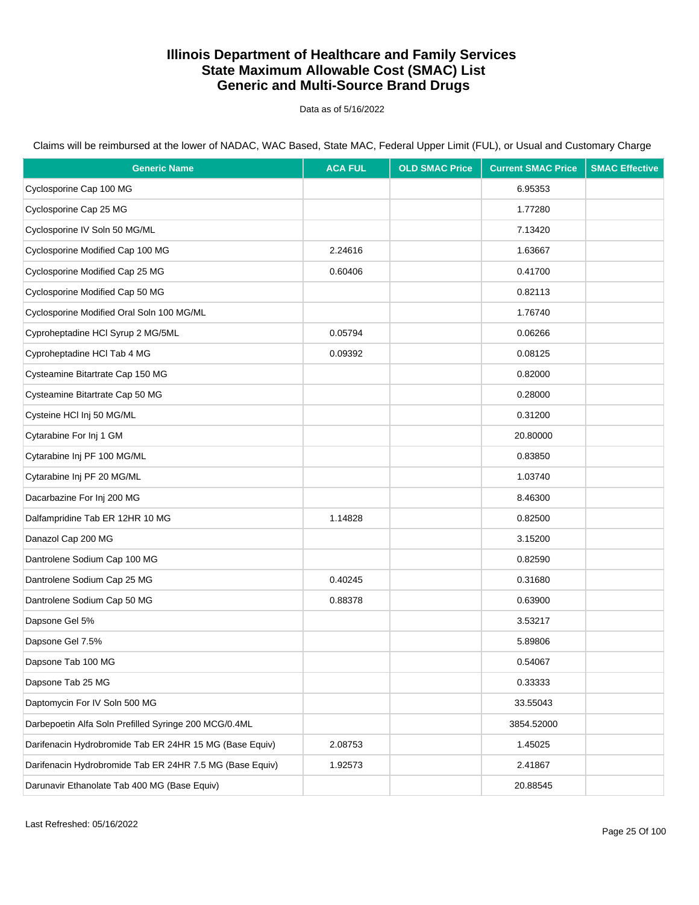# Illinois Department of Healthcare and Family Services
# State Maximum Allowable Cost (SMAC) List
# Generic and Multi-Source Brand Drugs

Data as of 5/16/2022

Claims will be reimbursed at the lower of NADAC, WAC Based, State MAC, Federal Upper Limit (FUL), or Usual and Customary Charge

| Generic Name | ACA FUL | OLD SMAC Price | Current SMAC Price | SMAC Effective |
|---|---|---|---|---|
| Cyclosporine Cap 100 MG | | | 6.95353 | |
| Cyclosporine Cap 25 MG | | | 1.77280 | |
| Cyclosporine IV Soln 50 MG/ML | | | 7.13420 | |
| Cyclosporine Modified Cap 100 MG | 2.24616 | | 1.63667 | |
| Cyclosporine Modified Cap 25 MG | 0.60406 | | 0.41700 | |
| Cyclosporine Modified Cap 50 MG | | | 0.82113 | |
| Cyclosporine Modified Oral Soln 100 MG/ML | | | 1.76740 | |
| Cyproheptadine HCl Syrup 2 MG/5ML | 0.05794 | | 0.06266 | |
| Cyproheptadine HCl Tab 4 MG | 0.09392 | | 0.08125 | |
| Cysteamine Bitartrate Cap 150 MG | | | 0.82000 | |
| Cysteamine Bitartrate Cap 50 MG | | | 0.28000 | |
| Cysteine HCl Inj 50 MG/ML | | | 0.31200 | |
| Cytarabine For Inj 1 GM | | | 20.80000 | |
| Cytarabine Inj PF 100 MG/ML | | | 0.83850 | |
| Cytarabine Inj PF 20 MG/ML | | | 1.03740 | |
| Dacarbazine For Inj 200 MG | | | 8.46300 | |
| Dalfampridine Tab ER 12HR 10 MG | 1.14828 | | 0.82500 | |
| Danazol Cap 200 MG | | | 3.15200 | |
| Dantrolene Sodium Cap 100 MG | | | 0.82590 | |
| Dantrolene Sodium Cap 25 MG | 0.40245 | | 0.31680 | |
| Dantrolene Sodium Cap 50 MG | 0.88378 | | 0.63900 | |
| Dapsone Gel 5% | | | 3.53217 | |
| Dapsone Gel 7.5% | | | 5.89806 | |
| Dapsone Tab 100 MG | | | 0.54067 | |
| Dapsone Tab 25 MG | | | 0.33333 | |
| Daptomycin For IV Soln 500 MG | | | 33.55043 | |
| Darbepoetin Alfa Soln Prefilled Syringe 200 MCG/0.4ML | | | 3854.52000 | |
| Darifenacin Hydrobromide Tab ER 24HR 15 MG (Base Equiv) | 2.08753 | | 1.45025 | |
| Darifenacin Hydrobromide Tab ER 24HR 7.5 MG (Base Equiv) | 1.92573 | | 2.41867 | |
| Darunavir Ethanolate Tab 400 MG (Base Equiv) | | | 20.88545 | |

Last Refreshed: 05/16/2022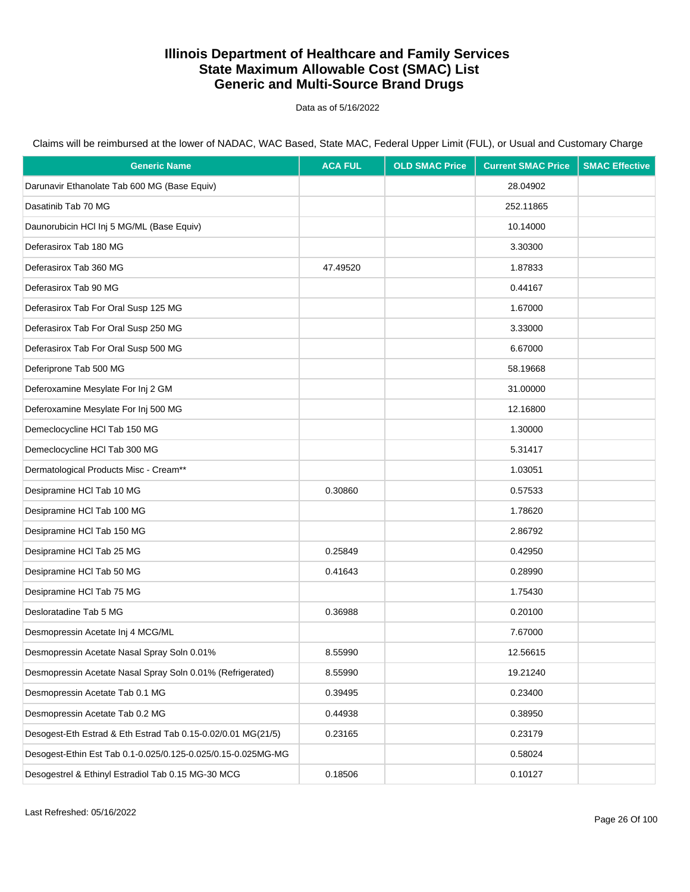# Illinois Department of Healthcare and Family Services
# State Maximum Allowable Cost (SMAC) List
# Generic and Multi-Source Brand Drugs

Data as of 5/16/2022

Claims will be reimbursed at the lower of NADAC, WAC Based, State MAC, Federal Upper Limit (FUL), or Usual and Customary Charge

| Generic Name | ACA FUL | OLD SMAC Price | Current SMAC Price | SMAC Effective |
|---|---|---|---|---|
| Darunavir Ethanolate Tab 600 MG (Base Equiv) | | | 28.04902 | |
| Dasatinib Tab 70 MG | | | 252.11865 | |
| Daunorubicin HCl Inj 5 MG/ML (Base Equiv) | | | 10.14000 | |
| Deferasirox Tab 180 MG | | | 3.30300 | |
| Deferasirox Tab 360 MG | 47.49520 | | 1.87833 | |
| Deferasirox Tab 90 MG | | | 0.44167 | |
| Deferasirox Tab For Oral Susp 125 MG | | | 1.67000 | |
| Deferasirox Tab For Oral Susp 250 MG | | | 3.33000 | |
| Deferasirox Tab For Oral Susp 500 MG | | | 6.67000 | |
| Deferiprone Tab 500 MG | | | 58.19668 | |
| Deferoxamine Mesylate For Inj 2 GM | | | 31.00000 | |
| Deferoxamine Mesylate For Inj 500 MG | | | 12.16800 | |
| Demeclocycline HCl Tab 150 MG | | | 1.30000 | |
| Demeclocycline HCl Tab 300 MG | | | 5.31417 | |
| Dermatological Products Misc - Cream** | | | 1.03051 | |
| Desipramine HCl Tab 10 MG | 0.30860 | | 0.57533 | |
| Desipramine HCl Tab 100 MG | | | 1.78620 | |
| Desipramine HCl Tab 150 MG | | | 2.86792 | |
| Desipramine HCl Tab 25 MG | 0.25849 | | 0.42950 | |
| Desipramine HCl Tab 50 MG | 0.41643 | | 0.28990 | |
| Desipramine HCl Tab 75 MG | | | 1.75430 | |
| Desloratadine Tab 5 MG | 0.36988 | | 0.20100 | |
| Desmopressin Acetate Inj 4 MCG/ML | | | 7.67000 | |
| Desmopressin Acetate Nasal Spray Soln 0.01% | 8.55990 | | 12.56615 | |
| Desmopressin Acetate Nasal Spray Soln 0.01% (Refrigerated) | 8.55990 | | 19.21240 | |
| Desmopressin Acetate Tab 0.1 MG | 0.39495 | | 0.23400 | |
| Desmopressin Acetate Tab 0.2 MG | 0.44938 | | 0.38950 | |
| Desogest-Eth Estrad & Eth Estrad Tab 0.15-0.02/0.01 MG(21/5) | 0.23165 | | 0.23179 | |
| Desogest-Ethin Est Tab 0.1-0.025/0.125-0.025/0.15-0.025MG-MG | | | 0.58024 | |
| Desogestrel & Ethinyl Estradiol Tab 0.15 MG-30 MCG | 0.18506 | | 0.10127 | |

Last Refreshed: 05/16/2022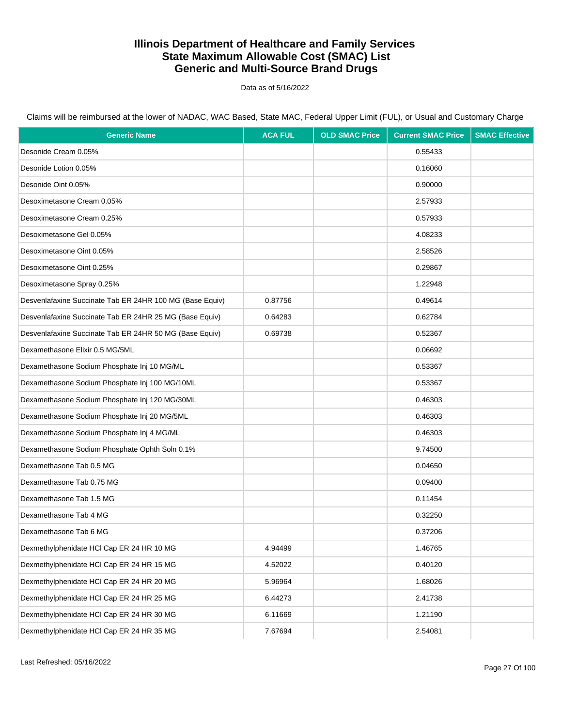# Illinois Department of Healthcare and Family Services
# State Maximum Allowable Cost (SMAC) List
# Generic and Multi-Source Brand Drugs

Data as of 5/16/2022

Claims will be reimbursed at the lower of NADAC, WAC Based, State MAC, Federal Upper Limit (FUL), or Usual and Customary Charge

| Generic Name | ACA FUL | OLD SMAC Price | Current SMAC Price | SMAC Effective |
|---|---|---|---|---|
| Desonide Cream 0.05% | | | 0.55433 | |
| Desonide Lotion 0.05% | | | 0.16060 | |
| Desonide Oint 0.05% | | | 0.90000 | |
| Desoximetasone Cream 0.05% | | | 2.57933 | |
| Desoximetasone Cream 0.25% | | | 0.57933 | |
| Desoximetasone Gel 0.05% | | | 4.08233 | |
| Desoximetasone Oint 0.05% | | | 2.58526 | |
| Desoximetasone Oint 0.25% | | | 0.29867 | |
| Desoximetasone Spray 0.25% | | | 1.22948 | |
| Desvenlafaxine Succinate Tab ER 24HR 100 MG (Base Equiv) | 0.87756 | | 0.49614 | |
| Desvenlafaxine Succinate Tab ER 24HR 25 MG (Base Equiv) | 0.64283 | | 0.62784 | |
| Desvenlafaxine Succinate Tab ER 24HR 50 MG (Base Equiv) | 0.69738 | | 0.52367 | |
| Dexamethasone Elixir 0.5 MG/5ML | | | 0.06692 | |
| Dexamethasone Sodium Phosphate Inj 10 MG/ML | | | 0.53367 | |
| Dexamethasone Sodium Phosphate Inj 100 MG/10ML | | | 0.53367 | |
| Dexamethasone Sodium Phosphate Inj 120 MG/30ML | | | 0.46303 | |
| Dexamethasone Sodium Phosphate Inj 20 MG/5ML | | | 0.46303 | |
| Dexamethasone Sodium Phosphate Inj 4 MG/ML | | | 0.46303 | |
| Dexamethasone Sodium Phosphate Ophth Soln 0.1% | | | 9.74500 | |
| Dexamethasone Tab 0.5 MG | | | 0.04650 | |
| Dexamethasone Tab 0.75 MG | | | 0.09400 | |
| Dexamethasone Tab 1.5 MG | | | 0.11454 | |
| Dexamethasone Tab 4 MG | | | 0.32250 | |
| Dexamethasone Tab 6 MG | | | 0.37206 | |
| Dexmethylphenidate HCl Cap ER 24 HR 10 MG | 4.94499 | | 1.46765 | |
| Dexmethylphenidate HCl Cap ER 24 HR 15 MG | 4.52022 | | 0.40120 | |
| Dexmethylphenidate HCl Cap ER 24 HR 20 MG | 5.96964 | | 1.68026 | |
| Dexmethylphenidate HCl Cap ER 24 HR 25 MG | 6.44273 | | 2.41738 | |
| Dexmethylphenidate HCl Cap ER 24 HR 30 MG | 6.11669 | | 1.21190 | |
| Dexmethylphenidate HCl Cap ER 24 HR 35 MG | 7.67694 | | 2.54081 | |

Last Refreshed: 05/16/2022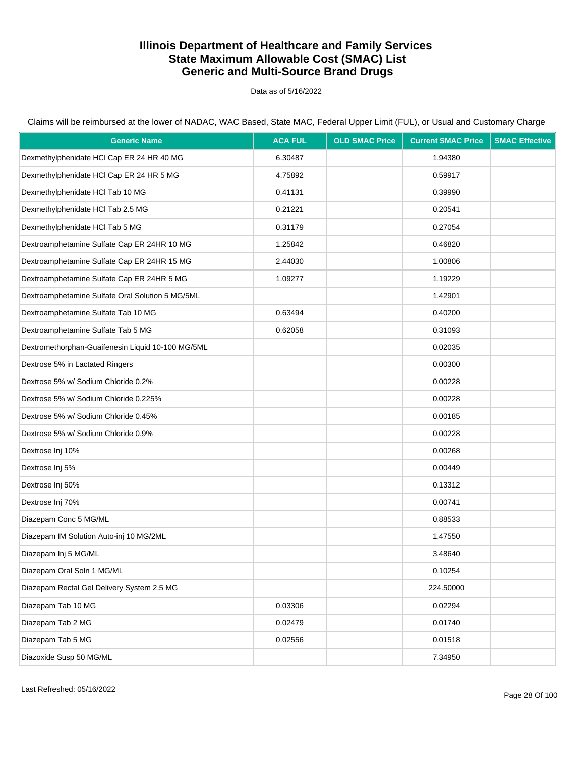# Illinois Department of Healthcare and Family Services
# State Maximum Allowable Cost (SMAC) List
# Generic and Multi-Source Brand Drugs

Data as of 5/16/2022

Claims will be reimbursed at the lower of NADAC, WAC Based, State MAC, Federal Upper Limit (FUL), or Usual and Customary Charge

| Generic Name | ACA FUL | OLD SMAC Price | Current SMAC Price | SMAC Effective |
|---|---|---|---|---|
| Dexmethylphenidate HCl Cap ER 24 HR 40 MG | 6.30487 | | 1.94380 | |
| Dexmethylphenidate HCl Cap ER 24 HR 5 MG | 4.75892 | | 0.59917 | |
| Dexmethylphenidate HCl Tab 10 MG | 0.41131 | | 0.39990 | |
| Dexmethylphenidate HCl Tab 2.5 MG | 0.21221 | | 0.20541 | |
| Dexmethylphenidate HCl Tab 5 MG | 0.31179 | | 0.27054 | |
| Dextroamphetamine Sulfate Cap ER 24HR 10 MG | 1.25842 | | 0.46820 | |
| Dextroamphetamine Sulfate Cap ER 24HR 15 MG | 2.44030 | | 1.00806 | |
| Dextroamphetamine Sulfate Cap ER 24HR 5 MG | 1.09277 | | 1.19229 | |
| Dextroamphetamine Sulfate Oral Solution 5 MG/5ML | | | 1.42901 | |
| Dextroamphetamine Sulfate Tab 10 MG | 0.63494 | | 0.40200 | |
| Dextroamphetamine Sulfate Tab 5 MG | 0.62058 | | 0.31093 | |
| Dextromethorphan-Guaifenesin Liquid 10-100 MG/5ML | | | 0.02035 | |
| Dextrose 5% in Lactated Ringers | | | 0.00300 | |
| Dextrose 5% w/ Sodium Chloride 0.2% | | | 0.00228 | |
| Dextrose 5% w/ Sodium Chloride 0.225% | | | 0.00228 | |
| Dextrose 5% w/ Sodium Chloride 0.45% | | | 0.00185 | |
| Dextrose 5% w/ Sodium Chloride 0.9% | | | 0.00228 | |
| Dextrose Inj 10% | | | 0.00268 | |
| Dextrose Inj 5% | | | 0.00449 | |
| Dextrose Inj 50% | | | 0.13312 | |
| Dextrose Inj 70% | | | 0.00741 | |
| Diazepam Conc 5 MG/ML | | | 0.88533 | |
| Diazepam IM Solution Auto-inj 10 MG/2ML | | | 1.47550 | |
| Diazepam Inj 5 MG/ML | | | 3.48640 | |
| Diazepam Oral Soln 1 MG/ML | | | 0.10254 | |
| Diazepam Rectal Gel Delivery System 2.5 MG | | | 224.50000 | |
| Diazepam Tab 10 MG | 0.03306 | | 0.02294 | |
| Diazepam Tab 2 MG | 0.02479 | | 0.01740 | |
| Diazepam Tab 5 MG | 0.02556 | | 0.01518 | |
| Diazoxide Susp 50 MG/ML | | | 7.34950 | |

Last Refreshed: 05/16/2022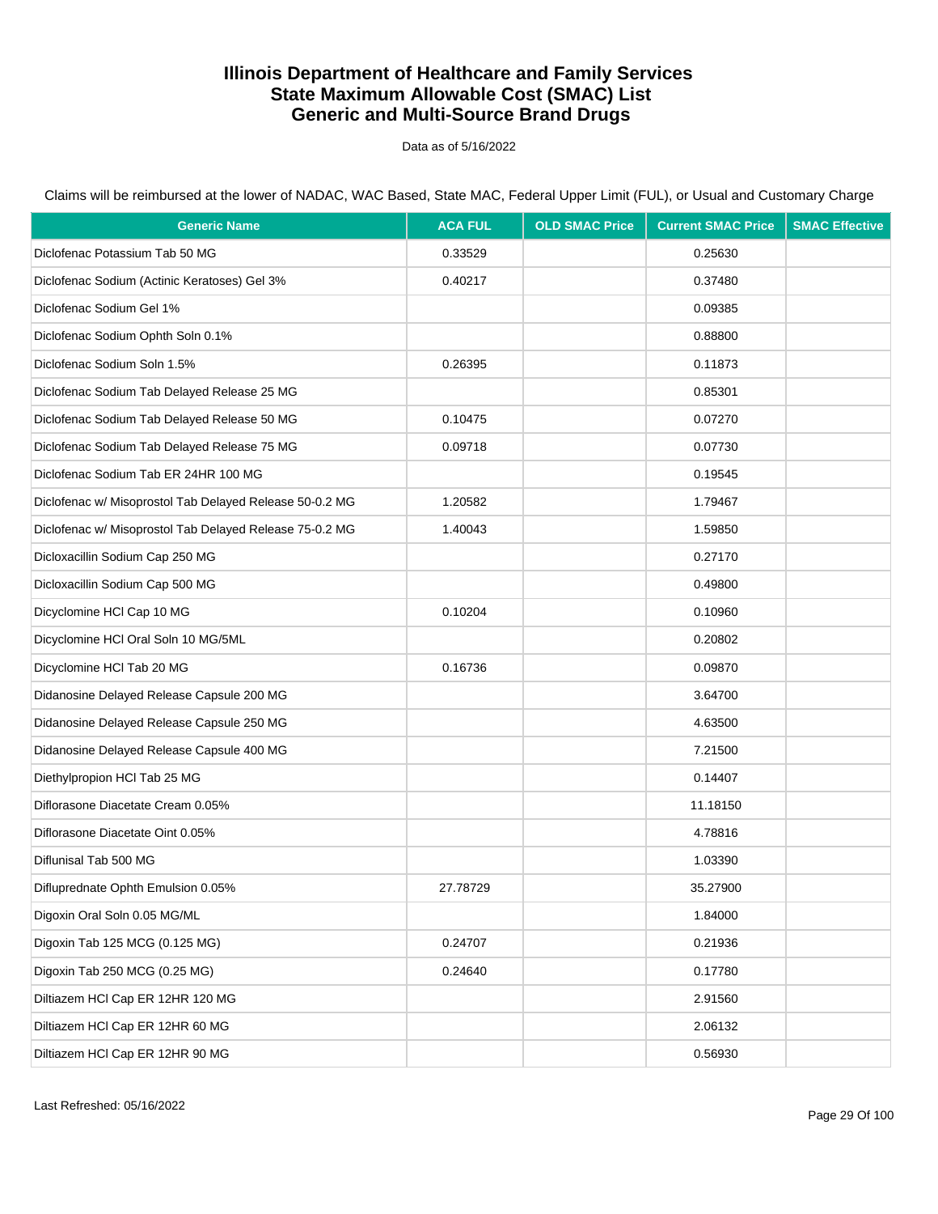# Illinois Department of Healthcare and Family Services
# State Maximum Allowable Cost (SMAC) List
# Generic and Multi-Source Brand Drugs

Data as of 5/16/2022

Claims will be reimbursed at the lower of NADAC, WAC Based, State MAC, Federal Upper Limit (FUL), or Usual and Customary Charge

| Generic Name | ACA FUL | OLD SMAC Price | Current SMAC Price | SMAC Effective |
|---|---|---|---|---|
| Diclofenac Potassium Tab 50 MG | 0.33529 | | 0.25630 | |
| Diclofenac Sodium (Actinic Keratoses) Gel 3% | 0.40217 | | 0.37480 | |
| Diclofenac Sodium Gel 1% | | | 0.09385 | |
| Diclofenac Sodium Ophth Soln 0.1% | | | 0.88800 | |
| Diclofenac Sodium Soln 1.5% | 0.26395 | | 0.11873 | |
| Diclofenac Sodium Tab Delayed Release 25 MG | | | 0.85301 | |
| Diclofenac Sodium Tab Delayed Release 50 MG | 0.10475 | | 0.07270 | |
| Diclofenac Sodium Tab Delayed Release 75 MG | 0.09718 | | 0.07730 | |
| Diclofenac Sodium Tab ER 24HR 100 MG | | | 0.19545 | |
| Diclofenac w/ Misoprostol Tab Delayed Release 50-0.2 MG | 1.20582 | | 1.79467 | |
| Diclofenac w/ Misoprostol Tab Delayed Release 75-0.2 MG | 1.40043 | | 1.59850 | |
| Dicloxacillin Sodium Cap 250 MG | | | 0.27170 | |
| Dicloxacillin Sodium Cap 500 MG | | | 0.49800 | |
| Dicyclomine HCl Cap 10 MG | 0.10204 | | 0.10960 | |
| Dicyclomine HCl Oral Soln 10 MG/5ML | | | 0.20802 | |
| Dicyclomine HCl Tab 20 MG | 0.16736 | | 0.09870 | |
| Didanosine Delayed Release Capsule 200 MG | | | 3.64700 | |
| Didanosine Delayed Release Capsule 250 MG | | | 4.63500 | |
| Didanosine Delayed Release Capsule 400 MG | | | 7.21500 | |
| Diethylpropion HCl Tab 25 MG | | | 0.14407 | |
| Diflorasone Diacetate Cream 0.05% | | | 11.18150 | |
| Diflorasone Diacetate Oint 0.05% | | | 4.78816 | |
| Diflunisal Tab 500 MG | | | 1.03390 | |
| Difluprednate Ophth Emulsion 0.05% | 27.78729 | | 35.27900 | |
| Digoxin Oral Soln 0.05 MG/ML | | | 1.84000 | |
| Digoxin Tab 125 MCG (0.125 MG) | 0.24707 | | 0.21936 | |
| Digoxin Tab 250 MCG (0.25 MG) | 0.24640 | | 0.17780 | |
| Diltiazem HCl Cap ER 12HR 120 MG | | | 2.91560 | |
| Diltiazem HCl Cap ER 12HR 60 MG | | | 2.06132 | |
| Diltiazem HCl Cap ER 12HR 90 MG | | | 0.56930 | |

Last Refreshed: 05/16/2022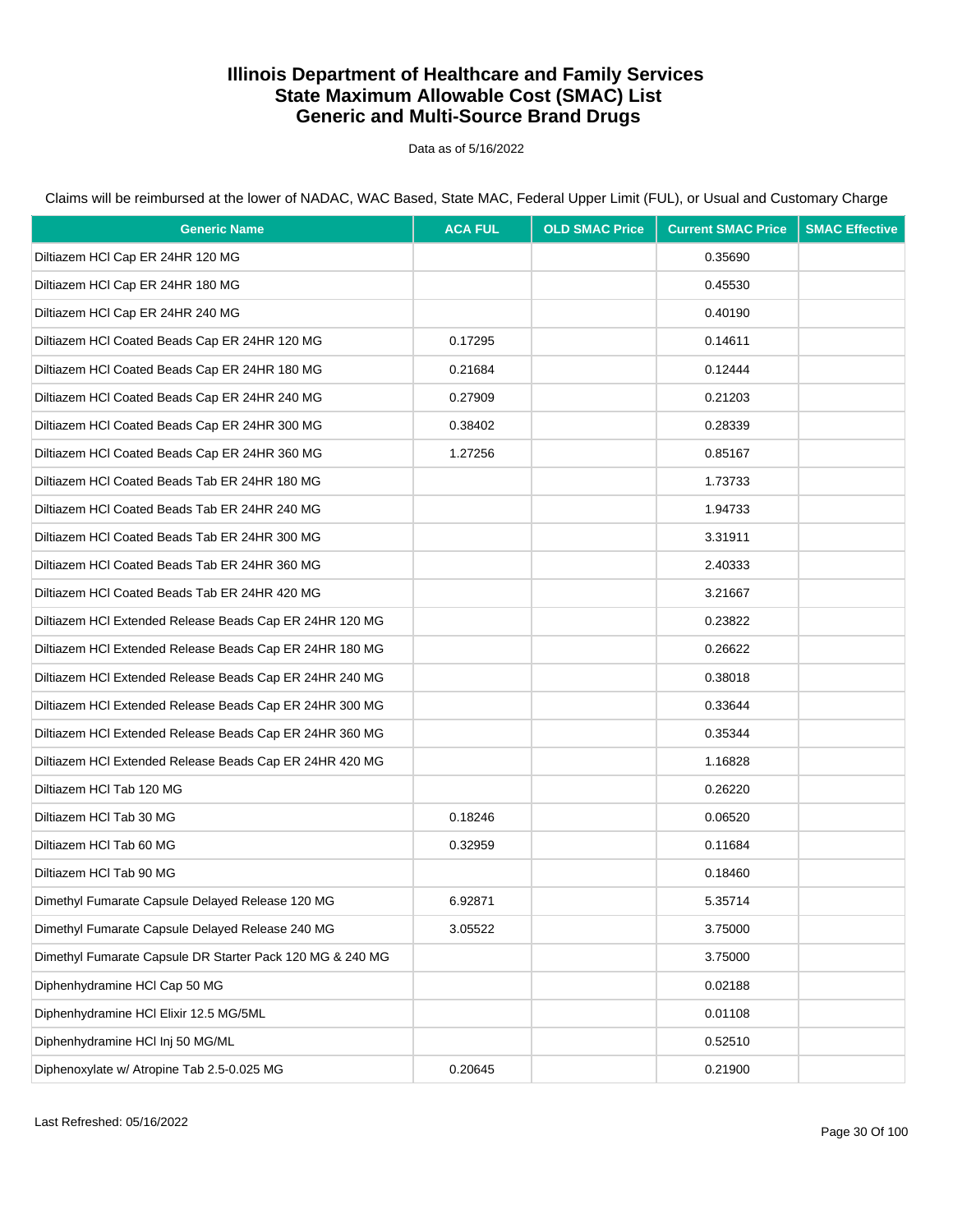# Illinois Department of Healthcare and Family Services
# State Maximum Allowable Cost (SMAC) List
# Generic and Multi-Source Brand Drugs

Data as of 5/16/2022

Claims will be reimbursed at the lower of NADAC, WAC Based, State MAC, Federal Upper Limit (FUL), or Usual and Customary Charge

| Generic Name | ACA FUL | OLD SMAC Price | Current SMAC Price | SMAC Effective |
|---|---|---|---|---|
| Diltiazem HCl Cap ER 24HR 120 MG | | | 0.35690 | |
| Diltiazem HCl Cap ER 24HR 180 MG | | | 0.45530 | |
| Diltiazem HCl Cap ER 24HR 240 MG | | | 0.40190 | |
| Diltiazem HCl Coated Beads Cap ER 24HR 120 MG | 0.17295 | | 0.14611 | |
| Diltiazem HCl Coated Beads Cap ER 24HR 180 MG | 0.21684 | | 0.12444 | |
| Diltiazem HCl Coated Beads Cap ER 24HR 240 MG | 0.27909 | | 0.21203 | |
| Diltiazem HCl Coated Beads Cap ER 24HR 300 MG | 0.38402 | | 0.28339 | |
| Diltiazem HCl Coated Beads Cap ER 24HR 360 MG | 1.27256 | | 0.85167 | |
| Diltiazem HCl Coated Beads Tab ER 24HR 180 MG | | | 1.73733 | |
| Diltiazem HCl Coated Beads Tab ER 24HR 240 MG | | | 1.94733 | |
| Diltiazem HCl Coated Beads Tab ER 24HR 300 MG | | | 3.31911 | |
| Diltiazem HCl Coated Beads Tab ER 24HR 360 MG | | | 2.40333 | |
| Diltiazem HCl Coated Beads Tab ER 24HR 420 MG | | | 3.21667 | |
| Diltiazem HCl Extended Release Beads Cap ER 24HR 120 MG | | | 0.23822 | |
| Diltiazem HCl Extended Release Beads Cap ER 24HR 180 MG | | | 0.26622 | |
| Diltiazem HCl Extended Release Beads Cap ER 24HR 240 MG | | | 0.38018 | |
| Diltiazem HCl Extended Release Beads Cap ER 24HR 300 MG | | | 0.33644 | |
| Diltiazem HCl Extended Release Beads Cap ER 24HR 360 MG | | | 0.35344 | |
| Diltiazem HCl Extended Release Beads Cap ER 24HR 420 MG | | | 1.16828 | |
| Diltiazem HCl Tab 120 MG | | | 0.26220 | |
| Diltiazem HCl Tab 30 MG | 0.18246 | | 0.06520 | |
| Diltiazem HCl Tab 60 MG | 0.32959 | | 0.11684 | |
| Diltiazem HCl Tab 90 MG | | | 0.18460 | |
| Dimethyl Fumarate Capsule Delayed Release 120 MG | 6.92871 | | 5.35714 | |
| Dimethyl Fumarate Capsule Delayed Release 240 MG | 3.05522 | | 3.75000 | |
| Dimethyl Fumarate Capsule DR Starter Pack 120 MG & 240 MG | | | 3.75000 | |
| Diphenhydramine HCl Cap 50 MG | | | 0.02188 | |
| Diphenhydramine HCl Elixir 12.5 MG/5ML | | | 0.01108 | |
| Diphenhydramine HCl Inj 50 MG/ML | | | 0.52510 | |
| Diphenoxylate w/ Atropine Tab 2.5-0.025 MG | 0.20645 | | 0.21900 | |

Last Refreshed: 05/16/2022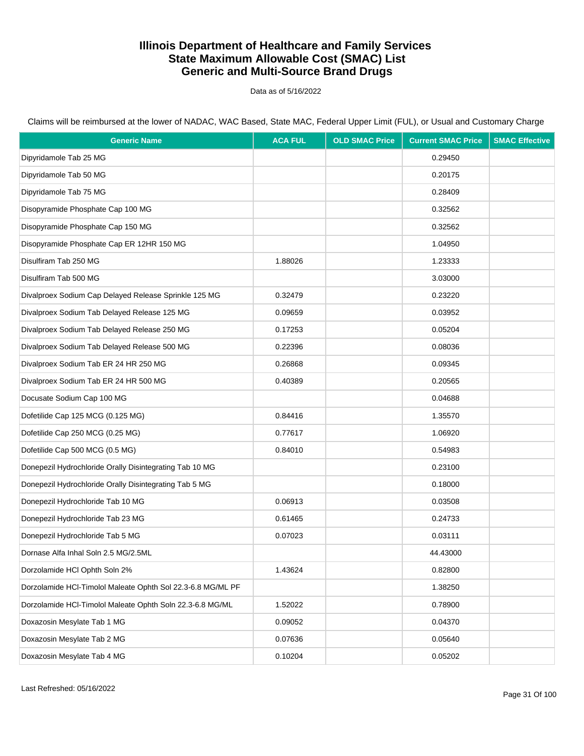# Illinois Department of Healthcare and Family Services
# State Maximum Allowable Cost (SMAC) List
# Generic and Multi-Source Brand Drugs

Data as of 5/16/2022

Claims will be reimbursed at the lower of NADAC, WAC Based, State MAC, Federal Upper Limit (FUL), or Usual and Customary Charge

| Generic Name | ACA FUL | OLD SMAC Price | Current SMAC Price | SMAC Effective |
|---|---|---|---|---|
| Dipyridamole Tab 25 MG | | | 0.29450 | |
| Dipyridamole Tab 50 MG | | | 0.20175 | |
| Dipyridamole Tab 75 MG | | | 0.28409 | |
| Disopyramide Phosphate Cap 100 MG | | | 0.32562 | |
| Disopyramide Phosphate Cap 150 MG | | | 0.32562 | |
| Disopyramide Phosphate Cap ER 12HR 150 MG | | | 1.04950 | |
| Disulfiram Tab 250 MG | 1.88026 | | 1.23333 | |
| Disulfiram Tab 500 MG | | | 3.03000 | |
| Divalproex Sodium Cap Delayed Release Sprinkle 125 MG | 0.32479 | | 0.23220 | |
| Divalproex Sodium Tab Delayed Release 125 MG | 0.09659 | | 0.03952 | |
| Divalproex Sodium Tab Delayed Release 250 MG | 0.17253 | | 0.05204 | |
| Divalproex Sodium Tab Delayed Release 500 MG | 0.22396 | | 0.08036 | |
| Divalproex Sodium Tab ER 24 HR 250 MG | 0.26868 | | 0.09345 | |
| Divalproex Sodium Tab ER 24 HR 500 MG | 0.40389 | | 0.20565 | |
| Docusate Sodium Cap 100 MG | | | 0.04688 | |
| Dofetilide Cap 125 MCG (0.125 MG) | 0.84416 | | 1.35570 | |
| Dofetilide Cap 250 MCG (0.25 MG) | 0.77617 | | 1.06920 | |
| Dofetilide Cap 500 MCG (0.5 MG) | 0.84010 | | 0.54983 | |
| Donepezil Hydrochloride Orally Disintegrating Tab 10 MG | | | 0.23100 | |
| Donepezil Hydrochloride Orally Disintegrating Tab 5 MG | | | 0.18000 | |
| Donepezil Hydrochloride Tab 10 MG | 0.06913 | | 0.03508 | |
| Donepezil Hydrochloride Tab 23 MG | 0.61465 | | 0.24733 | |
| Donepezil Hydrochloride Tab 5 MG | 0.07023 | | 0.03111 | |
| Dornase Alfa Inhal Soln 2.5 MG/2.5ML | | | 44.43000 | |
| Dorzolamide HCl Ophth Soln 2% | 1.43624 | | 0.82800 | |
| Dorzolamide HCl-Timolol Maleate Ophth Sol 22.3-6.8 MG/ML PF | | | 1.38250 | |
| Dorzolamide HCl-Timolol Maleate Ophth Soln 22.3-6.8 MG/ML | 1.52022 | | 0.78900 | |
| Doxazosin Mesylate Tab 1 MG | 0.09052 | | 0.04370 | |
| Doxazosin Mesylate Tab 2 MG | 0.07636 | | 0.05640 | |
| Doxazosin Mesylate Tab 4 MG | 0.10204 | | 0.05202 | |

Last Refreshed: 05/16/2022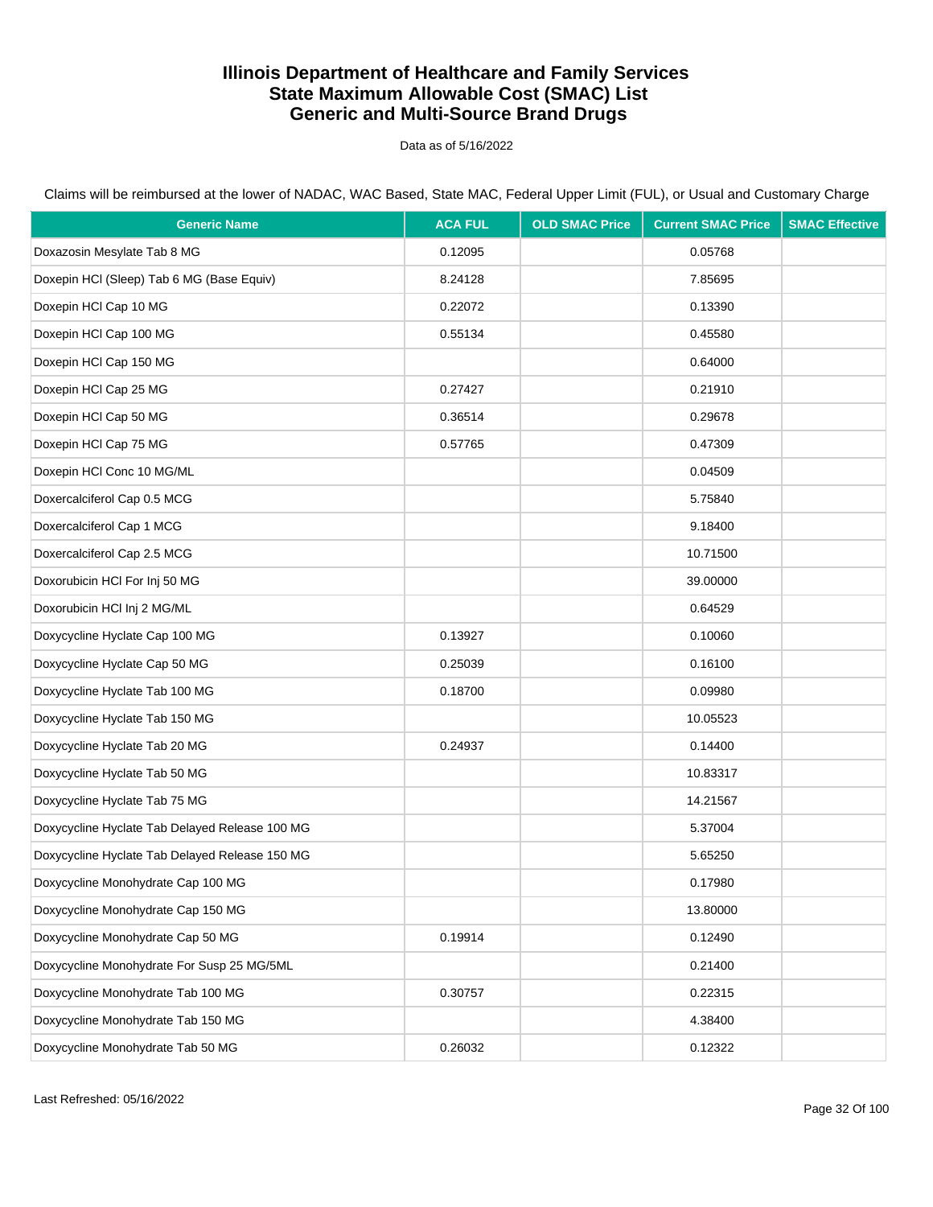# Illinois Department of Healthcare and Family Services
# State Maximum Allowable Cost (SMAC) List
# Generic and Multi-Source Brand Drugs

Data as of 5/16/2022

Claims will be reimbursed at the lower of NADAC, WAC Based, State MAC, Federal Upper Limit (FUL), or Usual and Customary Charge

| Generic Name | ACA FUL | OLD SMAC Price | Current SMAC Price | SMAC Effective |
|---|---|---|---|---|
| Doxazosin Mesylate Tab 8 MG | 0.12095 | | 0.05768 | |
| Doxepin HCl (Sleep) Tab 6 MG (Base Equiv) | 8.24128 | | 7.85695 | |
| Doxepin HCl Cap 10 MG | 0.22072 | | 0.13390 | |
| Doxepin HCl Cap 100 MG | 0.55134 | | 0.45580 | |
| Doxepin HCl Cap 150 MG | | | 0.64000 | |
| Doxepin HCl Cap 25 MG | 0.27427 | | 0.21910 | |
| Doxepin HCl Cap 50 MG | 0.36514 | | 0.29678 | |
| Doxepin HCl Cap 75 MG | 0.57765 | | 0.47309 | |
| Doxepin HCl Conc 10 MG/ML | | | 0.04509 | |
| Doxercalciferol Cap 0.5 MCG | | | 5.75840 | |
| Doxercalciferol Cap 1 MCG | | | 9.18400 | |
| Doxercalciferol Cap 2.5 MCG | | | 10.71500 | |
| Doxorubicin HCl For Inj 50 MG | | | 39.00000 | |
| Doxorubicin HCl Inj 2 MG/ML | | | 0.64529 | |
| Doxycycline Hyclate Cap 100 MG | 0.13927 | | 0.10060 | |
| Doxycycline Hyclate Cap 50 MG | 0.25039 | | 0.16100 | |
| Doxycycline Hyclate Tab 100 MG | 0.18700 | | 0.09980 | |
| Doxycycline Hyclate Tab 150 MG | | | 10.05523 | |
| Doxycycline Hyclate Tab 20 MG | 0.24937 | | 0.14400 | |
| Doxycycline Hyclate Tab 50 MG | | | 10.83317 | |
| Doxycycline Hyclate Tab 75 MG | | | 14.21567 | |
| Doxycycline Hyclate Tab Delayed Release 100 MG | | | 5.37004 | |
| Doxycycline Hyclate Tab Delayed Release 150 MG | | | 5.65250 | |
| Doxycycline Monohydrate Cap 100 MG | | | 0.17980 | |
| Doxycycline Monohydrate Cap 150 MG | | | 13.80000 | |
| Doxycycline Monohydrate Cap 50 MG | 0.19914 | | 0.12490 | |
| Doxycycline Monohydrate For Susp 25 MG/5ML | | | 0.21400 | |
| Doxycycline Monohydrate Tab 100 MG | 0.30757 | | 0.22315 | |
| Doxycycline Monohydrate Tab 150 MG | | | 4.38400 | |
| Doxycycline Monohydrate Tab 50 MG | 0.26032 | | 0.12322 | |

Last Refreshed: 05/16/2022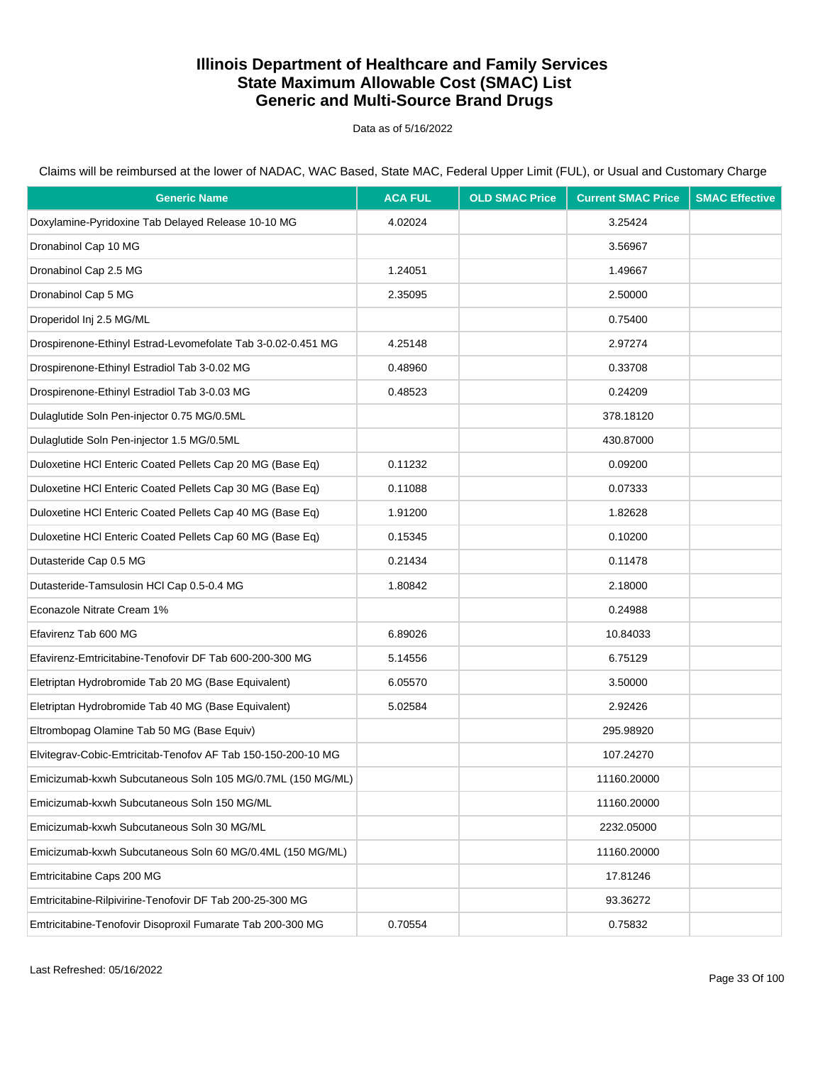# Illinois Department of Healthcare and Family Services
# State Maximum Allowable Cost (SMAC) List
# Generic and Multi-Source Brand Drugs

Data as of 5/16/2022

Claims will be reimbursed at the lower of NADAC, WAC Based, State MAC, Federal Upper Limit (FUL), or Usual and Customary Charge

| Generic Name | ACA FUL | OLD SMAC Price | Current SMAC Price | SMAC Effective |
|---|---|---|---|---|
| Doxylamine-Pyridoxine Tab Delayed Release 10-10 MG | 4.02024 | | 3.25424 | |
| Dronabinol Cap 10 MG | | | 3.56967 | |
| Dronabinol Cap 2.5 MG | 1.24051 | | 1.49667 | |
| Dronabinol Cap 5 MG | 2.35095 | | 2.50000 | |
| Droperidol Inj 2.5 MG/ML | | | 0.75400 | |
| Drospirenone-Ethinyl Estrad-Levomefolate Tab 3-0.02-0.451 MG | 4.25148 | | 2.97274 | |
| Drospirenone-Ethinyl Estradiol Tab 3-0.02 MG | 0.48960 | | 0.33708 | |
| Drospirenone-Ethinyl Estradiol Tab 3-0.03 MG | 0.48523 | | 0.24209 | |
| Dulaglutide Soln Pen-injector 0.75 MG/0.5ML | | | 378.18120 | |
| Dulaglutide Soln Pen-injector 1.5 MG/0.5ML | | | 430.87000 | |
| Duloxetine HCl Enteric Coated Pellets Cap 20 MG (Base Eq) | 0.11232 | | 0.09200 | |
| Duloxetine HCl Enteric Coated Pellets Cap 30 MG (Base Eq) | 0.11088 | | 0.07333 | |
| Duloxetine HCl Enteric Coated Pellets Cap 40 MG (Base Eq) | 1.91200 | | 1.82628 | |
| Duloxetine HCl Enteric Coated Pellets Cap 60 MG (Base Eq) | 0.15345 | | 0.10200 | |
| Dutasteride Cap 0.5 MG | 0.21434 | | 0.11478 | |
| Dutasteride-Tamsulosin HCl Cap 0.5-0.4 MG | 1.80842 | | 2.18000 | |
| Econazole Nitrate Cream 1% | | | 0.24988 | |
| Efavirenz Tab 600 MG | 6.89026 | | 10.84033 | |
| Efavirenz-Emtricitabine-Tenofovir DF Tab 600-200-300 MG | 5.14556 | | 6.75129 | |
| Eletriptan Hydrobromide Tab 20 MG (Base Equivalent) | 6.05570 | | 3.50000 | |
| Eletriptan Hydrobromide Tab 40 MG (Base Equivalent) | 5.02584 | | 2.92426 | |
| Eltrombopag Olamine Tab 50 MG (Base Equiv) | | | 295.98920 | |
| Elvitegrav-Cobic-Emtricitab-Tenofov AF Tab 150-150-200-10 MG | | | 107.24270 | |
| Emicizumab-kxwh Subcutaneous Soln 105 MG/0.7ML (150 MG/ML) | | | 11160.20000 | |
| Emicizumab-kxwh Subcutaneous Soln 150 MG/ML | | | 11160.20000 | |
| Emicizumab-kxwh Subcutaneous Soln 30 MG/ML | | | 2232.05000 | |
| Emicizumab-kxwh Subcutaneous Soln 60 MG/0.4ML (150 MG/ML) | | | 11160.20000 | |
| Emtricitabine Caps 200 MG | | | 17.81246 | |
| Emtricitabine-Rilpivirine-Tenofovir DF Tab 200-25-300 MG | | | 93.36272 | |
| Emtricitabine-Tenofovir Disoproxil Fumarate Tab 200-300 MG | 0.70554 | | 0.75832 | |

Last Refreshed: 05/16/2022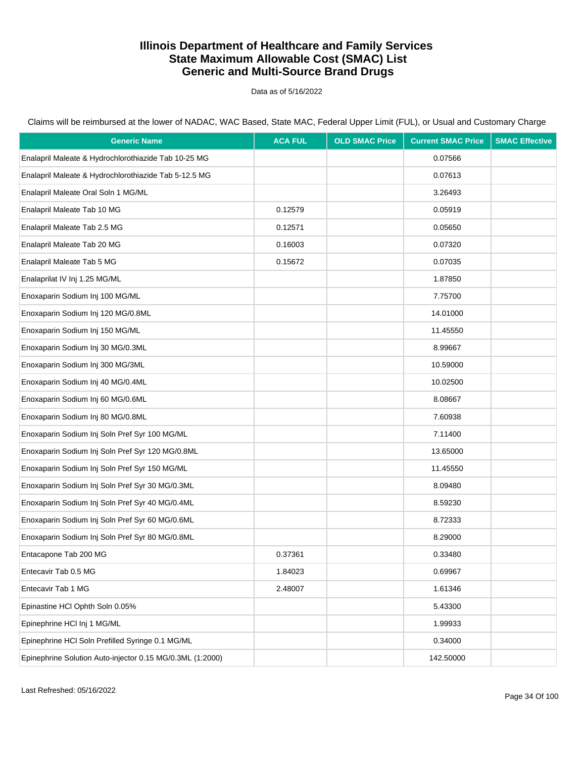# Illinois Department of Healthcare and Family Services
# State Maximum Allowable Cost (SMAC) List
# Generic and Multi-Source Brand Drugs

Data as of 5/16/2022

Claims will be reimbursed at the lower of NADAC, WAC Based, State MAC, Federal Upper Limit (FUL), or Usual and Customary Charge

| Generic Name | ACA FUL | OLD SMAC Price | Current SMAC Price | SMAC Effective |
|---|---|---|---|---|
| Enalapril Maleate & Hydrochlorothiazide Tab 10-25 MG | | | 0.07566 | |
| Enalapril Maleate & Hydrochlorothiazide Tab 5-12.5 MG | | | 0.07613 | |
| Enalapril Maleate Oral Soln 1 MG/ML | | | 3.26493 | |
| Enalapril Maleate Tab 10 MG | 0.12579 | | 0.05919 | |
| Enalapril Maleate Tab 2.5 MG | 0.12571 | | 0.05650 | |
| Enalapril Maleate Tab 20 MG | 0.16003 | | 0.07320 | |
| Enalapril Maleate Tab 5 MG | 0.15672 | | 0.07035 | |
| Enalaprilat IV Inj 1.25 MG/ML | | | 1.87850 | |
| Enoxaparin Sodium Inj 100 MG/ML | | | 7.75700 | |
| Enoxaparin Sodium Inj 120 MG/0.8ML | | | 14.01000 | |
| Enoxaparin Sodium Inj 150 MG/ML | | | 11.45550 | |
| Enoxaparin Sodium Inj 30 MG/0.3ML | | | 8.99667 | |
| Enoxaparin Sodium Inj 300 MG/3ML | | | 10.59000 | |
| Enoxaparin Sodium Inj 40 MG/0.4ML | | | 10.02500 | |
| Enoxaparin Sodium Inj 60 MG/0.6ML | | | 8.08667 | |
| Enoxaparin Sodium Inj 80 MG/0.8ML | | | 7.60938 | |
| Enoxaparin Sodium Inj Soln Pref Syr 100 MG/ML | | | 7.11400 | |
| Enoxaparin Sodium Inj Soln Pref Syr 120 MG/0.8ML | | | 13.65000 | |
| Enoxaparin Sodium Inj Soln Pref Syr 150 MG/ML | | | 11.45550 | |
| Enoxaparin Sodium Inj Soln Pref Syr 30 MG/0.3ML | | | 8.09480 | |
| Enoxaparin Sodium Inj Soln Pref Syr 40 MG/0.4ML | | | 8.59230 | |
| Enoxaparin Sodium Inj Soln Pref Syr 60 MG/0.6ML | | | 8.72333 | |
| Enoxaparin Sodium Inj Soln Pref Syr 80 MG/0.8ML | | | 8.29000 | |
| Entacapone Tab 200 MG | 0.37361 | | 0.33480 | |
| Entecavir Tab 0.5 MG | 1.84023 | | 0.69967 | |
| Entecavir Tab 1 MG | 2.48007 | | 1.61346 | |
| Epinastine HCl Ophth Soln 0.05% | | | 5.43300 | |
| Epinephrine HCl Inj 1 MG/ML | | | 1.99933 | |
| Epinephrine HCl Soln Prefilled Syringe 0.1 MG/ML | | | 0.34000 | |
| Epinephrine Solution Auto-injector 0.15 MG/0.3ML (1:2000) | | | 142.50000 | |

Last Refreshed: 05/16/2022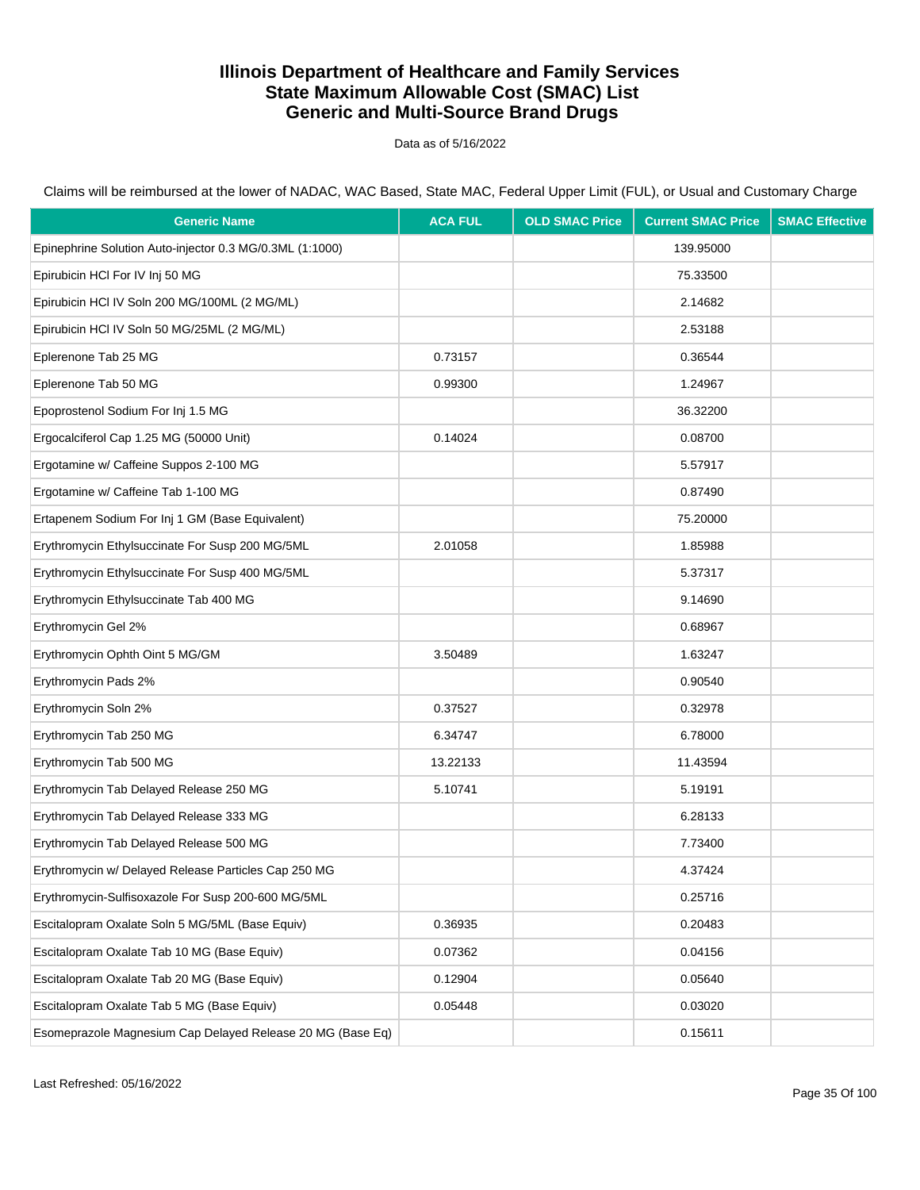# Illinois Department of Healthcare and Family Services
# State Maximum Allowable Cost (SMAC) List
# Generic and Multi-Source Brand Drugs

Data as of 5/16/2022

Claims will be reimbursed at the lower of NADAC, WAC Based, State MAC, Federal Upper Limit (FUL), or Usual and Customary Charge

| Generic Name | ACA FUL | OLD SMAC Price | Current SMAC Price | SMAC Effective |
|---|---|---|---|---|
| Epinephrine Solution Auto-injector 0.3 MG/0.3ML (1:1000) | | | 139.95000 | |
| Epirubicin HCl For IV Inj 50 MG | | | 75.33500 | |
| Epirubicin HCl IV Soln 200 MG/100ML (2 MG/ML) | | | 2.14682 | |
| Epirubicin HCl IV Soln 50 MG/25ML (2 MG/ML) | | | 2.53188 | |
| Eplerenone Tab 25 MG | 0.73157 | | 0.36544 | |
| Eplerenone Tab 50 MG | 0.99300 | | 1.24967 | |
| Epoprostenol Sodium For Inj 1.5 MG | | | 36.32200 | |
| Ergocalciferol Cap 1.25 MG (50000 Unit) | 0.14024 | | 0.08700 | |
| Ergotamine w/ Caffeine Suppos 2-100 MG | | | 5.57917 | |
| Ergotamine w/ Caffeine Tab 1-100 MG | | | 0.87490 | |
| Ertapenem Sodium For Inj 1 GM (Base Equivalent) | | | 75.20000 | |
| Erythromycin Ethylsuccinate For Susp 200 MG/5ML | 2.01058 | | 1.85988 | |
| Erythromycin Ethylsuccinate For Susp 400 MG/5ML | | | 5.37317 | |
| Erythromycin Ethylsuccinate Tab 400 MG | | | 9.14690 | |
| Erythromycin Gel 2% | | | 0.68967 | |
| Erythromycin Ophth Oint 5 MG/GM | 3.50489 | | 1.63247 | |
| Erythromycin Pads 2% | | | 0.90540 | |
| Erythromycin Soln 2% | 0.37527 | | 0.32978 | |
| Erythromycin Tab 250 MG | 6.34747 | | 6.78000 | |
| Erythromycin Tab 500 MG | 13.22133 | | 11.43594 | |
| Erythromycin Tab Delayed Release 250 MG | 5.10741 | | 5.19191 | |
| Erythromycin Tab Delayed Release 333 MG | | | 6.28133 | |
| Erythromycin Tab Delayed Release 500 MG | | | 7.73400 | |
| Erythromycin w/ Delayed Release Particles Cap 250 MG | | | 4.37424 | |
| Erythromycin-Sulfisoxazole For Susp 200-600 MG/5ML | | | 0.25716 | |
| Escitalopram Oxalate Soln 5 MG/5ML (Base Equiv) | 0.36935 | | 0.20483 | |
| Escitalopram Oxalate Tab 10 MG (Base Equiv) | 0.07362 | | 0.04156 | |
| Escitalopram Oxalate Tab 20 MG (Base Equiv) | 0.12904 | | 0.05640 | |
| Escitalopram Oxalate Tab 5 MG (Base Equiv) | 0.05448 | | 0.03020 | |
| Esomeprazole Magnesium Cap Delayed Release 20 MG (Base Eq) | | | 0.15611 | |

Last Refreshed: 05/16/2022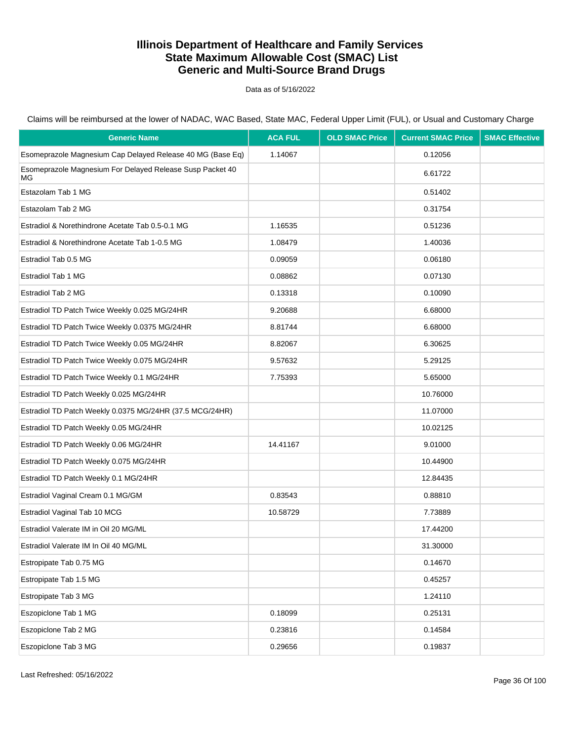# Illinois Department of Healthcare and Family Services
# State Maximum Allowable Cost (SMAC) List
# Generic and Multi-Source Brand Drugs

Data as of 5/16/2022

Claims will be reimbursed at the lower of NADAC, WAC Based, State MAC, Federal Upper Limit (FUL), or Usual and Customary Charge

| Generic Name | ACA FUL | OLD SMAC Price | Current SMAC Price | SMAC Effective |
|---|---|---|---|---|
| Esomeprazole Magnesium Cap Delayed Release 40 MG (Base Eq) | 1.14067 | | 0.12056 | |
| Esomeprazole Magnesium For Delayed Release Susp Packet 40 MG | | | 6.61722 | |
| Estazolam Tab 1 MG | | | 0.51402 | |
| Estazolam Tab 2 MG | | | 0.31754 | |
| Estradiol & Norethindrone Acetate Tab 0.5-0.1 MG | 1.16535 | | 0.51236 | |
| Estradiol & Norethindrone Acetate Tab 1-0.5 MG | 1.08479 | | 1.40036 | |
| Estradiol Tab 0.5 MG | 0.09059 | | 0.06180 | |
| Estradiol Tab 1 MG | 0.08862 | | 0.07130 | |
| Estradiol Tab 2 MG | 0.13318 | | 0.10090 | |
| Estradiol TD Patch Twice Weekly 0.025 MG/24HR | 9.20688 | | 6.68000 | |
| Estradiol TD Patch Twice Weekly 0.0375 MG/24HR | 8.81744 | | 6.68000 | |
| Estradiol TD Patch Twice Weekly 0.05 MG/24HR | 8.82067 | | 6.30625 | |
| Estradiol TD Patch Twice Weekly 0.075 MG/24HR | 9.57632 | | 5.29125 | |
| Estradiol TD Patch Twice Weekly 0.1 MG/24HR | 7.75393 | | 5.65000 | |
| Estradiol TD Patch Weekly 0.025 MG/24HR | | | 10.76000 | |
| Estradiol TD Patch Weekly 0.0375 MG/24HR (37.5 MCG/24HR) | | | 11.07000 | |
| Estradiol TD Patch Weekly 0.05 MG/24HR | | | 10.02125 | |
| Estradiol TD Patch Weekly 0.06 MG/24HR | 14.41167 | | 9.01000 | |
| Estradiol TD Patch Weekly 0.075 MG/24HR | | | 10.44900 | |
| Estradiol TD Patch Weekly 0.1 MG/24HR | | | 12.84435 | |
| Estradiol Vaginal Cream 0.1 MG/GM | 0.83543 | | 0.88810 | |
| Estradiol Vaginal Tab 10 MCG | 10.58729 | | 7.73889 | |
| Estradiol Valerate IM in Oil 20 MG/ML | | | 17.44200 | |
| Estradiol Valerate IM In Oil 40 MG/ML | | | 31.30000 | |
| Estropipate Tab 0.75 MG | | | 0.14670 | |
| Estropipate Tab 1.5 MG | | | 0.45257 | |
| Estropipate Tab 3 MG | | | 1.24110 | |
| Eszopiclone Tab 1 MG | 0.18099 | | 0.25131 | |
| Eszopiclone Tab 2 MG | 0.23816 | | 0.14584 | |
| Eszopiclone Tab 3 MG | 0.29656 | | 0.19837 | |

Last Refreshed: 05/16/2022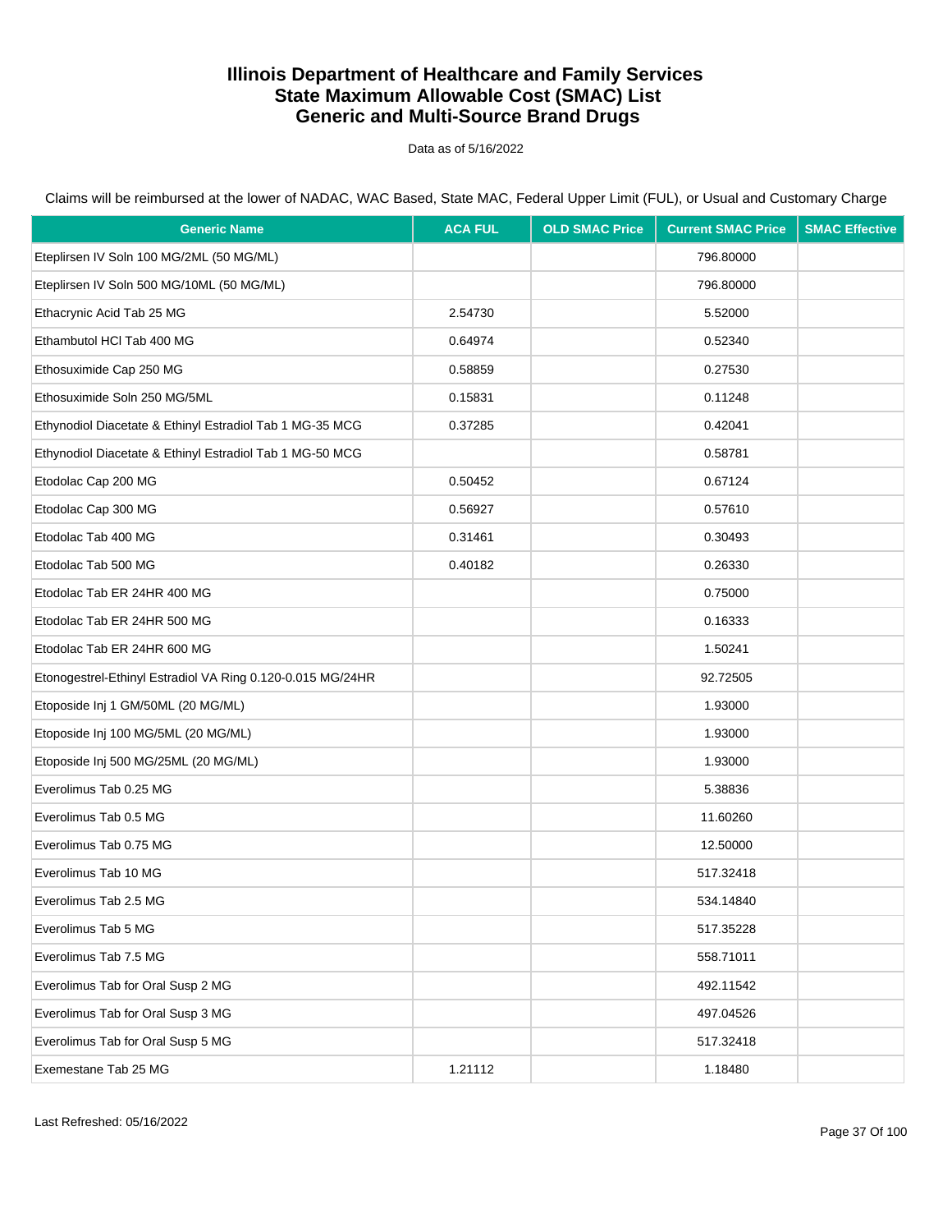# Illinois Department of Healthcare and Family Services
# State Maximum Allowable Cost (SMAC) List
# Generic and Multi-Source Brand Drugs

Data as of 5/16/2022

Claims will be reimbursed at the lower of NADAC, WAC Based, State MAC, Federal Upper Limit (FUL), or Usual and Customary Charge

| Generic Name | ACA FUL | OLD SMAC Price | Current SMAC Price | SMAC Effective |
|---|---|---|---|---|
| Eteplirsen IV Soln 100 MG/2ML (50 MG/ML) | | | 796.80000 | |
| Eteplirsen IV Soln 500 MG/10ML (50 MG/ML) | | | 796.80000 | |
| Ethacrynic Acid Tab 25 MG | 2.54730 | | 5.52000 | |
| Ethambutol HCl Tab 400 MG | 0.64974 | | 0.52340 | |
| Ethosuximide Cap 250 MG | 0.58859 | | 0.27530 | |
| Ethosuximide Soln 250 MG/5ML | 0.15831 | | 0.11248 | |
| Ethynodiol Diacetate & Ethinyl Estradiol Tab 1 MG-35 MCG | 0.37285 | | 0.42041 | |
| Ethynodiol Diacetate & Ethinyl Estradiol Tab 1 MG-50 MCG | | | 0.58781 | |
| Etodolac Cap 200 MG | 0.50452 | | 0.67124 | |
| Etodolac Cap 300 MG | 0.56927 | | 0.57610 | |
| Etodolac Tab 400 MG | 0.31461 | | 0.30493 | |
| Etodolac Tab 500 MG | 0.40182 | | 0.26330 | |
| Etodolac Tab ER 24HR 400 MG | | | 0.75000 | |
| Etodolac Tab ER 24HR 500 MG | | | 0.16333 | |
| Etodolac Tab ER 24HR 600 MG | | | 1.50241 | |
| Etonogestrel-Ethinyl Estradiol VA Ring 0.120-0.015 MG/24HR | | | 92.72505 | |
| Etoposide Inj 1 GM/50ML (20 MG/ML) | | | 1.93000 | |
| Etoposide Inj 100 MG/5ML (20 MG/ML) | | | 1.93000 | |
| Etoposide Inj 500 MG/25ML (20 MG/ML) | | | 1.93000 | |
| Everolimus Tab 0.25 MG | | | 5.38836 | |
| Everolimus Tab 0.5 MG | | | 11.60260 | |
| Everolimus Tab 0.75 MG | | | 12.50000 | |
| Everolimus Tab 10 MG | | | 517.32418 | |
| Everolimus Tab 2.5 MG | | | 534.14840 | |
| Everolimus Tab 5 MG | | | 517.35228 | |
| Everolimus Tab 7.5 MG | | | 558.71011 | |
| Everolimus Tab for Oral Susp 2 MG | | | 492.11542 | |
| Everolimus Tab for Oral Susp 3 MG | | | 497.04526 | |
| Everolimus Tab for Oral Susp 5 MG | | | 517.32418 | |
| Exemestane Tab 25 MG | 1.21112 | | 1.18480 | |

Last Refreshed: 05/16/2022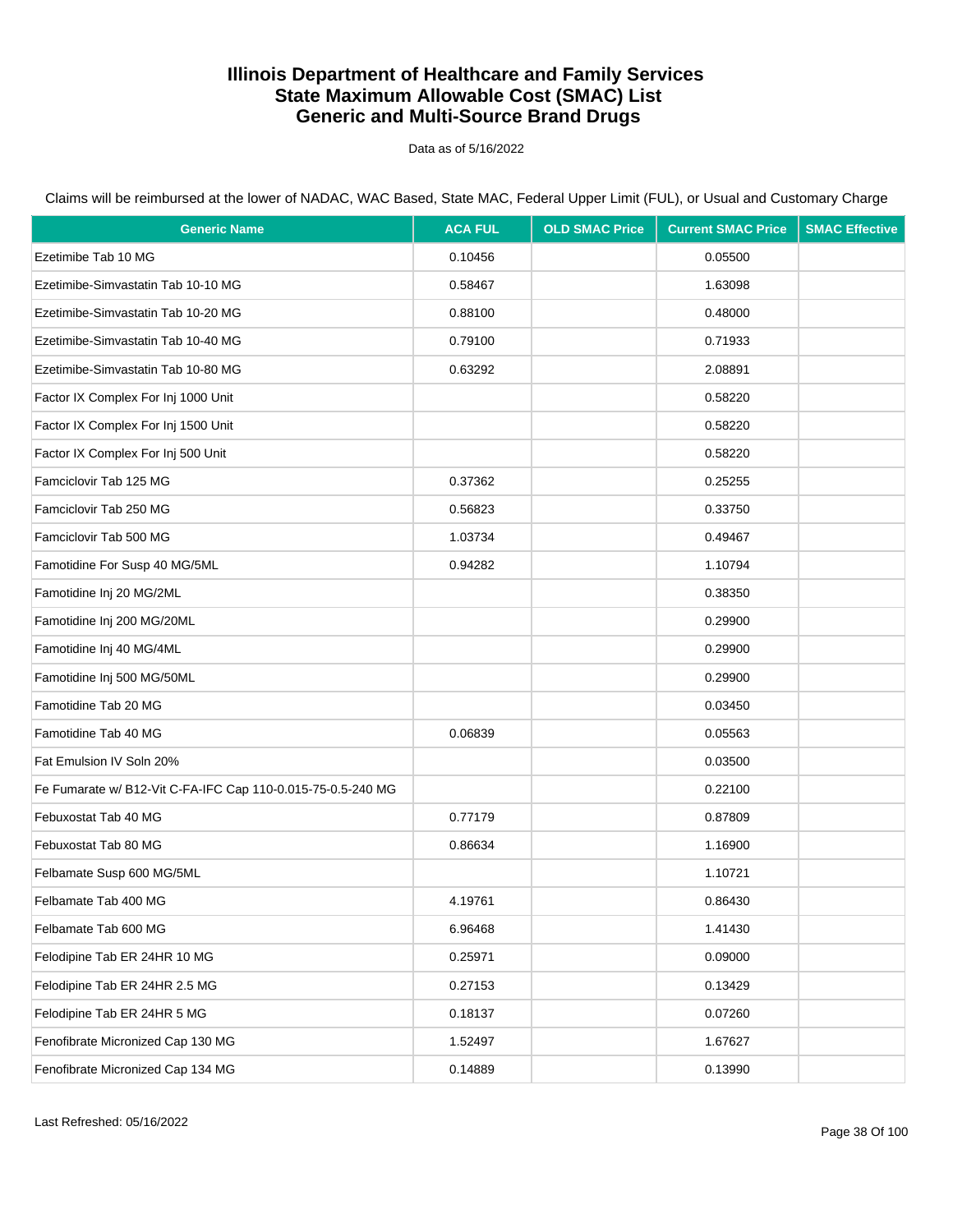# Illinois Department of Healthcare and Family Services
# State Maximum Allowable Cost (SMAC) List
# Generic and Multi-Source Brand Drugs

Data as of 5/16/2022

Claims will be reimbursed at the lower of NADAC, WAC Based, State MAC, Federal Upper Limit (FUL), or Usual and Customary Charge

| Generic Name | ACA FUL | OLD SMAC Price | Current SMAC Price | SMAC Effective |
|---|---|---|---|---|
| Ezetimibe Tab 10 MG | 0.10456 | | 0.05500 | |
| Ezetimibe-Simvastatin Tab 10-10 MG | 0.58467 | | 1.63098 | |
| Ezetimibe-Simvastatin Tab 10-20 MG | 0.88100 | | 0.48000 | |
| Ezetimibe-Simvastatin Tab 10-40 MG | 0.79100 | | 0.71933 | |
| Ezetimibe-Simvastatin Tab 10-80 MG | 0.63292 | | 2.08891 | |
| Factor IX Complex For Inj 1000 Unit | | | 0.58220 | |
| Factor IX Complex For Inj 1500 Unit | | | 0.58220 | |
| Factor IX Complex For Inj 500 Unit | | | 0.58220 | |
| Famciclovir Tab 125 MG | 0.37362 | | 0.25255 | |
| Famciclovir Tab 250 MG | 0.56823 | | 0.33750 | |
| Famciclovir Tab 500 MG | 1.03734 | | 0.49467 | |
| Famotidine For Susp 40 MG/5ML | 0.94282 | | 1.10794 | |
| Famotidine Inj 20 MG/2ML | | | 0.38350 | |
| Famotidine Inj 200 MG/20ML | | | 0.29900 | |
| Famotidine Inj 40 MG/4ML | | | 0.29900 | |
| Famotidine Inj 500 MG/50ML | | | 0.29900 | |
| Famotidine Tab 20 MG | | | 0.03450 | |
| Famotidine Tab 40 MG | 0.06839 | | 0.05563 | |
| Fat Emulsion IV Soln 20% | | | 0.03500 | |
| Fe Fumarate w/ B12-Vit C-FA-IFC Cap 110-0.015-75-0.5-240 MG | | | 0.22100 | |
| Febuxostat Tab 40 MG | 0.77179 | | 0.87809 | |
| Febuxostat Tab 80 MG | 0.86634 | | 1.16900 | |
| Felbamate Susp 600 MG/5ML | | | 1.10721 | |
| Felbamate Tab 400 MG | 4.19761 | | 0.86430 | |
| Felbamate Tab 600 MG | 6.96468 | | 1.41430 | |
| Felodipine Tab ER 24HR 10 MG | 0.25971 | | 0.09000 | |
| Felodipine Tab ER 24HR 2.5 MG | 0.27153 | | 0.13429 | |
| Felodipine Tab ER 24HR 5 MG | 0.18137 | | 0.07260 | |
| Fenofibrate Micronized Cap 130 MG | 1.52497 | | 1.67627 | |
| Fenofibrate Micronized Cap 134 MG | 0.14889 | | 0.13990 | |

Last Refreshed: 05/16/2022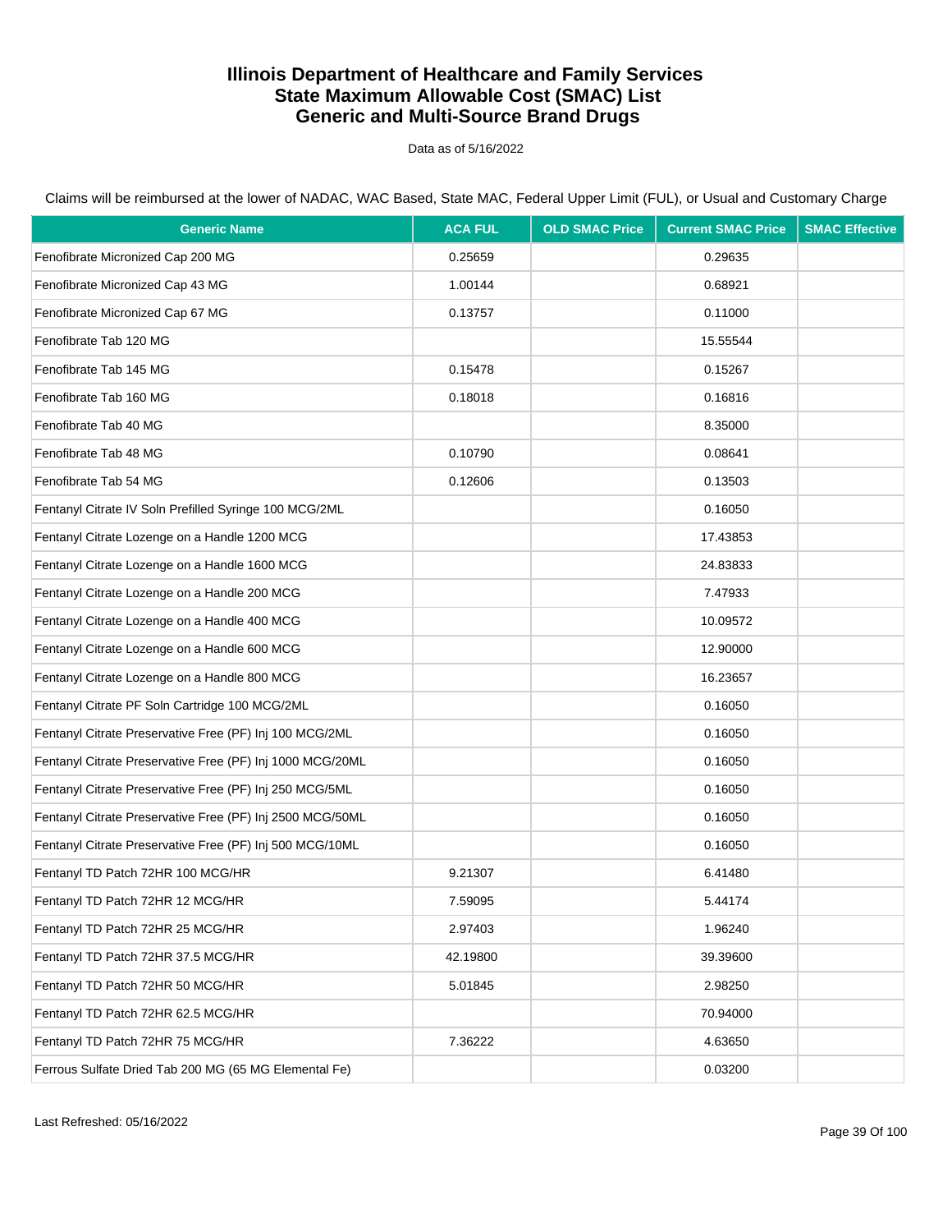# Illinois Department of Healthcare and Family Services
# State Maximum Allowable Cost (SMAC) List
# Generic and Multi-Source Brand Drugs

Data as of 5/16/2022

Claims will be reimbursed at the lower of NADAC, WAC Based, State MAC, Federal Upper Limit (FUL), or Usual and Customary Charge

| Generic Name | ACA FUL | OLD SMAC Price | Current SMAC Price | SMAC Effective |
|---|---|---|---|---|
| Fenofibrate Micronized Cap 200 MG | 0.25659 | | 0.29635 | |
| Fenofibrate Micronized Cap 43 MG | 1.00144 | | 0.68921 | |
| Fenofibrate Micronized Cap 67 MG | 0.13757 | | 0.11000 | |
| Fenofibrate Tab 120 MG | | | 15.55544 | |
| Fenofibrate Tab 145 MG | 0.15478 | | 0.15267 | |
| Fenofibrate Tab 160 MG | 0.18018 | | 0.16816 | |
| Fenofibrate Tab 40 MG | | | 8.35000 | |
| Fenofibrate Tab 48 MG | 0.10790 | | 0.08641 | |
| Fenofibrate Tab 54 MG | 0.12606 | | 0.13503 | |
| Fentanyl Citrate IV Soln Prefilled Syringe 100 MCG/2ML | | | 0.16050 | |
| Fentanyl Citrate Lozenge on a Handle 1200 MCG | | | 17.43853 | |
| Fentanyl Citrate Lozenge on a Handle 1600 MCG | | | 24.83833 | |
| Fentanyl Citrate Lozenge on a Handle 200 MCG | | | 7.47933 | |
| Fentanyl Citrate Lozenge on a Handle 400 MCG | | | 10.09572 | |
| Fentanyl Citrate Lozenge on a Handle 600 MCG | | | 12.90000 | |
| Fentanyl Citrate Lozenge on a Handle 800 MCG | | | 16.23657 | |
| Fentanyl Citrate PF Soln Cartridge 100 MCG/2ML | | | 0.16050 | |
| Fentanyl Citrate Preservative Free (PF) Inj 100 MCG/2ML | | | 0.16050 | |
| Fentanyl Citrate Preservative Free (PF) Inj 1000 MCG/20ML | | | 0.16050 | |
| Fentanyl Citrate Preservative Free (PF) Inj 250 MCG/5ML | | | 0.16050 | |
| Fentanyl Citrate Preservative Free (PF) Inj 2500 MCG/50ML | | | 0.16050 | |
| Fentanyl Citrate Preservative Free (PF) Inj 500 MCG/10ML | | | 0.16050 | |
| Fentanyl TD Patch 72HR 100 MCG/HR | 9.21307 | | 6.41480 | |
| Fentanyl TD Patch 72HR 12 MCG/HR | 7.59095 | | 5.44174 | |
| Fentanyl TD Patch 72HR 25 MCG/HR | 2.97403 | | 1.96240 | |
| Fentanyl TD Patch 72HR 37.5 MCG/HR | 42.19800 | | 39.39600 | |
| Fentanyl TD Patch 72HR 50 MCG/HR | 5.01845 | | 2.98250 | |
| Fentanyl TD Patch 72HR 62.5 MCG/HR | | | 70.94000 | |
| Fentanyl TD Patch 72HR 75 MCG/HR | 7.36222 | | 4.63650 | |
| Ferrous Sulfate Dried Tab 200 MG (65 MG Elemental Fe) | | | 0.03200 | |

Last Refreshed: 05/16/2022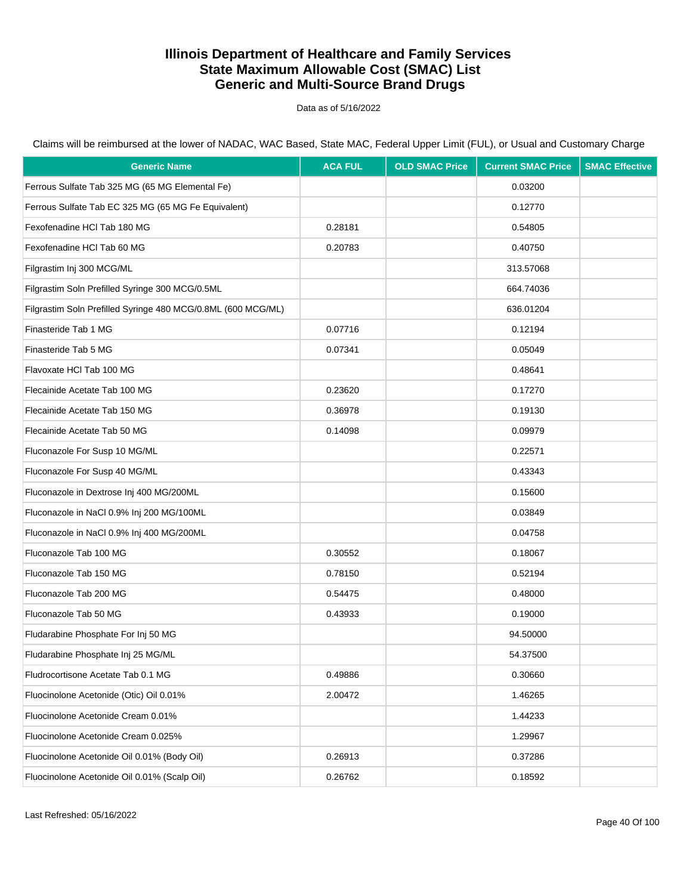# Illinois Department of Healthcare and Family Services
# State Maximum Allowable Cost (SMAC) List
# Generic and Multi-Source Brand Drugs

Data as of 5/16/2022

Claims will be reimbursed at the lower of NADAC, WAC Based, State MAC, Federal Upper Limit (FUL), or Usual and Customary Charge

| Generic Name | ACA FUL | OLD SMAC Price | Current SMAC Price | SMAC Effective |
|---|---|---|---|---|
| Ferrous Sulfate Tab 325 MG (65 MG Elemental Fe) | | | 0.03200 | |
| Ferrous Sulfate Tab EC 325 MG (65 MG Fe Equivalent) | | | 0.12770 | |
| Fexofenadine HCl Tab 180 MG | 0.28181 | | 0.54805 | |
| Fexofenadine HCl Tab 60 MG | 0.20783 | | 0.40750 | |
| Filgrastim Inj 300 MCG/ML | | | 313.57068 | |
| Filgrastim Soln Prefilled Syringe 300 MCG/0.5ML | | | 664.74036 | |
| Filgrastim Soln Prefilled Syringe 480 MCG/0.8ML (600 MCG/ML) | | | 636.01204 | |
| Finasteride Tab 1 MG | 0.07716 | | 0.12194 | |
| Finasteride Tab 5 MG | 0.07341 | | 0.05049 | |
| Flavoxate HCl Tab 100 MG | | | 0.48641 | |
| Flecainide Acetate Tab 100 MG | 0.23620 | | 0.17270 | |
| Flecainide Acetate Tab 150 MG | 0.36978 | | 0.19130 | |
| Flecainide Acetate Tab 50 MG | 0.14098 | | 0.09979 | |
| Fluconazole For Susp 10 MG/ML | | | 0.22571 | |
| Fluconazole For Susp 40 MG/ML | | | 0.43343 | |
| Fluconazole in Dextrose Inj 400 MG/200ML | | | 0.15600 | |
| Fluconazole in NaCl 0.9% Inj 200 MG/100ML | | | 0.03849 | |
| Fluconazole in NaCl 0.9% Inj 400 MG/200ML | | | 0.04758 | |
| Fluconazole Tab 100 MG | 0.30552 | | 0.18067 | |
| Fluconazole Tab 150 MG | 0.78150 | | 0.52194 | |
| Fluconazole Tab 200 MG | 0.54475 | | 0.48000 | |
| Fluconazole Tab 50 MG | 0.43933 | | 0.19000 | |
| Fludarabine Phosphate For Inj 50 MG | | | 94.50000 | |
| Fludarabine Phosphate Inj 25 MG/ML | | | 54.37500 | |
| Fludrocortisone Acetate Tab 0.1 MG | 0.49886 | | 0.30660 | |
| Fluocinolone Acetonide (Otic) Oil 0.01% | 2.00472 | | 1.46265 | |
| Fluocinolone Acetonide Cream 0.01% | | | 1.44233 | |
| Fluocinolone Acetonide Cream 0.025% | | | 1.29967 | |
| Fluocinolone Acetonide Oil 0.01% (Body Oil) | 0.26913 | | 0.37286 | |
| Fluocinolone Acetonide Oil 0.01% (Scalp Oil) | 0.26762 | | 0.18592 | |

Last Refreshed: 05/16/2022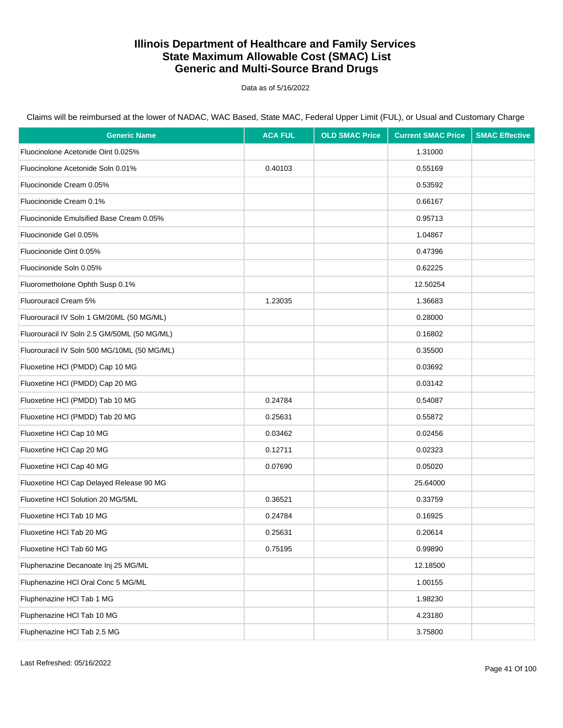# Illinois Department of Healthcare and Family Services
# State Maximum Allowable Cost (SMAC) List
# Generic and Multi-Source Brand Drugs

Data as of 5/16/2022

Claims will be reimbursed at the lower of NADAC, WAC Based, State MAC, Federal Upper Limit (FUL), or Usual and Customary Charge

| Generic Name | ACA FUL | OLD SMAC Price | Current SMAC Price | SMAC Effective |
|---|---|---|---|---|
| Fluocinolone Acetonide Oint 0.025% | | | 1.31000 | |
| Fluocinolone Acetonide Soln 0.01% | 0.40103 | | 0.55169 | |
| Fluocinonide Cream 0.05% | | | 0.53592 | |
| Fluocinonide Cream 0.1% | | | 0.66167 | |
| Fluocinonide Emulsified Base Cream 0.05% | | | 0.95713 | |
| Fluocinonide Gel 0.05% | | | 1.04867 | |
| Fluocinonide Oint 0.05% | | | 0.47396 | |
| Fluocinonide Soln 0.05% | | | 0.62225 | |
| Fluorometholone Ophth Susp 0.1% | | | 12.50254 | |
| Fluorouracil Cream 5% | 1.23035 | | 1.36683 | |
| Fluorouracil IV Soln 1 GM/20ML (50 MG/ML) | | | 0.28000 | |
| Fluorouracil IV Soln 2.5 GM/50ML (50 MG/ML) | | | 0.16802 | |
| Fluorouracil IV Soln 500 MG/10ML (50 MG/ML) | | | 0.35500 | |
| Fluoxetine HCl (PMDD) Cap 10 MG | | | 0.03692 | |
| Fluoxetine HCl (PMDD) Cap 20 MG | | | 0.03142 | |
| Fluoxetine HCl (PMDD) Tab 10 MG | 0.24784 | | 0.54087 | |
| Fluoxetine HCl (PMDD) Tab 20 MG | 0.25631 | | 0.55872 | |
| Fluoxetine HCl Cap 10 MG | 0.03462 | | 0.02456 | |
| Fluoxetine HCl Cap 20 MG | 0.12711 | | 0.02323 | |
| Fluoxetine HCl Cap 40 MG | 0.07690 | | 0.05020 | |
| Fluoxetine HCl Cap Delayed Release 90 MG | | | 25.64000 | |
| Fluoxetine HCl Solution 20 MG/5ML | 0.36521 | | 0.33759 | |
| Fluoxetine HCl Tab 10 MG | 0.24784 | | 0.16925 | |
| Fluoxetine HCl Tab 20 MG | 0.25631 | | 0.20614 | |
| Fluoxetine HCl Tab 60 MG | 0.75195 | | 0.99890 | |
| Fluphenazine Decanoate Inj 25 MG/ML | | | 12.18500 | |
| Fluphenazine HCl Oral Conc 5 MG/ML | | | 1.00155 | |
| Fluphenazine HCl Tab 1 MG | | | 1.98230 | |
| Fluphenazine HCl Tab 10 MG | | | 4.23180 | |
| Fluphenazine HCl Tab 2.5 MG | | | 3.75800 | |

Last Refreshed: 05/16/2022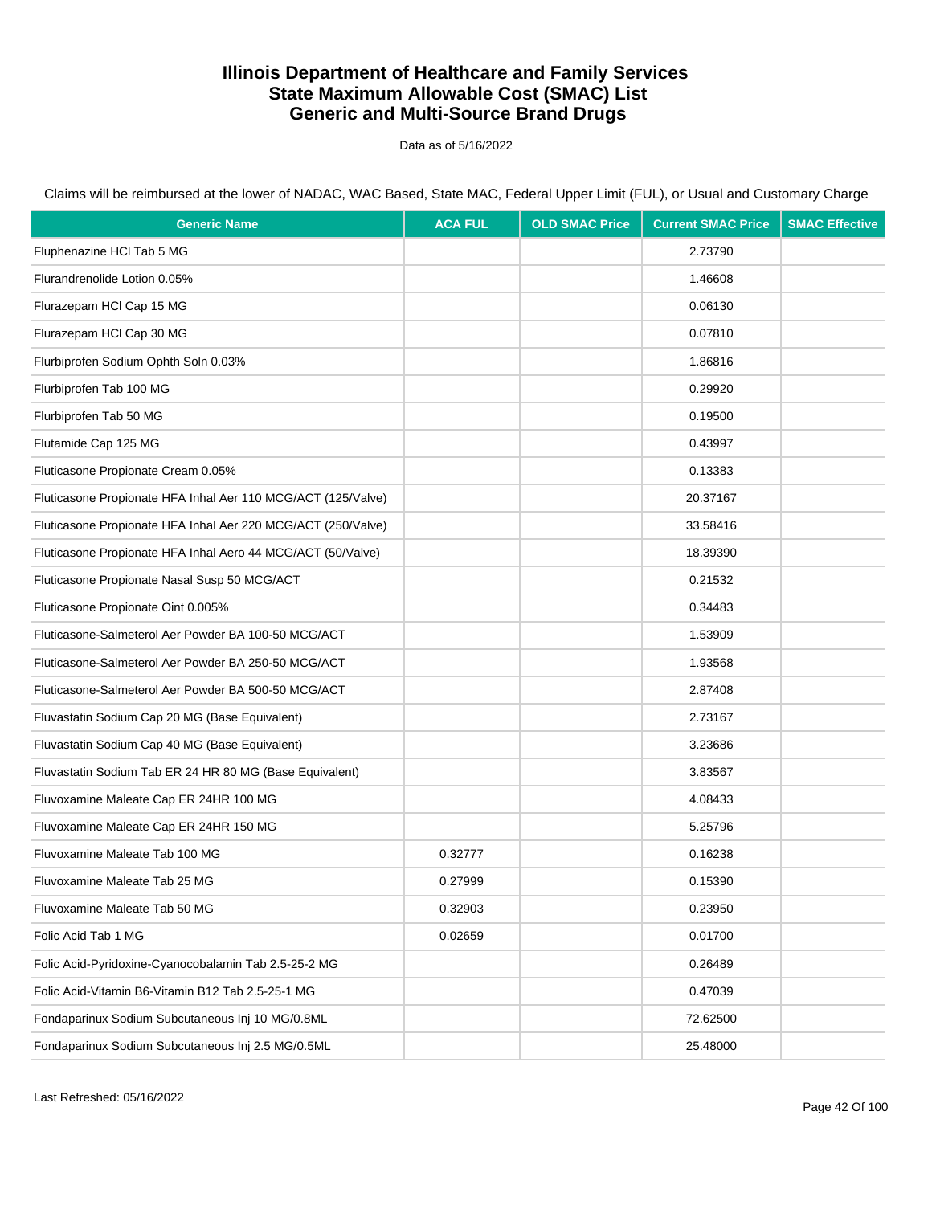# Illinois Department of Healthcare and Family Services
# State Maximum Allowable Cost (SMAC) List
# Generic and Multi-Source Brand Drugs

Data as of 5/16/2022

Claims will be reimbursed at the lower of NADAC, WAC Based, State MAC, Federal Upper Limit (FUL), or Usual and Customary Charge

| Generic Name | ACA FUL | OLD SMAC Price | Current SMAC Price | SMAC Effective |
|---|---|---|---|---|
| Fluphenazine HCl Tab 5 MG | | | 2.73790 | |
| Flurandrenolide Lotion 0.05% | | | 1.46608 | |
| Flurazepam HCl Cap 15 MG | | | 0.06130 | |
| Flurazepam HCl Cap 30 MG | | | 0.07810 | |
| Flurbiprofen Sodium Ophth Soln 0.03% | | | 1.86816 | |
| Flurbiprofen Tab 100 MG | | | 0.29920 | |
| Flurbiprofen Tab 50 MG | | | 0.19500 | |
| Flutamide Cap 125 MG | | | 0.43997 | |
| Fluticasone Propionate Cream 0.05% | | | 0.13383 | |
| Fluticasone Propionate HFA Inhal Aer 110 MCG/ACT (125/Valve) | | | 20.37167 | |
| Fluticasone Propionate HFA Inhal Aer 220 MCG/ACT (250/Valve) | | | 33.58416 | |
| Fluticasone Propionate HFA Inhal Aero 44 MCG/ACT (50/Valve) | | | 18.39390 | |
| Fluticasone Propionate Nasal Susp 50 MCG/ACT | | | 0.21532 | |
| Fluticasone Propionate Oint 0.005% | | | 0.34483 | |
| Fluticasone-Salmeterol Aer Powder BA 100-50 MCG/ACT | | | 1.53909 | |
| Fluticasone-Salmeterol Aer Powder BA 250-50 MCG/ACT | | | 1.93568 | |
| Fluticasone-Salmeterol Aer Powder BA 500-50 MCG/ACT | | | 2.87408 | |
| Fluvastatin Sodium Cap 20 MG (Base Equivalent) | | | 2.73167 | |
| Fluvastatin Sodium Cap 40 MG (Base Equivalent) | | | 3.23686 | |
| Fluvastatin Sodium Tab ER 24 HR 80 MG (Base Equivalent) | | | 3.83567 | |
| Fluvoxamine Maleate Cap ER 24HR 100 MG | | | 4.08433 | |
| Fluvoxamine Maleate Cap ER 24HR 150 MG | | | 5.25796 | |
| Fluvoxamine Maleate Tab 100 MG | 0.32777 | | 0.16238 | |
| Fluvoxamine Maleate Tab 25 MG | 0.27999 | | 0.15390 | |
| Fluvoxamine Maleate Tab 50 MG | 0.32903 | | 0.23950 | |
| Folic Acid Tab 1 MG | 0.02659 | | 0.01700 | |
| Folic Acid-Pyridoxine-Cyanocobalamin Tab 2.5-25-2 MG | | | 0.26489 | |
| Folic Acid-Vitamin B6-Vitamin B12 Tab 2.5-25-1 MG | | | 0.47039 | |
| Fondaparinux Sodium Subcutaneous Inj 10 MG/0.8ML | | | 72.62500 | |
| Fondaparinux Sodium Subcutaneous Inj 2.5 MG/0.5ML | | | 25.48000 | |

Last Refreshed: 05/16/2022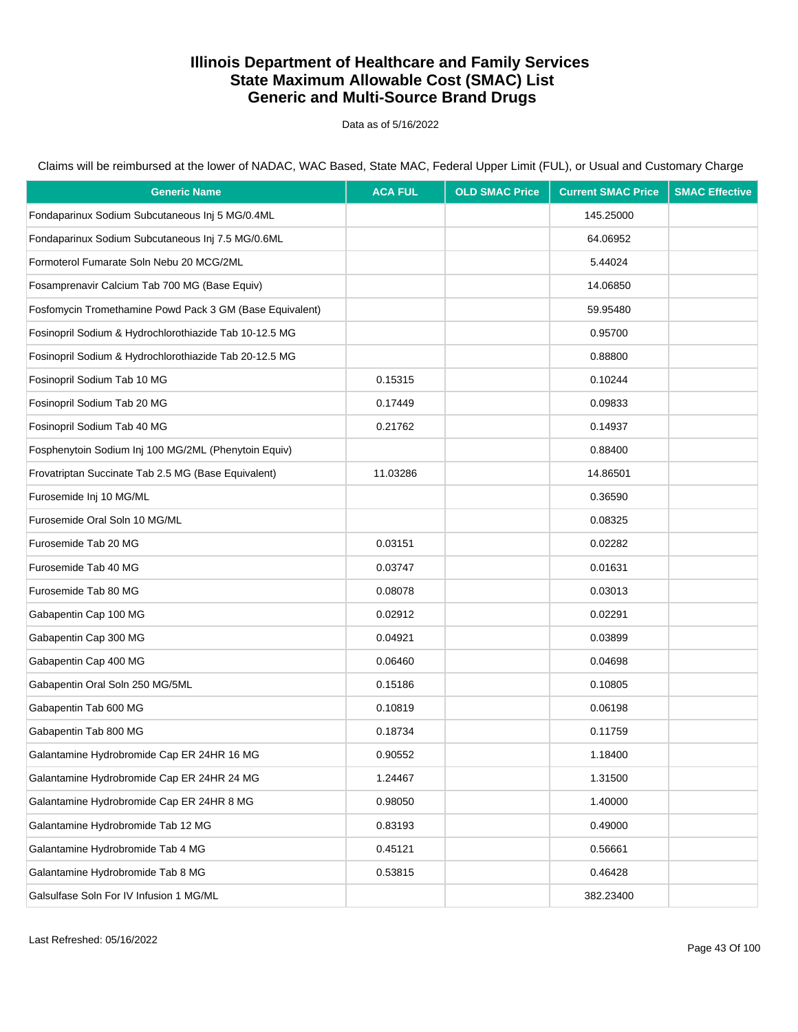# Illinois Department of Healthcare and Family Services
# State Maximum Allowable Cost (SMAC) List
# Generic and Multi-Source Brand Drugs

Data as of 5/16/2022

Claims will be reimbursed at the lower of NADAC, WAC Based, State MAC, Federal Upper Limit (FUL), or Usual and Customary Charge

| Generic Name | ACA FUL | OLD SMAC Price | Current SMAC Price | SMAC Effective |
|---|---|---|---|---|
| Fondaparinux Sodium Subcutaneous Inj 5 MG/0.4ML | | | 145.25000 | |
| Fondaparinux Sodium Subcutaneous Inj 7.5 MG/0.6ML | | | 64.06952 | |
| Formoterol Fumarate Soln Nebu 20 MCG/2ML | | | 5.44024 | |
| Fosamprenavir Calcium Tab 700 MG (Base Equiv) | | | 14.06850 | |
| Fosfomycin Tromethamine Powd Pack 3 GM (Base Equivalent) | | | 59.95480 | |
| Fosinopril Sodium & Hydrochlorothiazide Tab 10-12.5 MG | | | 0.95700 | |
| Fosinopril Sodium & Hydrochlorothiazide Tab 20-12.5 MG | | | 0.88800 | |
| Fosinopril Sodium Tab 10 MG | 0.15315 | | 0.10244 | |
| Fosinopril Sodium Tab 20 MG | 0.17449 | | 0.09833 | |
| Fosinopril Sodium Tab 40 MG | 0.21762 | | 0.14937 | |
| Fosphenytoin Sodium Inj 100 MG/2ML (Phenytoin Equiv) | | | 0.88400 | |
| Frovatriptan Succinate Tab 2.5 MG (Base Equivalent) | 11.03286 | | 14.86501 | |
| Furosemide Inj 10 MG/ML | | | 0.36590 | |
| Furosemide Oral Soln 10 MG/ML | | | 0.08325 | |
| Furosemide Tab 20 MG | 0.03151 | | 0.02282 | |
| Furosemide Tab 40 MG | 0.03747 | | 0.01631 | |
| Furosemide Tab 80 MG | 0.08078 | | 0.03013 | |
| Gabapentin Cap 100 MG | 0.02912 | | 0.02291 | |
| Gabapentin Cap 300 MG | 0.04921 | | 0.03899 | |
| Gabapentin Cap 400 MG | 0.06460 | | 0.04698 | |
| Gabapentin Oral Soln 250 MG/5ML | 0.15186 | | 0.10805 | |
| Gabapentin Tab 600 MG | 0.10819 | | 0.06198 | |
| Gabapentin Tab 800 MG | 0.18734 | | 0.11759 | |
| Galantamine Hydrobromide Cap ER 24HR 16 MG | 0.90552 | | 1.18400 | |
| Galantamine Hydrobromide Cap ER 24HR 24 MG | 1.24467 | | 1.31500 | |
| Galantamine Hydrobromide Cap ER 24HR 8 MG | 0.98050 | | 1.40000 | |
| Galantamine Hydrobromide Tab 12 MG | 0.83193 | | 0.49000 | |
| Galantamine Hydrobromide Tab 4 MG | 0.45121 | | 0.56661 | |
| Galantamine Hydrobromide Tab 8 MG | 0.53815 | | 0.46428 | |
| Galsulfase Soln For IV Infusion 1 MG/ML | | | 382.23400 | |

Last Refreshed: 05/16/2022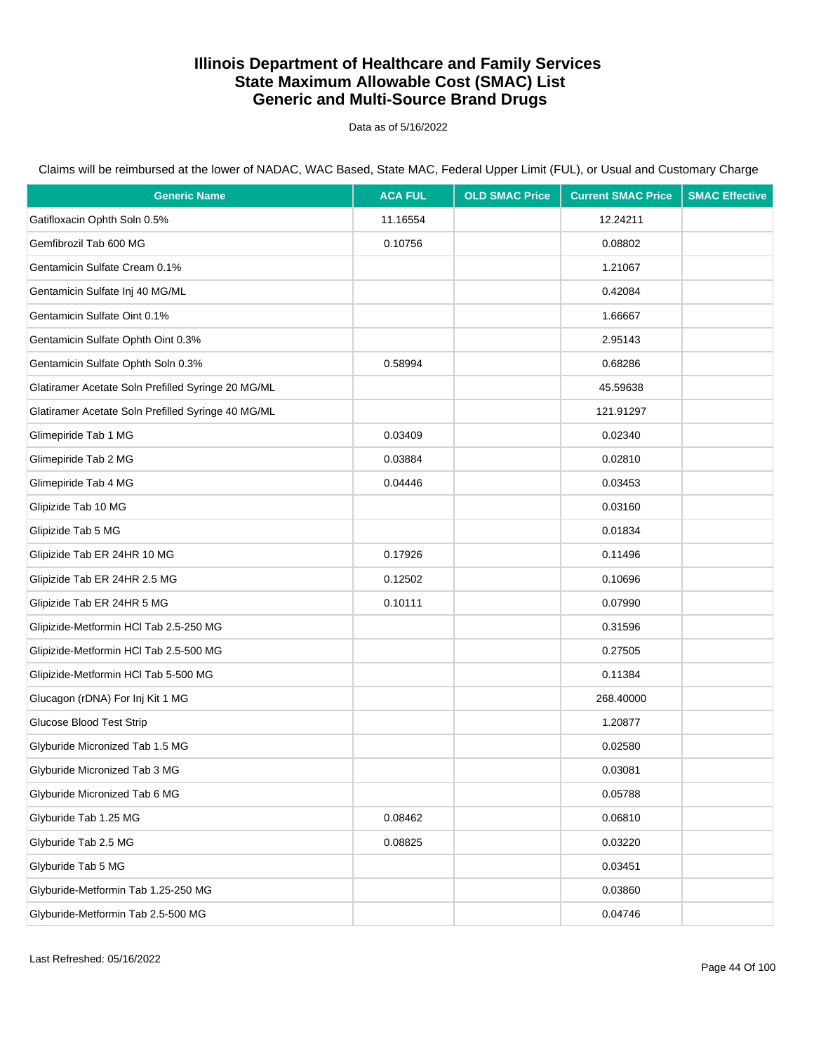# Illinois Department of Healthcare and Family Services
# State Maximum Allowable Cost (SMAC) List
# Generic and Multi-Source Brand Drugs

Data as of 5/16/2022

Claims will be reimbursed at the lower of NADAC, WAC Based, State MAC, Federal Upper Limit (FUL), or Usual and Customary Charge

| Generic Name | ACA FUL | OLD SMAC Price | Current SMAC Price | SMAC Effective |
|---|---|---|---|---|
| Gatifloxacin Ophth Soln 0.5% | 11.16554 | | 12.24211 | |
| Gemfibrozil Tab 600 MG | 0.10756 | | 0.08802 | |
| Gentamicin Sulfate Cream 0.1% | | | 1.21067 | |
| Gentamicin Sulfate Inj 40 MG/ML | | | 0.42084 | |
| Gentamicin Sulfate Oint 0.1% | | | 1.66667 | |
| Gentamicin Sulfate Ophth Oint 0.3% | | | 2.95143 | |
| Gentamicin Sulfate Ophth Soln 0.3% | 0.58994 | | 0.68286 | |
| Glatiramer Acetate Soln Prefilled Syringe 20 MG/ML | | | 45.59638 | |
| Glatiramer Acetate Soln Prefilled Syringe 40 MG/ML | | | 121.91297 | |
| Glimepiride Tab 1 MG | 0.03409 | | 0.02340 | |
| Glimepiride Tab 2 MG | 0.03884 | | 0.02810 | |
| Glimepiride Tab 4 MG | 0.04446 | | 0.03453 | |
| Glipizide Tab 10 MG | | | 0.03160 | |
| Glipizide Tab 5 MG | | | 0.01834 | |
| Glipizide Tab ER 24HR 10 MG | 0.17926 | | 0.11496 | |
| Glipizide Tab ER 24HR 2.5 MG | 0.12502 | | 0.10696 | |
| Glipizide Tab ER 24HR 5 MG | 0.10111 | | 0.07990 | |
| Glipizide-Metformin HCl Tab 2.5-250 MG | | | 0.31596 | |
| Glipizide-Metformin HCl Tab 2.5-500 MG | | | 0.27505 | |
| Glipizide-Metformin HCl Tab 5-500 MG | | | 0.11384 | |
| Glucagon (rDNA) For Inj Kit 1 MG | | | 268.40000 | |
| Glucose Blood Test Strip | | | 1.20877 | |
| Glyburide Micronized Tab 1.5 MG | | | 0.02580 | |
| Glyburide Micronized Tab 3 MG | | | 0.03081 | |
| Glyburide Micronized Tab 6 MG | | | 0.05788 | |
| Glyburide Tab 1.25 MG | 0.08462 | | 0.06810 | |
| Glyburide Tab 2.5 MG | 0.08825 | | 0.03220 | |
| Glyburide Tab 5 MG | | | 0.03451 | |
| Glyburide-Metformin Tab 1.25-250 MG | | | 0.03860 | |
| Glyburide-Metformin Tab 2.5-500 MG | | | 0.04746 | |

Last Refreshed: 05/16/2022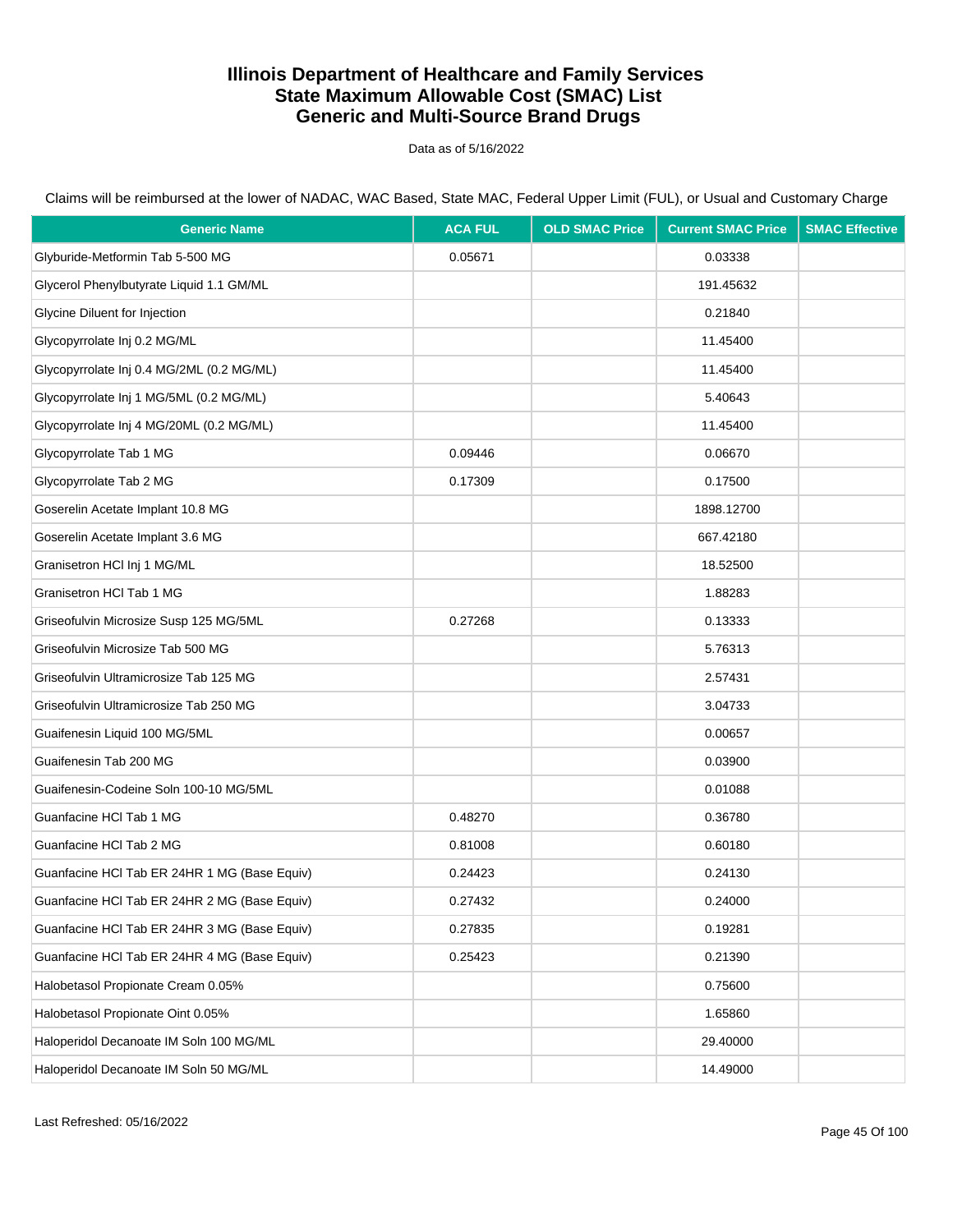# Illinois Department of Healthcare and Family Services
# State Maximum Allowable Cost (SMAC) List
# Generic and Multi-Source Brand Drugs

Data as of 5/16/2022

Claims will be reimbursed at the lower of NADAC, WAC Based, State MAC, Federal Upper Limit (FUL), or Usual and Customary Charge

| Generic Name | ACA FUL | OLD SMAC Price | Current SMAC Price | SMAC Effective |
|---|---|---|---|---|
| Glyburide-Metformin Tab 5-500 MG | 0.05671 | | 0.03338 | |
| Glycerol Phenylbutyrate Liquid 1.1 GM/ML | | | 191.45632 | |
| Glycine Diluent for Injection | | | 0.21840 | |
| Glycopyrrolate Inj 0.2 MG/ML | | | 11.45400 | |
| Glycopyrrolate Inj 0.4 MG/2ML (0.2 MG/ML) | | | 11.45400 | |
| Glycopyrrolate Inj 1 MG/5ML (0.2 MG/ML) | | | 5.40643 | |
| Glycopyrrolate Inj 4 MG/20ML (0.2 MG/ML) | | | 11.45400 | |
| Glycopyrrolate Tab 1 MG | 0.09446 | | 0.06670 | |
| Glycopyrrolate Tab 2 MG | 0.17309 | | 0.17500 | |
| Goserelin Acetate Implant 10.8 MG | | | 1898.12700 | |
| Goserelin Acetate Implant 3.6 MG | | | 667.42180 | |
| Granisetron HCl Inj 1 MG/ML | | | 18.52500 | |
| Granisetron HCl Tab 1 MG | | | 1.88283 | |
| Griseofulvin Microsize Susp 125 MG/5ML | 0.27268 | | 0.13333 | |
| Griseofulvin Microsize Tab 500 MG | | | 5.76313 | |
| Griseofulvin Ultramicrosize Tab 125 MG | | | 2.57431 | |
| Griseofulvin Ultramicrosize Tab 250 MG | | | 3.04733 | |
| Guaifenesin Liquid 100 MG/5ML | | | 0.00657 | |
| Guaifenesin Tab 200 MG | | | 0.03900 | |
| Guaifenesin-Codeine Soln 100-10 MG/5ML | | | 0.01088 | |
| Guanfacine HCl Tab 1 MG | 0.48270 | | 0.36780 | |
| Guanfacine HCl Tab 2 MG | 0.81008 | | 0.60180 | |
| Guanfacine HCl Tab ER 24HR 1 MG (Base Equiv) | 0.24423 | | 0.24130 | |
| Guanfacine HCl Tab ER 24HR 2 MG (Base Equiv) | 0.27432 | | 0.24000 | |
| Guanfacine HCl Tab ER 24HR 3 MG (Base Equiv) | 0.27835 | | 0.19281 | |
| Guanfacine HCl Tab ER 24HR 4 MG (Base Equiv) | 0.25423 | | 0.21390 | |
| Halobetasol Propionate Cream 0.05% | | | 0.75600 | |
| Halobetasol Propionate Oint 0.05% | | | 1.65860 | |
| Haloperidol Decanoate IM Soln 100 MG/ML | | | 29.40000 | |
| Haloperidol Decanoate IM Soln 50 MG/ML | | | 14.49000 | |

Last Refreshed: 05/16/2022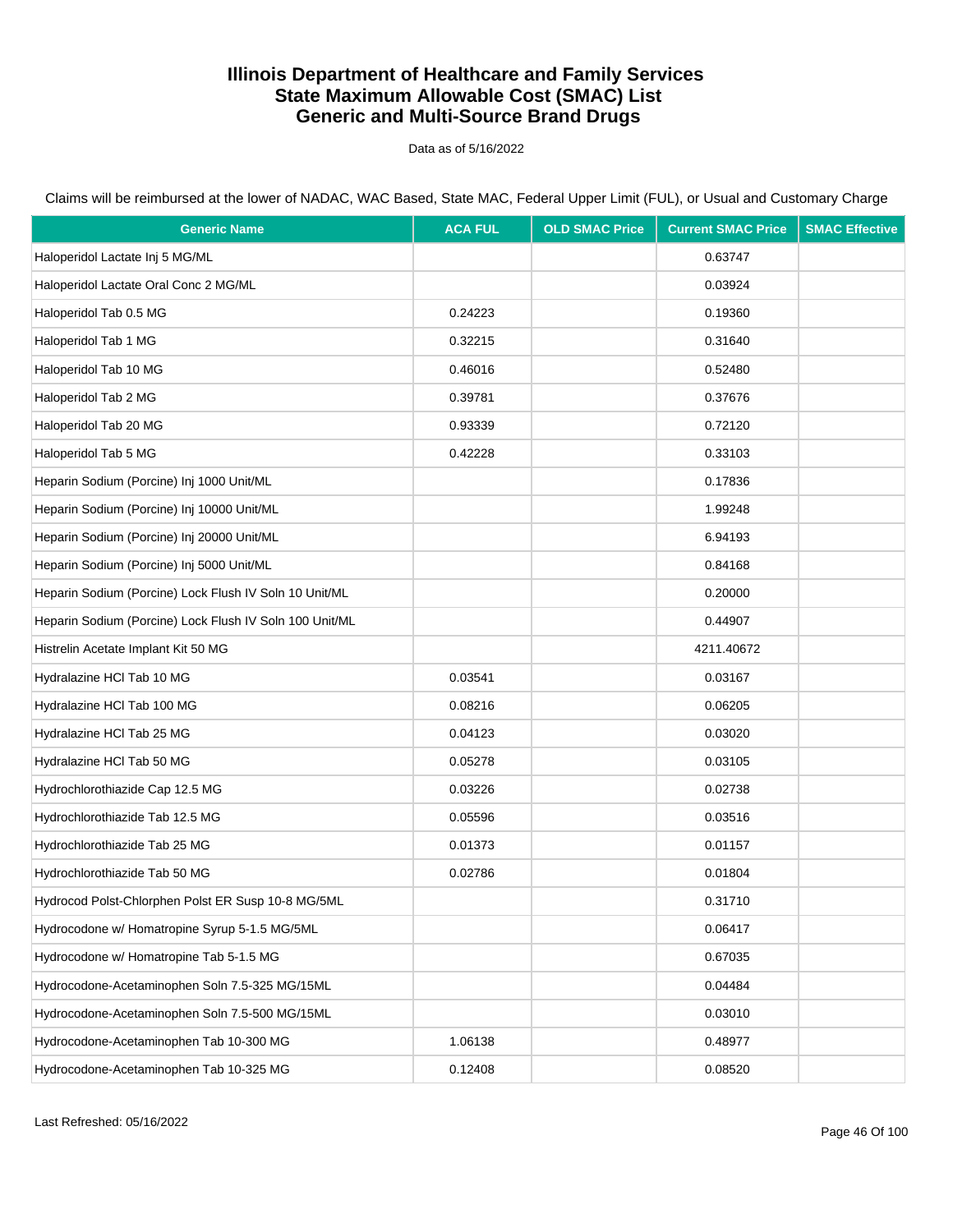# Illinois Department of Healthcare and Family Services
# State Maximum Allowable Cost (SMAC) List
# Generic and Multi-Source Brand Drugs

Data as of 5/16/2022

Claims will be reimbursed at the lower of NADAC, WAC Based, State MAC, Federal Upper Limit (FUL), or Usual and Customary Charge

| Generic Name | ACA FUL | OLD SMAC Price | Current SMAC Price | SMAC Effective |
|---|---|---|---|---|
| Haloperidol Lactate Inj 5 MG/ML | | | 0.63747 | |
| Haloperidol Lactate Oral Conc 2 MG/ML | | | 0.03924 | |
| Haloperidol Tab 0.5 MG | 0.24223 | | 0.19360 | |
| Haloperidol Tab 1 MG | 0.32215 | | 0.31640 | |
| Haloperidol Tab 10 MG | 0.46016 | | 0.52480 | |
| Haloperidol Tab 2 MG | 0.39781 | | 0.37676 | |
| Haloperidol Tab 20 MG | 0.93339 | | 0.72120 | |
| Haloperidol Tab 5 MG | 0.42228 | | 0.33103 | |
| Heparin Sodium (Porcine) Inj 1000 Unit/ML | | | 0.17836 | |
| Heparin Sodium (Porcine) Inj 10000 Unit/ML | | | 1.99248 | |
| Heparin Sodium (Porcine) Inj 20000 Unit/ML | | | 6.94193 | |
| Heparin Sodium (Porcine) Inj 5000 Unit/ML | | | 0.84168 | |
| Heparin Sodium (Porcine) Lock Flush IV Soln 10 Unit/ML | | | 0.20000 | |
| Heparin Sodium (Porcine) Lock Flush IV Soln 100 Unit/ML | | | 0.44907 | |
| Histrelin Acetate Implant Kit 50 MG | | | 4211.40672 | |
| Hydralazine HCl Tab 10 MG | 0.03541 | | 0.03167 | |
| Hydralazine HCl Tab 100 MG | 0.08216 | | 0.06205 | |
| Hydralazine HCl Tab 25 MG | 0.04123 | | 0.03020 | |
| Hydralazine HCl Tab 50 MG | 0.05278 | | 0.03105 | |
| Hydrochlorothiazide Cap 12.5 MG | 0.03226 | | 0.02738 | |
| Hydrochlorothiazide Tab 12.5 MG | 0.05596 | | 0.03516 | |
| Hydrochlorothiazide Tab 25 MG | 0.01373 | | 0.01157 | |
| Hydrochlorothiazide Tab 50 MG | 0.02786 | | 0.01804 | |
| Hydrocod Polst-Chlorphen Polst ER Susp 10-8 MG/5ML | | | 0.31710 | |
| Hydrocodone w/ Homatropine Syrup 5-1.5 MG/5ML | | | 0.06417 | |
| Hydrocodone w/ Homatropine Tab 5-1.5 MG | | | 0.67035 | |
| Hydrocodone-Acetaminophen Soln 7.5-325 MG/15ML | | | 0.04484 | |
| Hydrocodone-Acetaminophen Soln 7.5-500 MG/15ML | | | 0.03010 | |
| Hydrocodone-Acetaminophen Tab 10-300 MG | 1.06138 | | 0.48977 | |
| Hydrocodone-Acetaminophen Tab 10-325 MG | 0.12408 | | 0.08520 | |

Last Refreshed: 05/16/2022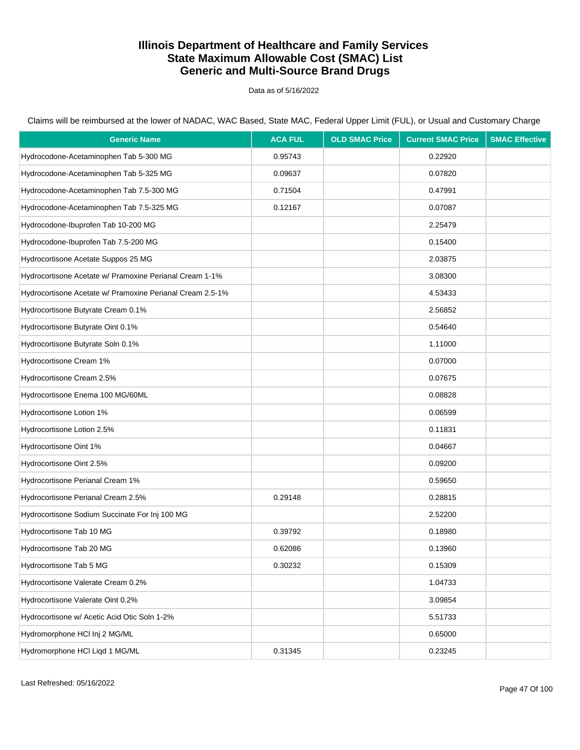# Illinois Department of Healthcare and Family Services
# State Maximum Allowable Cost (SMAC) List
# Generic and Multi-Source Brand Drugs

Data as of 5/16/2022

Claims will be reimbursed at the lower of NADAC, WAC Based, State MAC, Federal Upper Limit (FUL), or Usual and Customary Charge

| Generic Name | ACA FUL | OLD SMAC Price | Current SMAC Price | SMAC Effective |
|---|---|---|---|---|
| Hydrocodone-Acetaminophen Tab 5-300 MG | 0.95743 | | 0.22920 | |
| Hydrocodone-Acetaminophen Tab 5-325 MG | 0.09637 | | 0.07820 | |
| Hydrocodone-Acetaminophen Tab 7.5-300 MG | 0.71504 | | 0.47991 | |
| Hydrocodone-Acetaminophen Tab 7.5-325 MG | 0.12167 | | 0.07087 | |
| Hydrocodone-Ibuprofen Tab 10-200 MG | | | 2.25479 | |
| Hydrocodone-Ibuprofen Tab 7.5-200 MG | | | 0.15400 | |
| Hydrocortisone Acetate Suppos 25 MG | | | 2.03875 | |
| Hydrocortisone Acetate w/ Pramoxine Perianal Cream 1-1% | | | 3.08300 | |
| Hydrocortisone Acetate w/ Pramoxine Perianal Cream 2.5-1% | | | 4.53433 | |
| Hydrocortisone Butyrate Cream 0.1% | | | 2.56852 | |
| Hydrocortisone Butyrate Oint 0.1% | | | 0.54640 | |
| Hydrocortisone Butyrate Soln 0.1% | | | 1.11000 | |
| Hydrocortisone Cream 1% | | | 0.07000 | |
| Hydrocortisone Cream 2.5% | | | 0.07675 | |
| Hydrocortisone Enema 100 MG/60ML | | | 0.08828 | |
| Hydrocortisone Lotion 1% | | | 0.06599 | |
| Hydrocortisone Lotion 2.5% | | | 0.11831 | |
| Hydrocortisone Oint 1% | | | 0.04667 | |
| Hydrocortisone Oint 2.5% | | | 0.09200 | |
| Hydrocortisone Perianal Cream 1% | | | 0.59650 | |
| Hydrocortisone Perianal Cream 2.5% | 0.29148 | | 0.28815 | |
| Hydrocortisone Sodium Succinate For Inj 100 MG | | | 2.52200 | |
| Hydrocortisone Tab 10 MG | 0.39792 | | 0.18980 | |
| Hydrocortisone Tab 20 MG | 0.62086 | | 0.13960 | |
| Hydrocortisone Tab 5 MG | 0.30232 | | 0.15309 | |
| Hydrocortisone Valerate Cream 0.2% | | | 1.04733 | |
| Hydrocortisone Valerate Oint 0.2% | | | 3.09854 | |
| Hydrocortisone w/ Acetic Acid Otic Soln 1-2% | | | 5.51733 | |
| Hydromorphone HCl Inj 2 MG/ML | | | 0.65000 | |
| Hydromorphone HCl Liqd 1 MG/ML | 0.31345 | | 0.23245 | |

Last Refreshed: 05/16/2022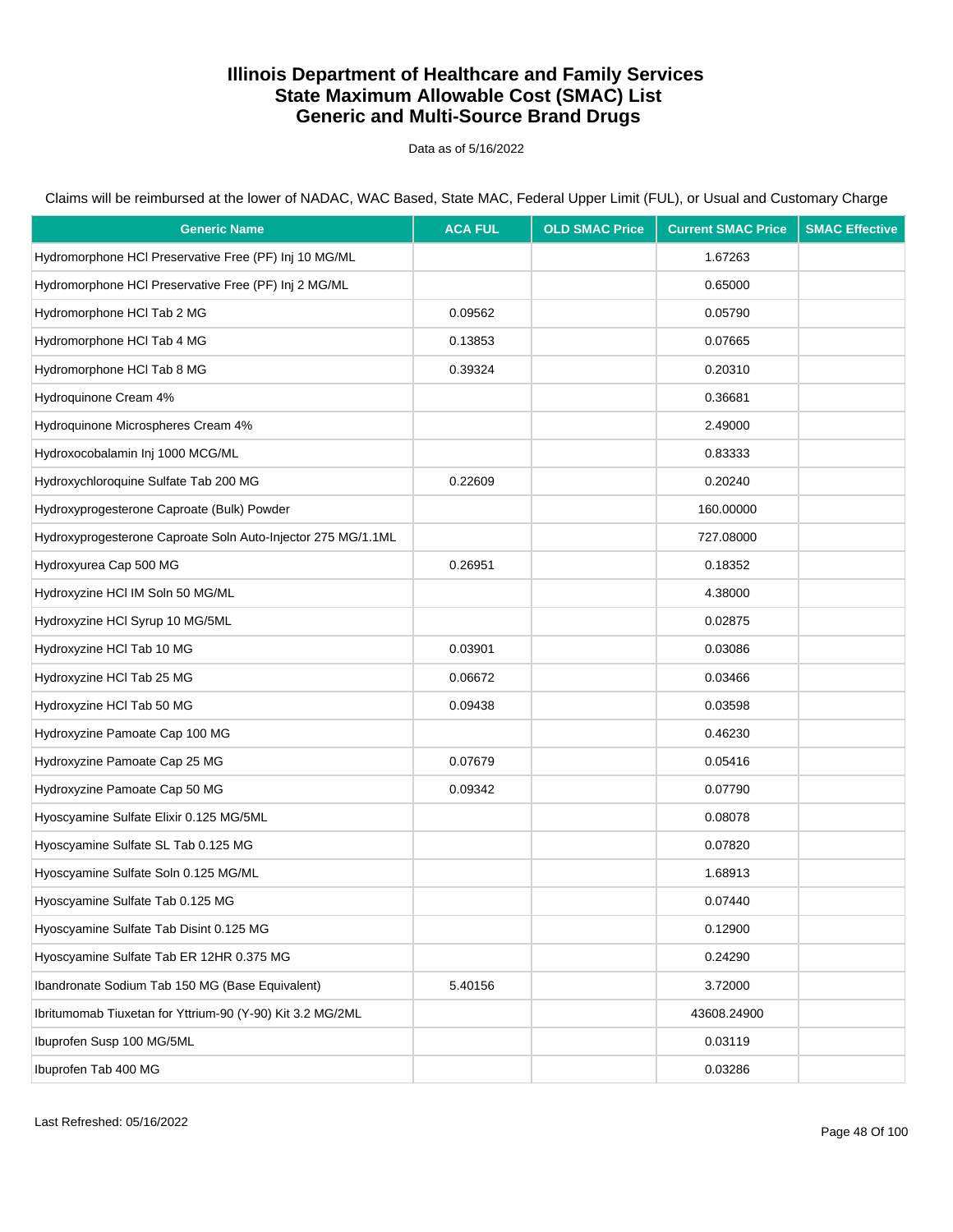# Illinois Department of Healthcare and Family Services
# State Maximum Allowable Cost (SMAC) List
# Generic and Multi-Source Brand Drugs

Data as of 5/16/2022

Claims will be reimbursed at the lower of NADAC, WAC Based, State MAC, Federal Upper Limit (FUL), or Usual and Customary Charge

| Generic Name | ACA FUL | OLD SMAC Price | Current SMAC Price | SMAC Effective |
|---|---|---|---|---|
| Hydromorphone HCl Preservative Free (PF) Inj 10 MG/ML | | | 1.67263 | |
| Hydromorphone HCl Preservative Free (PF) Inj 2 MG/ML | | | 0.65000 | |
| Hydromorphone HCl Tab 2 MG | 0.09562 | | 0.05790 | |
| Hydromorphone HCl Tab 4 MG | 0.13853 | | 0.07665 | |
| Hydromorphone HCl Tab 8 MG | 0.39324 | | 0.20310 | |
| Hydroquinone Cream 4% | | | 0.36681 | |
| Hydroquinone Microspheres Cream 4% | | | 2.49000 | |
| Hydroxocobalamin Inj 1000 MCG/ML | | | 0.83333 | |
| Hydroxychloroquine Sulfate Tab 200 MG | 0.22609 | | 0.20240 | |
| Hydroxyprogesterone Caproate (Bulk) Powder | | | 160.00000 | |
| Hydroxyprogesterone Caproate Soln Auto-Injector 275 MG/1.1ML | | | 727.08000 | |
| Hydroxyurea Cap 500 MG | 0.26951 | | 0.18352 | |
| Hydroxyzine HCl IM Soln 50 MG/ML | | | 4.38000 | |
| Hydroxyzine HCl Syrup 10 MG/5ML | | | 0.02875 | |
| Hydroxyzine HCl Tab 10 MG | 0.03901 | | 0.03086 | |
| Hydroxyzine HCl Tab 25 MG | 0.06672 | | 0.03466 | |
| Hydroxyzine HCl Tab 50 MG | 0.09438 | | 0.03598 | |
| Hydroxyzine Pamoate Cap 100 MG | | | 0.46230 | |
| Hydroxyzine Pamoate Cap 25 MG | 0.07679 | | 0.05416 | |
| Hydroxyzine Pamoate Cap 50 MG | 0.09342 | | 0.07790 | |
| Hyoscyamine Sulfate Elixir 0.125 MG/5ML | | | 0.08078 | |
| Hyoscyamine Sulfate SL Tab 0.125 MG | | | 0.07820 | |
| Hyoscyamine Sulfate Soln 0.125 MG/ML | | | 1.68913 | |
| Hyoscyamine Sulfate Tab 0.125 MG | | | 0.07440 | |
| Hyoscyamine Sulfate Tab Disint 0.125 MG | | | 0.12900 | |
| Hyoscyamine Sulfate Tab ER 12HR 0.375 MG | | | 0.24290 | |
| Ibandronate Sodium Tab 150 MG (Base Equivalent) | 5.40156 | | 3.72000 | |
| Ibritumomab Tiuxetan for Yttrium-90 (Y-90) Kit 3.2 MG/2ML | | | 43608.24900 | |
| Ibuprofen Susp 100 MG/5ML | | | 0.03119 | |
| Ibuprofen Tab 400 MG | | | 0.03286 | |

Last Refreshed: 05/16/2022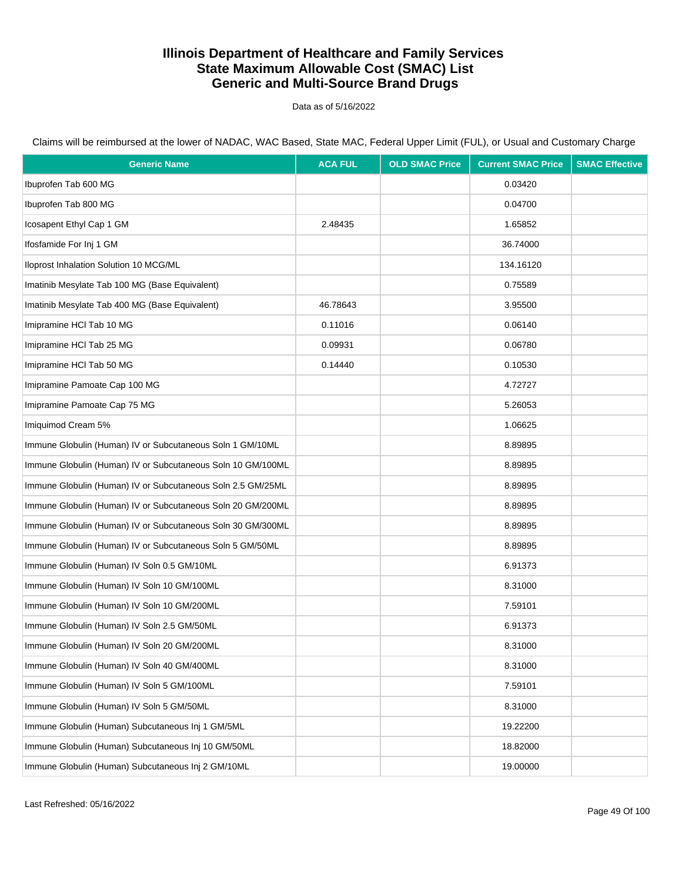# Illinois Department of Healthcare and Family Services
# State Maximum Allowable Cost (SMAC) List
# Generic and Multi-Source Brand Drugs

Data as of 5/16/2022

Claims will be reimbursed at the lower of NADAC, WAC Based, State MAC, Federal Upper Limit (FUL), or Usual and Customary Charge

| Generic Name | ACA FUL | OLD SMAC Price | Current SMAC Price | SMAC Effective |
|---|---|---|---|---|
| Ibuprofen Tab 600 MG | | | 0.03420 | |
| Ibuprofen Tab 800 MG | | | 0.04700 | |
| Icosapent Ethyl Cap 1 GM | 2.48435 | | 1.65852 | |
| Ifosfamide For Inj 1 GM | | | 36.74000 | |
| Iloprost Inhalation Solution 10 MCG/ML | | | 134.16120 | |
| Imatinib Mesylate Tab 100 MG (Base Equivalent) | | | 0.75589 | |
| Imatinib Mesylate Tab 400 MG (Base Equivalent) | 46.78643 | | 3.95500 | |
| Imipramine HCl Tab 10 MG | 0.11016 | | 0.06140 | |
| Imipramine HCl Tab 25 MG | 0.09931 | | 0.06780 | |
| Imipramine HCl Tab 50 MG | 0.14440 | | 0.10530 | |
| Imipramine Pamoate Cap 100 MG | | | 4.72727 | |
| Imipramine Pamoate Cap 75 MG | | | 5.26053 | |
| Imiquimod Cream 5% | | | 1.06625 | |
| Immune Globulin (Human) IV or Subcutaneous Soln 1 GM/10ML | | | 8.89895 | |
| Immune Globulin (Human) IV or Subcutaneous Soln 10 GM/100ML | | | 8.89895 | |
| Immune Globulin (Human) IV or Subcutaneous Soln 2.5 GM/25ML | | | 8.89895 | |
| Immune Globulin (Human) IV or Subcutaneous Soln 20 GM/200ML | | | 8.89895 | |
| Immune Globulin (Human) IV or Subcutaneous Soln 30 GM/300ML | | | 8.89895 | |
| Immune Globulin (Human) IV or Subcutaneous Soln 5 GM/50ML | | | 8.89895 | |
| Immune Globulin (Human) IV Soln 0.5 GM/10ML | | | 6.91373 | |
| Immune Globulin (Human) IV Soln 10 GM/100ML | | | 8.31000 | |
| Immune Globulin (Human) IV Soln 10 GM/200ML | | | 7.59101 | |
| Immune Globulin (Human) IV Soln 2.5 GM/50ML | | | 6.91373 | |
| Immune Globulin (Human) IV Soln 20 GM/200ML | | | 8.31000 | |
| Immune Globulin (Human) IV Soln 40 GM/400ML | | | 8.31000 | |
| Immune Globulin (Human) IV Soln 5 GM/100ML | | | 7.59101 | |
| Immune Globulin (Human) IV Soln 5 GM/50ML | | | 8.31000 | |
| Immune Globulin (Human) Subcutaneous Inj 1 GM/5ML | | | 19.22200 | |
| Immune Globulin (Human) Subcutaneous Inj 10 GM/50ML | | | 18.82000 | |
| Immune Globulin (Human) Subcutaneous Inj 2 GM/10ML | | | 19.00000 | |

Last Refreshed: 05/16/2022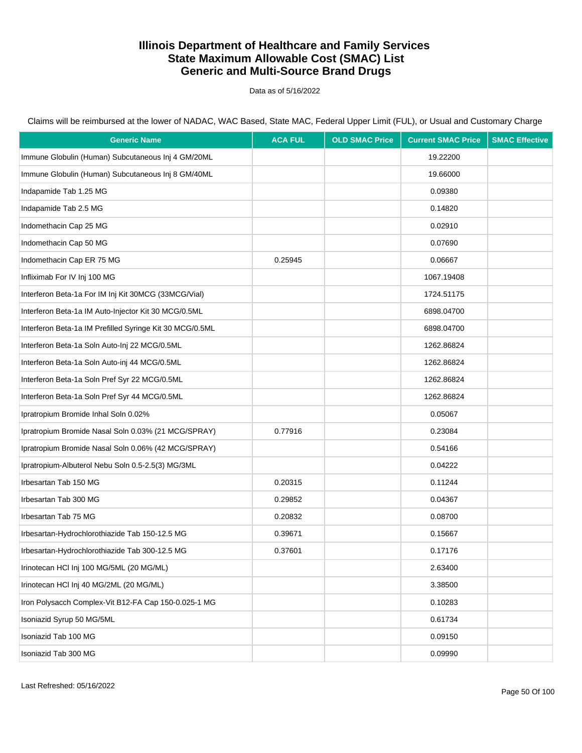# Illinois Department of Healthcare and Family Services
# State Maximum Allowable Cost (SMAC) List
# Generic and Multi-Source Brand Drugs

Data as of 5/16/2022

Claims will be reimbursed at the lower of NADAC, WAC Based, State MAC, Federal Upper Limit (FUL), or Usual and Customary Charge

| Generic Name | ACA FUL | OLD SMAC Price | Current SMAC Price | SMAC Effective |
|---|---|---|---|---|
| Immune Globulin (Human) Subcutaneous Inj 4 GM/20ML | | | 19.22200 | |
| Immune Globulin (Human) Subcutaneous Inj 8 GM/40ML | | | 19.66000 | |
| Indapamide Tab 1.25 MG | | | 0.09380 | |
| Indapamide Tab 2.5 MG | | | 0.14820 | |
| Indomethacin Cap 25 MG | | | 0.02910 | |
| Indomethacin Cap 50 MG | | | 0.07690 | |
| Indomethacin Cap ER 75 MG | 0.25945 | | 0.06667 | |
| Infliximab For IV Inj 100 MG | | | 1067.19408 | |
| Interferon Beta-1a For IM Inj Kit 30MCG (33MCG/Vial) | | | 1724.51175 | |
| Interferon Beta-1a IM Auto-Injector Kit 30 MCG/0.5ML | | | 6898.04700 | |
| Interferon Beta-1a IM Prefilled Syringe Kit 30 MCG/0.5ML | | | 6898.04700 | |
| Interferon Beta-1a Soln Auto-Inj 22 MCG/0.5ML | | | 1262.86824 | |
| Interferon Beta-1a Soln Auto-inj 44 MCG/0.5ML | | | 1262.86824 | |
| Interferon Beta-1a Soln Pref Syr 22 MCG/0.5ML | | | 1262.86824 | |
| Interferon Beta-1a Soln Pref Syr 44 MCG/0.5ML | | | 1262.86824 | |
| Ipratropium Bromide Inhal Soln 0.02% | | | 0.05067 | |
| Ipratropium Bromide Nasal Soln 0.03% (21 MCG/SPRAY) | 0.77916 | | 0.23084 | |
| Ipratropium Bromide Nasal Soln 0.06% (42 MCG/SPRAY) | | | 0.54166 | |
| Ipratropium-Albuterol Nebu Soln 0.5-2.5(3) MG/3ML | | | 0.04222 | |
| Irbesartan Tab 150 MG | 0.20315 | | 0.11244 | |
| Irbesartan Tab 300 MG | 0.29852 | | 0.04367 | |
| Irbesartan Tab 75 MG | 0.20832 | | 0.08700 | |
| Irbesartan-Hydrochlorothiazide Tab 150-12.5 MG | 0.39671 | | 0.15667 | |
| Irbesartan-Hydrochlorothiazide Tab 300-12.5 MG | 0.37601 | | 0.17176 | |
| Irinotecan HCl Inj 100 MG/5ML (20 MG/ML) | | | 2.63400 | |
| Irinotecan HCl Inj 40 MG/2ML (20 MG/ML) | | | 3.38500 | |
| Iron Polysacch Complex-Vit B12-FA Cap 150-0.025-1 MG | | | 0.10283 | |
| Isoniazid Syrup 50 MG/5ML | | | 0.61734 | |
| Isoniazid Tab 100 MG | | | 0.09150 | |
| Isoniazid Tab 300 MG | | | 0.09990 | |

Last Refreshed: 05/16/2022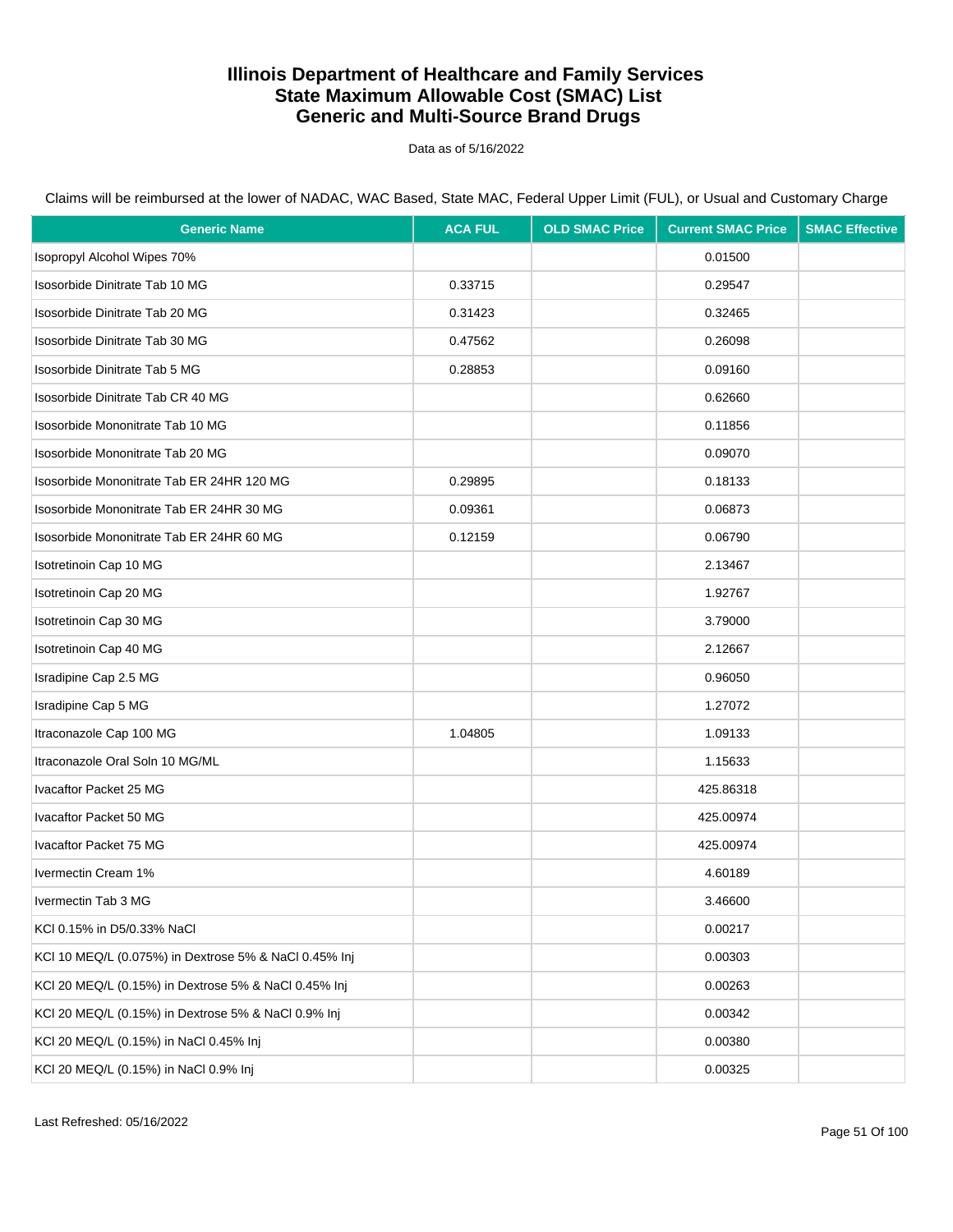# Illinois Department of Healthcare and Family Services
# State Maximum Allowable Cost (SMAC) List
# Generic and Multi-Source Brand Drugs

Data as of 5/16/2022

Claims will be reimbursed at the lower of NADAC, WAC Based, State MAC, Federal Upper Limit (FUL), or Usual and Customary Charge

| Generic Name | ACA FUL | OLD SMAC Price | Current SMAC Price | SMAC Effective |
|---|---|---|---|---|
| Isopropyl Alcohol Wipes 70% | | | 0.01500 | |
| Isosorbide Dinitrate Tab 10 MG | 0.33715 | | 0.29547 | |
| Isosorbide Dinitrate Tab 20 MG | 0.31423 | | 0.32465 | |
| Isosorbide Dinitrate Tab 30 MG | 0.47562 | | 0.26098 | |
| Isosorbide Dinitrate Tab 5 MG | 0.28853 | | 0.09160 | |
| Isosorbide Dinitrate Tab CR 40 MG | | | 0.62660 | |
| Isosorbide Mononitrate Tab 10 MG | | | 0.11856 | |
| Isosorbide Mononitrate Tab 20 MG | | | 0.09070 | |
| Isosorbide Mononitrate Tab ER 24HR 120 MG | 0.29895 | | 0.18133 | |
| Isosorbide Mononitrate Tab ER 24HR 30 MG | 0.09361 | | 0.06873 | |
| Isosorbide Mononitrate Tab ER 24HR 60 MG | 0.12159 | | 0.06790 | |
| Isotretinoin Cap 10 MG | | | 2.13467 | |
| Isotretinoin Cap 20 MG | | | 1.92767 | |
| Isotretinoin Cap 30 MG | | | 3.79000 | |
| Isotretinoin Cap 40 MG | | | 2.12667 | |
| Isradipine Cap 2.5 MG | | | 0.96050 | |
| Isradipine Cap 5 MG | | | 1.27072 | |
| Itraconazole Cap 100 MG | 1.04805 | | 1.09133 | |
| Itraconazole Oral Soln 10 MG/ML | | | 1.15633 | |
| Ivacaftor Packet 25 MG | | | 425.86318 | |
| Ivacaftor Packet 50 MG | | | 425.00974 | |
| Ivacaftor Packet 75 MG | | | 425.00974 | |
| Ivermectin Cream 1% | | | 4.60189 | |
| Ivermectin Tab 3 MG | | | 3.46600 | |
| KCl 0.15% in D5/0.33% NaCl | | | 0.00217 | |
| KCl 10 MEQ/L (0.075%) in Dextrose 5% & NaCl 0.45% Inj | | | 0.00303 | |
| KCl 20 MEQ/L (0.15%) in Dextrose 5% & NaCl 0.45% Inj | | | 0.00263 | |
| KCl 20 MEQ/L (0.15%) in Dextrose 5% & NaCl 0.9% Inj | | | 0.00342 | |
| KCl 20 MEQ/L (0.15%) in NaCl 0.45% Inj | | | 0.00380 | |
| KCl 20 MEQ/L (0.15%) in NaCl 0.9% Inj | | | 0.00325 | |

Last Refreshed: 05/16/2022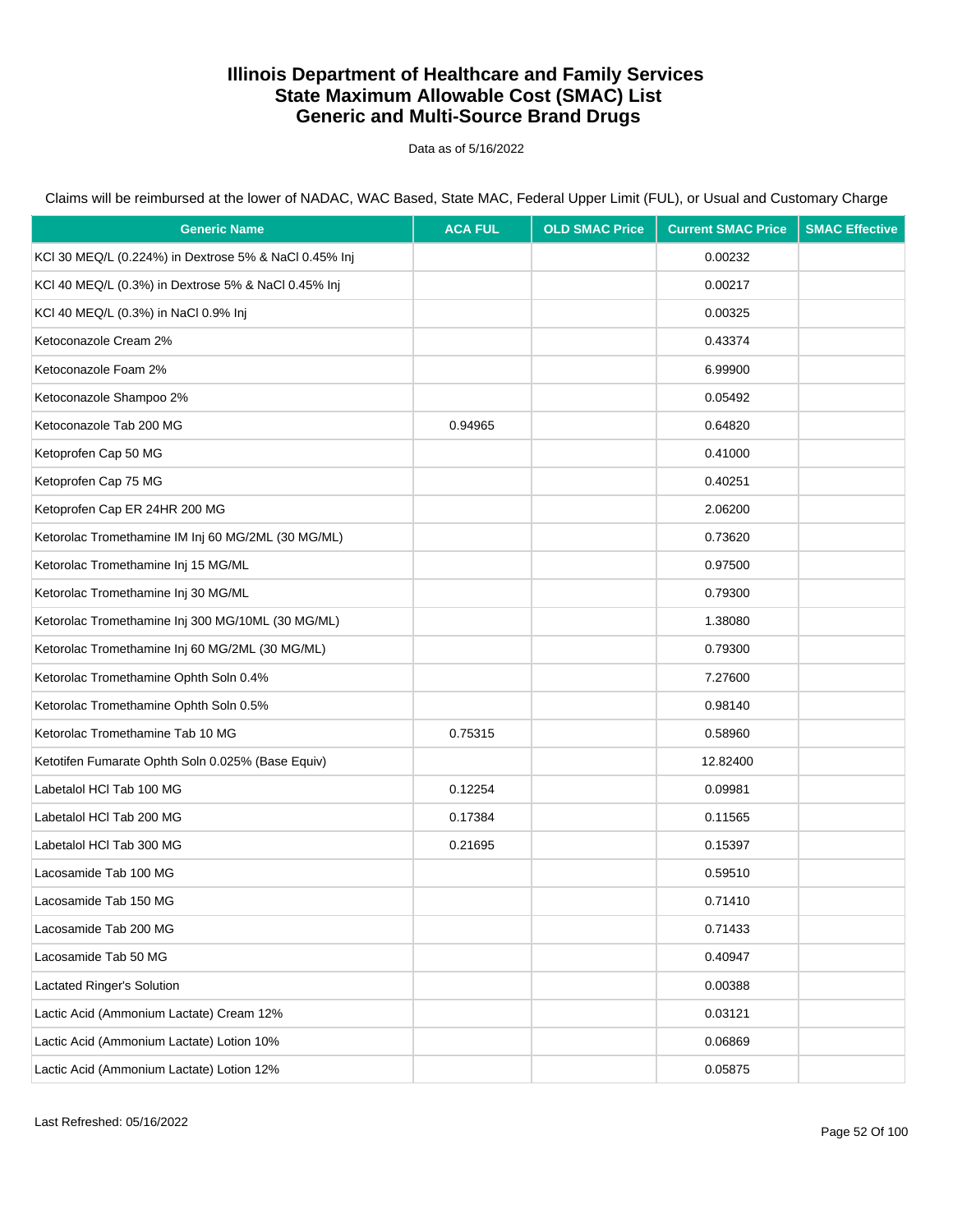# Illinois Department of Healthcare and Family Services
# State Maximum Allowable Cost (SMAC) List
# Generic and Multi-Source Brand Drugs

Data as of 5/16/2022

Claims will be reimbursed at the lower of NADAC, WAC Based, State MAC, Federal Upper Limit (FUL), or Usual and Customary Charge

| Generic Name | ACA FUL | OLD SMAC Price | Current SMAC Price | SMAC Effective |
|---|---|---|---|---|
| KCl 30 MEQ/L (0.224%) in Dextrose 5% & NaCl 0.45% Inj | | | 0.00232 | |
| KCl 40 MEQ/L (0.3%) in Dextrose 5% & NaCl 0.45% Inj | | | 0.00217 | |
| KCl 40 MEQ/L (0.3%) in NaCl 0.9% Inj | | | 0.00325 | |
| Ketoconazole Cream 2% | | | 0.43374 | |
| Ketoconazole Foam 2% | | | 6.99900 | |
| Ketoconazole Shampoo 2% | | | 0.05492 | |
| Ketoconazole Tab 200 MG | 0.94965 | | 0.64820 | |
| Ketoprofen Cap 50 MG | | | 0.41000 | |
| Ketoprofen Cap 75 MG | | | 0.40251 | |
| Ketoprofen Cap ER 24HR 200 MG | | | 2.06200 | |
| Ketorolac Tromethamine IM Inj 60 MG/2ML (30 MG/ML) | | | 0.73620 | |
| Ketorolac Tromethamine Inj 15 MG/ML | | | 0.97500 | |
| Ketorolac Tromethamine Inj 30 MG/ML | | | 0.79300 | |
| Ketorolac Tromethamine Inj 300 MG/10ML (30 MG/ML) | | | 1.38080 | |
| Ketorolac Tromethamine Inj 60 MG/2ML (30 MG/ML) | | | 0.79300 | |
| Ketorolac Tromethamine Ophth Soln 0.4% | | | 7.27600 | |
| Ketorolac Tromethamine Ophth Soln 0.5% | | | 0.98140 | |
| Ketorolac Tromethamine Tab 10 MG | 0.75315 | | 0.58960 | |
| Ketotifen Fumarate Ophth Soln 0.025% (Base Equiv) | | | 12.82400 | |
| Labetalol HCl Tab 100 MG | 0.12254 | | 0.09981 | |
| Labetalol HCl Tab 200 MG | 0.17384 | | 0.11565 | |
| Labetalol HCl Tab 300 MG | 0.21695 | | 0.15397 | |
| Lacosamide Tab 100 MG | | | 0.59510 | |
| Lacosamide Tab 150 MG | | | 0.71410 | |
| Lacosamide Tab 200 MG | | | 0.71433 | |
| Lacosamide Tab 50 MG | | | 0.40947 | |
| Lactated Ringer's Solution | | | 0.00388 | |
| Lactic Acid (Ammonium Lactate) Cream 12% | | | 0.03121 | |
| Lactic Acid (Ammonium Lactate) Lotion 10% | | | 0.06869 | |
| Lactic Acid (Ammonium Lactate) Lotion 12% | | | 0.05875 | |

Last Refreshed: 05/16/2022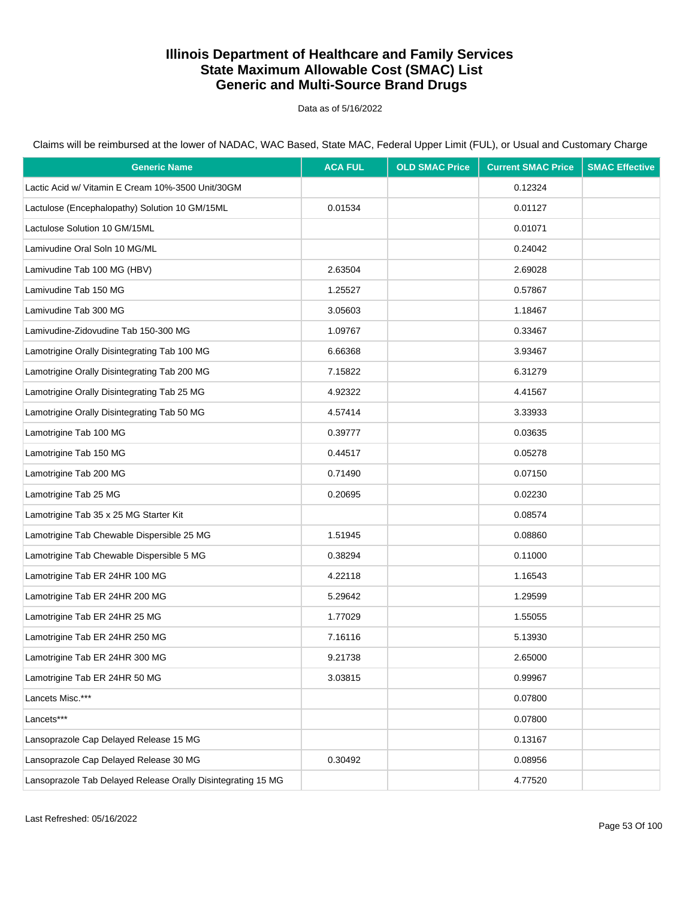# Illinois Department of Healthcare and Family Services
# State Maximum Allowable Cost (SMAC) List
# Generic and Multi-Source Brand Drugs

Data as of 5/16/2022

Claims will be reimbursed at the lower of NADAC, WAC Based, State MAC, Federal Upper Limit (FUL), or Usual and Customary Charge

| Generic Name | ACA FUL | OLD SMAC Price | Current SMAC Price | SMAC Effective |
|---|---|---|---|---|
| Lactic Acid w/ Vitamin E Cream 10%-3500 Unit/30GM | | | 0.12324 | |
| Lactulose (Encephalopathy) Solution 10 GM/15ML | 0.01534 | | 0.01127 | |
| Lactulose Solution 10 GM/15ML | | | 0.01071 | |
| Lamivudine Oral Soln 10 MG/ML | | | 0.24042 | |
| Lamivudine Tab 100 MG (HBV) | 2.63504 | | 2.69028 | |
| Lamivudine Tab 150 MG | 1.25527 | | 0.57867 | |
| Lamivudine Tab 300 MG | 3.05603 | | 1.18467 | |
| Lamivudine-Zidovudine Tab 150-300 MG | 1.09767 | | 0.33467 | |
| Lamotrigine Orally Disintegrating Tab 100 MG | 6.66368 | | 3.93467 | |
| Lamotrigine Orally Disintegrating Tab 200 MG | 7.15822 | | 6.31279 | |
| Lamotrigine Orally Disintegrating Tab 25 MG | 4.92322 | | 4.41567 | |
| Lamotrigine Orally Disintegrating Tab 50 MG | 4.57414 | | 3.33933 | |
| Lamotrigine Tab 100 MG | 0.39777 | | 0.03635 | |
| Lamotrigine Tab 150 MG | 0.44517 | | 0.05278 | |
| Lamotrigine Tab 200 MG | 0.71490 | | 0.07150 | |
| Lamotrigine Tab 25 MG | 0.20695 | | 0.02230 | |
| Lamotrigine Tab 35 x 25 MG Starter Kit | | | 0.08574 | |
| Lamotrigine Tab Chewable Dispersible 25 MG | 1.51945 | | 0.08860 | |
| Lamotrigine Tab Chewable Dispersible 5 MG | 0.38294 | | 0.11000 | |
| Lamotrigine Tab ER 24HR 100 MG | 4.22118 | | 1.16543 | |
| Lamotrigine Tab ER 24HR 200 MG | 5.29642 | | 1.29599 | |
| Lamotrigine Tab ER 24HR 25 MG | 1.77029 | | 1.55055 | |
| Lamotrigine Tab ER 24HR 250 MG | 7.16116 | | 5.13930 | |
| Lamotrigine Tab ER 24HR 300 MG | 9.21738 | | 2.65000 | |
| Lamotrigine Tab ER 24HR 50 MG | 3.03815 | | 0.99967 | |
| Lancets Misc.*** | | | 0.07800 | |
| Lancets*** | | | 0.07800 | |
| Lansoprazole Cap Delayed Release 15 MG | | | 0.13167 | |
| Lansoprazole Cap Delayed Release 30 MG | 0.30492 | | 0.08956 | |
| Lansoprazole Tab Delayed Release Orally Disintegrating 15 MG | | | 4.77520 | |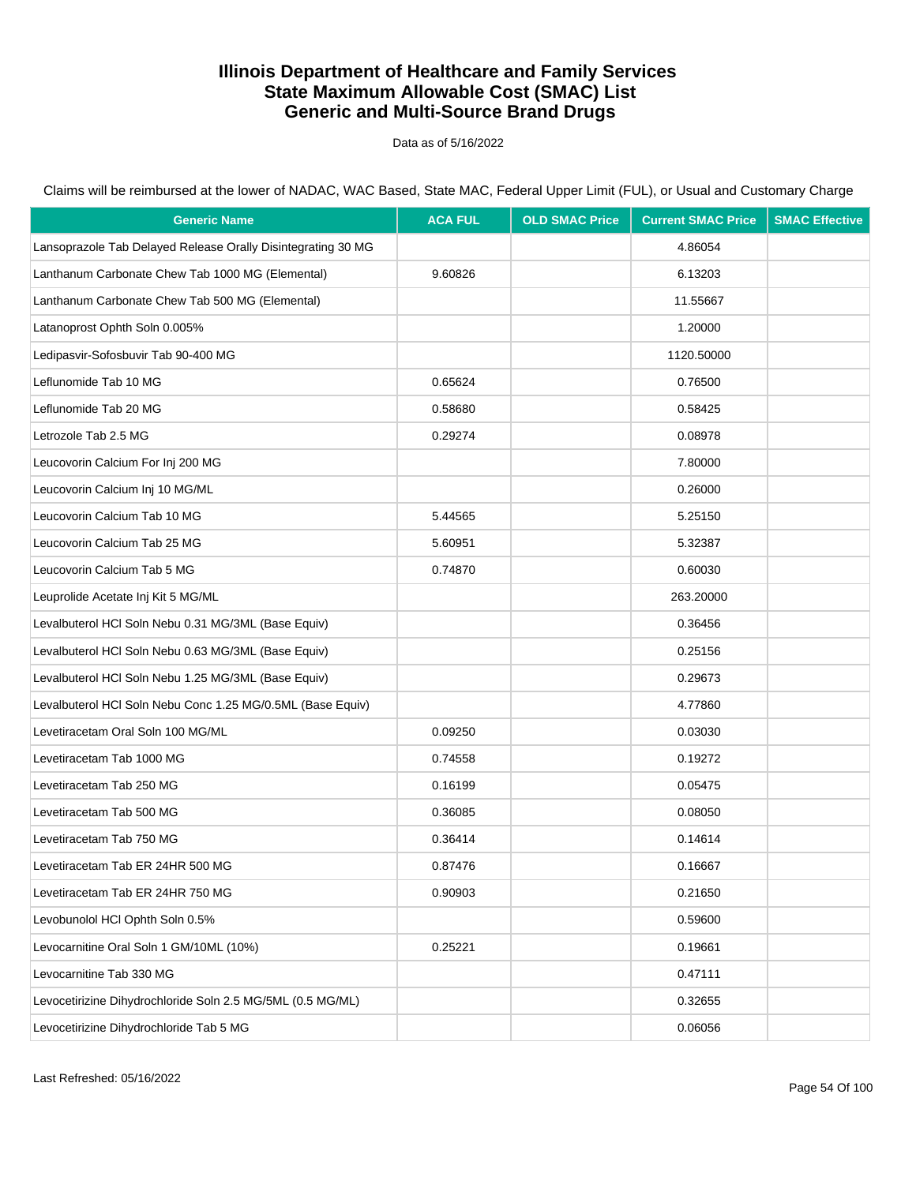# Illinois Department of Healthcare and Family Services
# State Maximum Allowable Cost (SMAC) List
# Generic and Multi-Source Brand Drugs

Data as of 5/16/2022

Claims will be reimbursed at the lower of NADAC, WAC Based, State MAC, Federal Upper Limit (FUL), or Usual and Customary Charge

| Generic Name | ACA FUL | OLD SMAC Price | Current SMAC Price | SMAC Effective |
|---|---|---|---|---|
| Lansoprazole Tab Delayed Release Orally Disintegrating 30 MG | | | 4.86054 | |
| Lanthanum Carbonate Chew Tab 1000 MG (Elemental) | 9.60826 | | 6.13203 | |
| Lanthanum Carbonate Chew Tab 500 MG (Elemental) | | | 11.55667 | |
| Latanoprost Ophth Soln 0.005% | | | 1.20000 | |
| Ledipasvir-Sofosbuvir Tab 90-400 MG | | | 1120.50000 | |
| Leflunomide Tab 10 MG | 0.65624 | | 0.76500 | |
| Leflunomide Tab 20 MG | 0.58680 | | 0.58425 | |
| Letrozole Tab 2.5 MG | 0.29274 | | 0.08978 | |
| Leucovorin Calcium For Inj 200 MG | | | 7.80000 | |
| Leucovorin Calcium Inj 10 MG/ML | | | 0.26000 | |
| Leucovorin Calcium Tab 10 MG | 5.44565 | | 5.25150 | |
| Leucovorin Calcium Tab 25 MG | 5.60951 | | 5.32387 | |
| Leucovorin Calcium Tab 5 MG | 0.74870 | | 0.60030 | |
| Leuprolide Acetate Inj Kit 5 MG/ML | | | 263.20000 | |
| Levalbuterol HCl Soln Nebu 0.31 MG/3ML (Base Equiv) | | | 0.36456 | |
| Levalbuterol HCl Soln Nebu 0.63 MG/3ML (Base Equiv) | | | 0.25156 | |
| Levalbuterol HCl Soln Nebu 1.25 MG/3ML (Base Equiv) | | | 0.29673 | |
| Levalbuterol HCl Soln Nebu Conc 1.25 MG/0.5ML (Base Equiv) | | | 4.77860 | |
| Levetiracetam Oral Soln 100 MG/ML | 0.09250 | | 0.03030 | |
| Levetiracetam Tab 1000 MG | 0.74558 | | 0.19272 | |
| Levetiracetam Tab 250 MG | 0.16199 | | 0.05475 | |
| Levetiracetam Tab 500 MG | 0.36085 | | 0.08050 | |
| Levetiracetam Tab 750 MG | 0.36414 | | 0.14614 | |
| Levetiracetam Tab ER 24HR 500 MG | 0.87476 | | 0.16667 | |
| Levetiracetam Tab ER 24HR 750 MG | 0.90903 | | 0.21650 | |
| Levobunolol HCl Ophth Soln 0.5% | | | 0.59600 | |
| Levocarnitine Oral Soln 1 GM/10ML (10%) | 0.25221 | | 0.19661 | |
| Levocarnitine Tab 330 MG | | | 0.47111 | |
| Levocetirizine Dihydrochloride Soln 2.5 MG/5ML (0.5 MG/ML) | | | 0.32655 | |
| Levocetirizine Dihydrochloride Tab 5 MG | | | 0.06056 | |

Last Refreshed: 05/16/2022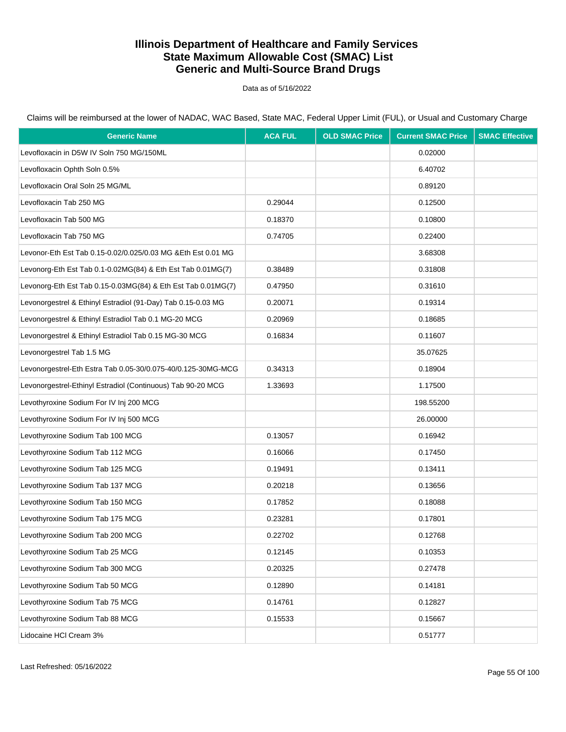# Illinois Department of Healthcare and Family Services
## State Maximum Allowable Cost (SMAC) List
## Generic and Multi-Source Brand Drugs

Data as of 5/16/2022

Claims will be reimbursed at the lower of NADAC, WAC Based, State MAC, Federal Upper Limit (FUL), or Usual and Customary Charge

| Generic Name | ACA FUL | OLD SMAC Price | Current SMAC Price | SMAC Effective |
|---|---|---|---|---|
| Levofloxacin in D5W IV Soln 750 MG/150ML | | | 0.02000 | |
| Levofloxacin Ophth Soln 0.5% | | | 6.40702 | |
| Levofloxacin Oral Soln 25 MG/ML | | | 0.89120 | |
| Levofloxacin Tab 250 MG | 0.29044 | | 0.12500 | |
| Levofloxacin Tab 500 MG | 0.18370 | | 0.10800 | |
| Levofloxacin Tab 750 MG | 0.74705 | | 0.22400 | |
| Levonor-Eth Est Tab 0.15-0.02/0.025/0.03 MG &Eth Est 0.01 MG | | | 3.68308 | |
| Levonorg-Eth Est Tab 0.1-0.02MG(84) & Eth Est Tab 0.01MG(7) | 0.38489 | | 0.31808 | |
| Levonorg-Eth Est Tab 0.15-0.03MG(84) & Eth Est Tab 0.01MG(7) | 0.47950 | | 0.31610 | |
| Levonorgestrel & Ethinyl Estradiol (91-Day) Tab 0.15-0.03 MG | 0.20071 | | 0.19314 | |
| Levonorgestrel & Ethinyl Estradiol Tab 0.1 MG-20 MCG | 0.20969 | | 0.18685 | |
| Levonorgestrel & Ethinyl Estradiol Tab 0.15 MG-30 MCG | 0.16834 | | 0.11607 | |
| Levonorgestrel Tab 1.5 MG | | | 35.07625 | |
| Levonorgestrel-Eth Estra Tab 0.05-30/0.075-40/0.125-30MG-MCG | 0.34313 | | 0.18904 | |
| Levonorgestrel-Ethinyl Estradiol (Continuous) Tab 90-20 MCG | 1.33693 | | 1.17500 | |
| Levothyroxine Sodium For IV Inj 200 MCG | | | 198.55200 | |
| Levothyroxine Sodium For IV Inj 500 MCG | | | 26.00000 | |
| Levothyroxine Sodium Tab 100 MCG | 0.13057 | | 0.16942 | |
| Levothyroxine Sodium Tab 112 MCG | 0.16066 | | 0.17450 | |
| Levothyroxine Sodium Tab 125 MCG | 0.19491 | | 0.13411 | |
| Levothyroxine Sodium Tab 137 MCG | 0.20218 | | 0.13656 | |
| Levothyroxine Sodium Tab 150 MCG | 0.17852 | | 0.18088 | |
| Levothyroxine Sodium Tab 175 MCG | 0.23281 | | 0.17801 | |
| Levothyroxine Sodium Tab 200 MCG | 0.22702 | | 0.12768 | |
| Levothyroxine Sodium Tab 25 MCG | 0.12145 | | 0.10353 | |
| Levothyroxine Sodium Tab 300 MCG | 0.20325 | | 0.27478 | |
| Levothyroxine Sodium Tab 50 MCG | 0.12890 | | 0.14181 | |
| Levothyroxine Sodium Tab 75 MCG | 0.14761 | | 0.12827 | |
| Levothyroxine Sodium Tab 88 MCG | 0.15533 | | 0.15667 | |
| Lidocaine HCl Cream 3% | | | 0.51777 | |

Last Refreshed: 05/16/2022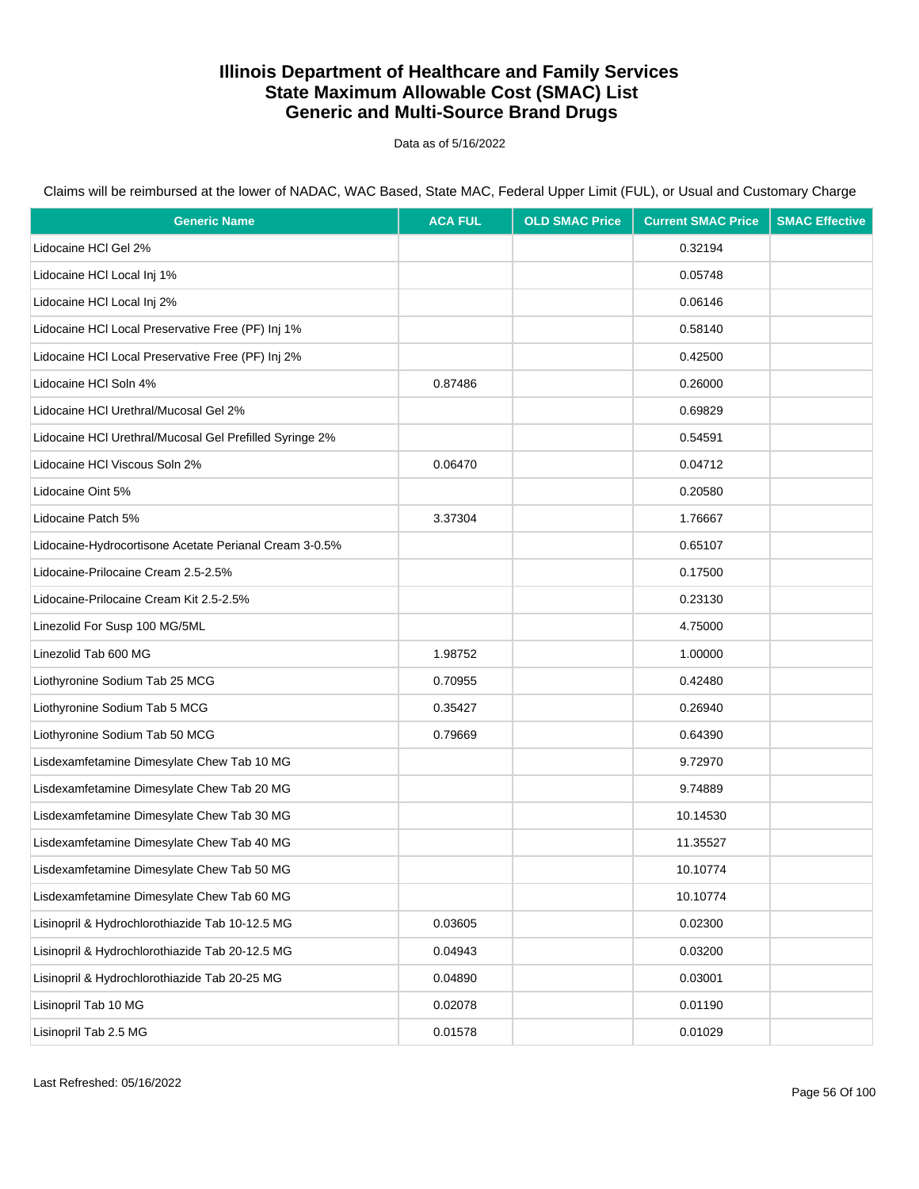# Illinois Department of Healthcare and Family Services
# State Maximum Allowable Cost (SMAC) List
# Generic and Multi-Source Brand Drugs

Data as of 5/16/2022

Claims will be reimbursed at the lower of NADAC, WAC Based, State MAC, Federal Upper Limit (FUL), or Usual and Customary Charge

| Generic Name | ACA FUL | OLD SMAC Price | Current SMAC Price | SMAC Effective |
|---|---|---|---|---|
| Lidocaine HCl Gel 2% | | | 0.32194 | |
| Lidocaine HCl Local Inj 1% | | | 0.05748 | |
| Lidocaine HCl Local Inj 2% | | | 0.06146 | |
| Lidocaine HCl Local Preservative Free (PF) Inj 1% | | | 0.58140 | |
| Lidocaine HCl Local Preservative Free (PF) Inj 2% | | | 0.42500 | |
| Lidocaine HCl Soln 4% | 0.87486 | | 0.26000 | |
| Lidocaine HCl Urethral/Mucosal Gel 2% | | | 0.69829 | |
| Lidocaine HCl Urethral/Mucosal Gel Prefilled Syringe 2% | | | 0.54591 | |
| Lidocaine HCl Viscous Soln 2% | 0.06470 | | 0.04712 | |
| Lidocaine Oint 5% | | | 0.20580 | |
| Lidocaine Patch 5% | 3.37304 | | 1.76667 | |
| Lidocaine-Hydrocortisone Acetate Perianal Cream 3-0.5% | | | 0.65107 | |
| Lidocaine-Prilocaine Cream 2.5-2.5% | | | 0.17500 | |
| Lidocaine-Prilocaine Cream Kit 2.5-2.5% | | | 0.23130 | |
| Linezolid For Susp 100 MG/5ML | | | 4.75000 | |
| Linezolid Tab 600 MG | 1.98752 | | 1.00000 | |
| Liothyronine Sodium Tab 25 MCG | 0.70955 | | 0.42480 | |
| Liothyronine Sodium Tab 5 MCG | 0.35427 | | 0.26940 | |
| Liothyronine Sodium Tab 50 MCG | 0.79669 | | 0.64390 | |
| Lisdexamfetamine Dimesylate Chew Tab 10 MG | | | 9.72970 | |
| Lisdexamfetamine Dimesylate Chew Tab 20 MG | | | 9.74889 | |
| Lisdexamfetamine Dimesylate Chew Tab 30 MG | | | 10.14530 | |
| Lisdexamfetamine Dimesylate Chew Tab 40 MG | | | 11.35527 | |
| Lisdexamfetamine Dimesylate Chew Tab 50 MG | | | 10.10774 | |
| Lisdexamfetamine Dimesylate Chew Tab 60 MG | | | 10.10774 | |
| Lisinopril & Hydrochlorothiazide Tab 10-12.5 MG | 0.03605 | | 0.02300 | |
| Lisinopril & Hydrochlorothiazide Tab 20-12.5 MG | 0.04943 | | 0.03200 | |
| Lisinopril & Hydrochlorothiazide Tab 20-25 MG | 0.04890 | | 0.03001 | |
| Lisinopril Tab 10 MG | 0.02078 | | 0.01190 | |
| Lisinopril Tab 2.5 MG | 0.01578 | | 0.01029 | |

Last Refreshed: 05/16/2022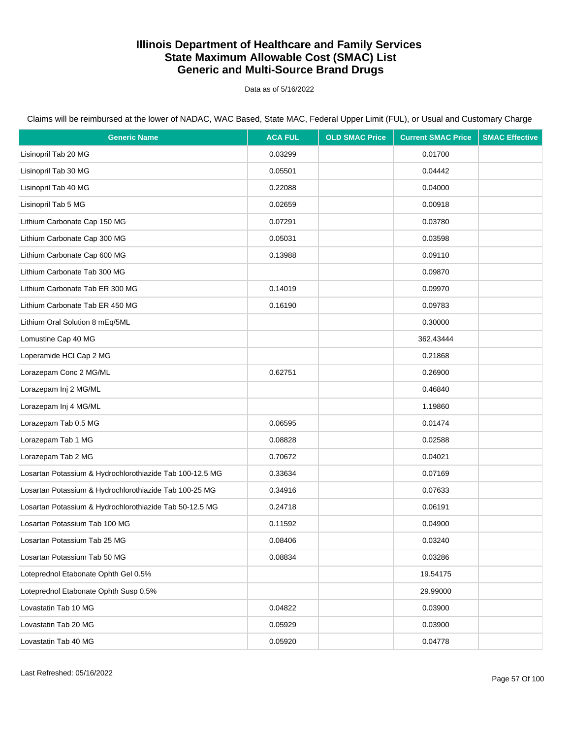# Illinois Department of Healthcare and Family Services
# State Maximum Allowable Cost (SMAC) List
# Generic and Multi-Source Brand Drugs

Data as of 5/16/2022

Claims will be reimbursed at the lower of NADAC, WAC Based, State MAC, Federal Upper Limit (FUL), or Usual and Customary Charge

| Generic Name | ACA FUL | OLD SMAC Price | Current SMAC Price | SMAC Effective |
|---|---|---|---|---|
| Lisinopril Tab 20 MG | 0.03299 | | 0.01700 | |
| Lisinopril Tab 30 MG | 0.05501 | | 0.04442 | |
| Lisinopril Tab 40 MG | 0.22088 | | 0.04000 | |
| Lisinopril Tab 5 MG | 0.02659 | | 0.00918 | |
| Lithium Carbonate Cap 150 MG | 0.07291 | | 0.03780 | |
| Lithium Carbonate Cap 300 MG | 0.05031 | | 0.03598 | |
| Lithium Carbonate Cap 600 MG | 0.13988 | | 0.09110 | |
| Lithium Carbonate Tab 300 MG | | | 0.09870 | |
| Lithium Carbonate Tab ER 300 MG | 0.14019 | | 0.09970 | |
| Lithium Carbonate Tab ER 450 MG | 0.16190 | | 0.09783 | |
| Lithium Oral Solution 8 mEq/5ML | | | 0.30000 | |
| Lomustine Cap 40 MG | | | 362.43444 | |
| Loperamide HCl Cap 2 MG | | | 0.21868 | |
| Lorazepam Conc 2 MG/ML | 0.62751 | | 0.26900 | |
| Lorazepam Inj 2 MG/ML | | | 0.46840 | |
| Lorazepam Inj 4 MG/ML | | | 1.19860 | |
| Lorazepam Tab 0.5 MG | 0.06595 | | 0.01474 | |
| Lorazepam Tab 1 MG | 0.08828 | | 0.02588 | |
| Lorazepam Tab 2 MG | 0.70672 | | 0.04021 | |
| Losartan Potassium & Hydrochlorothiazide Tab 100-12.5 MG | 0.33634 | | 0.07169 | |
| Losartan Potassium & Hydrochlorothiazide Tab 100-25 MG | 0.34916 | | 0.07633 | |
| Losartan Potassium & Hydrochlorothiazide Tab 50-12.5 MG | 0.24718 | | 0.06191 | |
| Losartan Potassium Tab 100 MG | 0.11592 | | 0.04900 | |
| Losartan Potassium Tab 25 MG | 0.08406 | | 0.03240 | |
| Losartan Potassium Tab 50 MG | 0.08834 | | 0.03286 | |
| Loteprednol Etabonate Ophth Gel 0.5% | | | 19.54175 | |
| Loteprednol Etabonate Ophth Susp 0.5% | | | 29.99000 | |
| Lovastatin Tab 10 MG | 0.04822 | | 0.03900 | |
| Lovastatin Tab 20 MG | 0.05929 | | 0.03900 | |
| Lovastatin Tab 40 MG | 0.05920 | | 0.04778 | |

Last Refreshed: 05/16/2022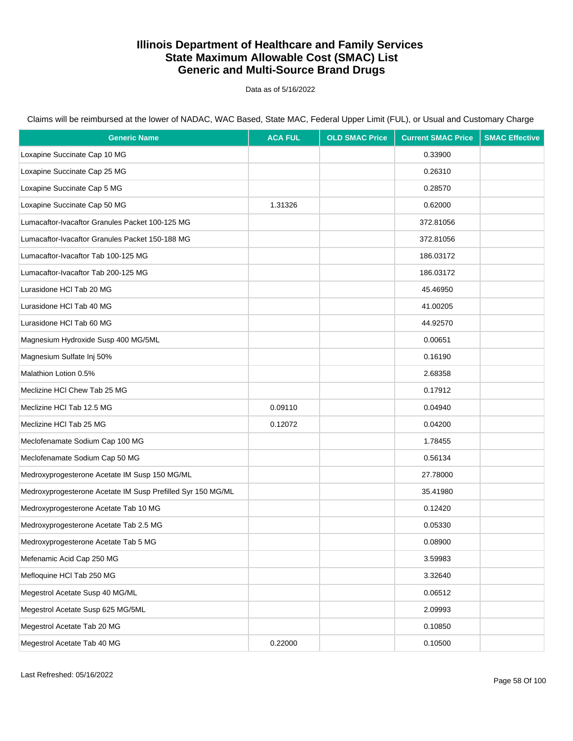# Illinois Department of Healthcare and Family Services
# State Maximum Allowable Cost (SMAC) List
# Generic and Multi-Source Brand Drugs

Data as of 5/16/2022

Claims will be reimbursed at the lower of NADAC, WAC Based, State MAC, Federal Upper Limit (FUL), or Usual and Customary Charge

| Generic Name | ACA FUL | OLD SMAC Price | Current SMAC Price | SMAC Effective |
|---|---|---|---|---|
| Loxapine Succinate Cap 10 MG | | | 0.33900 | |
| Loxapine Succinate Cap 25 MG | | | 0.26310 | |
| Loxapine Succinate Cap 5 MG | | | 0.28570 | |
| Loxapine Succinate Cap 50 MG | 1.31326 | | 0.62000 | |
| Lumacaftor-Ivacaftor Granules Packet 100-125 MG | | | 372.81056 | |
| Lumacaftor-Ivacaftor Granules Packet 150-188 MG | | | 372.81056 | |
| Lumacaftor-Ivacaftor Tab 100-125 MG | | | 186.03172 | |
| Lumacaftor-Ivacaftor Tab 200-125 MG | | | 186.03172 | |
| Lurasidone HCl Tab 20 MG | | | 45.46950 | |
| Lurasidone HCl Tab 40 MG | | | 41.00205 | |
| Lurasidone HCl Tab 60 MG | | | 44.92570 | |
| Magnesium Hydroxide Susp 400 MG/5ML | | | 0.00651 | |
| Magnesium Sulfate Inj 50% | | | 0.16190 | |
| Malathion Lotion 0.5% | | | 2.68358 | |
| Meclizine HCl Chew Tab 25 MG | | | 0.17912 | |
| Meclizine HCl Tab 12.5 MG | 0.09110 | | 0.04940 | |
| Meclizine HCl Tab 25 MG | 0.12072 | | 0.04200 | |
| Meclofenamate Sodium Cap 100 MG | | | 1.78455 | |
| Meclofenamate Sodium Cap 50 MG | | | 0.56134 | |
| Medroxyprogesterone Acetate IM Susp 150 MG/ML | | | 27.78000 | |
| Medroxyprogesterone Acetate IM Susp Prefilled Syr 150 MG/ML | | | 35.41980 | |
| Medroxyprogesterone Acetate Tab 10 MG | | | 0.12420 | |
| Medroxyprogesterone Acetate Tab 2.5 MG | | | 0.05330 | |
| Medroxyprogesterone Acetate Tab 5 MG | | | 0.08900 | |
| Mefenamic Acid Cap 250 MG | | | 3.59983 | |
| Mefloquine HCl Tab 250 MG | | | 3.32640 | |
| Megestrol Acetate Susp 40 MG/ML | | | 0.06512 | |
| Megestrol Acetate Susp 625 MG/5ML | | | 2.09993 | |
| Megestrol Acetate Tab 20 MG | | | 0.10850 | |
| Megestrol Acetate Tab 40 MG | 0.22000 | | 0.10500 | |

Last Refreshed: 05/16/2022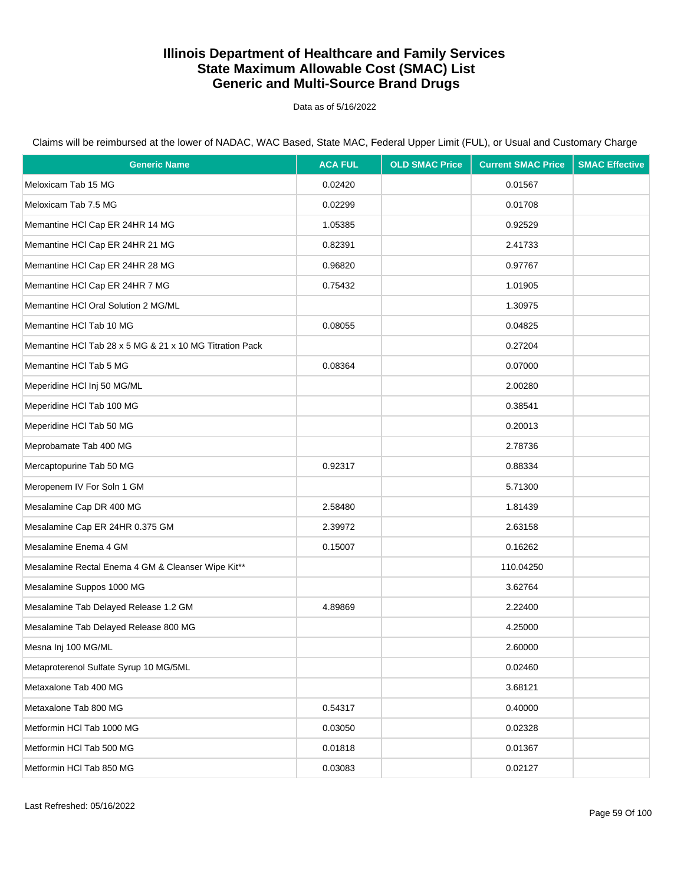# Illinois Department of Healthcare and Family Services
# State Maximum Allowable Cost (SMAC) List
# Generic and Multi-Source Brand Drugs

Data as of 5/16/2022

Claims will be reimbursed at the lower of NADAC, WAC Based, State MAC, Federal Upper Limit (FUL), or Usual and Customary Charge

| Generic Name | ACA FUL | OLD SMAC Price | Current SMAC Price | SMAC Effective |
|---|---|---|---|---|
| Meloxicam Tab 15 MG | 0.02420 | | 0.01567 | |
| Meloxicam Tab 7.5 MG | 0.02299 | | 0.01708 | |
| Memantine HCl Cap ER 24HR 14 MG | 1.05385 | | 0.92529 | |
| Memantine HCl Cap ER 24HR 21 MG | 0.82391 | | 2.41733 | |
| Memantine HCl Cap ER 24HR 28 MG | 0.96820 | | 0.97767 | |
| Memantine HCl Cap ER 24HR 7 MG | 0.75432 | | 1.01905 | |
| Memantine HCl Oral Solution 2 MG/ML | | | 1.30975 | |
| Memantine HCl Tab 10 MG | 0.08055 | | 0.04825 | |
| Memantine HCl Tab 28 x 5 MG & 21 x 10 MG Titration Pack | | | 0.27204 | |
| Memantine HCl Tab 5 MG | 0.08364 | | 0.07000 | |
| Meperidine HCl Inj 50 MG/ML | | | 2.00280 | |
| Meperidine HCl Tab 100 MG | | | 0.38541 | |
| Meperidine HCl Tab 50 MG | | | 0.20013 | |
| Meprobamate Tab 400 MG | | | 2.78736 | |
| Mercaptopurine Tab 50 MG | 0.92317 | | 0.88334 | |
| Meropenem IV For Soln 1 GM | | | 5.71300 | |
| Mesalamine Cap DR 400 MG | 2.58480 | | 1.81439 | |
| Mesalamine Cap ER 24HR 0.375 GM | 2.39972 | | 2.63158 | |
| Mesalamine Enema 4 GM | 0.15007 | | 0.16262 | |
| Mesalamine Rectal Enema 4 GM & Cleanser Wipe Kit** | | | 110.04250 | |
| Mesalamine Suppos 1000 MG | | | 3.62764 | |
| Mesalamine Tab Delayed Release 1.2 GM | 4.89869 | | 2.22400 | |
| Mesalamine Tab Delayed Release 800 MG | | | 4.25000 | |
| Mesna Inj 100 MG/ML | | | 2.60000 | |
| Metaproterenol Sulfate Syrup 10 MG/5ML | | | 0.02460 | |
| Metaxalone Tab 400 MG | | | 3.68121 | |
| Metaxalone Tab 800 MG | 0.54317 | | 0.40000 | |
| Metformin HCl Tab 1000 MG | 0.03050 | | 0.02328 | |
| Metformin HCl Tab 500 MG | 0.01818 | | 0.01367 | |
| Metformin HCl Tab 850 MG | 0.03083 | | 0.02127 | |

Last Refreshed: 05/16/2022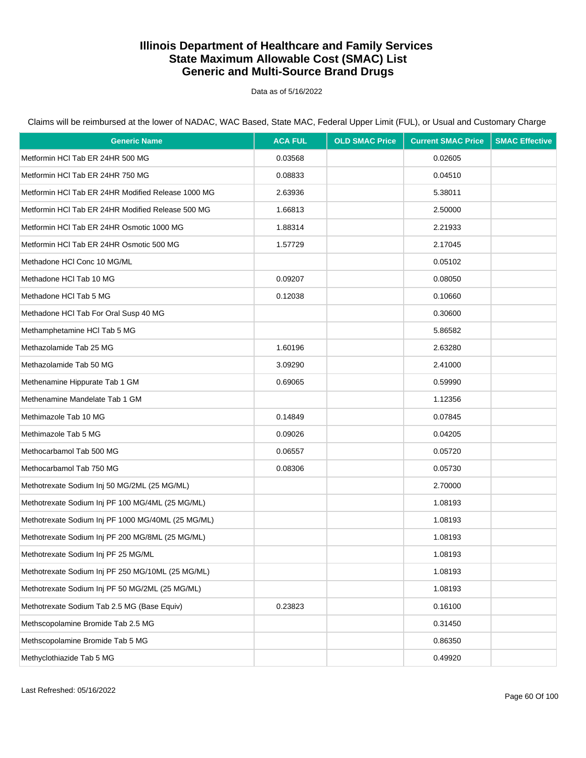# Illinois Department of Healthcare and Family Services
# State Maximum Allowable Cost (SMAC) List
# Generic and Multi-Source Brand Drugs

Data as of 5/16/2022

Claims will be reimbursed at the lower of NADAC, WAC Based, State MAC, Federal Upper Limit (FUL), or Usual and Customary Charge

| Generic Name | ACA FUL | OLD SMAC Price | Current SMAC Price | SMAC Effective |
|---|---|---|---|---|
| Metformin HCl Tab ER 24HR 500 MG | 0.03568 | | 0.02605 | |
| Metformin HCl Tab ER 24HR 750 MG | 0.08833 | | 0.04510 | |
| Metformin HCl Tab ER 24HR Modified Release 1000 MG | 2.63936 | | 5.38011 | |
| Metformin HCl Tab ER 24HR Modified Release 500 MG | 1.66813 | | 2.50000 | |
| Metformin HCl Tab ER 24HR Osmotic 1000 MG | 1.88314 | | 2.21933 | |
| Metformin HCl Tab ER 24HR Osmotic 500 MG | 1.57729 | | 2.17045 | |
| Methadone HCl Conc 10 MG/ML | | | 0.05102 | |
| Methadone HCl Tab 10 MG | 0.09207 | | 0.08050 | |
| Methadone HCl Tab 5 MG | 0.12038 | | 0.10660 | |
| Methadone HCl Tab For Oral Susp 40 MG | | | 0.30600 | |
| Methamphetamine HCl Tab 5 MG | | | 5.86582 | |
| Methazolamide Tab 25 MG | 1.60196 | | 2.63280 | |
| Methazolamide Tab 50 MG | 3.09290 | | 2.41000 | |
| Methenamine Hippurate Tab 1 GM | 0.69065 | | 0.59990 | |
| Methenamine Mandelate Tab 1 GM | | | 1.12356 | |
| Methimazole Tab 10 MG | 0.14849 | | 0.07845 | |
| Methimazole Tab 5 MG | 0.09026 | | 0.04205 | |
| Methocarbamol Tab 500 MG | 0.06557 | | 0.05720 | |
| Methocarbamol Tab 750 MG | 0.08306 | | 0.05730 | |
| Methotrexate Sodium Inj 50 MG/2ML (25 MG/ML) | | | 2.70000 | |
| Methotrexate Sodium Inj PF 100 MG/4ML (25 MG/ML) | | | 1.08193 | |
| Methotrexate Sodium Inj PF 1000 MG/40ML (25 MG/ML) | | | 1.08193 | |
| Methotrexate Sodium Inj PF 200 MG/8ML (25 MG/ML) | | | 1.08193 | |
| Methotrexate Sodium Inj PF 25 MG/ML | | | 1.08193 | |
| Methotrexate Sodium Inj PF 250 MG/10ML (25 MG/ML) | | | 1.08193 | |
| Methotrexate Sodium Inj PF 50 MG/2ML (25 MG/ML) | | | 1.08193 | |
| Methotrexate Sodium Tab 2.5 MG (Base Equiv) | 0.23823 | | 0.16100 | |
| Methscopolamine Bromide Tab 2.5 MG | | | 0.31450 | |
| Methscopolamine Bromide Tab 5 MG | | | 0.86350 | |
| Methyclothiazide Tab 5 MG | | | 0.49920 | |

Last Refreshed: 05/16/2022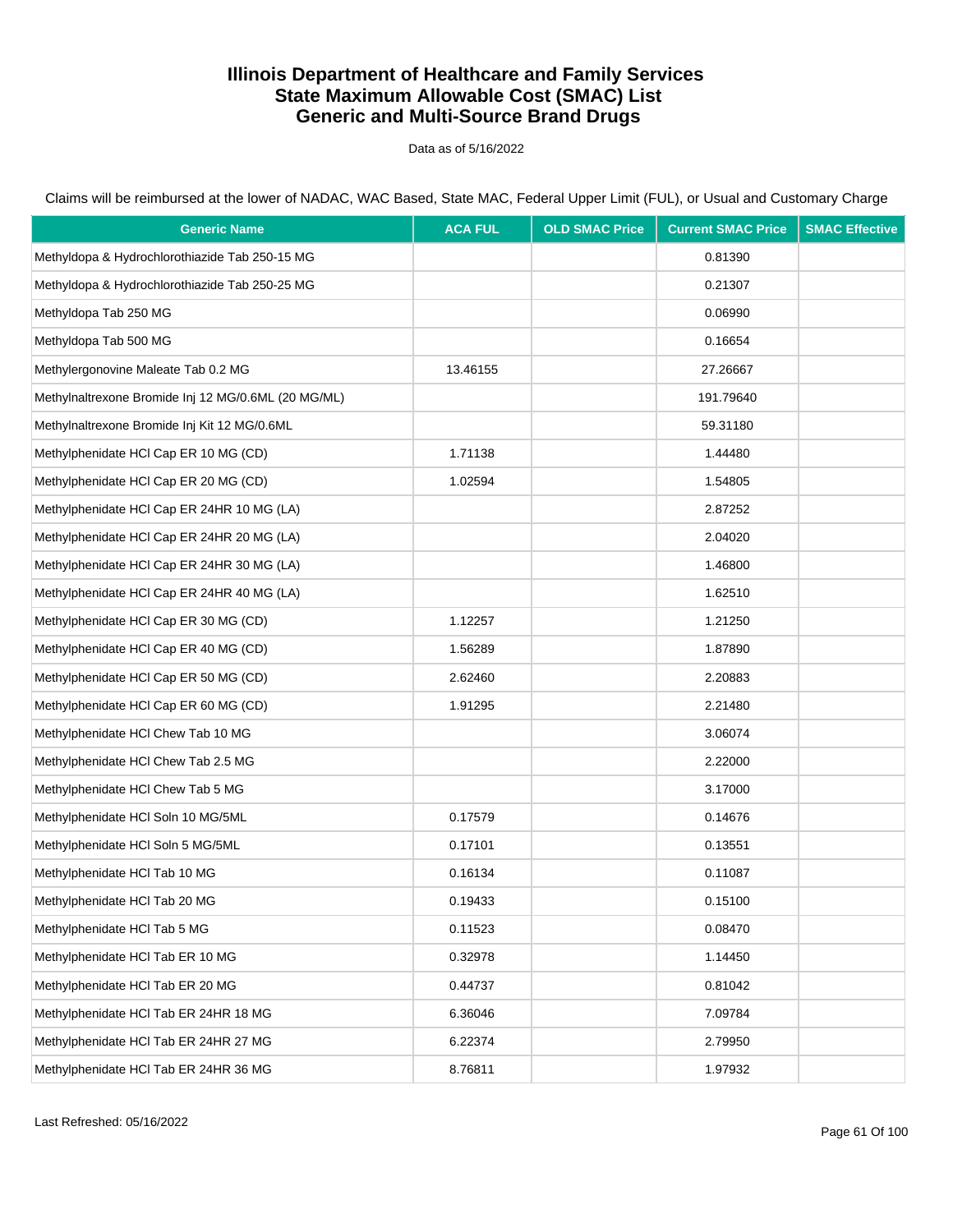# Illinois Department of Healthcare and Family Services
# State Maximum Allowable Cost (SMAC) List
# Generic and Multi-Source Brand Drugs

Data as of 5/16/2022

Claims will be reimbursed at the lower of NADAC, WAC Based, State MAC, Federal Upper Limit (FUL), or Usual and Customary Charge

| Generic Name | ACA FUL | OLD SMAC Price | Current SMAC Price | SMAC Effective |
|---|---|---|---|---|
| Methyldopa & Hydrochlorothiazide Tab 250-15 MG | | | 0.81390 | |
| Methyldopa & Hydrochlorothiazide Tab 250-25 MG | | | 0.21307 | |
| Methyldopa Tab 250 MG | | | 0.06990 | |
| Methyldopa Tab 500 MG | | | 0.16654 | |
| Methylergonovine Maleate Tab 0.2 MG | 13.46155 | | 27.26667 | |
| Methylnaltrexone Bromide Inj 12 MG/0.6ML (20 MG/ML) | | | 191.79640 | |
| Methylnaltrexone Bromide Inj Kit 12 MG/0.6ML | | | 59.31180 | |
| Methylphenidate HCl Cap ER 10 MG (CD) | 1.71138 | | 1.44480 | |
| Methylphenidate HCl Cap ER 20 MG (CD) | 1.02594 | | 1.54805 | |
| Methylphenidate HCl Cap ER 24HR 10 MG (LA) | | | 2.87252 | |
| Methylphenidate HCl Cap ER 24HR 20 MG (LA) | | | 2.04020 | |
| Methylphenidate HCl Cap ER 24HR 30 MG (LA) | | | 1.46800 | |
| Methylphenidate HCl Cap ER 24HR 40 MG (LA) | | | 1.62510 | |
| Methylphenidate HCl Cap ER 30 MG (CD) | 1.12257 | | 1.21250 | |
| Methylphenidate HCl Cap ER 40 MG (CD) | 1.56289 | | 1.87890 | |
| Methylphenidate HCl Cap ER 50 MG (CD) | 2.62460 | | 2.20883 | |
| Methylphenidate HCl Cap ER 60 MG (CD) | 1.91295 | | 2.21480 | |
| Methylphenidate HCl Chew Tab 10 MG | | | 3.06074 | |
| Methylphenidate HCl Chew Tab 2.5 MG | | | 2.22000 | |
| Methylphenidate HCl Chew Tab 5 MG | | | 3.17000 | |
| Methylphenidate HCl Soln 10 MG/5ML | 0.17579 | | 0.14676 | |
| Methylphenidate HCl Soln 5 MG/5ML | 0.17101 | | 0.13551 | |
| Methylphenidate HCl Tab 10 MG | 0.16134 | | 0.11087 | |
| Methylphenidate HCl Tab 20 MG | 0.19433 | | 0.15100 | |
| Methylphenidate HCl Tab 5 MG | 0.11523 | | 0.08470 | |
| Methylphenidate HCl Tab ER 10 MG | 0.32978 | | 1.14450 | |
| Methylphenidate HCl Tab ER 20 MG | 0.44737 | | 0.81042 | |
| Methylphenidate HCl Tab ER 24HR 18 MG | 6.36046 | | 7.09784 | |
| Methylphenidate HCl Tab ER 24HR 27 MG | 6.22374 | | 2.79950 | |
| Methylphenidate HCl Tab ER 24HR 36 MG | 8.76811 | | 1.97932 | |

Last Refreshed: 05/16/2022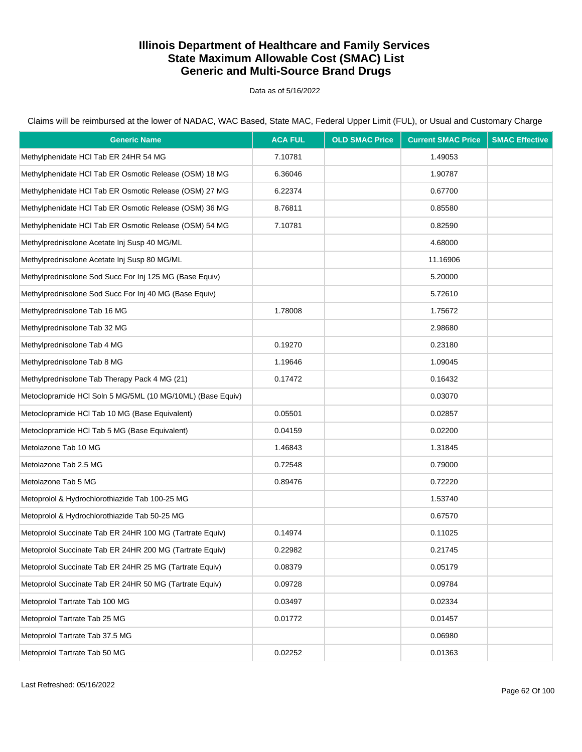# Illinois Department of Healthcare and Family Services
# State Maximum Allowable Cost (SMAC) List
# Generic and Multi-Source Brand Drugs

Data as of 5/16/2022

Claims will be reimbursed at the lower of NADAC, WAC Based, State MAC, Federal Upper Limit (FUL), or Usual and Customary Charge

| Generic Name | ACA FUL | OLD SMAC Price | Current SMAC Price | SMAC Effective |
|---|---|---|---|---|
| Methylphenidate HCl Tab ER 24HR 54 MG | 7.10781 | | 1.49053 | |
| Methylphenidate HCl Tab ER Osmotic Release (OSM) 18 MG | 6.36046 | | 1.90787 | |
| Methylphenidate HCl Tab ER Osmotic Release (OSM) 27 MG | 6.22374 | | 0.67700 | |
| Methylphenidate HCl Tab ER Osmotic Release (OSM) 36 MG | 8.76811 | | 0.85580 | |
| Methylphenidate HCl Tab ER Osmotic Release (OSM) 54 MG | 7.10781 | | 0.82590 | |
| Methylprednisolone Acetate Inj Susp 40 MG/ML | | | 4.68000 | |
| Methylprednisolone Acetate Inj Susp 80 MG/ML | | | 11.16906 | |
| Methylprednisolone Sod Succ For Inj 125 MG (Base Equiv) | | | 5.20000 | |
| Methylprednisolone Sod Succ For Inj 40 MG (Base Equiv) | | | 5.72610 | |
| Methylprednisolone Tab 16 MG | 1.78008 | | 1.75672 | |
| Methylprednisolone Tab 32 MG | | | 2.98680 | |
| Methylprednisolone Tab 4 MG | 0.19270 | | 0.23180 | |
| Methylprednisolone Tab 8 MG | 1.19646 | | 1.09045 | |
| Methylprednisolone Tab Therapy Pack 4 MG (21) | 0.17472 | | 0.16432 | |
| Metoclopramide HCl Soln 5 MG/5ML (10 MG/10ML) (Base Equiv) | | | 0.03070 | |
| Metoclopramide HCl Tab 10 MG (Base Equivalent) | 0.05501 | | 0.02857 | |
| Metoclopramide HCl Tab 5 MG (Base Equivalent) | 0.04159 | | 0.02200 | |
| Metolazone Tab 10 MG | 1.46843 | | 1.31845 | |
| Metolazone Tab 2.5 MG | 0.72548 | | 0.79000 | |
| Metolazone Tab 5 MG | 0.89476 | | 0.72220 | |
| Metoprolol & Hydrochlorothiazide Tab 100-25 MG | | | 1.53740 | |
| Metoprolol & Hydrochlorothiazide Tab 50-25 MG | | | 0.67570 | |
| Metoprolol Succinate Tab ER 24HR 100 MG (Tartrate Equiv) | 0.14974 | | 0.11025 | |
| Metoprolol Succinate Tab ER 24HR 200 MG (Tartrate Equiv) | 0.22982 | | 0.21745 | |
| Metoprolol Succinate Tab ER 24HR 25 MG (Tartrate Equiv) | 0.08379 | | 0.05179 | |
| Metoprolol Succinate Tab ER 24HR 50 MG (Tartrate Equiv) | 0.09728 | | 0.09784 | |
| Metoprolol Tartrate Tab 100 MG | 0.03497 | | 0.02334 | |
| Metoprolol Tartrate Tab 25 MG | 0.01772 | | 0.01457 | |
| Metoprolol Tartrate Tab 37.5 MG | | | 0.06980 | |
| Metoprolol Tartrate Tab 50 MG | 0.02252 | | 0.01363 | |

Last Refreshed: 05/16/2022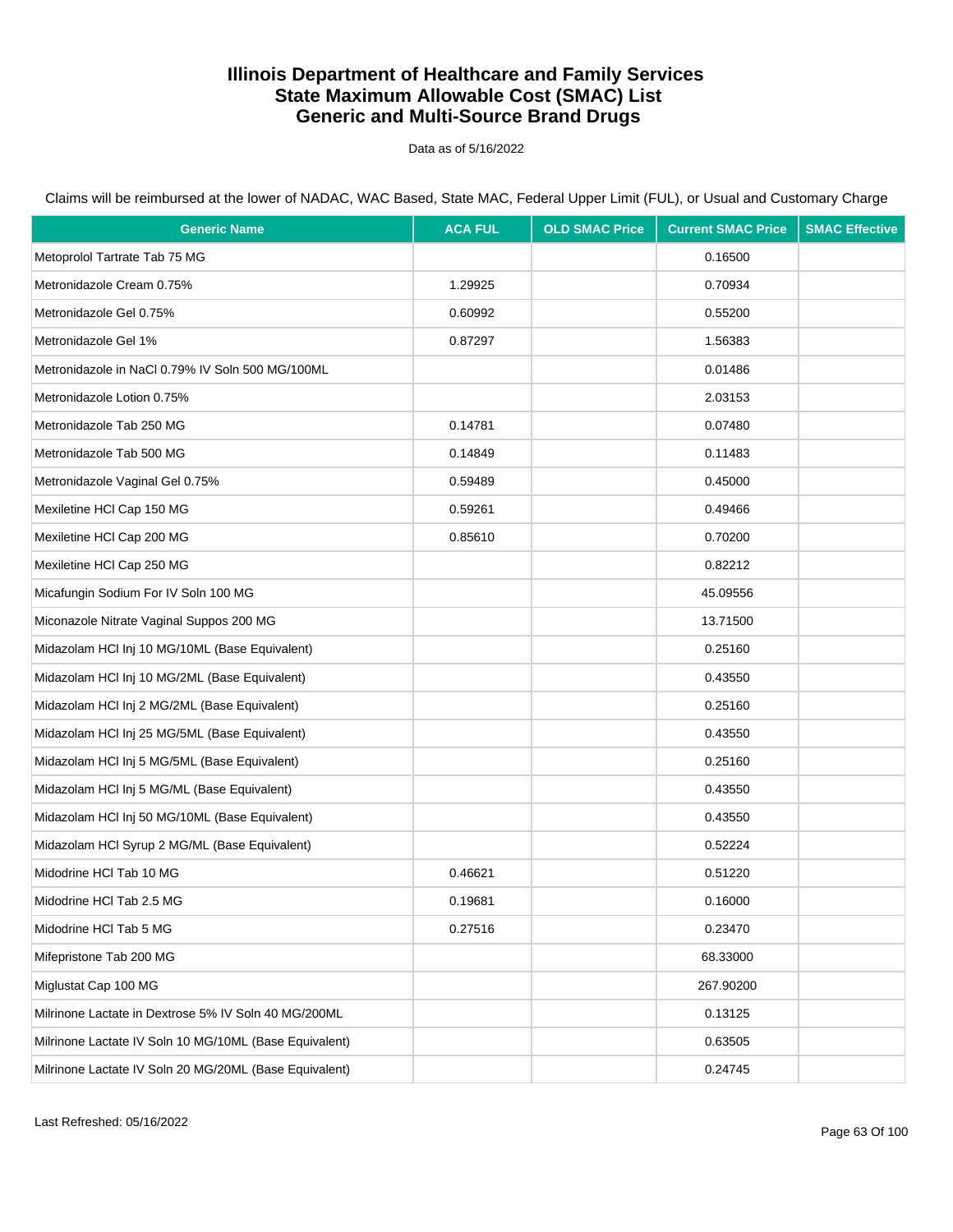# Illinois Department of Healthcare and Family Services
# State Maximum Allowable Cost (SMAC) List
# Generic and Multi-Source Brand Drugs

Data as of 5/16/2022

Claims will be reimbursed at the lower of NADAC, WAC Based, State MAC, Federal Upper Limit (FUL), or Usual and Customary Charge

| Generic Name | ACA FUL | OLD SMAC Price | Current SMAC Price | SMAC Effective |
|---|---|---|---|---|
| Metoprolol Tartrate Tab 75 MG | | | 0.16500 | |
| Metronidazole Cream 0.75% | 1.29925 | | 0.70934 | |
| Metronidazole Gel 0.75% | 0.60992 | | 0.55200 | |
| Metronidazole Gel 1% | 0.87297 | | 1.56383 | |
| Metronidazole in NaCl 0.79% IV Soln 500 MG/100ML | | | 0.01486 | |
| Metronidazole Lotion 0.75% | | | 2.03153 | |
| Metronidazole Tab 250 MG | 0.14781 | | 0.07480 | |
| Metronidazole Tab 500 MG | 0.14849 | | 0.11483 | |
| Metronidazole Vaginal Gel 0.75% | 0.59489 | | 0.45000 | |
| Mexiletine HCl Cap 150 MG | 0.59261 | | 0.49466 | |
| Mexiletine HCl Cap 200 MG | 0.85610 | | 0.70200 | |
| Mexiletine HCl Cap 250 MG | | | 0.82212 | |
| Micafungin Sodium For IV Soln 100 MG | | | 45.09556 | |
| Miconazole Nitrate Vaginal Suppos 200 MG | | | 13.71500 | |
| Midazolam HCl Inj 10 MG/10ML (Base Equivalent) | | | 0.25160 | |
| Midazolam HCl Inj 10 MG/2ML (Base Equivalent) | | | 0.43550 | |
| Midazolam HCl Inj 2 MG/2ML (Base Equivalent) | | | 0.25160 | |
| Midazolam HCl Inj 25 MG/5ML (Base Equivalent) | | | 0.43550 | |
| Midazolam HCl Inj 5 MG/5ML (Base Equivalent) | | | 0.25160 | |
| Midazolam HCl Inj 5 MG/ML (Base Equivalent) | | | 0.43550 | |
| Midazolam HCl Inj 50 MG/10ML (Base Equivalent) | | | 0.43550 | |
| Midazolam HCl Syrup 2 MG/ML (Base Equivalent) | | | 0.52224 | |
| Midodrine HCl Tab 10 MG | 0.46621 | | 0.51220 | |
| Midodrine HCl Tab 2.5 MG | 0.19681 | | 0.16000 | |
| Midodrine HCl Tab 5 MG | 0.27516 | | 0.23470 | |
| Mifepristone Tab 200 MG | | | 68.33000 | |
| Miglustat Cap 100 MG | | | 267.90200 | |
| Milrinone Lactate in Dextrose 5% IV Soln 40 MG/200ML | | | 0.13125 | |
| Milrinone Lactate IV Soln 10 MG/10ML (Base Equivalent) | | | 0.63505 | |
| Milrinone Lactate IV Soln 20 MG/20ML (Base Equivalent) | | | 0.24745 | |

Last Refreshed: 05/16/2022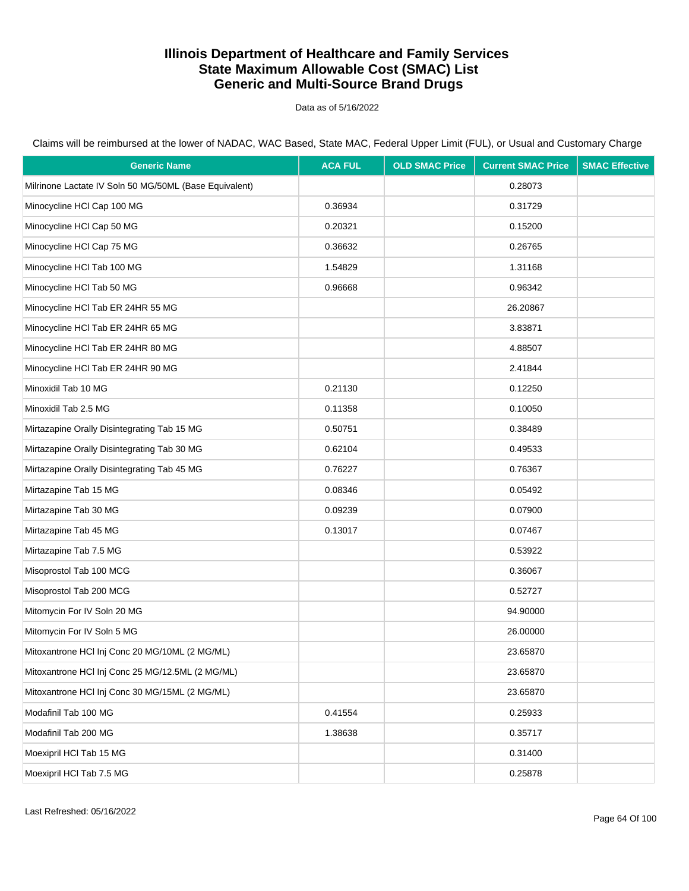# Illinois Department of Healthcare and Family Services
# State Maximum Allowable Cost (SMAC) List
# Generic and Multi-Source Brand Drugs

Data as of 5/16/2022

Claims will be reimbursed at the lower of NADAC, WAC Based, State MAC, Federal Upper Limit (FUL), or Usual and Customary Charge

| Generic Name | ACA FUL | OLD SMAC Price | Current SMAC Price | SMAC Effective |
|---|---|---|---|---|
| Milrinone Lactate IV Soln 50 MG/50ML (Base Equivalent) | | | 0.28073 | |
| Minocycline HCl Cap 100 MG | 0.36934 | | 0.31729 | |
| Minocycline HCl Cap 50 MG | 0.20321 | | 0.15200 | |
| Minocycline HCl Cap 75 MG | 0.36632 | | 0.26765 | |
| Minocycline HCl Tab 100 MG | 1.54829 | | 1.31168 | |
| Minocycline HCl Tab 50 MG | 0.96668 | | 0.96342 | |
| Minocycline HCl Tab ER 24HR 55 MG | | | 26.20867 | |
| Minocycline HCl Tab ER 24HR 65 MG | | | 3.83871 | |
| Minocycline HCl Tab ER 24HR 80 MG | | | 4.88507 | |
| Minocycline HCl Tab ER 24HR 90 MG | | | 2.41844 | |
| Minoxidil Tab 10 MG | 0.21130 | | 0.12250 | |
| Minoxidil Tab 2.5 MG | 0.11358 | | 0.10050 | |
| Mirtazapine Orally Disintegrating Tab 15 MG | 0.50751 | | 0.38489 | |
| Mirtazapine Orally Disintegrating Tab 30 MG | 0.62104 | | 0.49533 | |
| Mirtazapine Orally Disintegrating Tab 45 MG | 0.76227 | | 0.76367 | |
| Mirtazapine Tab 15 MG | 0.08346 | | 0.05492 | |
| Mirtazapine Tab 30 MG | 0.09239 | | 0.07900 | |
| Mirtazapine Tab 45 MG | 0.13017 | | 0.07467 | |
| Mirtazapine Tab 7.5 MG | | | 0.53922 | |
| Misoprostol Tab 100 MCG | | | 0.36067 | |
| Misoprostol Tab 200 MCG | | | 0.52727 | |
| Mitomycin For IV Soln 20 MG | | | 94.90000 | |
| Mitomycin For IV Soln 5 MG | | | 26.00000 | |
| Mitoxantrone HCl Inj Conc 20 MG/10ML (2 MG/ML) | | | 23.65870 | |
| Mitoxantrone HCl Inj Conc 25 MG/12.5ML (2 MG/ML) | | | 23.65870 | |
| Mitoxantrone HCl Inj Conc 30 MG/15ML (2 MG/ML) | | | 23.65870 | |
| Modafinil Tab 100 MG | 0.41554 | | 0.25933 | |
| Modafinil Tab 200 MG | 1.38638 | | 0.35717 | |
| Moexipril HCl Tab 15 MG | | | 0.31400 | |
| Moexipril HCl Tab 7.5 MG | | | 0.25878 | |

Last Refreshed: 05/16/2022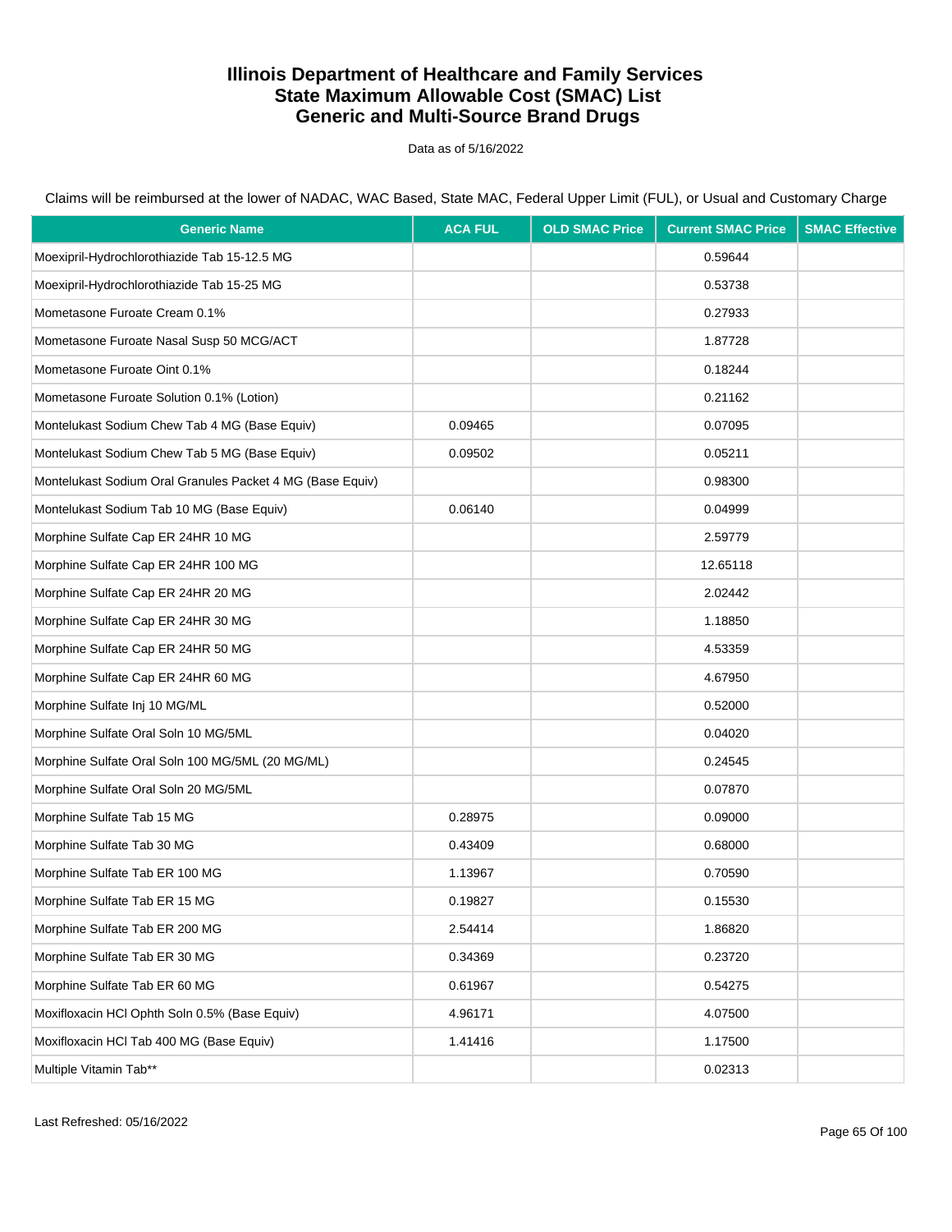# Illinois Department of Healthcare and Family Services
# State Maximum Allowable Cost (SMAC) List
# Generic and Multi-Source Brand Drugs

Data as of 5/16/2022

Claims will be reimbursed at the lower of NADAC, WAC Based, State MAC, Federal Upper Limit (FUL), or Usual and Customary Charge

| Generic Name | ACA FUL | OLD SMAC Price | Current SMAC Price | SMAC Effective |
|---|---|---|---|---|
| Moexipril-Hydrochlorothiazide Tab 15-12.5 MG | | | 0.59644 | |
| Moexipril-Hydrochlorothiazide Tab 15-25 MG | | | 0.53738 | |
| Mometasone Furoate Cream 0.1% | | | 0.27933 | |
| Mometasone Furoate Nasal Susp 50 MCG/ACT | | | 1.87728 | |
| Mometasone Furoate Oint 0.1% | | | 0.18244 | |
| Mometasone Furoate Solution 0.1% (Lotion) | | | 0.21162 | |
| Montelukast Sodium Chew Tab 4 MG (Base Equiv) | 0.09465 | | 0.07095 | |
| Montelukast Sodium Chew Tab 5 MG (Base Equiv) | 0.09502 | | 0.05211 | |
| Montelukast Sodium Oral Granules Packet 4 MG (Base Equiv) | | | 0.98300 | |
| Montelukast Sodium Tab 10 MG (Base Equiv) | 0.06140 | | 0.04999 | |
| Morphine Sulfate Cap ER 24HR 10 MG | | | 2.59779 | |
| Morphine Sulfate Cap ER 24HR 100 MG | | | 12.65118 | |
| Morphine Sulfate Cap ER 24HR 20 MG | | | 2.02442 | |
| Morphine Sulfate Cap ER 24HR 30 MG | | | 1.18850 | |
| Morphine Sulfate Cap ER 24HR 50 MG | | | 4.53359 | |
| Morphine Sulfate Cap ER 24HR 60 MG | | | 4.67950 | |
| Morphine Sulfate Inj 10 MG/ML | | | 0.52000 | |
| Morphine Sulfate Oral Soln 10 MG/5ML | | | 0.04020 | |
| Morphine Sulfate Oral Soln 100 MG/5ML (20 MG/ML) | | | 0.24545 | |
| Morphine Sulfate Oral Soln 20 MG/5ML | | | 0.07870 | |
| Morphine Sulfate Tab 15 MG | 0.28975 | | 0.09000 | |
| Morphine Sulfate Tab 30 MG | 0.43409 | | 0.68000 | |
| Morphine Sulfate Tab ER 100 MG | 1.13967 | | 0.70590 | |
| Morphine Sulfate Tab ER 15 MG | 0.19827 | | 0.15530 | |
| Morphine Sulfate Tab ER 200 MG | 2.54414 | | 1.86820 | |
| Morphine Sulfate Tab ER 30 MG | 0.34369 | | 0.23720 | |
| Morphine Sulfate Tab ER 60 MG | 0.61967 | | 0.54275 | |
| Moxifloxacin HCl Ophth Soln 0.5% (Base Equiv) | 4.96171 | | 4.07500 | |
| Moxifloxacin HCl Tab 400 MG (Base Equiv) | 1.41416 | | 1.17500 | |
| Multiple Vitamin Tab** | | | 0.02313 | |

Last Refreshed: 05/16/2022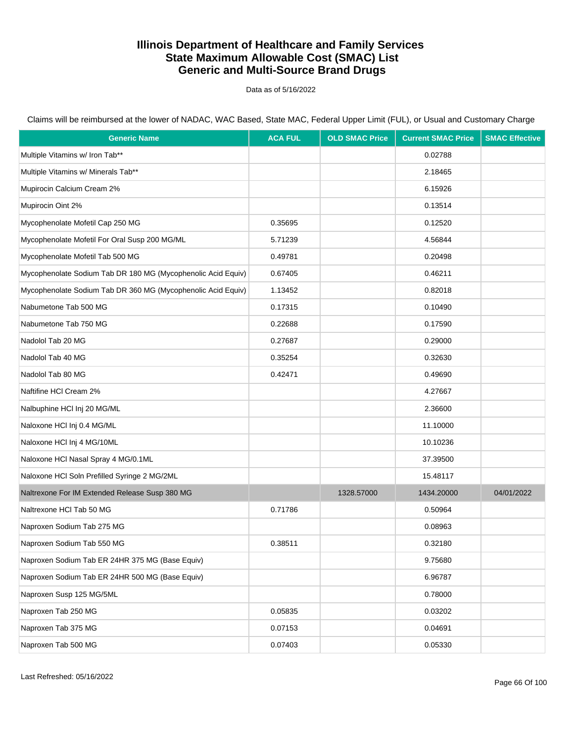# Illinois Department of Healthcare and Family Services
## State Maximum Allowable Cost (SMAC) List
## Generic and Multi-Source Brand Drugs

Data as of 5/16/2022

Claims will be reimbursed at the lower of NADAC, WAC Based, State MAC, Federal Upper Limit (FUL), or Usual and Customary Charge

| Generic Name | ACA FUL | OLD SMAC Price | Current SMAC Price | SMAC Effective |
|---|---|---|---|---|
| Multiple Vitamins w/ Iron Tab** | | | 0.02788 | |
| Multiple Vitamins w/ Minerals Tab** | | | 2.18465 | |
| Mupirocin Calcium Cream 2% | | | 6.15926 | |
| Mupirocin Oint 2% | | | 0.13514 | |
| Mycophenolate Mofetil Cap 250 MG | 0.35695 | | 0.12520 | |
| Mycophenolate Mofetil For Oral Susp 200 MG/ML | 5.71239 | | 4.56844 | |
| Mycophenolate Mofetil Tab 500 MG | 0.49781 | | 0.20498 | |
| Mycophenolate Sodium Tab DR 180 MG (Mycophenolic Acid Equiv) | 0.67405 | | 0.46211 | |
| Mycophenolate Sodium Tab DR 360 MG (Mycophenolic Acid Equiv) | 1.13452 | | 0.82018 | |
| Nabumetone Tab 500 MG | 0.17315 | | 0.10490 | |
| Nabumetone Tab 750 MG | 0.22688 | | 0.17590 | |
| Nadolol Tab 20 MG | 0.27687 | | 0.29000 | |
| Nadolol Tab 40 MG | 0.35254 | | 0.32630 | |
| Nadolol Tab 80 MG | 0.42471 | | 0.49690 | |
| Naftifine HCl Cream 2% | | | 4.27667 | |
| Nalbuphine HCl Inj 20 MG/ML | | | 2.36600 | |
| Naloxone HCl Inj 0.4 MG/ML | | | 11.10000 | |
| Naloxone HCl Inj 4 MG/10ML | | | 10.10236 | |
| Naloxone HCl Nasal Spray 4 MG/0.1ML | | | 37.39500 | |
| Naloxone HCl Soln Prefilled Syringe 2 MG/2ML | | | 15.48117 | |
| Naltrexone For IM Extended Release Susp 380 MG | | 1328.57000 | 1434.20000 | 04/01/2022 |
| Naltrexone HCl Tab 50 MG | 0.71786 | | 0.50964 | |
| Naproxen Sodium Tab 275 MG | | | 0.08963 | |
| Naproxen Sodium Tab 550 MG | 0.38511 | | 0.32180 | |
| Naproxen Sodium Tab ER 24HR 375 MG (Base Equiv) | | | 9.75680 | |
| Naproxen Sodium Tab ER 24HR 500 MG (Base Equiv) | | | 6.96787 | |
| Naproxen Susp 125 MG/5ML | | | 0.78000 | |
| Naproxen Tab 250 MG | 0.05835 | | 0.03202 | |
| Naproxen Tab 375 MG | 0.07153 | | 0.04691 | |
| Naproxen Tab 500 MG | 0.07403 | | 0.05330 | |

Last Refreshed: 05/16/2022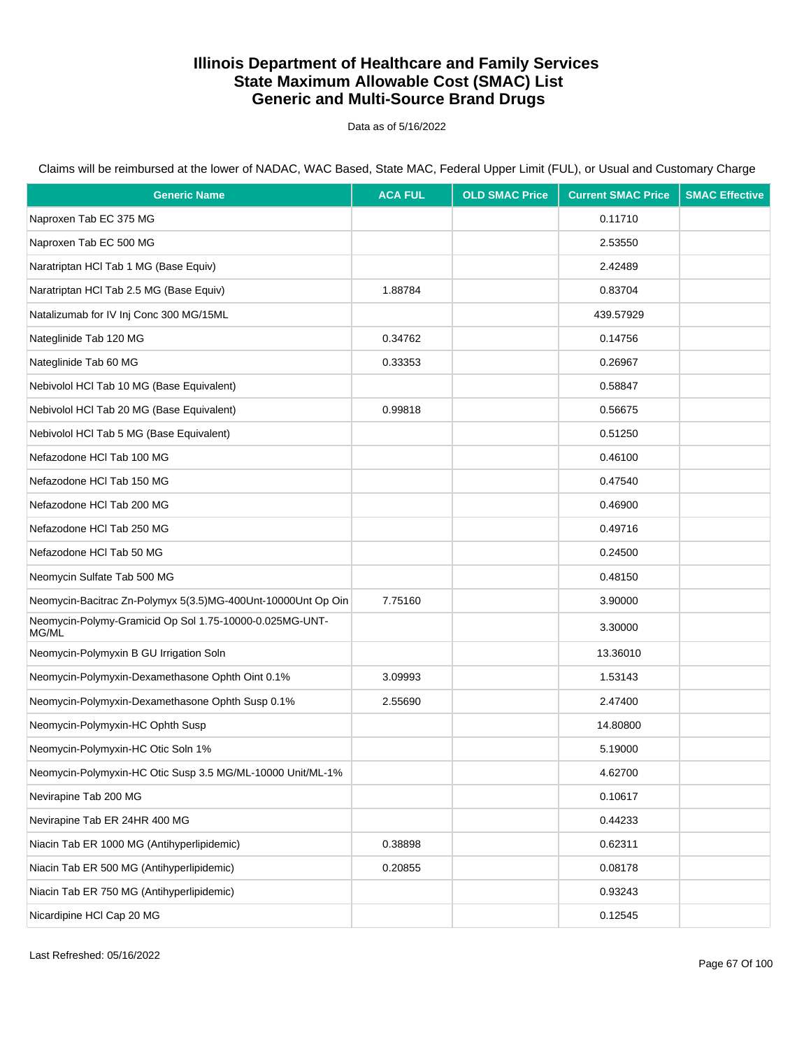# Illinois Department of Healthcare and Family Services
# State Maximum Allowable Cost (SMAC) List
# Generic and Multi-Source Brand Drugs

Data as of 5/16/2022

Claims will be reimbursed at the lower of NADAC, WAC Based, State MAC, Federal Upper Limit (FUL), or Usual and Customary Charge

| Generic Name | ACA FUL | OLD SMAC Price | Current SMAC Price | SMAC Effective |
|---|---|---|---|---|
| Naproxen Tab EC 375 MG | | | 0.11710 | |
| Naproxen Tab EC 500 MG | | | 2.53550 | |
| Naratriptan HCl Tab 1 MG (Base Equiv) | | | 2.42489 | |
| Naratriptan HCl Tab 2.5 MG (Base Equiv) | 1.88784 | | 0.83704 | |
| Natalizumab for IV Inj Conc 300 MG/15ML | | | 439.57929 | |
| Nateglinide Tab 120 MG | 0.34762 | | 0.14756 | |
| Nateglinide Tab 60 MG | 0.33353 | | 0.26967 | |
| Nebivolol HCl Tab 10 MG (Base Equivalent) | | | 0.58847 | |
| Nebivolol HCl Tab 20 MG (Base Equivalent) | 0.99818 | | 0.56675 | |
| Nebivolol HCl Tab 5 MG (Base Equivalent) | | | 0.51250 | |
| Nefazodone HCl Tab 100 MG | | | 0.46100 | |
| Nefazodone HCl Tab 150 MG | | | 0.47540 | |
| Nefazodone HCl Tab 200 MG | | | 0.46900 | |
| Nefazodone HCl Tab 250 MG | | | 0.49716 | |
| Nefazodone HCl Tab 50 MG | | | 0.24500 | |
| Neomycin Sulfate Tab 500 MG | | | 0.48150 | |
| Neomycin-Bacitrac Zn-Polymyx 5(3.5)MG-400Unt-10000Unt Op Oin | 7.75160 | | 3.90000 | |
| Neomycin-Polymy-Gramicid Op Sol 1.75-10000-0.025MG-UNT-MG/ML | | | 3.30000 | |
| Neomycin-Polymyxin B GU Irrigation Soln | | | 13.36010 | |
| Neomycin-Polymyxin-Dexamethasone Ophth Oint 0.1% | 3.09993 | | 1.53143 | |
| Neomycin-Polymyxin-Dexamethasone Ophth Susp 0.1% | 2.55690 | | 2.47400 | |
| Neomycin-Polymyxin-HC Ophth Susp | | | 14.80800 | |
| Neomycin-Polymyxin-HC Otic Soln 1% | | | 5.19000 | |
| Neomycin-Polymyxin-HC Otic Susp 3.5 MG/ML-10000 Unit/ML-1% | | | 4.62700 | |
| Nevirapine Tab 200 MG | | | 0.10617 | |
| Nevirapine Tab ER 24HR 400 MG | | | 0.44233 | |
| Niacin Tab ER 1000 MG (Antihyperlipidemic) | 0.38898 | | 0.62311 | |
| Niacin Tab ER 500 MG (Antihyperlipidemic) | 0.20855 | | 0.08178 | |
| Niacin Tab ER 750 MG (Antihyperlipidemic) | | | 0.93243 | |
| Nicardipine HCl Cap 20 MG | | | 0.12545 | |

Last Refreshed: 05/16/2022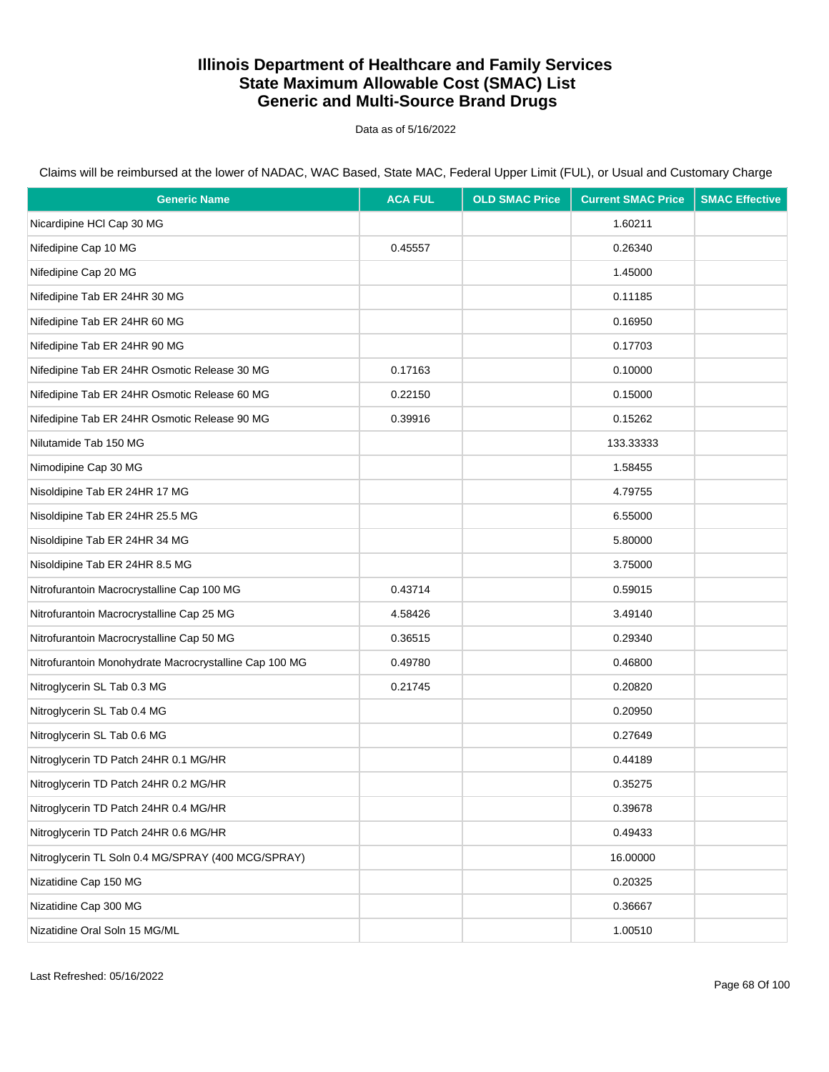# Illinois Department of Healthcare and Family Services
# State Maximum Allowable Cost (SMAC) List
# Generic and Multi-Source Brand Drugs

Data as of 5/16/2022

Claims will be reimbursed at the lower of NADAC, WAC Based, State MAC, Federal Upper Limit (FUL), or Usual and Customary Charge

| Generic Name | ACA FUL | OLD SMAC Price | Current SMAC Price | SMAC Effective |
|---|---|---|---|---|
| Nicardipine HCl Cap 30 MG | | | 1.60211 | |
| Nifedipine Cap 10 MG | 0.45557 | | 0.26340 | |
| Nifedipine Cap 20 MG | | | 1.45000 | |
| Nifedipine Tab ER 24HR 30 MG | | | 0.11185 | |
| Nifedipine Tab ER 24HR 60 MG | | | 0.16950 | |
| Nifedipine Tab ER 24HR 90 MG | | | 0.17703 | |
| Nifedipine Tab ER 24HR Osmotic Release 30 MG | 0.17163 | | 0.10000 | |
| Nifedipine Tab ER 24HR Osmotic Release 60 MG | 0.22150 | | 0.15000 | |
| Nifedipine Tab ER 24HR Osmotic Release 90 MG | 0.39916 | | 0.15262 | |
| Nilutamide Tab 150 MG | | | 133.33333 | |
| Nimodipine Cap 30 MG | | | 1.58455 | |
| Nisoldipine Tab ER 24HR 17 MG | | | 4.79755 | |
| Nisoldipine Tab ER 24HR 25.5 MG | | | 6.55000 | |
| Nisoldipine Tab ER 24HR 34 MG | | | 5.80000 | |
| Nisoldipine Tab ER 24HR 8.5 MG | | | 3.75000 | |
| Nitrofurantoin Macrocrystalline Cap 100 MG | 0.43714 | | 0.59015 | |
| Nitrofurantoin Macrocrystalline Cap 25 MG | 4.58426 | | 3.49140 | |
| Nitrofurantoin Macrocrystalline Cap 50 MG | 0.36515 | | 0.29340 | |
| Nitrofurantoin Monohydrate Macrocrystalline Cap 100 MG | 0.49780 | | 0.46800 | |
| Nitroglycerin SL Tab 0.3 MG | 0.21745 | | 0.20820 | |
| Nitroglycerin SL Tab 0.4 MG | | | 0.20950 | |
| Nitroglycerin SL Tab 0.6 MG | | | 0.27649 | |
| Nitroglycerin TD Patch 24HR 0.1 MG/HR | | | 0.44189 | |
| Nitroglycerin TD Patch 24HR 0.2 MG/HR | | | 0.35275 | |
| Nitroglycerin TD Patch 24HR 0.4 MG/HR | | | 0.39678 | |
| Nitroglycerin TD Patch 24HR 0.6 MG/HR | | | 0.49433 | |
| Nitroglycerin TL Soln 0.4 MG/SPRAY (400 MCG/SPRAY) | | | 16.00000 | |
| Nizatidine Cap 150 MG | | | 0.20325 | |
| Nizatidine Cap 300 MG | | | 0.36667 | |
| Nizatidine Oral Soln 15 MG/ML | | | 1.00510 | |

Last Refreshed: 05/16/2022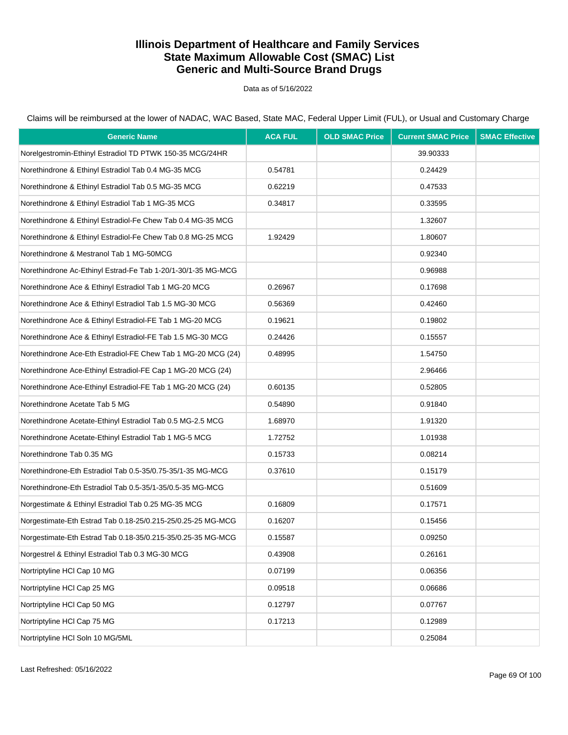# Illinois Department of Healthcare and Family Services
# State Maximum Allowable Cost (SMAC) List
# Generic and Multi-Source Brand Drugs

Data as of 5/16/2022

Claims will be reimbursed at the lower of NADAC, WAC Based, State MAC, Federal Upper Limit (FUL), or Usual and Customary Charge

| Generic Name | ACA FUL | OLD SMAC Price | Current SMAC Price | SMAC Effective |
|---|---|---|---|---|
| Norelgestromin-Ethinyl Estradiol TD PTWK 150-35 MCG/24HR | | | 39.90333 | |
| Norethindrone & Ethinyl Estradiol Tab 0.4 MG-35 MCG | 0.54781 | | 0.24429 | |
| Norethindrone & Ethinyl Estradiol Tab 0.5 MG-35 MCG | 0.62219 | | 0.47533 | |
| Norethindrone & Ethinyl Estradiol Tab 1 MG-35 MCG | 0.34817 | | 0.33595 | |
| Norethindrone & Ethinyl Estradiol-Fe Chew Tab 0.4 MG-35 MCG | | | 1.32607 | |
| Norethindrone & Ethinyl Estradiol-Fe Chew Tab 0.8 MG-25 MCG | 1.92429 | | 1.80607 | |
| Norethindrone & Mestranol Tab 1 MG-50MCG | | | 0.92340 | |
| Norethindrone Ac-Ethinyl Estrad-Fe Tab 1-20/1-30/1-35 MG-MCG | | | 0.96988 | |
| Norethindrone Ace & Ethinyl Estradiol Tab 1 MG-20 MCG | 0.26967 | | 0.17698 | |
| Norethindrone Ace & Ethinyl Estradiol Tab 1.5 MG-30 MCG | 0.56369 | | 0.42460 | |
| Norethindrone Ace & Ethinyl Estradiol-FE Tab 1 MG-20 MCG | 0.19621 | | 0.19802 | |
| Norethindrone Ace & Ethinyl Estradiol-FE Tab 1.5 MG-30 MCG | 0.24426 | | 0.15557 | |
| Norethindrone Ace-Eth Estradiol-FE Chew Tab 1 MG-20 MCG (24) | 0.48995 | | 1.54750 | |
| Norethindrone Ace-Ethinyl Estradiol-FE Cap 1 MG-20 MCG (24) | | | 2.96466 | |
| Norethindrone Ace-Ethinyl Estradiol-FE Tab 1 MG-20 MCG (24) | 0.60135 | | 0.52805 | |
| Norethindrone Acetate Tab 5 MG | 0.54890 | | 0.91840 | |
| Norethindrone Acetate-Ethinyl Estradiol Tab 0.5 MG-2.5 MCG | 1.68970 | | 1.91320 | |
| Norethindrone Acetate-Ethinyl Estradiol Tab 1 MG-5 MCG | 1.72752 | | 1.01938 | |
| Norethindrone Tab 0.35 MG | 0.15733 | | 0.08214 | |
| Norethindrone-Eth Estradiol Tab 0.5-35/0.75-35/1-35 MG-MCG | 0.37610 | | 0.15179 | |
| Norethindrone-Eth Estradiol Tab 0.5-35/1-35/0.5-35 MG-MCG | | | 0.51609 | |
| Norgestimate & Ethinyl Estradiol Tab 0.25 MG-35 MCG | 0.16809 | | 0.17571 | |
| Norgestimate-Eth Estrad Tab 0.18-25/0.215-25/0.25-25 MG-MCG | 0.16207 | | 0.15456 | |
| Norgestimate-Eth Estrad Tab 0.18-35/0.215-35/0.25-35 MG-MCG | 0.15587 | | 0.09250 | |
| Norgestrel & Ethinyl Estradiol Tab 0.3 MG-30 MCG | 0.43908 | | 0.26161 | |
| Nortriptyline HCl Cap 10 MG | 0.07199 | | 0.06356 | |
| Nortriptyline HCl Cap 25 MG | 0.09518 | | 0.06686 | |
| Nortriptyline HCl Cap 50 MG | 0.12797 | | 0.07767 | |
| Nortriptyline HCl Cap 75 MG | 0.17213 | | 0.12989 | |
| Nortriptyline HCl Soln 10 MG/5ML | | | 0.25084 | |

Last Refreshed: 05/16/2022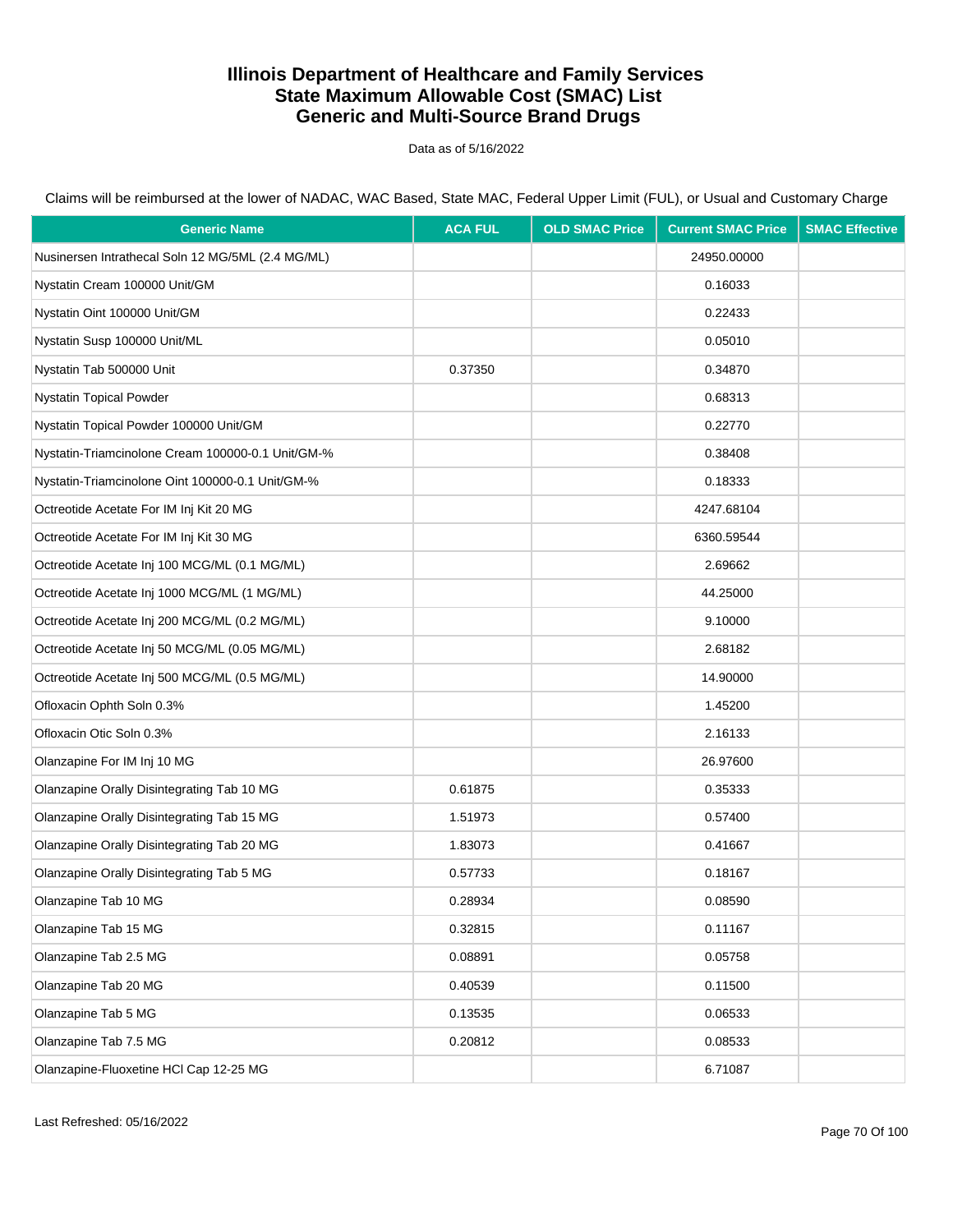# Illinois Department of Healthcare and Family Services
# State Maximum Allowable Cost (SMAC) List
# Generic and Multi-Source Brand Drugs

Data as of 5/16/2022

Claims will be reimbursed at the lower of NADAC, WAC Based, State MAC, Federal Upper Limit (FUL), or Usual and Customary Charge

| Generic Name | ACA FUL | OLD SMAC Price | Current SMAC Price | SMAC Effective |
|---|---|---|---|---|
| Nusinersen Intrathecal Soln 12 MG/5ML (2.4 MG/ML) | | | 24950.00000 | |
| Nystatin Cream 100000 Unit/GM | | | 0.16033 | |
| Nystatin Oint 100000 Unit/GM | | | 0.22433 | |
| Nystatin Susp 100000 Unit/ML | | | 0.05010 | |
| Nystatin Tab 500000 Unit | 0.37350 | | 0.34870 | |
| Nystatin Topical Powder | | | 0.68313 | |
| Nystatin Topical Powder 100000 Unit/GM | | | 0.22770 | |
| Nystatin-Triamcinolone Cream 100000-0.1 Unit/GM-% | | | 0.38408 | |
| Nystatin-Triamcinolone Oint 100000-0.1 Unit/GM-% | | | 0.18333 | |
| Octreotide Acetate For IM Inj Kit 20 MG | | | 4247.68104 | |
| Octreotide Acetate For IM Inj Kit 30 MG | | | 6360.59544 | |
| Octreotide Acetate Inj 100 MCG/ML (0.1 MG/ML) | | | 2.69662 | |
| Octreotide Acetate Inj 1000 MCG/ML (1 MG/ML) | | | 44.25000 | |
| Octreotide Acetate Inj 200 MCG/ML (0.2 MG/ML) | | | 9.10000 | |
| Octreotide Acetate Inj 50 MCG/ML (0.05 MG/ML) | | | 2.68182 | |
| Octreotide Acetate Inj 500 MCG/ML (0.5 MG/ML) | | | 14.90000 | |
| Ofloxacin Ophth Soln 0.3% | | | 1.45200 | |
| Ofloxacin Otic Soln 0.3% | | | 2.16133 | |
| Olanzapine For IM Inj 10 MG | | | 26.97600 | |
| Olanzapine Orally Disintegrating Tab 10 MG | 0.61875 | | 0.35333 | |
| Olanzapine Orally Disintegrating Tab 15 MG | 1.51973 | | 0.57400 | |
| Olanzapine Orally Disintegrating Tab 20 MG | 1.83073 | | 0.41667 | |
| Olanzapine Orally Disintegrating Tab 5 MG | 0.57733 | | 0.18167 | |
| Olanzapine Tab 10 MG | 0.28934 | | 0.08590 | |
| Olanzapine Tab 15 MG | 0.32815 | | 0.11167 | |
| Olanzapine Tab 2.5 MG | 0.08891 | | 0.05758 | |
| Olanzapine Tab 20 MG | 0.40539 | | 0.11500 | |
| Olanzapine Tab 5 MG | 0.13535 | | 0.06533 | |
| Olanzapine Tab 7.5 MG | 0.20812 | | 0.08533 | |
| Olanzapine-Fluoxetine HCl Cap 12-25 MG | | | 6.71087 | |

Last Refreshed: 05/16/2022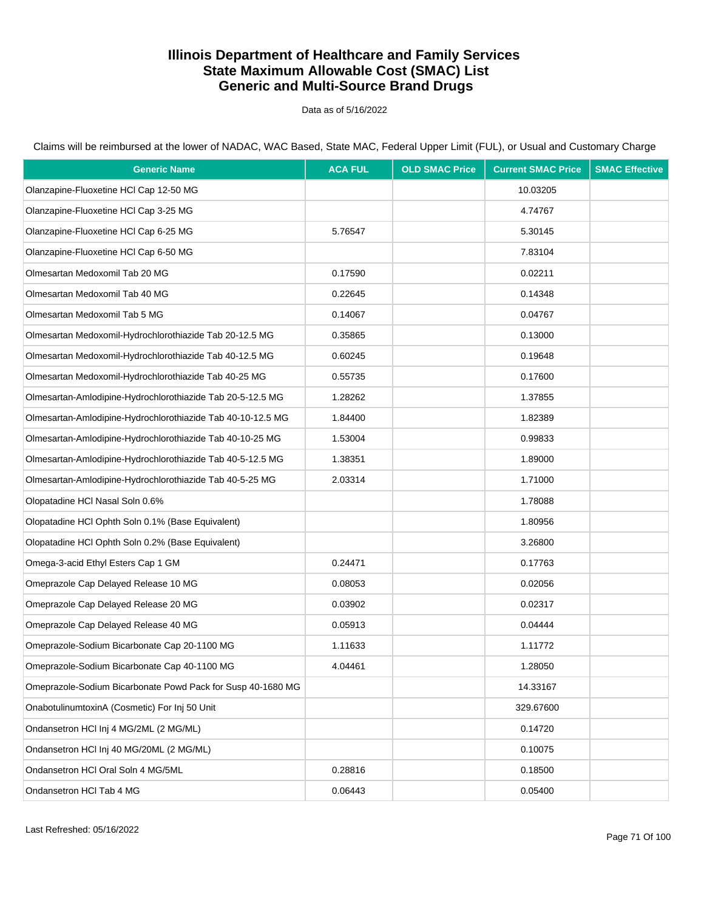# Illinois Department of Healthcare and Family Services
# State Maximum Allowable Cost (SMAC) List
# Generic and Multi-Source Brand Drugs

Data as of 5/16/2022

Claims will be reimbursed at the lower of NADAC, WAC Based, State MAC, Federal Upper Limit (FUL), or Usual and Customary Charge

| Generic Name | ACA FUL | OLD SMAC Price | Current SMAC Price | SMAC Effective |
|---|---|---|---|---|
| Olanzapine-Fluoxetine HCl Cap 12-50 MG | | | 10.03205 | |
| Olanzapine-Fluoxetine HCl Cap 3-25 MG | | | 4.74767 | |
| Olanzapine-Fluoxetine HCl Cap 6-25 MG | 5.76547 | | 5.30145 | |
| Olanzapine-Fluoxetine HCl Cap 6-50 MG | | | 7.83104 | |
| Olmesartan Medoxomil Tab 20 MG | 0.17590 | | 0.02211 | |
| Olmesartan Medoxomil Tab 40 MG | 0.22645 | | 0.14348 | |
| Olmesartan Medoxomil Tab 5 MG | 0.14067 | | 0.04767 | |
| Olmesartan Medoxomil-Hydrochlorothiazide Tab 20-12.5 MG | 0.35865 | | 0.13000 | |
| Olmesartan Medoxomil-Hydrochlorothiazide Tab 40-12.5 MG | 0.60245 | | 0.19648 | |
| Olmesartan Medoxomil-Hydrochlorothiazide Tab 40-25 MG | 0.55735 | | 0.17600 | |
| Olmesartan-Amlodipine-Hydrochlorothiazide Tab 20-5-12.5 MG | 1.28262 | | 1.37855 | |
| Olmesartan-Amlodipine-Hydrochlorothiazide Tab 40-10-12.5 MG | 1.84400 | | 1.82389 | |
| Olmesartan-Amlodipine-Hydrochlorothiazide Tab 40-10-25 MG | 1.53004 | | 0.99833 | |
| Olmesartan-Amlodipine-Hydrochlorothiazide Tab 40-5-12.5 MG | 1.38351 | | 1.89000 | |
| Olmesartan-Amlodipine-Hydrochlorothiazide Tab 40-5-25 MG | 2.03314 | | 1.71000 | |
| Olopatadine HCl Nasal Soln 0.6% | | | 1.78088 | |
| Olopatadine HCl Ophth Soln 0.1% (Base Equivalent) | | | 1.80956 | |
| Olopatadine HCl Ophth Soln 0.2% (Base Equivalent) | | | 3.26800 | |
| Omega-3-acid Ethyl Esters Cap 1 GM | 0.24471 | | 0.17763 | |
| Omeprazole Cap Delayed Release 10 MG | 0.08053 | | 0.02056 | |
| Omeprazole Cap Delayed Release 20 MG | 0.03902 | | 0.02317 | |
| Omeprazole Cap Delayed Release 40 MG | 0.05913 | | 0.04444 | |
| Omeprazole-Sodium Bicarbonate Cap 20-1100 MG | 1.11633 | | 1.11772 | |
| Omeprazole-Sodium Bicarbonate Cap 40-1100 MG | 4.04461 | | 1.28050 | |
| Omeprazole-Sodium Bicarbonate Powd Pack for Susp 40-1680 MG | | | 14.33167 | |
| OnabotulinumtoxinA (Cosmetic) For Inj 50 Unit | | | 329.67600 | |
| Ondansetron HCl Inj 4 MG/2ML (2 MG/ML) | | | 0.14720 | |
| Ondansetron HCl Inj 40 MG/20ML (2 MG/ML) | | | 0.10075 | |
| Ondansetron HCl Oral Soln 4 MG/5ML | 0.28816 | | 0.18500 | |
| Ondansetron HCl Tab 4 MG | 0.06443 | | 0.05400 | |

Last Refreshed: 05/16/2022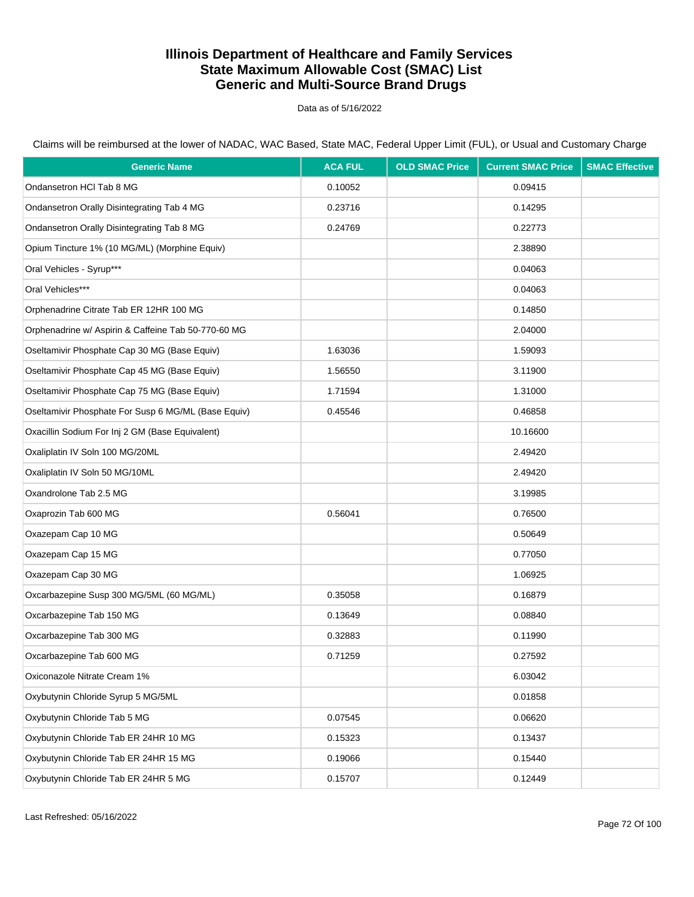# Illinois Department of Healthcare and Family Services
# State Maximum Allowable Cost (SMAC) List
# Generic and Multi-Source Brand Drugs

Data as of 5/16/2022

Claims will be reimbursed at the lower of NADAC, WAC Based, State MAC, Federal Upper Limit (FUL), or Usual and Customary Charge

| Generic Name | ACA FUL | OLD SMAC Price | Current SMAC Price | SMAC Effective |
|---|---|---|---|---|
| Ondansetron HCl Tab 8 MG | 0.10052 | | 0.09415 | |
| Ondansetron Orally Disintegrating Tab 4 MG | 0.23716 | | 0.14295 | |
| Ondansetron Orally Disintegrating Tab 8 MG | 0.24769 | | 0.22773 | |
| Opium Tincture 1% (10 MG/ML) (Morphine Equiv) | | | 2.38890 | |
| Oral Vehicles - Syrup*** | | | 0.04063 | |
| Oral Vehicles*** | | | 0.04063 | |
| Orphenadrine Citrate Tab ER 12HR 100 MG | | | 0.14850 | |
| Orphenadrine w/ Aspirin & Caffeine Tab 50-770-60 MG | | | 2.04000 | |
| Oseltamivir Phosphate Cap 30 MG (Base Equiv) | 1.63036 | | 1.59093 | |
| Oseltamivir Phosphate Cap 45 MG (Base Equiv) | 1.56550 | | 3.11900 | |
| Oseltamivir Phosphate Cap 75 MG (Base Equiv) | 1.71594 | | 1.31000 | |
| Oseltamivir Phosphate For Susp 6 MG/ML (Base Equiv) | 0.45546 | | 0.46858 | |
| Oxacillin Sodium For Inj 2 GM (Base Equivalent) | | | 10.16600 | |
| Oxaliplatin IV Soln 100 MG/20ML | | | 2.49420 | |
| Oxaliplatin IV Soln 50 MG/10ML | | | 2.49420 | |
| Oxandrolone Tab 2.5 MG | | | 3.19985 | |
| Oxaprozin Tab 600 MG | 0.56041 | | 0.76500 | |
| Oxazepam Cap 10 MG | | | 0.50649 | |
| Oxazepam Cap 15 MG | | | 0.77050 | |
| Oxazepam Cap 30 MG | | | 1.06925 | |
| Oxcarbazepine Susp 300 MG/5ML (60 MG/ML) | 0.35058 | | 0.16879 | |
| Oxcarbazepine Tab 150 MG | 0.13649 | | 0.08840 | |
| Oxcarbazepine Tab 300 MG | 0.32883 | | 0.11990 | |
| Oxcarbazepine Tab 600 MG | 0.71259 | | 0.27592 | |
| Oxiconazole Nitrate Cream 1% | | | 6.03042 | |
| Oxybutynin Chloride Syrup 5 MG/5ML | | | 0.01858 | |
| Oxybutynin Chloride Tab 5 MG | 0.07545 | | 0.06620 | |
| Oxybutynin Chloride Tab ER 24HR 10 MG | 0.15323 | | 0.13437 | |
| Oxybutynin Chloride Tab ER 24HR 15 MG | 0.19066 | | 0.15440 | |
| Oxybutynin Chloride Tab ER 24HR 5 MG | 0.15707 | | 0.12449 | |

Last Refreshed: 05/16/2022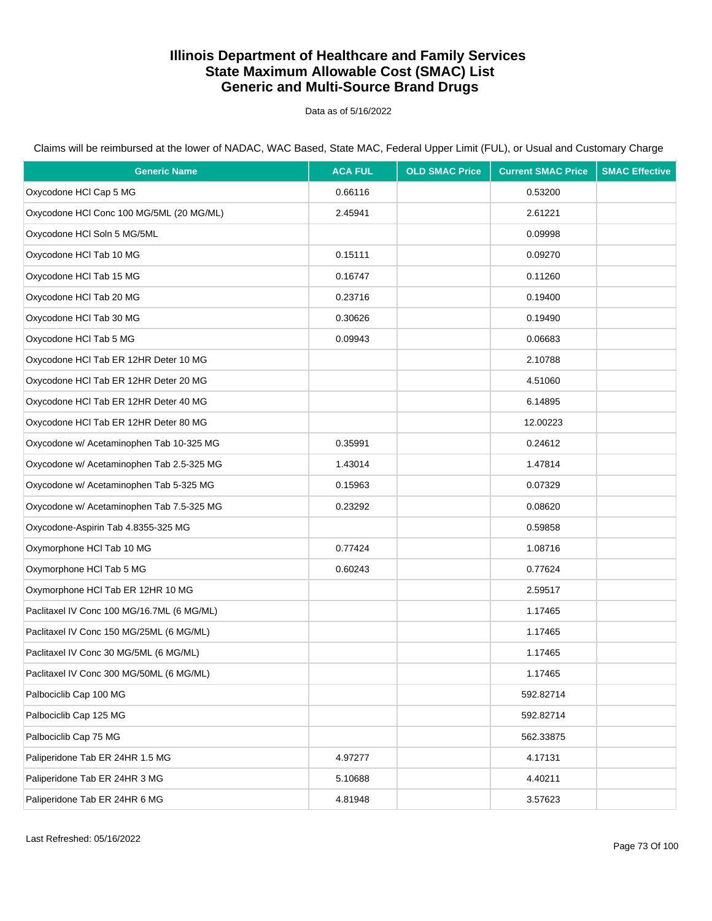# Illinois Department of Healthcare and Family Services
# State Maximum Allowable Cost (SMAC) List
# Generic and Multi-Source Brand Drugs

Data as of 5/16/2022

Claims will be reimbursed at the lower of NADAC, WAC Based, State MAC, Federal Upper Limit (FUL), or Usual and Customary Charge

| Generic Name | ACA FUL | OLD SMAC Price | Current SMAC Price | SMAC Effective |
|---|---|---|---|---|
| Oxycodone HCl Cap 5 MG | 0.66116 | | 0.53200 | |
| Oxycodone HCl Conc 100 MG/5ML (20 MG/ML) | 2.45941 | | 2.61221 | |
| Oxycodone HCl Soln 5 MG/5ML | | | 0.09998 | |
| Oxycodone HCl Tab 10 MG | 0.15111 | | 0.09270 | |
| Oxycodone HCl Tab 15 MG | 0.16747 | | 0.11260 | |
| Oxycodone HCl Tab 20 MG | 0.23716 | | 0.19400 | |
| Oxycodone HCl Tab 30 MG | 0.30626 | | 0.19490 | |
| Oxycodone HCl Tab 5 MG | 0.09943 | | 0.06683 | |
| Oxycodone HCl Tab ER 12HR Deter 10 MG | | | 2.10788 | |
| Oxycodone HCl Tab ER 12HR Deter 20 MG | | | 4.51060 | |
| Oxycodone HCl Tab ER 12HR Deter 40 MG | | | 6.14895 | |
| Oxycodone HCl Tab ER 12HR Deter 80 MG | | | 12.00223 | |
| Oxycodone w/ Acetaminophen Tab 10-325 MG | 0.35991 | | 0.24612 | |
| Oxycodone w/ Acetaminophen Tab 2.5-325 MG | 1.43014 | | 1.47814 | |
| Oxycodone w/ Acetaminophen Tab 5-325 MG | 0.15963 | | 0.07329 | |
| Oxycodone w/ Acetaminophen Tab 7.5-325 MG | 0.23292 | | 0.08620 | |
| Oxycodone-Aspirin Tab 4.8355-325 MG | | | 0.59858 | |
| Oxymorphone HCl Tab 10 MG | 0.77424 | | 1.08716 | |
| Oxymorphone HCl Tab 5 MG | 0.60243 | | 0.77624 | |
| Oxymorphone HCl Tab ER 12HR 10 MG | | | 2.59517 | |
| Paclitaxel IV Conc 100 MG/16.7ML (6 MG/ML) | | | 1.17465 | |
| Paclitaxel IV Conc 150 MG/25ML (6 MG/ML) | | | 1.17465 | |
| Paclitaxel IV Conc 30 MG/5ML (6 MG/ML) | | | 1.17465 | |
| Paclitaxel IV Conc 300 MG/50ML (6 MG/ML) | | | 1.17465 | |
| Palbociclib Cap 100 MG | | | 592.82714 | |
| Palbociclib Cap 125 MG | | | 592.82714 | |
| Palbociclib Cap 75 MG | | | 562.33875 | |
| Paliperidone Tab ER 24HR 1.5 MG | 4.97277 | | 4.17131 | |
| Paliperidone Tab ER 24HR 3 MG | 5.10688 | | 4.40211 | |
| Paliperidone Tab ER 24HR 6 MG | 4.81948 | | 3.57623 | |

Last Refreshed: 05/16/2022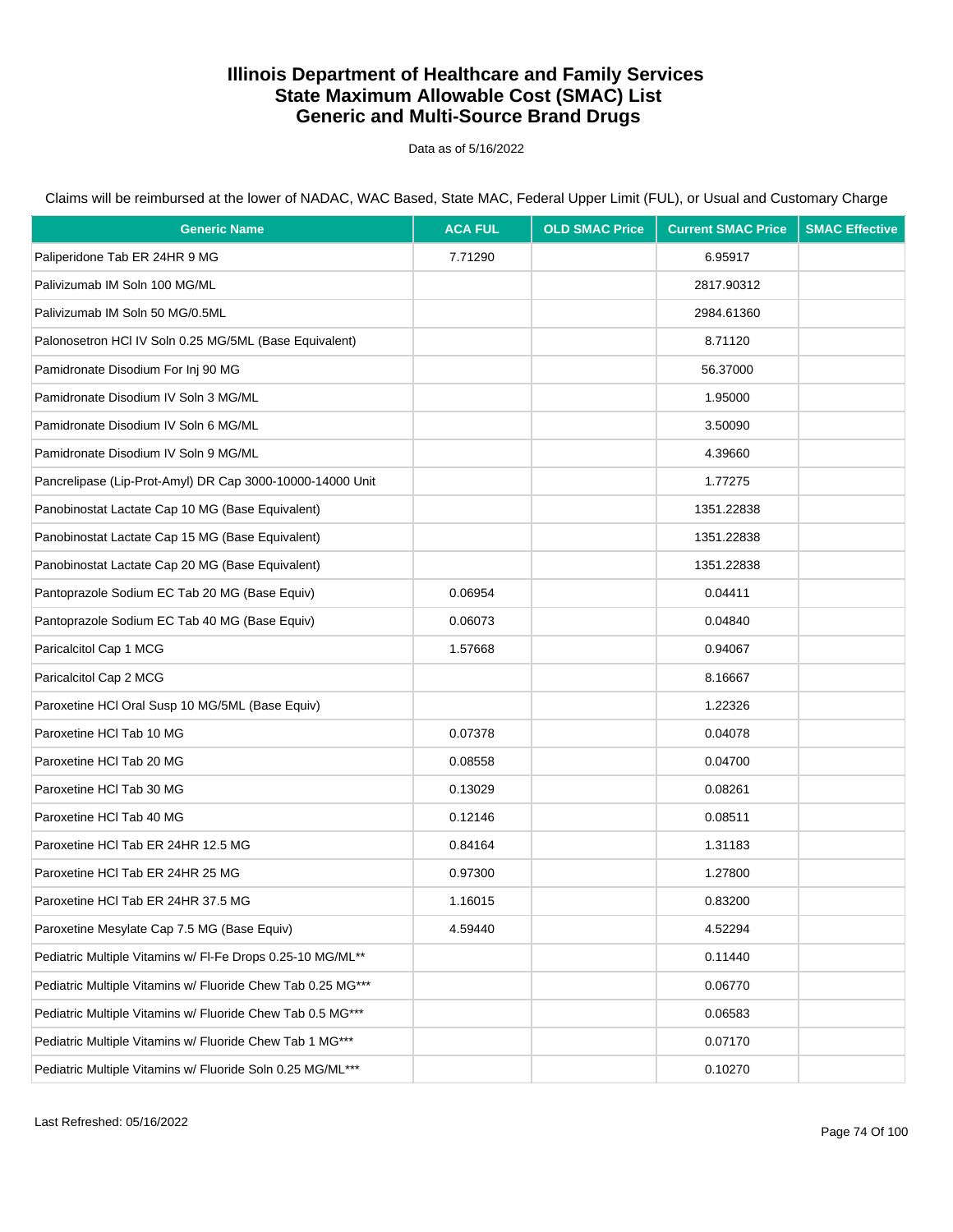# Illinois Department of Healthcare and Family Services
# State Maximum Allowable Cost (SMAC) List
# Generic and Multi-Source Brand Drugs

Data as of 5/16/2022

Claims will be reimbursed at the lower of NADAC, WAC Based, State MAC, Federal Upper Limit (FUL), or Usual and Customary Charge

| Generic Name | ACA FUL | OLD SMAC Price | Current SMAC Price | SMAC Effective |
|---|---|---|---|---|
| Paliperidone Tab ER 24HR 9 MG | 7.71290 | | 6.95917 | |
| Palivizumab IM Soln 100 MG/ML | | | 2817.90312 | |
| Palivizumab IM Soln 50 MG/0.5ML | | | 2984.61360 | |
| Palonosetron HCl IV Soln 0.25 MG/5ML (Base Equivalent) | | | 8.71120 | |
| Pamidronate Disodium For Inj 90 MG | | | 56.37000 | |
| Pamidronate Disodium IV Soln 3 MG/ML | | | 1.95000 | |
| Pamidronate Disodium IV Soln 6 MG/ML | | | 3.50090 | |
| Pamidronate Disodium IV Soln 9 MG/ML | | | 4.39660 | |
| Pancrelipase (Lip-Prot-Amyl) DR Cap 3000-10000-14000 Unit | | | 1.77275 | |
| Panobinostat Lactate Cap 10 MG (Base Equivalent) | | | 1351.22838 | |
| Panobinostat Lactate Cap 15 MG (Base Equivalent) | | | 1351.22838 | |
| Panobinostat Lactate Cap 20 MG (Base Equivalent) | | | 1351.22838 | |
| Pantoprazole Sodium EC Tab 20 MG (Base Equiv) | 0.06954 | | 0.04411 | |
| Pantoprazole Sodium EC Tab 40 MG (Base Equiv) | 0.06073 | | 0.04840 | |
| Paricalcitol Cap 1 MCG | 1.57668 | | 0.94067 | |
| Paricalcitol Cap 2 MCG | | | 8.16667 | |
| Paroxetine HCl Oral Susp 10 MG/5ML (Base Equiv) | | | 1.22326 | |
| Paroxetine HCl Tab 10 MG | 0.07378 | | 0.04078 | |
| Paroxetine HCl Tab 20 MG | 0.08558 | | 0.04700 | |
| Paroxetine HCl Tab 30 MG | 0.13029 | | 0.08261 | |
| Paroxetine HCl Tab 40 MG | 0.12146 | | 0.08511 | |
| Paroxetine HCl Tab ER 24HR 12.5 MG | 0.84164 | | 1.31183 | |
| Paroxetine HCl Tab ER 24HR 25 MG | 0.97300 | | 1.27800 | |
| Paroxetine HCl Tab ER 24HR 37.5 MG | 1.16015 | | 0.83200 | |
| Paroxetine Mesylate Cap 7.5 MG (Base Equiv) | 4.59440 | | 4.52294 | |
| Pediatric Multiple Vitamins w/ Fl-Fe Drops 0.25-10 MG/ML** | | | 0.11440 | |
| Pediatric Multiple Vitamins w/ Fluoride Chew Tab 0.25 MG*** | | | 0.06770 | |
| Pediatric Multiple Vitamins w/ Fluoride Chew Tab 0.5 MG*** | | | 0.06583 | |
| Pediatric Multiple Vitamins w/ Fluoride Chew Tab 1 MG*** | | | 0.07170 | |
| Pediatric Multiple Vitamins w/ Fluoride Soln 0.25 MG/ML*** | | | 0.10270 | |

Last Refreshed: 05/16/2022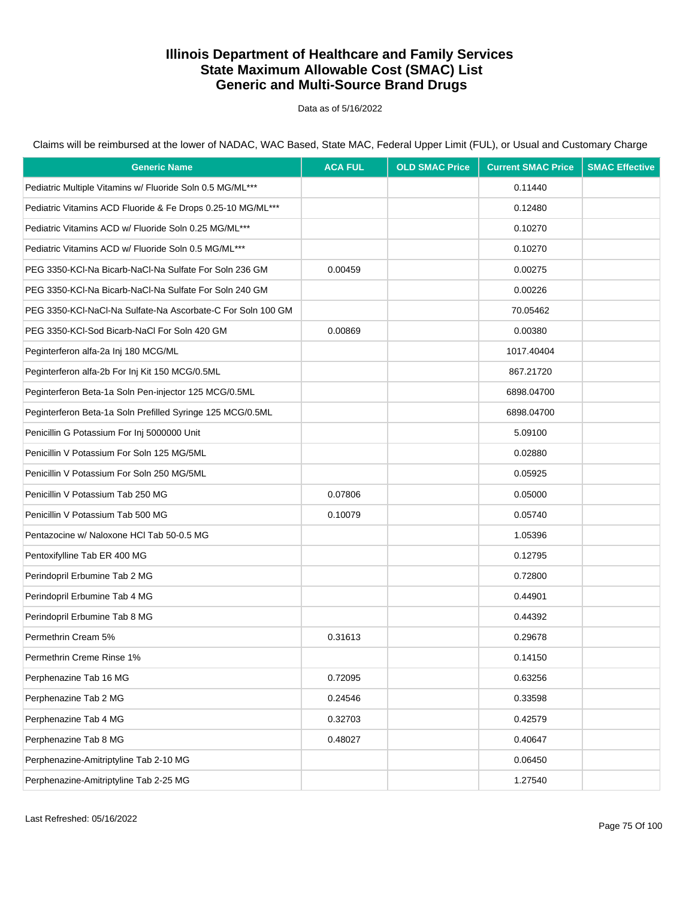# Illinois Department of Healthcare and Family Services
# State Maximum Allowable Cost (SMAC) List
# Generic and Multi-Source Brand Drugs

Data as of 5/16/2022

Claims will be reimbursed at the lower of NADAC, WAC Based, State MAC, Federal Upper Limit (FUL), or Usual and Customary Charge

| Generic Name | ACA FUL | OLD SMAC Price | Current SMAC Price | SMAC Effective |
|---|---|---|---|---|
| Pediatric Multiple Vitamins w/ Fluoride Soln 0.5 MG/ML*** | | | 0.11440 | |
| Pediatric Vitamins ACD Fluoride & Fe Drops 0.25-10 MG/ML*** | | | 0.12480 | |
| Pediatric Vitamins ACD w/ Fluoride Soln 0.25 MG/ML*** | | | 0.10270 | |
| Pediatric Vitamins ACD w/ Fluoride Soln 0.5 MG/ML*** | | | 0.10270 | |
| PEG 3350-KCl-Na Bicarb-NaCl-Na Sulfate For Soln 236 GM | 0.00459 | | 0.00275 | |
| PEG 3350-KCl-Na Bicarb-NaCl-Na Sulfate For Soln 240 GM | | | 0.00226 | |
| PEG 3350-KCl-NaCl-Na Sulfate-Na Ascorbate-C For Soln 100 GM | | | 70.05462 | |
| PEG 3350-KCl-Sod Bicarb-NaCl For Soln 420 GM | 0.00869 | | 0.00380 | |
| Peginterferon alfa-2a Inj 180 MCG/ML | | | 1017.40404 | |
| Peginterferon alfa-2b For Inj Kit 150 MCG/0.5ML | | | 867.21720 | |
| Peginterferon Beta-1a Soln Pen-injector 125 MCG/0.5ML | | | 6898.04700 | |
| Peginterferon Beta-1a Soln Prefilled Syringe 125 MCG/0.5ML | | | 6898.04700 | |
| Penicillin G Potassium For Inj 5000000 Unit | | | 5.09100 | |
| Penicillin V Potassium For Soln 125 MG/5ML | | | 0.02880 | |
| Penicillin V Potassium For Soln 250 MG/5ML | | | 0.05925 | |
| Penicillin V Potassium Tab 250 MG | 0.07806 | | 0.05000 | |
| Penicillin V Potassium Tab 500 MG | 0.10079 | | 0.05740 | |
| Pentazocine w/ Naloxone HCl Tab 50-0.5 MG | | | 1.05396 | |
| Pentoxifylline Tab ER 400 MG | | | 0.12795 | |
| Perindopril Erbumine Tab 2 MG | | | 0.72800 | |
| Perindopril Erbumine Tab 4 MG | | | 0.44901 | |
| Perindopril Erbumine Tab 8 MG | | | 0.44392 | |
| Permethrin Cream 5% | 0.31613 | | 0.29678 | |
| Permethrin Creme Rinse 1% | | | 0.14150 | |
| Perphenazine Tab 16 MG | 0.72095 | | 0.63256 | |
| Perphenazine Tab 2 MG | 0.24546 | | 0.33598 | |
| Perphenazine Tab 4 MG | 0.32703 | | 0.42579 | |
| Perphenazine Tab 8 MG | 0.48027 | | 0.40647 | |
| Perphenazine-Amitriptyline Tab 2-10 MG | | | 0.06450 | |
| Perphenazine-Amitriptyline Tab 2-25 MG | | | 1.27540 | |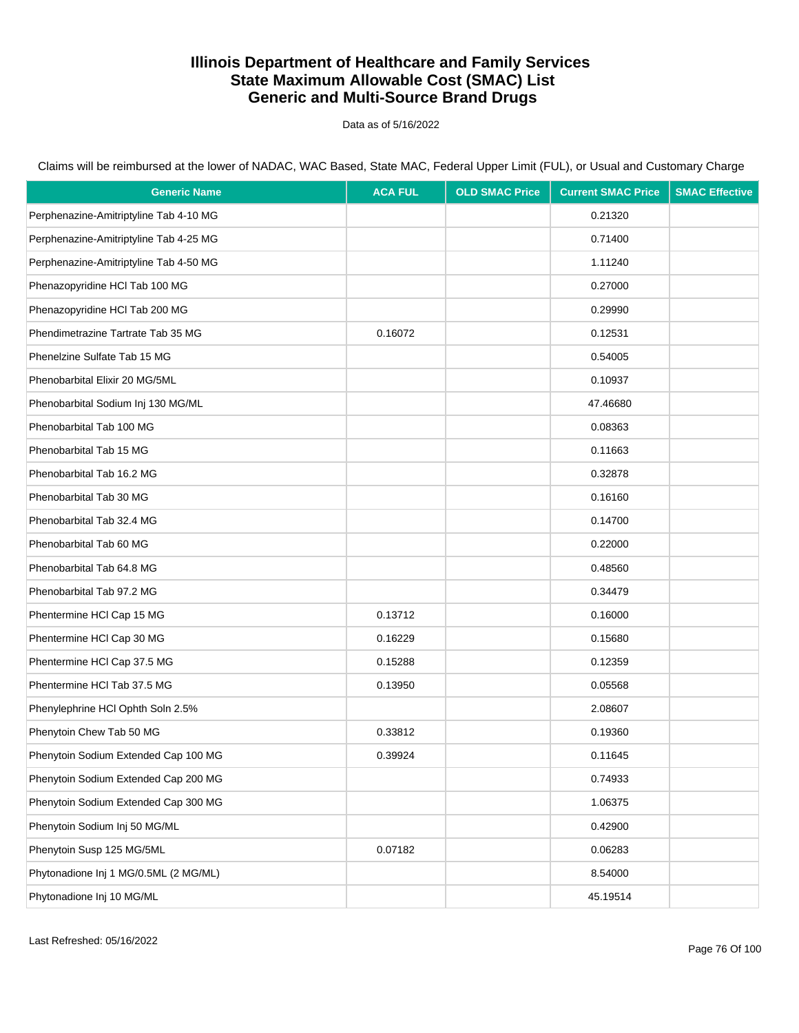# Illinois Department of Healthcare and Family Services
# State Maximum Allowable Cost (SMAC) List
# Generic and Multi-Source Brand Drugs

Data as of 5/16/2022

Claims will be reimbursed at the lower of NADAC, WAC Based, State MAC, Federal Upper Limit (FUL), or Usual and Customary Charge

| Generic Name | ACA FUL | OLD SMAC Price | Current SMAC Price | SMAC Effective |
|---|---|---|---|---|
| Perphenazine-Amitriptyline Tab 4-10 MG | | | 0.21320 | |
| Perphenazine-Amitriptyline Tab 4-25 MG | | | 0.71400 | |
| Perphenazine-Amitriptyline Tab 4-50 MG | | | 1.11240 | |
| Phenazopyridine HCl Tab 100 MG | | | 0.27000 | |
| Phenazopyridine HCl Tab 200 MG | | | 0.29990 | |
| Phendimetrazine Tartrate Tab 35 MG | 0.16072 | | 0.12531 | |
| Phenelzine Sulfate Tab 15 MG | | | 0.54005 | |
| Phenobarbital Elixir 20 MG/5ML | | | 0.10937 | |
| Phenobarbital Sodium Inj 130 MG/ML | | | 47.46680 | |
| Phenobarbital Tab 100 MG | | | 0.08363 | |
| Phenobarbital Tab 15 MG | | | 0.11663 | |
| Phenobarbital Tab 16.2 MG | | | 0.32878 | |
| Phenobarbital Tab 30 MG | | | 0.16160 | |
| Phenobarbital Tab 32.4 MG | | | 0.14700 | |
| Phenobarbital Tab 60 MG | | | 0.22000 | |
| Phenobarbital Tab 64.8 MG | | | 0.48560 | |
| Phenobarbital Tab 97.2 MG | | | 0.34479 | |
| Phentermine HCl Cap 15 MG | 0.13712 | | 0.16000 | |
| Phentermine HCl Cap 30 MG | 0.16229 | | 0.15680 | |
| Phentermine HCl Cap 37.5 MG | 0.15288 | | 0.12359 | |
| Phentermine HCl Tab 37.5 MG | 0.13950 | | 0.05568 | |
| Phenylephrine HCl Ophth Soln 2.5% | | | 2.08607 | |
| Phenytoin Chew Tab 50 MG | 0.33812 | | 0.19360 | |
| Phenytoin Sodium Extended Cap 100 MG | 0.39924 | | 0.11645 | |
| Phenytoin Sodium Extended Cap 200 MG | | | 0.74933 | |
| Phenytoin Sodium Extended Cap 300 MG | | | 1.06375 | |
| Phenytoin Sodium Inj 50 MG/ML | | | 0.42900 | |
| Phenytoin Susp 125 MG/5ML | 0.07182 | | 0.06283 | |
| Phytonadione Inj 1 MG/0.5ML (2 MG/ML) | | | 8.54000 | |
| Phytonadione Inj 10 MG/ML | | | 45.19514 | |

Last Refreshed: 05/16/2022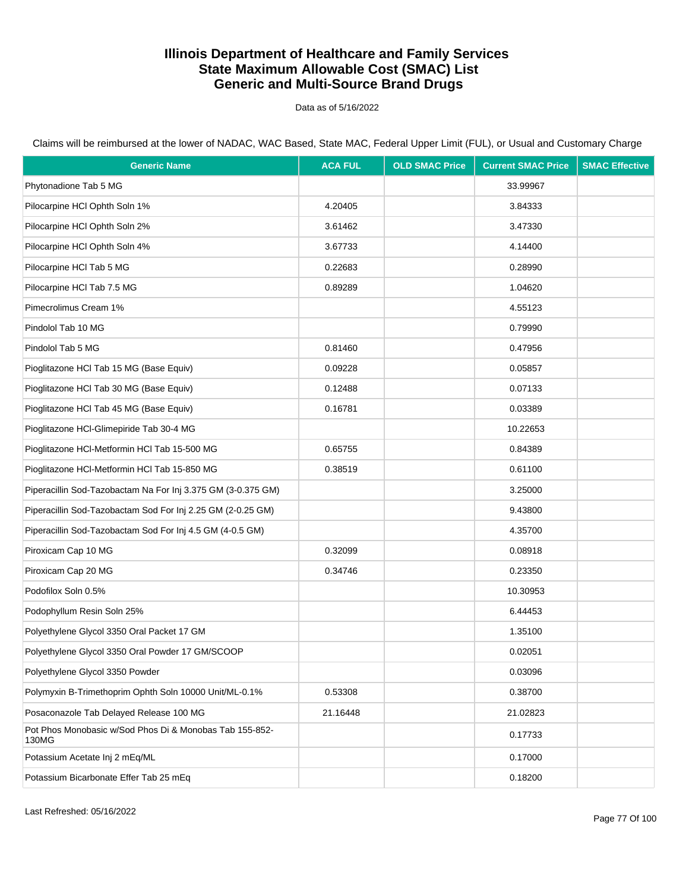# Illinois Department of Healthcare and Family Services
# State Maximum Allowable Cost (SMAC) List
# Generic and Multi-Source Brand Drugs

Data as of 5/16/2022

Claims will be reimbursed at the lower of NADAC, WAC Based, State MAC, Federal Upper Limit (FUL), or Usual and Customary Charge

| Generic Name | ACA FUL | OLD SMAC Price | Current SMAC Price | SMAC Effective |
|---|---|---|---|---|
| Phytonadione Tab 5 MG | | | 33.99967 | |
| Pilocarpine HCl Ophth Soln 1% | 4.20405 | | 3.84333 | |
| Pilocarpine HCl Ophth Soln 2% | 3.61462 | | 3.47330 | |
| Pilocarpine HCl Ophth Soln 4% | 3.67733 | | 4.14400 | |
| Pilocarpine HCl Tab 5 MG | 0.22683 | | 0.28990 | |
| Pilocarpine HCl Tab 7.5 MG | 0.89289 | | 1.04620 | |
| Pimecrolimus Cream 1% | | | 4.55123 | |
| Pindolol Tab 10 MG | | | 0.79990 | |
| Pindolol Tab 5 MG | 0.81460 | | 0.47956 | |
| Pioglitazone HCl Tab 15 MG (Base Equiv) | 0.09228 | | 0.05857 | |
| Pioglitazone HCl Tab 30 MG (Base Equiv) | 0.12488 | | 0.07133 | |
| Pioglitazone HCl Tab 45 MG (Base Equiv) | 0.16781 | | 0.03389 | |
| Pioglitazone HCl-Glimepiride Tab 30-4 MG | | | 10.22653 | |
| Pioglitazone HCl-Metformin HCl Tab 15-500 MG | 0.65755 | | 0.84389 | |
| Pioglitazone HCl-Metformin HCl Tab 15-850 MG | 0.38519 | | 0.61100 | |
| Piperacillin Sod-Tazobactam Na For Inj 3.375 GM (3-0.375 GM) | | | 3.25000 | |
| Piperacillin Sod-Tazobactam Sod For Inj 2.25 GM (2-0.25 GM) | | | 9.43800 | |
| Piperacillin Sod-Tazobactam Sod For Inj 4.5 GM (4-0.5 GM) | | | 4.35700 | |
| Piroxicam Cap 10 MG | 0.32099 | | 0.08918 | |
| Piroxicam Cap 20 MG | 0.34746 | | 0.23350 | |
| Podofilox Soln 0.5% | | | 10.30953 | |
| Podophyllum Resin Soln 25% | | | 6.44453 | |
| Polyethylene Glycol 3350 Oral Packet 17 GM | | | 1.35100 | |
| Polyethylene Glycol 3350 Oral Powder 17 GM/SCOOP | | | 0.02051 | |
| Polyethylene Glycol 3350 Powder | | | 0.03096 | |
| Polymyxin B-Trimethoprim Ophth Soln 10000 Unit/ML-0.1% | 0.53308 | | 0.38700 | |
| Posaconazole Tab Delayed Release 100 MG | 21.16448 | | 21.02823 | |
| Pot Phos Monobasic w/Sod Phos Di & Monobas Tab 155-852-130MG | | | 0.17733 | |
| Potassium Acetate Inj 2 mEq/ML | | | 0.17000 | |
| Potassium Bicarbonate Effer Tab 25 mEq | | | 0.18200 | |

Last Refreshed: 05/16/2022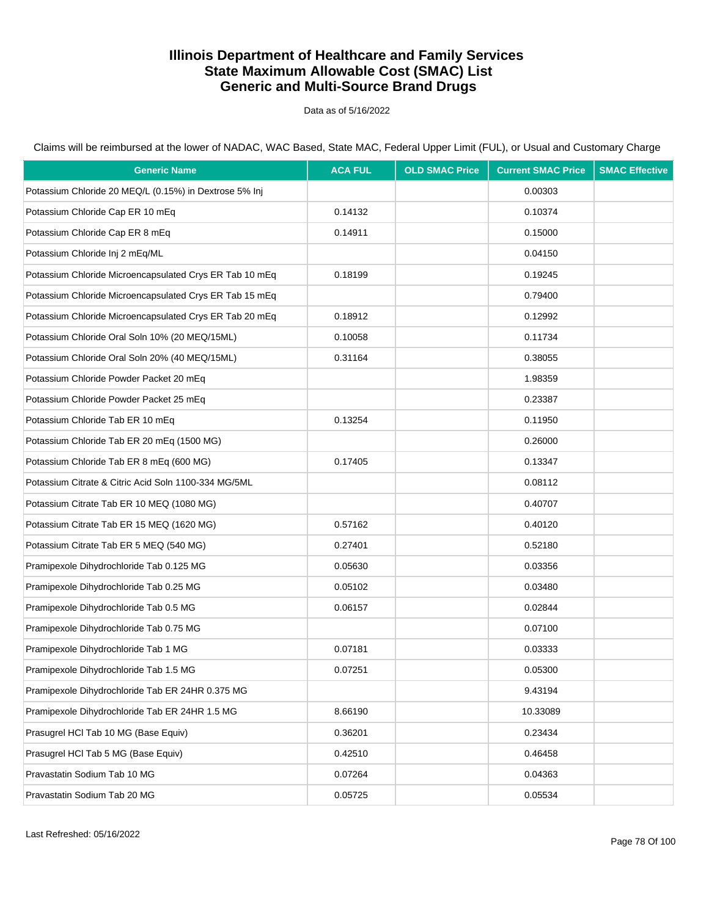# Illinois Department of Healthcare and Family Services
# State Maximum Allowable Cost (SMAC) List
# Generic and Multi-Source Brand Drugs

Data as of 5/16/2022

Claims will be reimbursed at the lower of NADAC, WAC Based, State MAC, Federal Upper Limit (FUL), or Usual and Customary Charge

| Generic Name | ACA FUL | OLD SMAC Price | Current SMAC Price | SMAC Effective |
|---|---|---|---|---|
| Potassium Chloride 20 MEQ/L (0.15%) in Dextrose 5% Inj | | | 0.00303 | |
| Potassium Chloride Cap ER 10 mEq | 0.14132 | | 0.10374 | |
| Potassium Chloride Cap ER 8 mEq | 0.14911 | | 0.15000 | |
| Potassium Chloride Inj 2 mEq/ML | | | 0.04150 | |
| Potassium Chloride Microencapsulated Crys ER Tab 10 mEq | 0.18199 | | 0.19245 | |
| Potassium Chloride Microencapsulated Crys ER Tab 15 mEq | | | 0.79400 | |
| Potassium Chloride Microencapsulated Crys ER Tab 20 mEq | 0.18912 | | 0.12992 | |
| Potassium Chloride Oral Soln 10% (20 MEQ/15ML) | 0.10058 | | 0.11734 | |
| Potassium Chloride Oral Soln 20% (40 MEQ/15ML) | 0.31164 | | 0.38055 | |
| Potassium Chloride Powder Packet 20 mEq | | | 1.98359 | |
| Potassium Chloride Powder Packet 25 mEq | | | 0.23387 | |
| Potassium Chloride Tab ER 10 mEq | 0.13254 | | 0.11950 | |
| Potassium Chloride Tab ER 20 mEq (1500 MG) | | | 0.26000 | |
| Potassium Chloride Tab ER 8 mEq (600 MG) | 0.17405 | | 0.13347 | |
| Potassium Citrate & Citric Acid Soln 1100-334 MG/5ML | | | 0.08112 | |
| Potassium Citrate Tab ER 10 MEQ (1080 MG) | | | 0.40707 | |
| Potassium Citrate Tab ER 15 MEQ (1620 MG) | 0.57162 | | 0.40120 | |
| Potassium Citrate Tab ER 5 MEQ (540 MG) | 0.27401 | | 0.52180 | |
| Pramipexole Dihydrochloride Tab 0.125 MG | 0.05630 | | 0.03356 | |
| Pramipexole Dihydrochloride Tab 0.25 MG | 0.05102 | | 0.03480 | |
| Pramipexole Dihydrochloride Tab 0.5 MG | 0.06157 | | 0.02844 | |
| Pramipexole Dihydrochloride Tab 0.75 MG | | | 0.07100 | |
| Pramipexole Dihydrochloride Tab 1 MG | 0.07181 | | 0.03333 | |
| Pramipexole Dihydrochloride Tab 1.5 MG | 0.07251 | | 0.05300 | |
| Pramipexole Dihydrochloride Tab ER 24HR 0.375 MG | | | 9.43194 | |
| Pramipexole Dihydrochloride Tab ER 24HR 1.5 MG | 8.66190 | | 10.33089 | |
| Prasugrel HCl Tab 10 MG (Base Equiv) | 0.36201 | | 0.23434 | |
| Prasugrel HCl Tab 5 MG (Base Equiv) | 0.42510 | | 0.46458 | |
| Pravastatin Sodium Tab 10 MG | 0.07264 | | 0.04363 | |
| Pravastatin Sodium Tab 20 MG | 0.05725 | | 0.05534 | |

Last Refreshed: 05/16/2022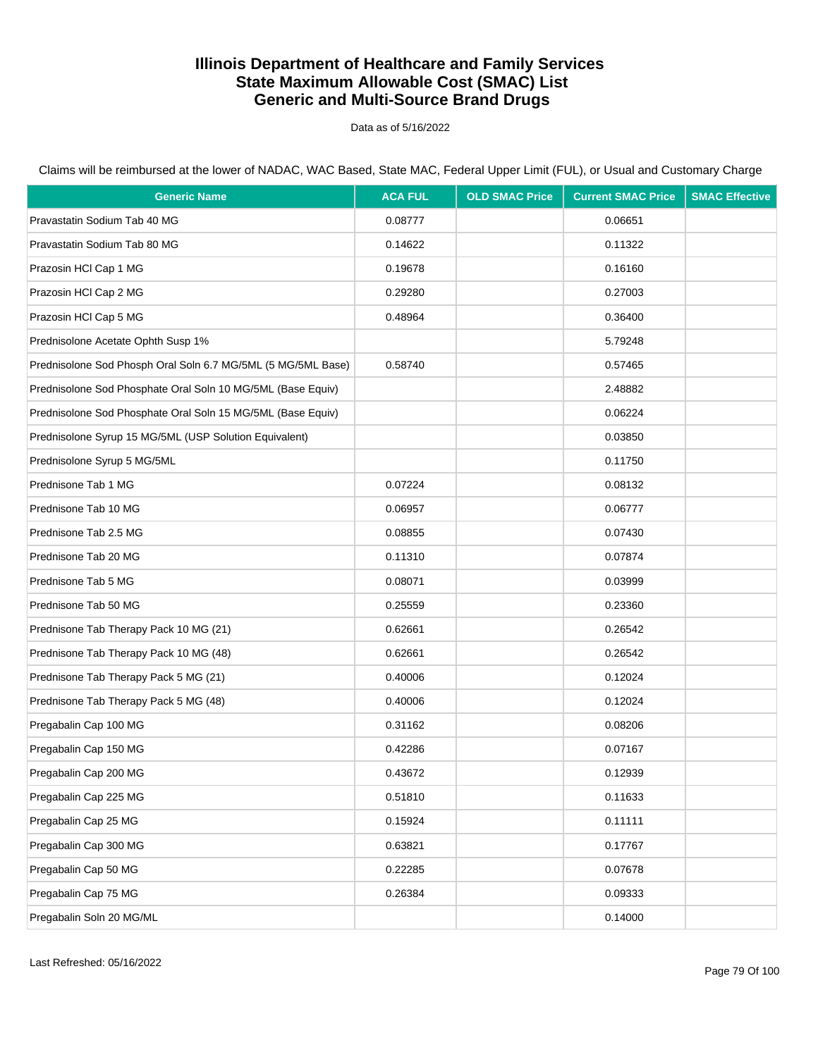# Illinois Department of Healthcare and Family Services
# State Maximum Allowable Cost (SMAC) List
# Generic and Multi-Source Brand Drugs

Data as of 5/16/2022

Claims will be reimbursed at the lower of NADAC, WAC Based, State MAC, Federal Upper Limit (FUL), or Usual and Customary Charge

| Generic Name | ACA FUL | OLD SMAC Price | Current SMAC Price | SMAC Effective |
|---|---|---|---|---|
| Pravastatin Sodium Tab 40 MG | 0.08777 | | 0.06651 | |
| Pravastatin Sodium Tab 80 MG | 0.14622 | | 0.11322 | |
| Prazosin HCl Cap 1 MG | 0.19678 | | 0.16160 | |
| Prazosin HCl Cap 2 MG | 0.29280 | | 0.27003 | |
| Prazosin HCl Cap 5 MG | 0.48964 | | 0.36400 | |
| Prednisolone Acetate Ophth Susp 1% | | | 5.79248 | |
| Prednisolone Sod Phosph Oral Soln 6.7 MG/5ML (5 MG/5ML Base) | 0.58740 | | 0.57465 | |
| Prednisolone Sod Phosphate Oral Soln 10 MG/5ML (Base Equiv) | | | 2.48882 | |
| Prednisolone Sod Phosphate Oral Soln 15 MG/5ML (Base Equiv) | | | 0.06224 | |
| Prednisolone Syrup 15 MG/5ML (USP Solution Equivalent) | | | 0.03850 | |
| Prednisolone Syrup 5 MG/5ML | | | 0.11750 | |
| Prednisone Tab 1 MG | 0.07224 | | 0.08132 | |
| Prednisone Tab 10 MG | 0.06957 | | 0.06777 | |
| Prednisone Tab 2.5 MG | 0.08855 | | 0.07430 | |
| Prednisone Tab 20 MG | 0.11310 | | 0.07874 | |
| Prednisone Tab 5 MG | 0.08071 | | 0.03999 | |
| Prednisone Tab 50 MG | 0.25559 | | 0.23360 | |
| Prednisone Tab Therapy Pack 10 MG (21) | 0.62661 | | 0.26542 | |
| Prednisone Tab Therapy Pack 10 MG (48) | 0.62661 | | 0.26542 | |
| Prednisone Tab Therapy Pack 5 MG (21) | 0.40006 | | 0.12024 | |
| Prednisone Tab Therapy Pack 5 MG (48) | 0.40006 | | 0.12024 | |
| Pregabalin Cap 100 MG | 0.31162 | | 0.08206 | |
| Pregabalin Cap 150 MG | 0.42286 | | 0.07167 | |
| Pregabalin Cap 200 MG | 0.43672 | | 0.12939 | |
| Pregabalin Cap 225 MG | 0.51810 | | 0.11633 | |
| Pregabalin Cap 25 MG | 0.15924 | | 0.11111 | |
| Pregabalin Cap 300 MG | 0.63821 | | 0.17767 | |
| Pregabalin Cap 50 MG | 0.22285 | | 0.07678 | |
| Pregabalin Cap 75 MG | 0.26384 | | 0.09333 | |
| Pregabalin Soln 20 MG/ML | | | 0.14000 | |

Last Refreshed: 05/16/2022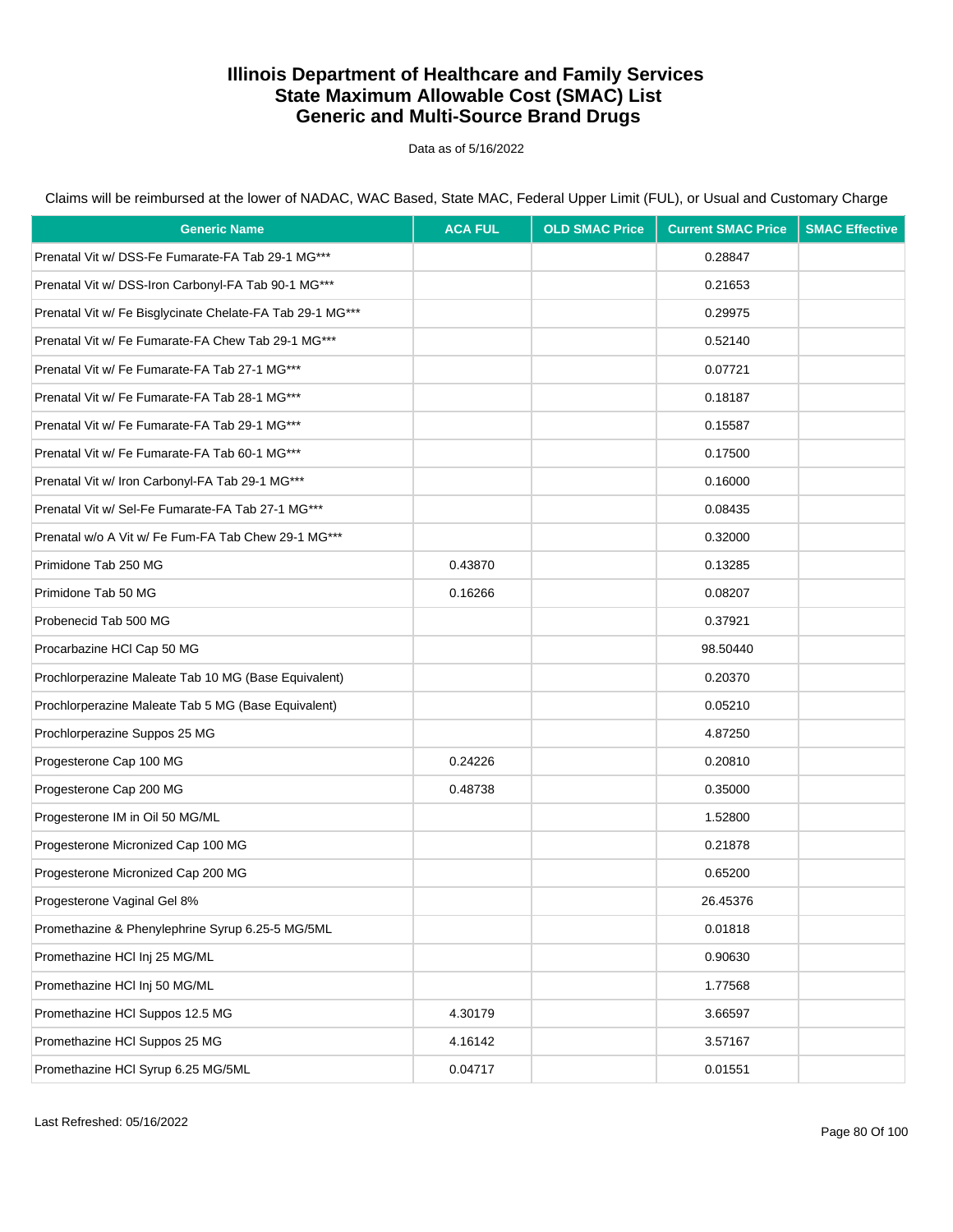# Illinois Department of Healthcare and Family Services
# State Maximum Allowable Cost (SMAC) List
# Generic and Multi-Source Brand Drugs

Data as of 5/16/2022

Claims will be reimbursed at the lower of NADAC, WAC Based, State MAC, Federal Upper Limit (FUL), or Usual and Customary Charge

| Generic Name | ACA FUL | OLD SMAC Price | Current SMAC Price | SMAC Effective |
|---|---|---|---|---|
| Prenatal Vit w/ DSS-Fe Fumarate-FA Tab 29-1 MG*** | | | 0.28847 | |
| Prenatal Vit w/ DSS-Iron Carbonyl-FA Tab 90-1 MG*** | | | 0.21653 | |
| Prenatal Vit w/ Fe Bisglycinate Chelate-FA Tab 29-1 MG*** | | | 0.29975 | |
| Prenatal Vit w/ Fe Fumarate-FA Chew Tab 29-1 MG*** | | | 0.52140 | |
| Prenatal Vit w/ Fe Fumarate-FA Tab 27-1 MG*** | | | 0.07721 | |
| Prenatal Vit w/ Fe Fumarate-FA Tab 28-1 MG*** | | | 0.18187 | |
| Prenatal Vit w/ Fe Fumarate-FA Tab 29-1 MG*** | | | 0.15587 | |
| Prenatal Vit w/ Fe Fumarate-FA Tab 60-1 MG*** | | | 0.17500 | |
| Prenatal Vit w/ Iron Carbonyl-FA Tab 29-1 MG*** | | | 0.16000 | |
| Prenatal Vit w/ Sel-Fe Fumarate-FA Tab 27-1 MG*** | | | 0.08435 | |
| Prenatal w/o A Vit w/ Fe Fum-FA Tab Chew 29-1 MG*** | | | 0.32000 | |
| Primidone Tab 250 MG | 0.43870 | | 0.13285 | |
| Primidone Tab 50 MG | 0.16266 | | 0.08207 | |
| Probenecid Tab 500 MG | | | 0.37921 | |
| Procarbazine HCl Cap 50 MG | | | 98.50440 | |
| Prochlorperazine Maleate Tab 10 MG (Base Equivalent) | | | 0.20370 | |
| Prochlorperazine Maleate Tab 5 MG (Base Equivalent) | | | 0.05210 | |
| Prochlorperazine Suppos 25 MG | | | 4.87250 | |
| Progesterone Cap 100 MG | 0.24226 | | 0.20810 | |
| Progesterone Cap 200 MG | 0.48738 | | 0.35000 | |
| Progesterone IM in Oil 50 MG/ML | | | 1.52800 | |
| Progesterone Micronized Cap 100 MG | | | 0.21878 | |
| Progesterone Micronized Cap 200 MG | | | 0.65200 | |
| Progesterone Vaginal Gel 8% | | | 26.45376 | |
| Promethazine & Phenylephrine Syrup 6.25-5 MG/5ML | | | 0.01818 | |
| Promethazine HCl Inj 25 MG/ML | | | 0.90630 | |
| Promethazine HCl Inj 50 MG/ML | | | 1.77568 | |
| Promethazine HCl Suppos 12.5 MG | 4.30179 | | 3.66597 | |
| Promethazine HCl Suppos 25 MG | 4.16142 | | 3.57167 | |
| Promethazine HCl Syrup 6.25 MG/5ML | 0.04717 | | 0.01551 | |

Last Refreshed: 05/16/2022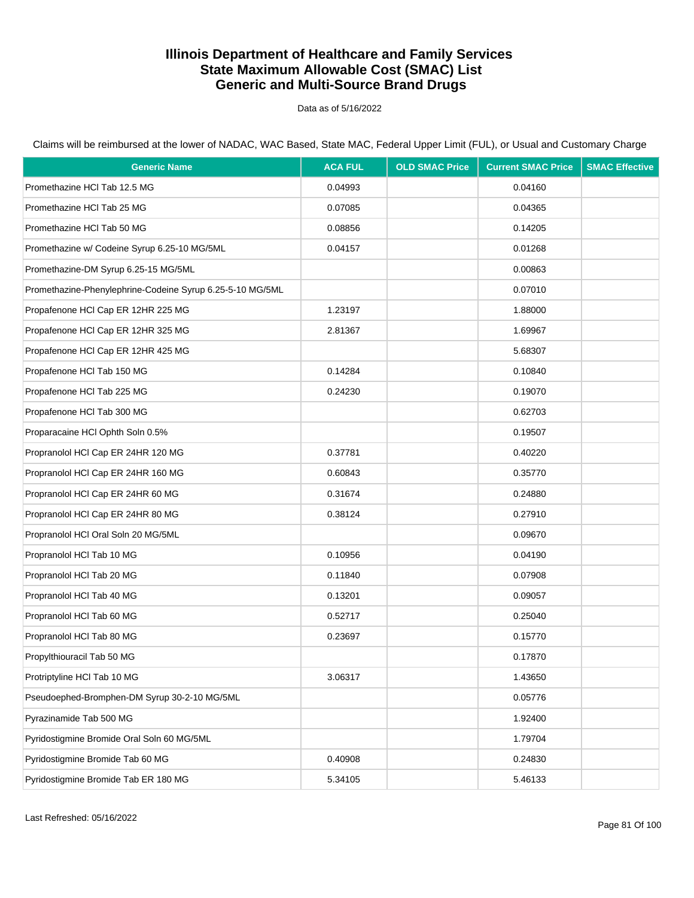# Illinois Department of Healthcare and Family Services
# State Maximum Allowable Cost (SMAC) List
# Generic and Multi-Source Brand Drugs

Data as of 5/16/2022

Claims will be reimbursed at the lower of NADAC, WAC Based, State MAC, Federal Upper Limit (FUL), or Usual and Customary Charge

| Generic Name | ACA FUL | OLD SMAC Price | Current SMAC Price | SMAC Effective |
|---|---|---|---|---|
| Promethazine HCl Tab 12.5 MG | 0.04993 | | 0.04160 | |
| Promethazine HCl Tab 25 MG | 0.07085 | | 0.04365 | |
| Promethazine HCl Tab 50 MG | 0.08856 | | 0.14205 | |
| Promethazine w/ Codeine Syrup 6.25-10 MG/5ML | 0.04157 | | 0.01268 | |
| Promethazine-DM Syrup 6.25-15 MG/5ML | | | 0.00863 | |
| Promethazine-Phenylephrine-Codeine Syrup 6.25-5-10 MG/5ML | | | 0.07010 | |
| Propafenone HCl Cap ER 12HR 225 MG | 1.23197 | | 1.88000 | |
| Propafenone HCl Cap ER 12HR 325 MG | 2.81367 | | 1.69967 | |
| Propafenone HCl Cap ER 12HR 425 MG | | | 5.68307 | |
| Propafenone HCl Tab 150 MG | 0.14284 | | 0.10840 | |
| Propafenone HCl Tab 225 MG | 0.24230 | | 0.19070 | |
| Propafenone HCl Tab 300 MG | | | 0.62703 | |
| Proparacaine HCl Ophth Soln 0.5% | | | 0.19507 | |
| Propranolol HCl Cap ER 24HR 120 MG | 0.37781 | | 0.40220 | |
| Propranolol HCl Cap ER 24HR 160 MG | 0.60843 | | 0.35770 | |
| Propranolol HCl Cap ER 24HR 60 MG | 0.31674 | | 0.24880 | |
| Propranolol HCl Cap ER 24HR 80 MG | 0.38124 | | 0.27910 | |
| Propranolol HCl Oral Soln 20 MG/5ML | | | 0.09670 | |
| Propranolol HCl Tab 10 MG | 0.10956 | | 0.04190 | |
| Propranolol HCl Tab 20 MG | 0.11840 | | 0.07908 | |
| Propranolol HCl Tab 40 MG | 0.13201 | | 0.09057 | |
| Propranolol HCl Tab 60 MG | 0.52717 | | 0.25040 | |
| Propranolol HCl Tab 80 MG | 0.23697 | | 0.15770 | |
| Propylthiouracil Tab 50 MG | | | 0.17870 | |
| Protriptyline HCl Tab 10 MG | 3.06317 | | 1.43650 | |
| Pseudoephed-Bromphen-DM Syrup 30-2-10 MG/5ML | | | 0.05776 | |
| Pyrazinamide Tab 500 MG | | | 1.92400 | |
| Pyridostigmine Bromide Oral Soln 60 MG/5ML | | | 1.79704 | |
| Pyridostigmine Bromide Tab 60 MG | 0.40908 | | 0.24830 | |
| Pyridostigmine Bromide Tab ER 180 MG | 5.34105 | | 5.46133 | |

Last Refreshed: 05/16/2022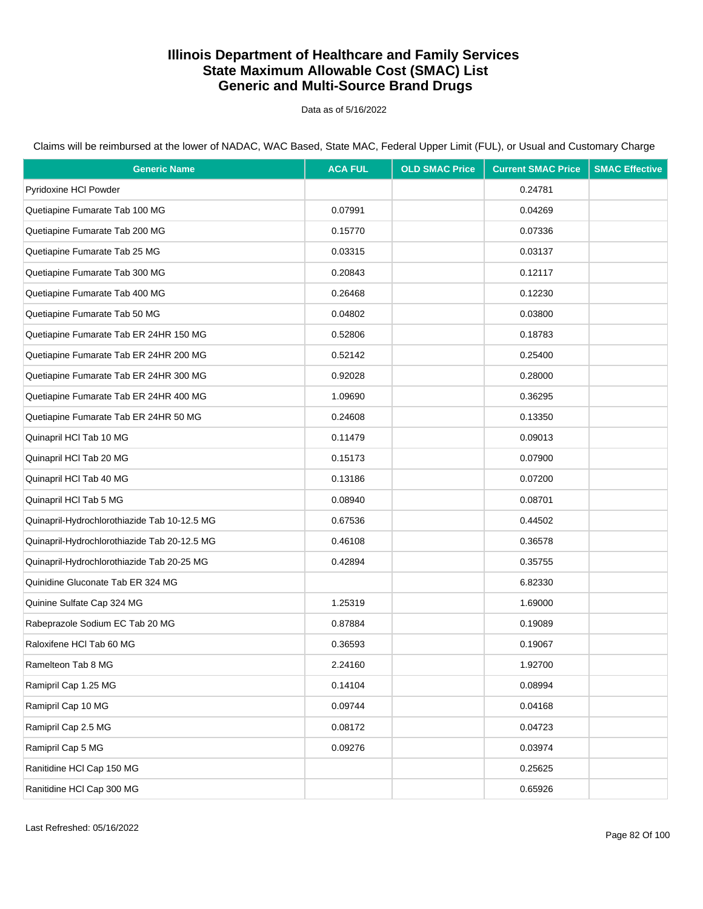# Illinois Department of Healthcare and Family Services
## State Maximum Allowable Cost (SMAC) List
## Generic and Multi-Source Brand Drugs

Data as of 5/16/2022

Claims will be reimbursed at the lower of NADAC, WAC Based, State MAC, Federal Upper Limit (FUL), or Usual and Customary Charge

| Generic Name | ACA FUL | OLD SMAC Price | Current SMAC Price | SMAC Effective |
|---|---|---|---|---|
| Pyridoxine HCl Powder | | | 0.24781 | |
| Quetiapine Fumarate Tab 100 MG | 0.07991 | | 0.04269 | |
| Quetiapine Fumarate Tab 200 MG | 0.15770 | | 0.07336 | |
| Quetiapine Fumarate Tab 25 MG | 0.03315 | | 0.03137 | |
| Quetiapine Fumarate Tab 300 MG | 0.20843 | | 0.12117 | |
| Quetiapine Fumarate Tab 400 MG | 0.26468 | | 0.12230 | |
| Quetiapine Fumarate Tab 50 MG | 0.04802 | | 0.03800 | |
| Quetiapine Fumarate Tab ER 24HR 150 MG | 0.52806 | | 0.18783 | |
| Quetiapine Fumarate Tab ER 24HR 200 MG | 0.52142 | | 0.25400 | |
| Quetiapine Fumarate Tab ER 24HR 300 MG | 0.92028 | | 0.28000 | |
| Quetiapine Fumarate Tab ER 24HR 400 MG | 1.09690 | | 0.36295 | |
| Quetiapine Fumarate Tab ER 24HR 50 MG | 0.24608 | | 0.13350 | |
| Quinapril HCl Tab 10 MG | 0.11479 | | 0.09013 | |
| Quinapril HCl Tab 20 MG | 0.15173 | | 0.07900 | |
| Quinapril HCl Tab 40 MG | 0.13186 | | 0.07200 | |
| Quinapril HCl Tab 5 MG | 0.08940 | | 0.08701 | |
| Quinapril-Hydrochlorothiazide Tab 10-12.5 MG | 0.67536 | | 0.44502 | |
| Quinapril-Hydrochlorothiazide Tab 20-12.5 MG | 0.46108 | | 0.36578 | |
| Quinapril-Hydrochlorothiazide Tab 20-25 MG | 0.42894 | | 0.35755 | |
| Quinidine Gluconate Tab ER 324 MG | | | 6.82330 | |
| Quinine Sulfate Cap 324 MG | 1.25319 | | 1.69000 | |
| Rabeprazole Sodium EC Tab 20 MG | 0.87884 | | 0.19089 | |
| Raloxifene HCl Tab 60 MG | 0.36593 | | 0.19067 | |
| Ramelteon Tab 8 MG | 2.24160 | | 1.92700 | |
| Ramipril Cap 1.25 MG | 0.14104 | | 0.08994 | |
| Ramipril Cap 10 MG | 0.09744 | | 0.04168 | |
| Ramipril Cap 2.5 MG | 0.08172 | | 0.04723 | |
| Ramipril Cap 5 MG | 0.09276 | | 0.03974 | |
| Ranitidine HCl Cap 150 MG | | | 0.25625 | |
| Ranitidine HCl Cap 300 MG | | | 0.65926 | |

Last Refreshed: 05/16/2022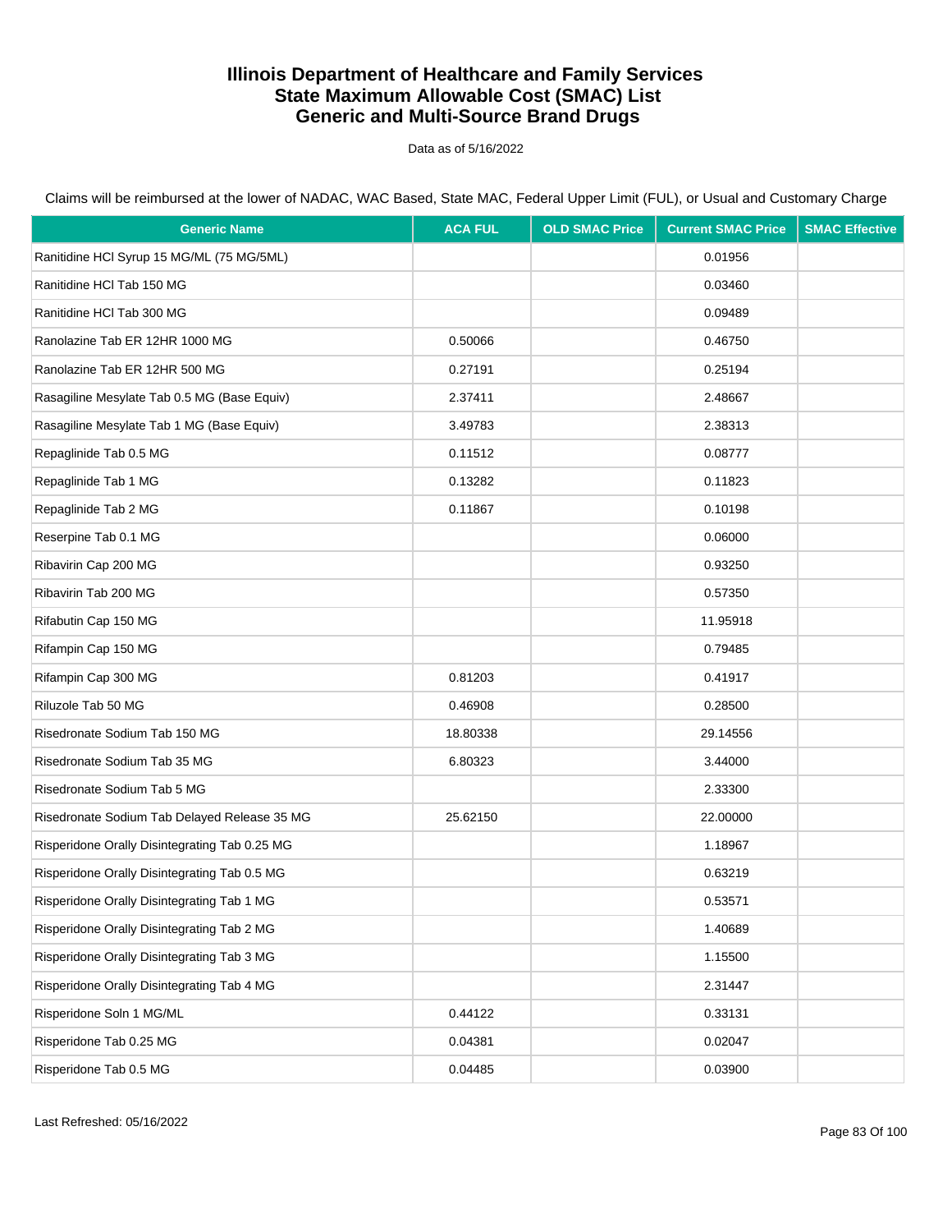# Illinois Department of Healthcare and Family Services
# State Maximum Allowable Cost (SMAC) List
# Generic and Multi-Source Brand Drugs

Data as of 5/16/2022

Claims will be reimbursed at the lower of NADAC, WAC Based, State MAC, Federal Upper Limit (FUL), or Usual and Customary Charge

| Generic Name | ACA FUL | OLD SMAC Price | Current SMAC Price | SMAC Effective |
|---|---|---|---|---|
| Ranitidine HCl Syrup 15 MG/ML (75 MG/5ML) | | | 0.01956 | |
| Ranitidine HCl Tab 150 MG | | | 0.03460 | |
| Ranitidine HCl Tab 300 MG | | | 0.09489 | |
| Ranolazine Tab ER 12HR 1000 MG | 0.50066 | | 0.46750 | |
| Ranolazine Tab ER 12HR 500 MG | 0.27191 | | 0.25194 | |
| Rasagiline Mesylate Tab 0.5 MG (Base Equiv) | 2.37411 | | 2.48667 | |
| Rasagiline Mesylate Tab 1 MG (Base Equiv) | 3.49783 | | 2.38313 | |
| Repaglinide Tab 0.5 MG | 0.11512 | | 0.08777 | |
| Repaglinide Tab 1 MG | 0.13282 | | 0.11823 | |
| Repaglinide Tab 2 MG | 0.11867 | | 0.10198 | |
| Reserpine Tab 0.1 MG | | | 0.06000 | |
| Ribavirin Cap 200 MG | | | 0.93250 | |
| Ribavirin Tab 200 MG | | | 0.57350 | |
| Rifabutin Cap 150 MG | | | 11.95918 | |
| Rifampin Cap 150 MG | | | 0.79485 | |
| Rifampin Cap 300 MG | 0.81203 | | 0.41917 | |
| Riluzole Tab 50 MG | 0.46908 | | 0.28500 | |
| Risedronate Sodium Tab 150 MG | 18.80338 | | 29.14556 | |
| Risedronate Sodium Tab 35 MG | 6.80323 | | 3.44000 | |
| Risedronate Sodium Tab 5 MG | | | 2.33300 | |
| Risedronate Sodium Tab Delayed Release 35 MG | 25.62150 | | 22.00000 | |
| Risperidone Orally Disintegrating Tab 0.25 MG | | | 1.18967 | |
| Risperidone Orally Disintegrating Tab 0.5 MG | | | 0.63219 | |
| Risperidone Orally Disintegrating Tab 1 MG | | | 0.53571 | |
| Risperidone Orally Disintegrating Tab 2 MG | | | 1.40689 | |
| Risperidone Orally Disintegrating Tab 3 MG | | | 1.15500 | |
| Risperidone Orally Disintegrating Tab 4 MG | | | 2.31447 | |
| Risperidone Soln 1 MG/ML | 0.44122 | | 0.33131 | |
| Risperidone Tab 0.25 MG | 0.04381 | | 0.02047 | |
| Risperidone Tab 0.5 MG | 0.04485 | | 0.03900 | |

Last Refreshed: 05/16/2022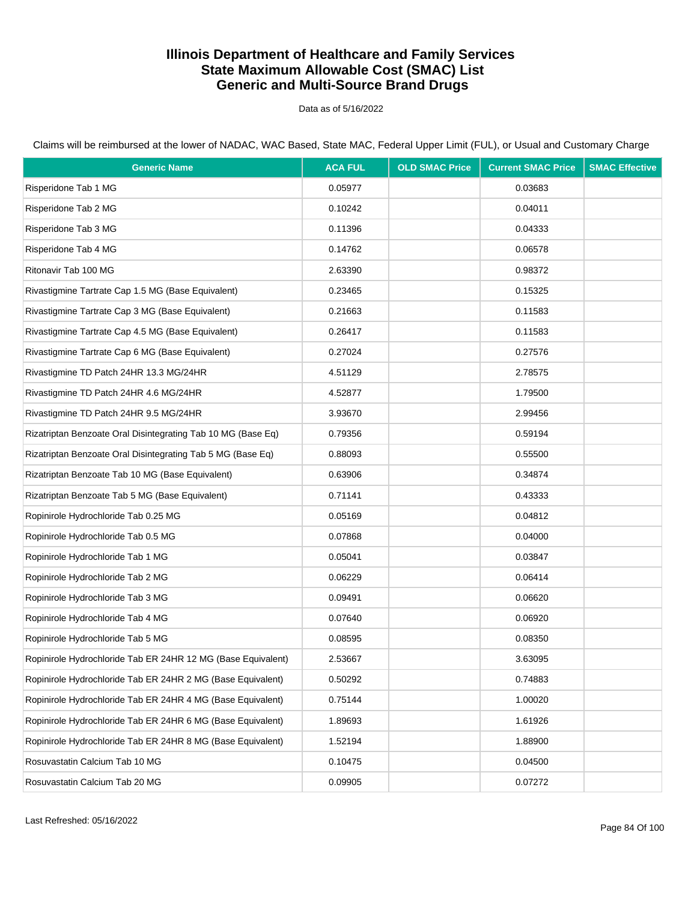# Illinois Department of Healthcare and Family Services
# State Maximum Allowable Cost (SMAC) List
# Generic and Multi-Source Brand Drugs

Data as of 5/16/2022

Claims will be reimbursed at the lower of NADAC, WAC Based, State MAC, Federal Upper Limit (FUL), or Usual and Customary Charge

| Generic Name | ACA FUL | OLD SMAC Price | Current SMAC Price | SMAC Effective |
|---|---|---|---|---|
| Risperidone Tab 1 MG | 0.05977 | | 0.03683 | |
| Risperidone Tab 2 MG | 0.10242 | | 0.04011 | |
| Risperidone Tab 3 MG | 0.11396 | | 0.04333 | |
| Risperidone Tab 4 MG | 0.14762 | | 0.06578 | |
| Ritonavir Tab 100 MG | 2.63390 | | 0.98372 | |
| Rivastigmine Tartrate Cap 1.5 MG (Base Equivalent) | 0.23465 | | 0.15325 | |
| Rivastigmine Tartrate Cap 3 MG (Base Equivalent) | 0.21663 | | 0.11583 | |
| Rivastigmine Tartrate Cap 4.5 MG (Base Equivalent) | 0.26417 | | 0.11583 | |
| Rivastigmine Tartrate Cap 6 MG (Base Equivalent) | 0.27024 | | 0.27576 | |
| Rivastigmine TD Patch 24HR 13.3 MG/24HR | 4.51129 | | 2.78575 | |
| Rivastigmine TD Patch 24HR 4.6 MG/24HR | 4.52877 | | 1.79500 | |
| Rivastigmine TD Patch 24HR 9.5 MG/24HR | 3.93670 | | 2.99456 | |
| Rizatriptan Benzoate Oral Disintegrating Tab 10 MG (Base Eq) | 0.79356 | | 0.59194 | |
| Rizatriptan Benzoate Oral Disintegrating Tab 5 MG (Base Eq) | 0.88093 | | 0.55500 | |
| Rizatriptan Benzoate Tab 10 MG (Base Equivalent) | 0.63906 | | 0.34874 | |
| Rizatriptan Benzoate Tab 5 MG (Base Equivalent) | 0.71141 | | 0.43333 | |
| Ropinirole Hydrochloride Tab 0.25 MG | 0.05169 | | 0.04812 | |
| Ropinirole Hydrochloride Tab 0.5 MG | 0.07868 | | 0.04000 | |
| Ropinirole Hydrochloride Tab 1 MG | 0.05041 | | 0.03847 | |
| Ropinirole Hydrochloride Tab 2 MG | 0.06229 | | 0.06414 | |
| Ropinirole Hydrochloride Tab 3 MG | 0.09491 | | 0.06620 | |
| Ropinirole Hydrochloride Tab 4 MG | 0.07640 | | 0.06920 | |
| Ropinirole Hydrochloride Tab 5 MG | 0.08595 | | 0.08350 | |
| Ropinirole Hydrochloride Tab ER 24HR 12 MG (Base Equivalent) | 2.53667 | | 3.63095 | |
| Ropinirole Hydrochloride Tab ER 24HR 2 MG (Base Equivalent) | 0.50292 | | 0.74883 | |
| Ropinirole Hydrochloride Tab ER 24HR 4 MG (Base Equivalent) | 0.75144 | | 1.00020 | |
| Ropinirole Hydrochloride Tab ER 24HR 6 MG (Base Equivalent) | 1.89693 | | 1.61926 | |
| Ropinirole Hydrochloride Tab ER 24HR 8 MG (Base Equivalent) | 1.52194 | | 1.88900 | |
| Rosuvastatin Calcium Tab 10 MG | 0.10475 | | 0.04500 | |
| Rosuvastatin Calcium Tab 20 MG | 0.09905 | | 0.07272 | |

Last Refreshed: 05/16/2022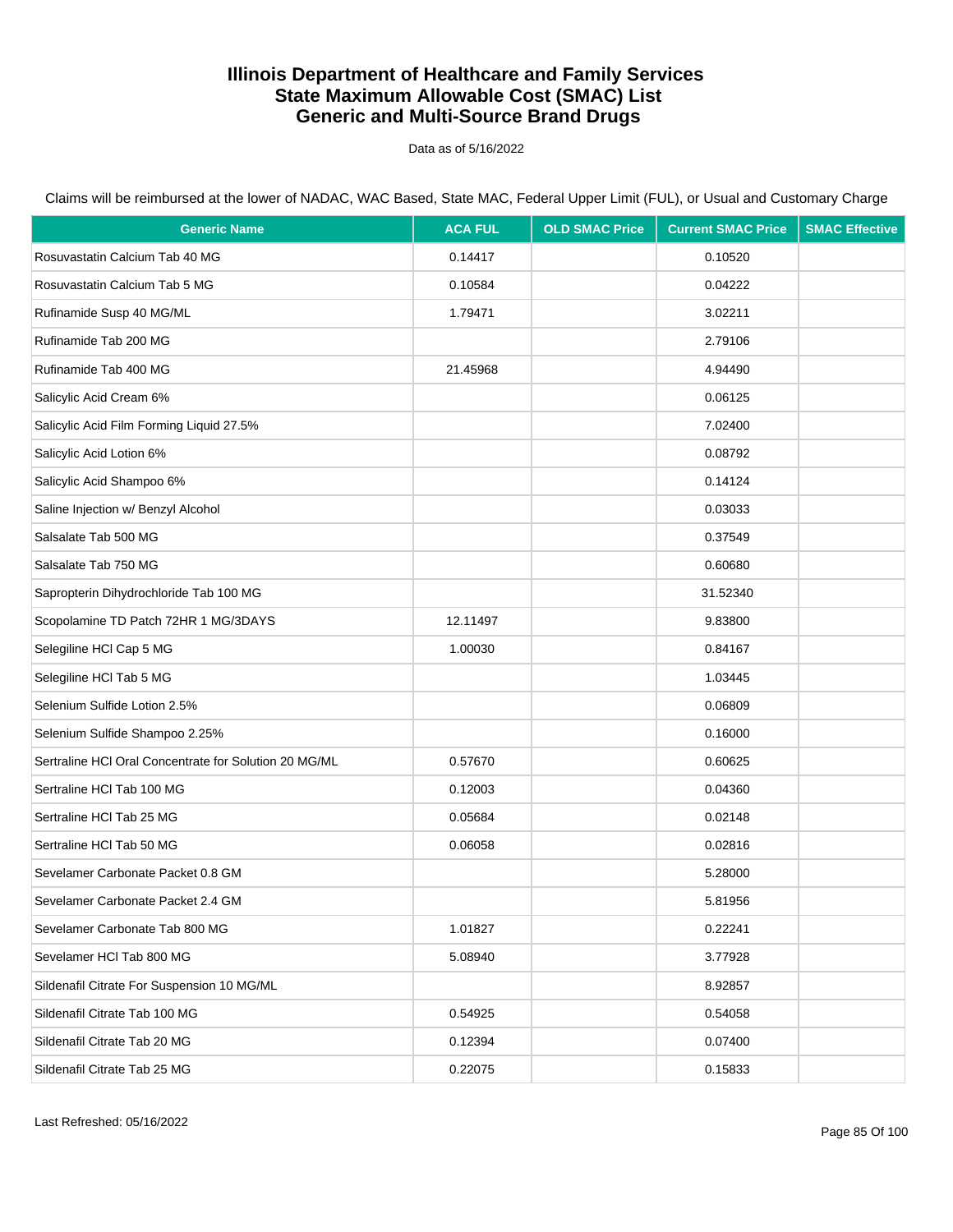# Illinois Department of Healthcare and Family Services
# State Maximum Allowable Cost (SMAC) List
# Generic and Multi-Source Brand Drugs

Data as of 5/16/2022

Claims will be reimbursed at the lower of NADAC, WAC Based, State MAC, Federal Upper Limit (FUL), or Usual and Customary Charge

| Generic Name | ACA FUL | OLD SMAC Price | Current SMAC Price | SMAC Effective |
|---|---|---|---|---|
| Rosuvastatin Calcium Tab 40 MG | 0.14417 | | 0.10520 | |
| Rosuvastatin Calcium Tab 5 MG | 0.10584 | | 0.04222 | |
| Rufinamide Susp 40 MG/ML | 1.79471 | | 3.02211 | |
| Rufinamide Tab 200 MG | | | 2.79106 | |
| Rufinamide Tab 400 MG | 21.45968 | | 4.94490 | |
| Salicylic Acid Cream 6% | | | 0.06125 | |
| Salicylic Acid Film Forming Liquid 27.5% | | | 7.02400 | |
| Salicylic Acid Lotion 6% | | | 0.08792 | |
| Salicylic Acid Shampoo 6% | | | 0.14124 | |
| Saline Injection w/ Benzyl Alcohol | | | 0.03033 | |
| Salsalate Tab 500 MG | | | 0.37549 | |
| Salsalate Tab 750 MG | | | 0.60680 | |
| Sapropterin Dihydrochloride Tab 100 MG | | | 31.52340 | |
| Scopolamine TD Patch 72HR 1 MG/3DAYS | 12.11497 | | 9.83800 | |
| Selegiline HCl Cap 5 MG | 1.00030 | | 0.84167 | |
| Selegiline HCl Tab 5 MG | | | 1.03445 | |
| Selenium Sulfide Lotion 2.5% | | | 0.06809 | |
| Selenium Sulfide Shampoo 2.25% | | | 0.16000 | |
| Sertraline HCl Oral Concentrate for Solution 20 MG/ML | 0.57670 | | 0.60625 | |
| Sertraline HCl Tab 100 MG | 0.12003 | | 0.04360 | |
| Sertraline HCl Tab 25 MG | 0.05684 | | 0.02148 | |
| Sertraline HCl Tab 50 MG | 0.06058 | | 0.02816 | |
| Sevelamer Carbonate Packet 0.8 GM | | | 5.28000 | |
| Sevelamer Carbonate Packet 2.4 GM | | | 5.81956 | |
| Sevelamer Carbonate Tab 800 MG | 1.01827 | | 0.22241 | |
| Sevelamer HCl Tab 800 MG | 5.08940 | | 3.77928 | |
| Sildenafil Citrate For Suspension 10 MG/ML | | | 8.92857 | |
| Sildenafil Citrate Tab 100 MG | 0.54925 | | 0.54058 | |
| Sildenafil Citrate Tab 20 MG | 0.12394 | | 0.07400 | |
| Sildenafil Citrate Tab 25 MG | 0.22075 | | 0.15833 | |

Last Refreshed: 05/16/2022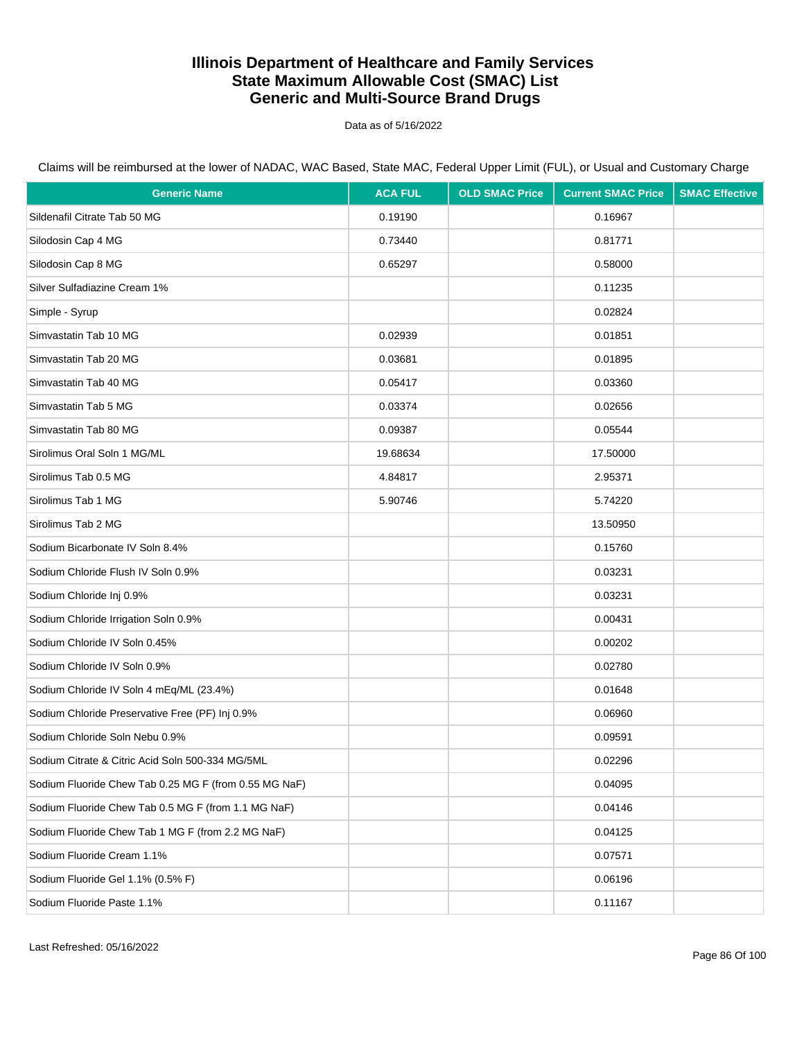# Illinois Department of Healthcare and Family Services
# State Maximum Allowable Cost (SMAC) List
# Generic and Multi-Source Brand Drugs

Data as of 5/16/2022

Claims will be reimbursed at the lower of NADAC, WAC Based, State MAC, Federal Upper Limit (FUL), or Usual and Customary Charge

| Generic Name | ACA FUL | OLD SMAC Price | Current SMAC Price | SMAC Effective |
|---|---|---|---|---|
| Sildenafil Citrate Tab 50 MG | 0.19190 | | 0.16967 | |
| Silodosin Cap 4 MG | 0.73440 | | 0.81771 | |
| Silodosin Cap 8 MG | 0.65297 | | 0.58000 | |
| Silver Sulfadiazine Cream 1% | | | 0.11235 | |
| Simple - Syrup | | | 0.02824 | |
| Simvastatin Tab 10 MG | 0.02939 | | 0.01851 | |
| Simvastatin Tab 20 MG | 0.03681 | | 0.01895 | |
| Simvastatin Tab 40 MG | 0.05417 | | 0.03360 | |
| Simvastatin Tab 5 MG | 0.03374 | | 0.02656 | |
| Simvastatin Tab 80 MG | 0.09387 | | 0.05544 | |
| Sirolimus Oral Soln 1 MG/ML | 19.68634 | | 17.50000 | |
| Sirolimus Tab 0.5 MG | 4.84817 | | 2.95371 | |
| Sirolimus Tab 1 MG | 5.90746 | | 5.74220 | |
| Sirolimus Tab 2 MG | | | 13.50950 | |
| Sodium Bicarbonate IV Soln 8.4% | | | 0.15760 | |
| Sodium Chloride Flush IV Soln 0.9% | | | 0.03231 | |
| Sodium Chloride Inj 0.9% | | | 0.03231 | |
| Sodium Chloride Irrigation Soln 0.9% | | | 0.00431 | |
| Sodium Chloride IV Soln 0.45% | | | 0.00202 | |
| Sodium Chloride IV Soln 0.9% | | | 0.02780 | |
| Sodium Chloride IV Soln 4 mEq/ML (23.4%) | | | 0.01648 | |
| Sodium Chloride Preservative Free (PF) Inj 0.9% | | | 0.06960 | |
| Sodium Chloride Soln Nebu 0.9% | | | 0.09591 | |
| Sodium Citrate & Citric Acid Soln 500-334 MG/5ML | | | 0.02296 | |
| Sodium Fluoride Chew Tab 0.25 MG F (from 0.55 MG NaF) | | | 0.04095 | |
| Sodium Fluoride Chew Tab 0.5 MG F (from 1.1 MG NaF) | | | 0.04146 | |
| Sodium Fluoride Chew Tab 1 MG F (from 2.2 MG NaF) | | | 0.04125 | |
| Sodium Fluoride Cream 1.1% | | | 0.07571 | |
| Sodium Fluoride Gel 1.1% (0.5% F) | | | 0.06196 | |
| Sodium Fluoride Paste 1.1% | | | 0.11167 | |

Last Refreshed: 05/16/2022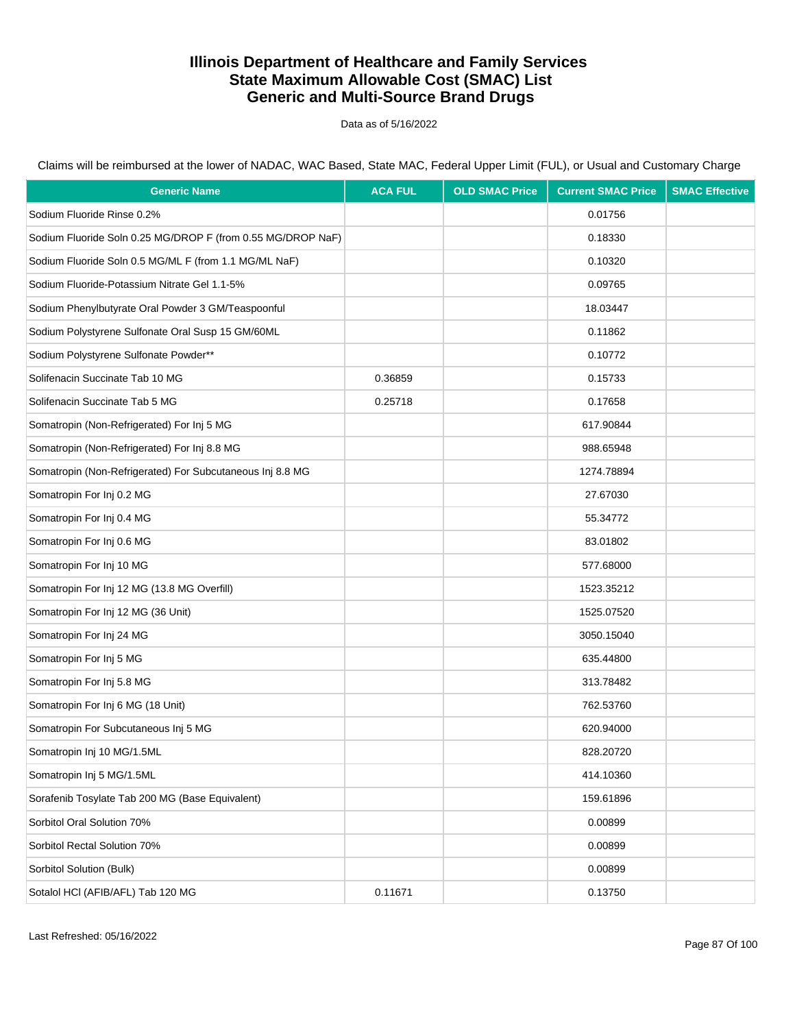# Illinois Department of Healthcare and Family Services
# State Maximum Allowable Cost (SMAC) List
# Generic and Multi-Source Brand Drugs

Data as of 5/16/2022

Claims will be reimbursed at the lower of NADAC, WAC Based, State MAC, Federal Upper Limit (FUL), or Usual and Customary Charge

| Generic Name | ACA FUL | OLD SMAC Price | Current SMAC Price | SMAC Effective |
|---|---|---|---|---|
| Sodium Fluoride Rinse 0.2% | | | 0.01756 | |
| Sodium Fluoride Soln 0.25 MG/DROP F (from 0.55 MG/DROP NaF) | | | 0.18330 | |
| Sodium Fluoride Soln 0.5 MG/ML F (from 1.1 MG/ML NaF) | | | 0.10320 | |
| Sodium Fluoride-Potassium Nitrate Gel 1.1-5% | | | 0.09765 | |
| Sodium Phenylbutyrate Oral Powder 3 GM/Teaspoonful | | | 18.03447 | |
| Sodium Polystyrene Sulfonate Oral Susp 15 GM/60ML | | | 0.11862 | |
| Sodium Polystyrene Sulfonate Powder** | | | 0.10772 | |
| Solifenacin Succinate Tab 10 MG | 0.36859 | | 0.15733 | |
| Solifenacin Succinate Tab 5 MG | 0.25718 | | 0.17658 | |
| Somatropin (Non-Refrigerated) For Inj 5 MG | | | 617.90844 | |
| Somatropin (Non-Refrigerated) For Inj 8.8 MG | | | 988.65948 | |
| Somatropin (Non-Refrigerated) For Subcutaneous Inj 8.8 MG | | | 1274.78894 | |
| Somatropin For Inj 0.2 MG | | | 27.67030 | |
| Somatropin For Inj 0.4 MG | | | 55.34772 | |
| Somatropin For Inj 0.6 MG | | | 83.01802 | |
| Somatropin For Inj 10 MG | | | 577.68000 | |
| Somatropin For Inj 12 MG (13.8 MG Overfill) | | | 1523.35212 | |
| Somatropin For Inj 12 MG (36 Unit) | | | 1525.07520 | |
| Somatropin For Inj 24 MG | | | 3050.15040 | |
| Somatropin For Inj 5 MG | | | 635.44800 | |
| Somatropin For Inj 5.8 MG | | | 313.78482 | |
| Somatropin For Inj 6 MG (18 Unit) | | | 762.53760 | |
| Somatropin For Subcutaneous Inj 5 MG | | | 620.94000 | |
| Somatropin Inj 10 MG/1.5ML | | | 828.20720 | |
| Somatropin Inj 5 MG/1.5ML | | | 414.10360 | |
| Sorafenib Tosylate Tab 200 MG (Base Equivalent) | | | 159.61896 | |
| Sorbitol Oral Solution 70% | | | 0.00899 | |
| Sorbitol Rectal Solution 70% | | | 0.00899 | |
| Sorbitol Solution (Bulk) | | | 0.00899 | |
| Sotalol HCl (AFIB/AFL) Tab 120 MG | 0.11671 | | 0.13750 | |

Last Refreshed: 05/16/2022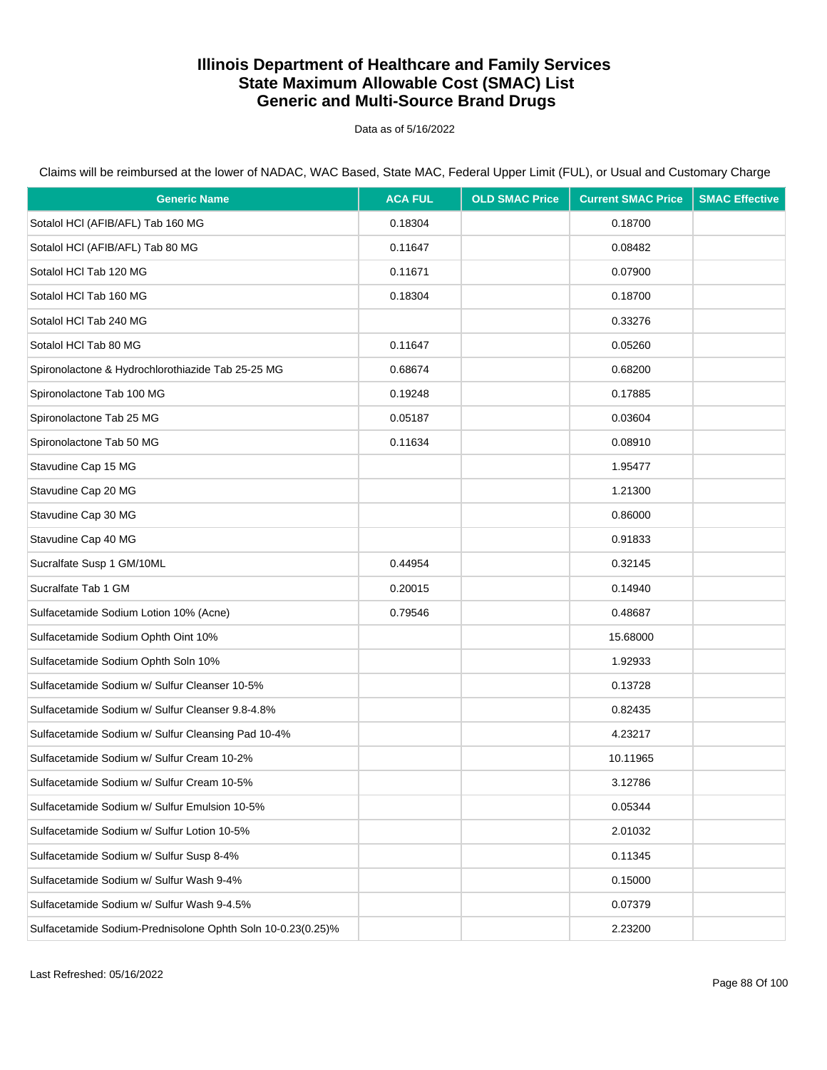# Illinois Department of Healthcare and Family Services
# State Maximum Allowable Cost (SMAC) List
# Generic and Multi-Source Brand Drugs

Data as of 5/16/2022

Claims will be reimbursed at the lower of NADAC, WAC Based, State MAC, Federal Upper Limit (FUL), or Usual and Customary Charge

| Generic Name | ACA FUL | OLD SMAC Price | Current SMAC Price | SMAC Effective |
|---|---|---|---|---|
| Sotalol HCl (AFIB/AFL) Tab 160 MG | 0.18304 | | 0.18700 | |
| Sotalol HCl (AFIB/AFL) Tab 80 MG | 0.11647 | | 0.08482 | |
| Sotalol HCl Tab 120 MG | 0.11671 | | 0.07900 | |
| Sotalol HCl Tab 160 MG | 0.18304 | | 0.18700 | |
| Sotalol HCl Tab 240 MG | | | 0.33276 | |
| Sotalol HCl Tab 80 MG | 0.11647 | | 0.05260 | |
| Spironolactone & Hydrochlorothiazide Tab 25-25 MG | 0.68674 | | 0.68200 | |
| Spironolactone Tab 100 MG | 0.19248 | | 0.17885 | |
| Spironolactone Tab 25 MG | 0.05187 | | 0.03604 | |
| Spironolactone Tab 50 MG | 0.11634 | | 0.08910 | |
| Stavudine Cap 15 MG | | | 1.95477 | |
| Stavudine Cap 20 MG | | | 1.21300 | |
| Stavudine Cap 30 MG | | | 0.86000 | |
| Stavudine Cap 40 MG | | | 0.91833 | |
| Sucralfate Susp 1 GM/10ML | 0.44954 | | 0.32145 | |
| Sucralfate Tab 1 GM | 0.20015 | | 0.14940 | |
| Sulfacetamide Sodium Lotion 10% (Acne) | 0.79546 | | 0.48687 | |
| Sulfacetamide Sodium Ophth Oint 10% | | | 15.68000 | |
| Sulfacetamide Sodium Ophth Soln 10% | | | 1.92933 | |
| Sulfacetamide Sodium w/ Sulfur Cleanser 10-5% | | | 0.13728 | |
| Sulfacetamide Sodium w/ Sulfur Cleanser 9.8-4.8% | | | 0.82435 | |
| Sulfacetamide Sodium w/ Sulfur Cleansing Pad 10-4% | | | 4.23217 | |
| Sulfacetamide Sodium w/ Sulfur Cream 10-2% | | | 10.11965 | |
| Sulfacetamide Sodium w/ Sulfur Cream 10-5% | | | 3.12786 | |
| Sulfacetamide Sodium w/ Sulfur Emulsion 10-5% | | | 0.05344 | |
| Sulfacetamide Sodium w/ Sulfur Lotion 10-5% | | | 2.01032 | |
| Sulfacetamide Sodium w/ Sulfur Susp 8-4% | | | 0.11345 | |
| Sulfacetamide Sodium w/ Sulfur Wash 9-4% | | | 0.15000 | |
| Sulfacetamide Sodium w/ Sulfur Wash 9-4.5% | | | 0.07379 | |
| Sulfacetamide Sodium-Prednisolone Ophth Soln 10-0.23(0.25)% | | | 2.23200 | |

Last Refreshed: 05/16/2022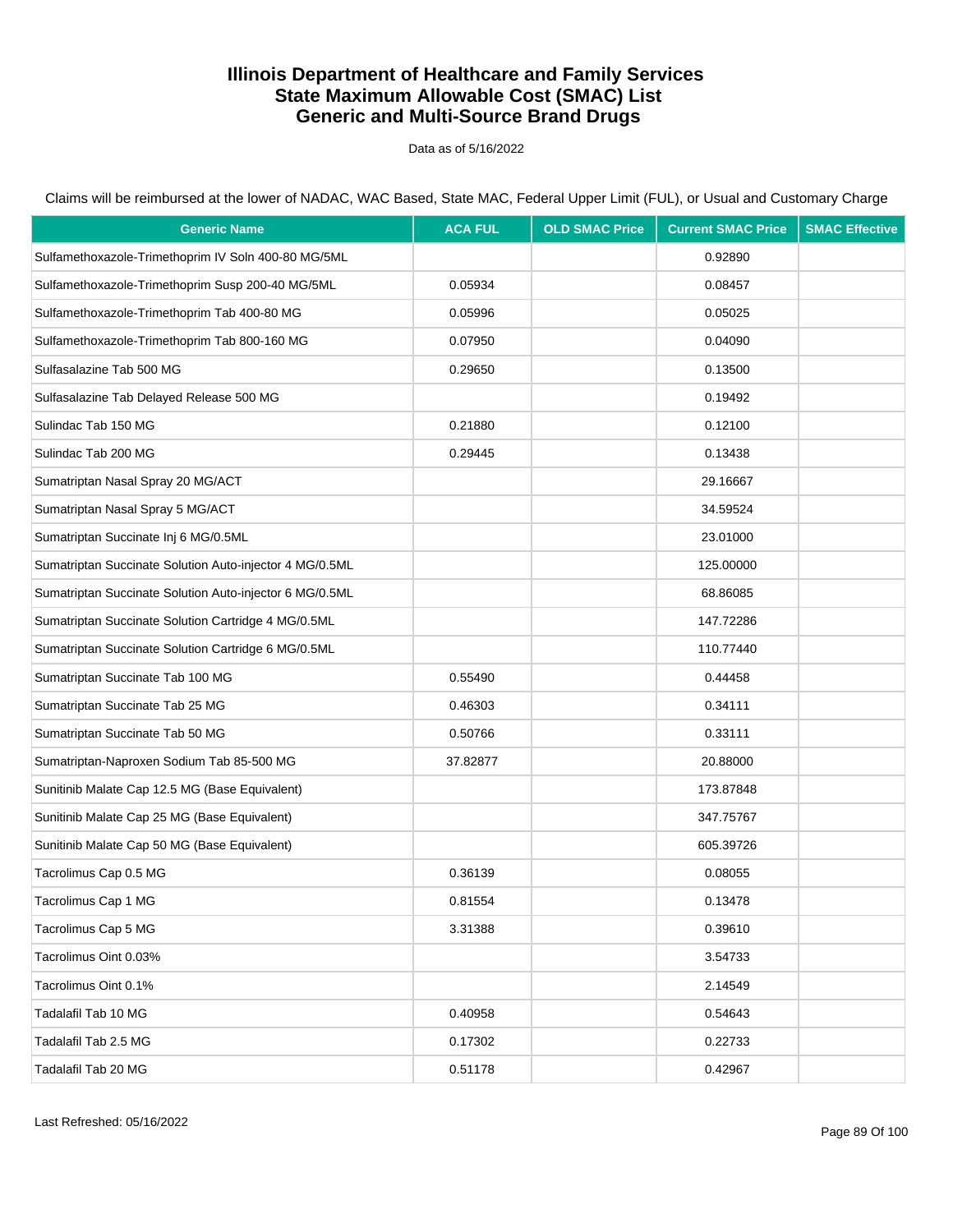# Illinois Department of Healthcare and Family Services
# State Maximum Allowable Cost (SMAC) List
# Generic and Multi-Source Brand Drugs

Data as of 5/16/2022

Claims will be reimbursed at the lower of NADAC, WAC Based, State MAC, Federal Upper Limit (FUL), or Usual and Customary Charge

| Generic Name | ACA FUL | OLD SMAC Price | Current SMAC Price | SMAC Effective |
|---|---|---|---|---|
| Sulfamethoxazole-Trimethoprim IV Soln 400-80 MG/5ML | | | 0.92890 | |
| Sulfamethoxazole-Trimethoprim Susp 200-40 MG/5ML | 0.05934 | | 0.08457 | |
| Sulfamethoxazole-Trimethoprim Tab 400-80 MG | 0.05996 | | 0.05025 | |
| Sulfamethoxazole-Trimethoprim Tab 800-160 MG | 0.07950 | | 0.04090 | |
| Sulfasalazine Tab 500 MG | 0.29650 | | 0.13500 | |
| Sulfasalazine Tab Delayed Release 500 MG | | | 0.19492 | |
| Sulindac Tab 150 MG | 0.21880 | | 0.12100 | |
| Sulindac Tab 200 MG | 0.29445 | | 0.13438 | |
| Sumatriptan Nasal Spray 20 MG/ACT | | | 29.16667 | |
| Sumatriptan Nasal Spray 5 MG/ACT | | | 34.59524 | |
| Sumatriptan Succinate Inj 6 MG/0.5ML | | | 23.01000 | |
| Sumatriptan Succinate Solution Auto-injector 4 MG/0.5ML | | | 125.00000 | |
| Sumatriptan Succinate Solution Auto-injector 6 MG/0.5ML | | | 68.86085 | |
| Sumatriptan Succinate Solution Cartridge 4 MG/0.5ML | | | 147.72286 | |
| Sumatriptan Succinate Solution Cartridge 6 MG/0.5ML | | | 110.77440 | |
| Sumatriptan Succinate Tab 100 MG | 0.55490 | | 0.44458 | |
| Sumatriptan Succinate Tab 25 MG | 0.46303 | | 0.34111 | |
| Sumatriptan Succinate Tab 50 MG | 0.50766 | | 0.33111 | |
| Sumatriptan-Naproxen Sodium Tab 85-500 MG | 37.82877 | | 20.88000 | |
| Sunitinib Malate Cap 12.5 MG (Base Equivalent) | | | 173.87848 | |
| Sunitinib Malate Cap 25 MG (Base Equivalent) | | | 347.75767 | |
| Sunitinib Malate Cap 50 MG (Base Equivalent) | | | 605.39726 | |
| Tacrolimus Cap 0.5 MG | 0.36139 | | 0.08055 | |
| Tacrolimus Cap 1 MG | 0.81554 | | 0.13478 | |
| Tacrolimus Cap 5 MG | 3.31388 | | 0.39610 | |
| Tacrolimus Oint 0.03% | | | 3.54733 | |
| Tacrolimus Oint 0.1% | | | 2.14549 | |
| Tadalafil Tab 10 MG | 0.40958 | | 0.54643 | |
| Tadalafil Tab 2.5 MG | 0.17302 | | 0.22733 | |
| Tadalafil Tab 20 MG | 0.51178 | | 0.42967 | |

Last Refreshed: 05/16/2022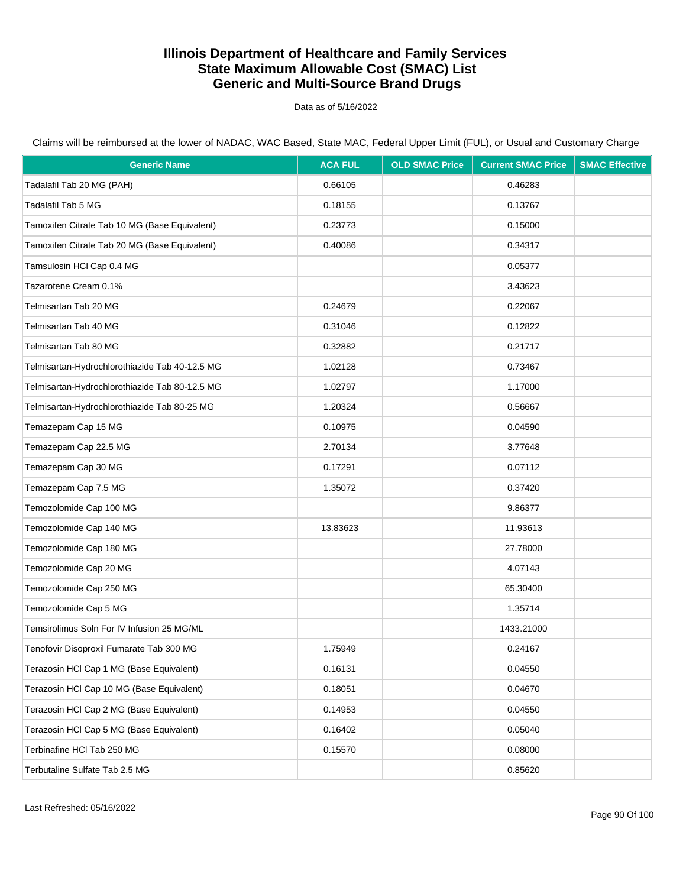# Illinois Department of Healthcare and Family Services
# State Maximum Allowable Cost (SMAC) List
# Generic and Multi-Source Brand Drugs

Data as of 5/16/2022

Claims will be reimbursed at the lower of NADAC, WAC Based, State MAC, Federal Upper Limit (FUL), or Usual and Customary Charge

| Generic Name | ACA FUL | OLD SMAC Price | Current SMAC Price | SMAC Effective |
|---|---|---|---|---|
| Tadalafil Tab 20 MG (PAH) | 0.66105 | | 0.46283 | |
| Tadalafil Tab 5 MG | 0.18155 | | 0.13767 | |
| Tamoxifen Citrate Tab 10 MG (Base Equivalent) | 0.23773 | | 0.15000 | |
| Tamoxifen Citrate Tab 20 MG (Base Equivalent) | 0.40086 | | 0.34317 | |
| Tamsulosin HCl Cap 0.4 MG | | | 0.05377 | |
| Tazarotene Cream 0.1% | | | 3.43623 | |
| Telmisartan Tab 20 MG | 0.24679 | | 0.22067 | |
| Telmisartan Tab 40 MG | 0.31046 | | 0.12822 | |
| Telmisartan Tab 80 MG | 0.32882 | | 0.21717 | |
| Telmisartan-Hydrochlorothiazide Tab 40-12.5 MG | 1.02128 | | 0.73467 | |
| Telmisartan-Hydrochlorothiazide Tab 80-12.5 MG | 1.02797 | | 1.17000 | |
| Telmisartan-Hydrochlorothiazide Tab 80-25 MG | 1.20324 | | 0.56667 | |
| Temazepam Cap 15 MG | 0.10975 | | 0.04590 | |
| Temazepam Cap 22.5 MG | 2.70134 | | 3.77648 | |
| Temazepam Cap 30 MG | 0.17291 | | 0.07112 | |
| Temazepam Cap 7.5 MG | 1.35072 | | 0.37420 | |
| Temozolomide Cap 100 MG | | | 9.86377 | |
| Temozolomide Cap 140 MG | 13.83623 | | 11.93613 | |
| Temozolomide Cap 180 MG | | | 27.78000 | |
| Temozolomide Cap 20 MG | | | 4.07143 | |
| Temozolomide Cap 250 MG | | | 65.30400 | |
| Temozolomide Cap 5 MG | | | 1.35714 | |
| Temsirolimus Soln For IV Infusion 25 MG/ML | | | 1433.21000 | |
| Tenofovir Disoproxil Fumarate Tab 300 MG | 1.75949 | | 0.24167 | |
| Terazosin HCl Cap 1 MG (Base Equivalent) | 0.16131 | | 0.04550 | |
| Terazosin HCl Cap 10 MG (Base Equivalent) | 0.18051 | | 0.04670 | |
| Terazosin HCl Cap 2 MG (Base Equivalent) | 0.14953 | | 0.04550 | |
| Terazosin HCl Cap 5 MG (Base Equivalent) | 0.16402 | | 0.05040 | |
| Terbinafine HCl Tab 250 MG | 0.15570 | | 0.08000 | |
| Terbutaline Sulfate Tab 2.5 MG | | | 0.85620 | |

Last Refreshed: 05/16/2022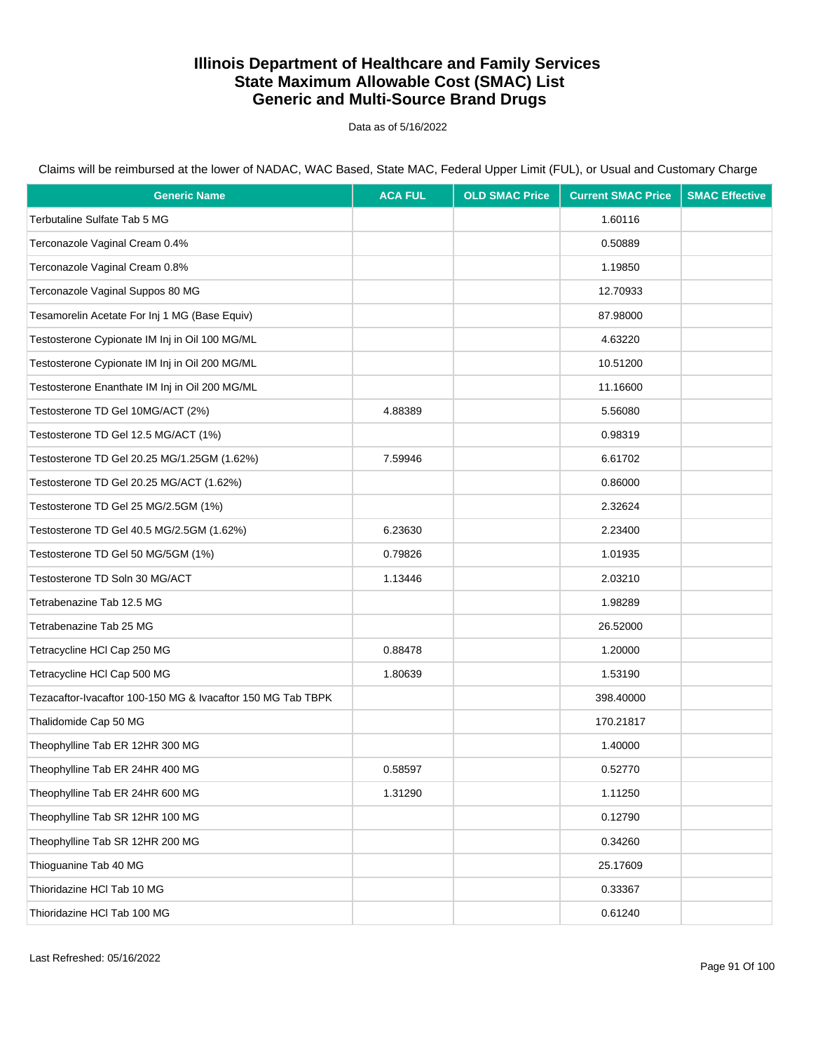# Illinois Department of Healthcare and Family Services
# State Maximum Allowable Cost (SMAC) List
# Generic and Multi-Source Brand Drugs

Data as of 5/16/2022

Claims will be reimbursed at the lower of NADAC, WAC Based, State MAC, Federal Upper Limit (FUL), or Usual and Customary Charge

| Generic Name | ACA FUL | OLD SMAC Price | Current SMAC Price | SMAC Effective |
|---|---|---|---|---|
| Terbutaline Sulfate Tab 5 MG | | | 1.60116 | |
| Terconazole Vaginal Cream 0.4% | | | 0.50889 | |
| Terconazole Vaginal Cream 0.8% | | | 1.19850 | |
| Terconazole Vaginal Suppos 80 MG | | | 12.70933 | |
| Tesamorelin Acetate For Inj 1 MG (Base Equiv) | | | 87.98000 | |
| Testosterone Cypionate IM Inj in Oil 100 MG/ML | | | 4.63220 | |
| Testosterone Cypionate IM Inj in Oil 200 MG/ML | | | 10.51200 | |
| Testosterone Enanthate IM Inj in Oil 200 MG/ML | | | 11.16600 | |
| Testosterone TD Gel 10MG/ACT (2%) | 4.88389 | | 5.56080 | |
| Testosterone TD Gel 12.5 MG/ACT (1%) | | | 0.98319 | |
| Testosterone TD Gel 20.25 MG/1.25GM (1.62%) | 7.59946 | | 6.61702 | |
| Testosterone TD Gel 20.25 MG/ACT (1.62%) | | | 0.86000 | |
| Testosterone TD Gel 25 MG/2.5GM (1%) | | | 2.32624 | |
| Testosterone TD Gel 40.5 MG/2.5GM (1.62%) | 6.23630 | | 2.23400 | |
| Testosterone TD Gel 50 MG/5GM (1%) | 0.79826 | | 1.01935 | |
| Testosterone TD Soln 30 MG/ACT | 1.13446 | | 2.03210 | |
| Tetrabenazine Tab 12.5 MG | | | 1.98289 | |
| Tetrabenazine Tab 25 MG | | | 26.52000 | |
| Tetracycline HCl Cap 250 MG | 0.88478 | | 1.20000 | |
| Tetracycline HCl Cap 500 MG | 1.80639 | | 1.53190 | |
| Tezacaftor-Ivacaftor 100-150 MG & Ivacaftor 150 MG Tab TBPK | | | 398.40000 | |
| Thalidomide Cap 50 MG | | | 170.21817 | |
| Theophylline Tab ER 12HR 300 MG | | | 1.40000 | |
| Theophylline Tab ER 24HR 400 MG | 0.58597 | | 0.52770 | |
| Theophylline Tab ER 24HR 600 MG | 1.31290 | | 1.11250 | |
| Theophylline Tab SR 12HR 100 MG | | | 0.12790 | |
| Theophylline Tab SR 12HR 200 MG | | | 0.34260 | |
| Thioguanine Tab 40 MG | | | 25.17609 | |
| Thioridazine HCl Tab 10 MG | | | 0.33367 | |
| Thioridazine HCl Tab 100 MG | | | 0.61240 | |

Last Refreshed: 05/16/2022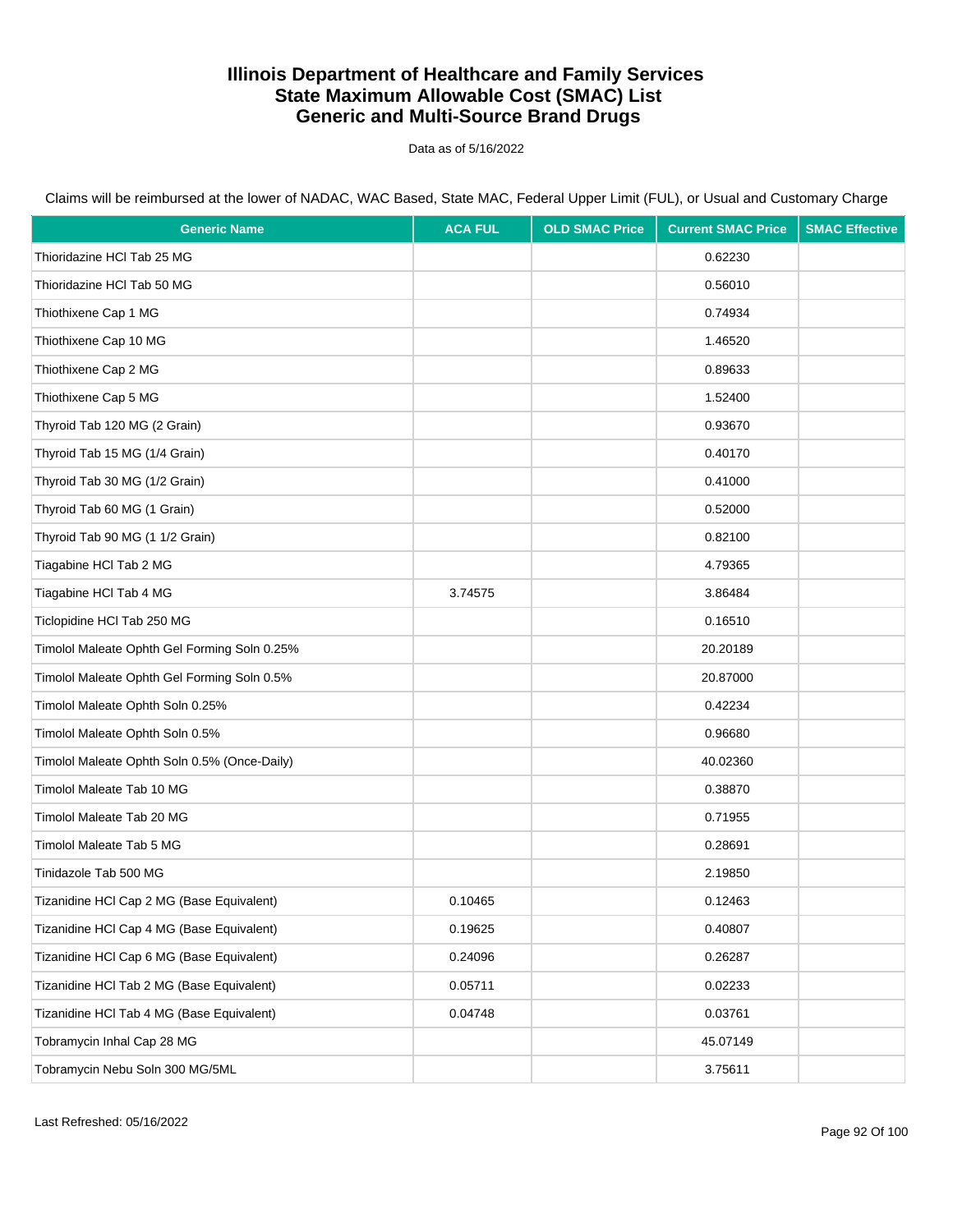# Illinois Department of Healthcare and Family Services
# State Maximum Allowable Cost (SMAC) List
# Generic and Multi-Source Brand Drugs

Data as of 5/16/2022

Claims will be reimbursed at the lower of NADAC, WAC Based, State MAC, Federal Upper Limit (FUL), or Usual and Customary Charge

| Generic Name | ACA FUL | OLD SMAC Price | Current SMAC Price | SMAC Effective |
|---|---|---|---|---|
| Thioridazine HCl Tab 25 MG | | | 0.62230 | |
| Thioridazine HCl Tab 50 MG | | | 0.56010 | |
| Thiothixene Cap 1 MG | | | 0.74934 | |
| Thiothixene Cap 10 MG | | | 1.46520 | |
| Thiothixene Cap 2 MG | | | 0.89633 | |
| Thiothixene Cap 5 MG | | | 1.52400 | |
| Thyroid Tab 120 MG (2 Grain) | | | 0.93670 | |
| Thyroid Tab 15 MG (1/4 Grain) | | | 0.40170 | |
| Thyroid Tab 30 MG (1/2 Grain) | | | 0.41000 | |
| Thyroid Tab 60 MG (1 Grain) | | | 0.52000 | |
| Thyroid Tab 90 MG (1 1/2 Grain) | | | 0.82100 | |
| Tiagabine HCl Tab 2 MG | | | 4.79365 | |
| Tiagabine HCl Tab 4 MG | 3.74575 | | 3.86484 | |
| Ticlopidine HCl Tab 250 MG | | | 0.16510 | |
| Timolol Maleate Ophth Gel Forming Soln 0.25% | | | 20.20189 | |
| Timolol Maleate Ophth Gel Forming Soln 0.5% | | | 20.87000 | |
| Timolol Maleate Ophth Soln 0.25% | | | 0.42234 | |
| Timolol Maleate Ophth Soln 0.5% | | | 0.96680 | |
| Timolol Maleate Ophth Soln 0.5% (Once-Daily) | | | 40.02360 | |
| Timolol Maleate Tab 10 MG | | | 0.38870 | |
| Timolol Maleate Tab 20 MG | | | 0.71955 | |
| Timolol Maleate Tab 5 MG | | | 0.28691 | |
| Tinidazole Tab 500 MG | | | 2.19850 | |
| Tizanidine HCl Cap 2 MG (Base Equivalent) | 0.10465 | | 0.12463 | |
| Tizanidine HCl Cap 4 MG (Base Equivalent) | 0.19625 | | 0.40807 | |
| Tizanidine HCl Cap 6 MG (Base Equivalent) | 0.24096 | | 0.26287 | |
| Tizanidine HCl Tab 2 MG (Base Equivalent) | 0.05711 | | 0.02233 | |
| Tizanidine HCl Tab 4 MG (Base Equivalent) | 0.04748 | | 0.03761 | |
| Tobramycin Inhal Cap 28 MG | | | 45.07149 | |
| Tobramycin Nebu Soln 300 MG/5ML | | | 3.75611 | |

Last Refreshed: 05/16/2022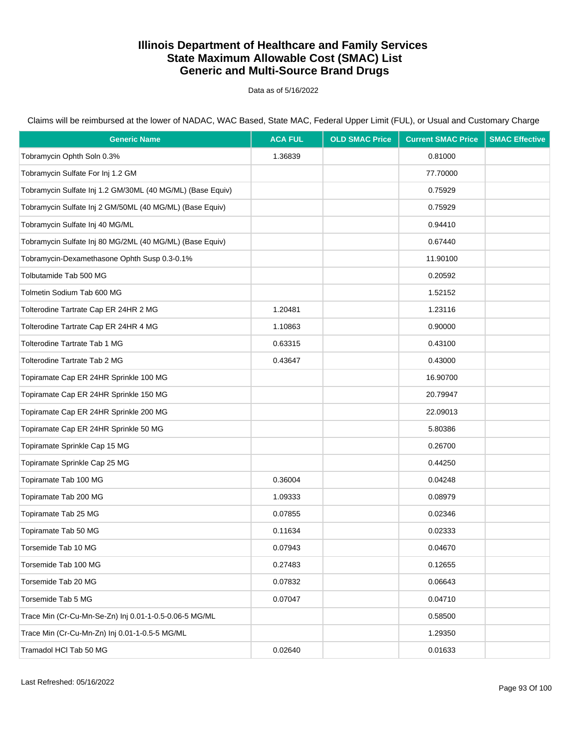# Illinois Department of Healthcare and Family Services
# State Maximum Allowable Cost (SMAC) List
# Generic and Multi-Source Brand Drugs

Data as of 5/16/2022

Claims will be reimbursed at the lower of NADAC, WAC Based, State MAC, Federal Upper Limit (FUL), or Usual and Customary Charge

| Generic Name | ACA FUL | OLD SMAC Price | Current SMAC Price | SMAC Effective |
|---|---|---|---|---|
| Tobramycin Ophth Soln 0.3% | 1.36839 | | 0.81000 | |
| Tobramycin Sulfate For Inj 1.2 GM | | | 77.70000 | |
| Tobramycin Sulfate Inj 1.2 GM/30ML (40 MG/ML) (Base Equiv) | | | 0.75929 | |
| Tobramycin Sulfate Inj 2 GM/50ML (40 MG/ML) (Base Equiv) | | | 0.75929 | |
| Tobramycin Sulfate Inj 40 MG/ML | | | 0.94410 | |
| Tobramycin Sulfate Inj 80 MG/2ML (40 MG/ML) (Base Equiv) | | | 0.67440 | |
| Tobramycin-Dexamethasone Ophth Susp 0.3-0.1% | | | 11.90100 | |
| Tolbutamide Tab 500 MG | | | 0.20592 | |
| Tolmetin Sodium Tab 600 MG | | | 1.52152 | |
| Tolterodine Tartrate Cap ER 24HR 2 MG | 1.20481 | | 1.23116 | |
| Tolterodine Tartrate Cap ER 24HR 4 MG | 1.10863 | | 0.90000 | |
| Tolterodine Tartrate Tab 1 MG | 0.63315 | | 0.43100 | |
| Tolterodine Tartrate Tab 2 MG | 0.43647 | | 0.43000 | |
| Topiramate Cap ER 24HR Sprinkle 100 MG | | | 16.90700 | |
| Topiramate Cap ER 24HR Sprinkle 150 MG | | | 20.79947 | |
| Topiramate Cap ER 24HR Sprinkle 200 MG | | | 22.09013 | |
| Topiramate Cap ER 24HR Sprinkle 50 MG | | | 5.80386 | |
| Topiramate Sprinkle Cap 15 MG | | | 0.26700 | |
| Topiramate Sprinkle Cap 25 MG | | | 0.44250 | |
| Topiramate Tab 100 MG | 0.36004 | | 0.04248 | |
| Topiramate Tab 200 MG | 1.09333 | | 0.08979 | |
| Topiramate Tab 25 MG | 0.07855 | | 0.02346 | |
| Topiramate Tab 50 MG | 0.11634 | | 0.02333 | |
| Torsemide Tab 10 MG | 0.07943 | | 0.04670 | |
| Torsemide Tab 100 MG | 0.27483 | | 0.12655 | |
| Torsemide Tab 20 MG | 0.07832 | | 0.06643 | |
| Torsemide Tab 5 MG | 0.07047 | | 0.04710 | |
| Trace Min (Cr-Cu-Mn-Se-Zn) Inj 0.01-1-0.5-0.06-5 MG/ML | | | 0.58500 | |
| Trace Min (Cr-Cu-Mn-Zn) Inj 0.01-1-0.5-5 MG/ML | | | 1.29350 | |
| Tramadol HCl Tab 50 MG | 0.02640 | | 0.01633 | |

Last Refreshed: 05/16/2022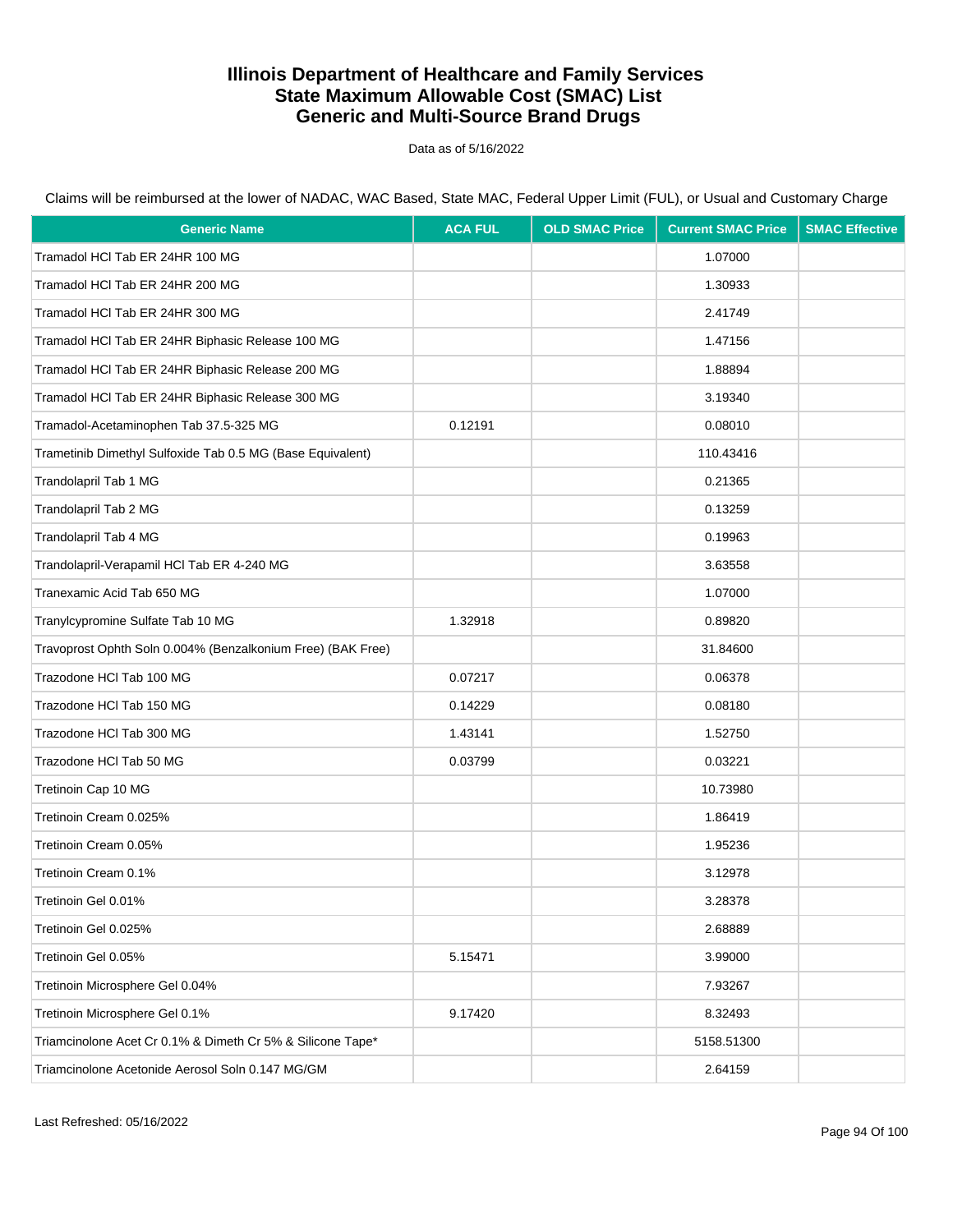# Illinois Department of Healthcare and Family Services
# State Maximum Allowable Cost (SMAC) List
# Generic and Multi-Source Brand Drugs

Data as of 5/16/2022

Claims will be reimbursed at the lower of NADAC, WAC Based, State MAC, Federal Upper Limit (FUL), or Usual and Customary Charge

| Generic Name | ACA FUL | OLD SMAC Price | Current SMAC Price | SMAC Effective |
|---|---|---|---|---|
| Tramadol HCl Tab ER 24HR 100 MG | | | 1.07000 | |
| Tramadol HCl Tab ER 24HR 200 MG | | | 1.30933 | |
| Tramadol HCl Tab ER 24HR 300 MG | | | 2.41749 | |
| Tramadol HCl Tab ER 24HR Biphasic Release 100 MG | | | 1.47156 | |
| Tramadol HCl Tab ER 24HR Biphasic Release 200 MG | | | 1.88894 | |
| Tramadol HCl Tab ER 24HR Biphasic Release 300 MG | | | 3.19340 | |
| Tramadol-Acetaminophen Tab 37.5-325 MG | 0.12191 | | 0.08010 | |
| Trametinib Dimethyl Sulfoxide Tab 0.5 MG (Base Equivalent) | | | 110.43416 | |
| Trandolapril Tab 1 MG | | | 0.21365 | |
| Trandolapril Tab 2 MG | | | 0.13259 | |
| Trandolapril Tab 4 MG | | | 0.19963 | |
| Trandolapril-Verapamil HCl Tab ER 4-240 MG | | | 3.63558 | |
| Tranexamic Acid Tab 650 MG | | | 1.07000 | |
| Tranylcypromine Sulfate Tab 10 MG | 1.32918 | | 0.89820 | |
| Travoprost Ophth Soln 0.004% (Benzalkonium Free) (BAK Free) | | | 31.84600 | |
| Trazodone HCl Tab 100 MG | 0.07217 | | 0.06378 | |
| Trazodone HCl Tab 150 MG | 0.14229 | | 0.08180 | |
| Trazodone HCl Tab 300 MG | 1.43141 | | 1.52750 | |
| Trazodone HCl Tab 50 MG | 0.03799 | | 0.03221 | |
| Tretinoin Cap 10 MG | | | 10.73980 | |
| Tretinoin Cream 0.025% | | | 1.86419 | |
| Tretinoin Cream 0.05% | | | 1.95236 | |
| Tretinoin Cream 0.1% | | | 3.12978 | |
| Tretinoin Gel 0.01% | | | 3.28378 | |
| Tretinoin Gel 0.025% | | | 2.68889 | |
| Tretinoin Gel 0.05% | 5.15471 | | 3.99000 | |
| Tretinoin Microsphere Gel 0.04% | | | 7.93267 | |
| Tretinoin Microsphere Gel 0.1% | 9.17420 | | 8.32493 | |
| Triamcinolone Acet Cr 0.1% & Dimeth Cr 5% & Silicone Tape* | | | 5158.51300 | |
| Triamcinolone Acetonide Aerosol Soln 0.147 MG/GM | | | 2.64159 | |

Last Refreshed: 05/16/2022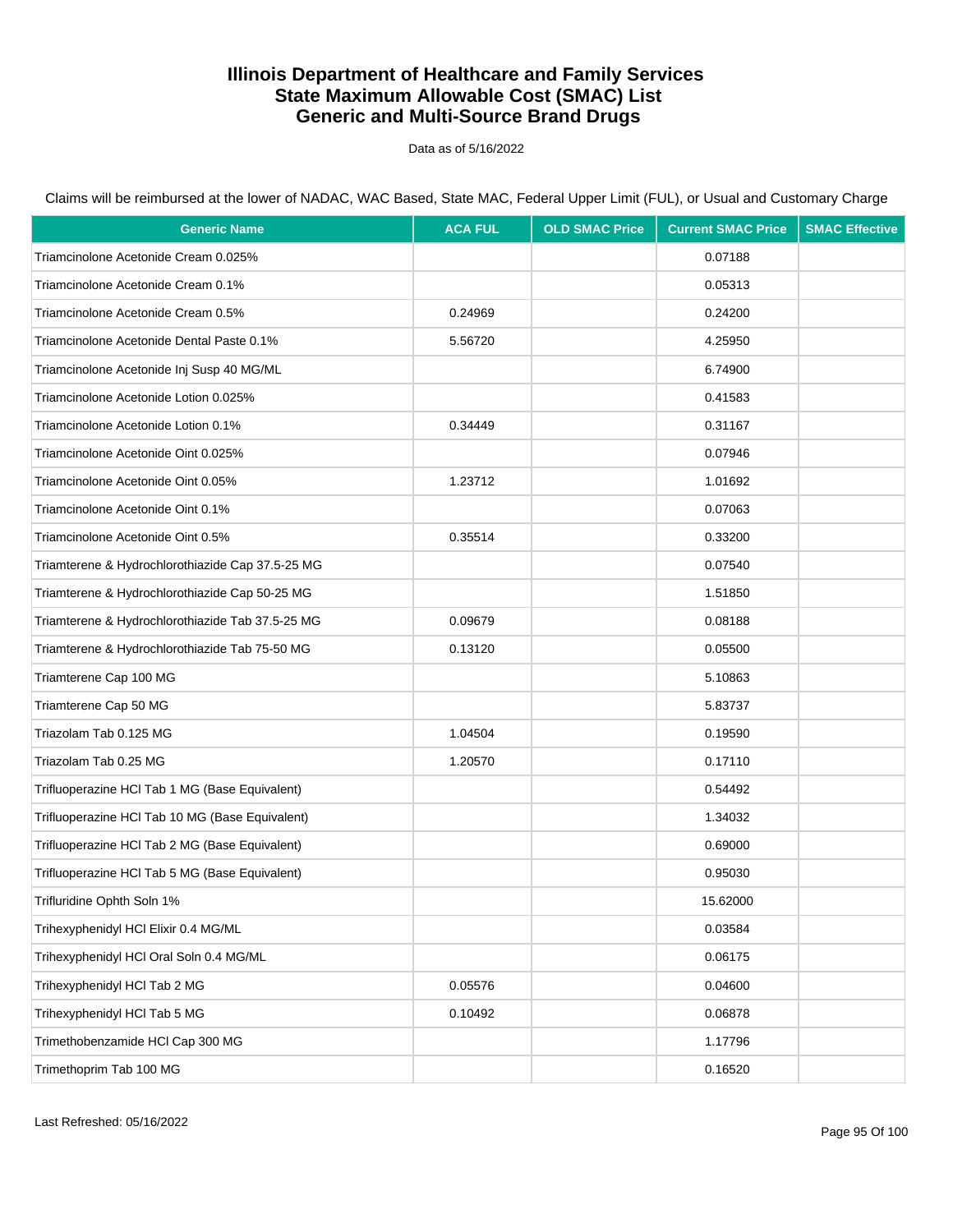# Illinois Department of Healthcare and Family Services
# State Maximum Allowable Cost (SMAC) List
# Generic and Multi-Source Brand Drugs

Data as of 5/16/2022

Claims will be reimbursed at the lower of NADAC, WAC Based, State MAC, Federal Upper Limit (FUL), or Usual and Customary Charge

| Generic Name | ACA FUL | OLD SMAC Price | Current SMAC Price | SMAC Effective |
|---|---|---|---|---|
| Triamcinolone Acetonide Cream 0.025% | | | 0.07188 | |
| Triamcinolone Acetonide Cream 0.1% | | | 0.05313 | |
| Triamcinolone Acetonide Cream 0.5% | 0.24969 | | 0.24200 | |
| Triamcinolone Acetonide Dental Paste 0.1% | 5.56720 | | 4.25950 | |
| Triamcinolone Acetonide Inj Susp 40 MG/ML | | | 6.74900 | |
| Triamcinolone Acetonide Lotion 0.025% | | | 0.41583 | |
| Triamcinolone Acetonide Lotion 0.1% | 0.34449 | | 0.31167 | |
| Triamcinolone Acetonide Oint 0.025% | | | 0.07946 | |
| Triamcinolone Acetonide Oint 0.05% | 1.23712 | | 1.01692 | |
| Triamcinolone Acetonide Oint 0.1% | | | 0.07063 | |
| Triamcinolone Acetonide Oint 0.5% | 0.35514 | | 0.33200 | |
| Triamterene & Hydrochlorothiazide Cap 37.5-25 MG | | | 0.07540 | |
| Triamterene & Hydrochlorothiazide Cap 50-25 MG | | | 1.51850 | |
| Triamterene & Hydrochlorothiazide Tab 37.5-25 MG | 0.09679 | | 0.08188 | |
| Triamterene & Hydrochlorothiazide Tab 75-50 MG | 0.13120 | | 0.05500 | |
| Triamterene Cap 100 MG | | | 5.10863 | |
| Triamterene Cap 50 MG | | | 5.83737 | |
| Triazolam Tab 0.125 MG | 1.04504 | | 0.19590 | |
| Triazolam Tab 0.25 MG | 1.20570 | | 0.17110 | |
| Trifluoperazine HCl Tab 1 MG (Base Equivalent) | | | 0.54492 | |
| Trifluoperazine HCl Tab 10 MG (Base Equivalent) | | | 1.34032 | |
| Trifluoperazine HCl Tab 2 MG (Base Equivalent) | | | 0.69000 | |
| Trifluoperazine HCl Tab 5 MG (Base Equivalent) | | | 0.95030 | |
| Trifluridine Ophth Soln 1% | | | 15.62000 | |
| Trihexyphenidyl HCl Elixir 0.4 MG/ML | | | 0.03584 | |
| Trihexyphenidyl HCl Oral Soln 0.4 MG/ML | | | 0.06175 | |
| Trihexyphenidyl HCl Tab 2 MG | 0.05576 | | 0.04600 | |
| Trihexyphenidyl HCl Tab 5 MG | 0.10492 | | 0.06878 | |
| Trimethobenzamide HCl Cap 300 MG | | | 1.17796 | |
| Trimethoprim Tab 100 MG | | | 0.16520 | |

Last Refreshed: 05/16/2022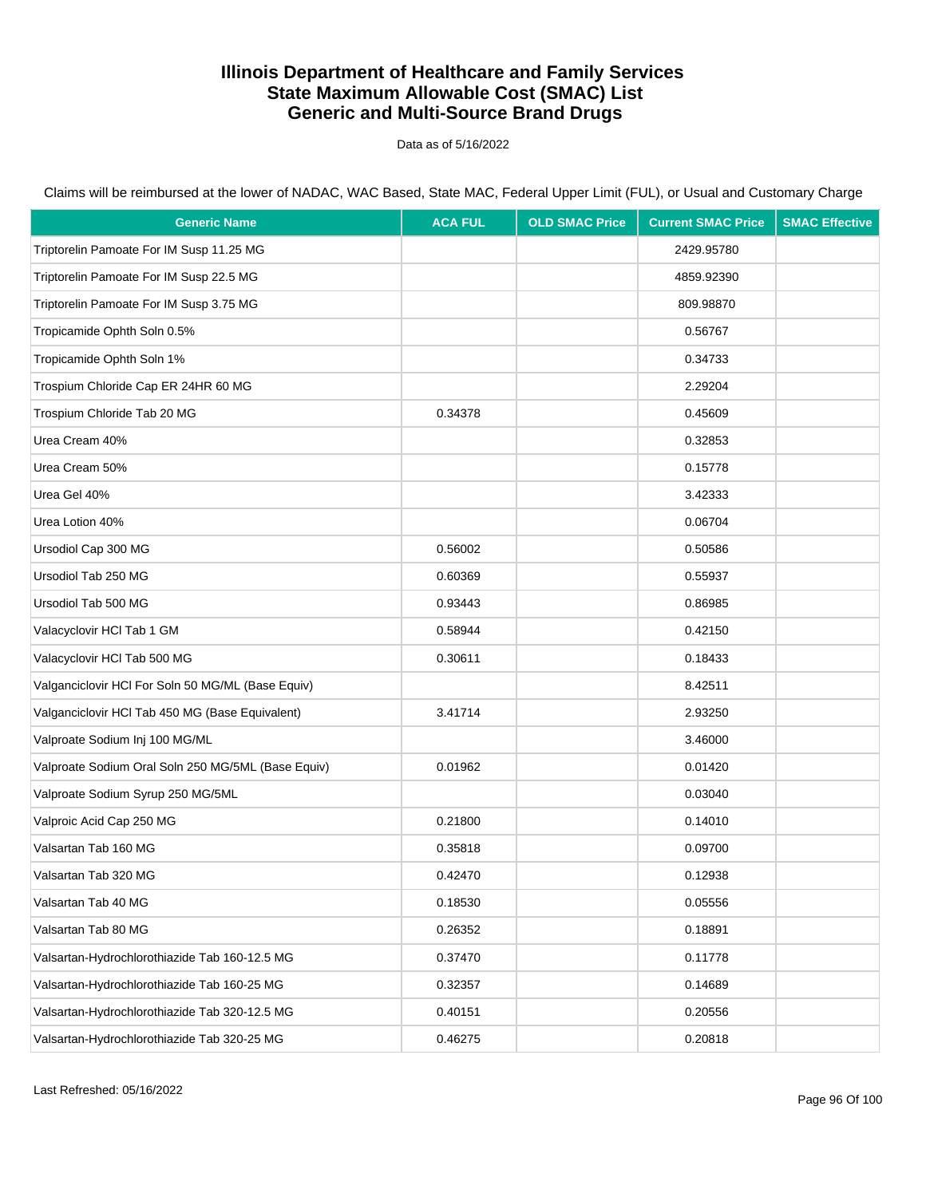# Illinois Department of Healthcare and Family Services
# State Maximum Allowable Cost (SMAC) List
# Generic and Multi-Source Brand Drugs

Data as of 5/16/2022

Claims will be reimbursed at the lower of NADAC, WAC Based, State MAC, Federal Upper Limit (FUL), or Usual and Customary Charge

| Generic Name | ACA FUL | OLD SMAC Price | Current SMAC Price | SMAC Effective |
|---|---|---|---|---|
| Triptorelin Pamoate For IM Susp 11.25 MG | | | 2429.95780 | |
| Triptorelin Pamoate For IM Susp 22.5 MG | | | 4859.92390 | |
| Triptorelin Pamoate For IM Susp 3.75 MG | | | 809.98870 | |
| Tropicamide Ophth Soln 0.5% | | | 0.56767 | |
| Tropicamide Ophth Soln 1% | | | 0.34733 | |
| Trospium Chloride Cap ER 24HR 60 MG | | | 2.29204 | |
| Trospium Chloride Tab 20 MG | 0.34378 | | 0.45609 | |
| Urea Cream 40% | | | 0.32853 | |
| Urea Cream 50% | | | 0.15778 | |
| Urea Gel 40% | | | 3.42333 | |
| Urea Lotion 40% | | | 0.06704 | |
| Ursodiol Cap 300 MG | 0.56002 | | 0.50586 | |
| Ursodiol Tab 250 MG | 0.60369 | | 0.55937 | |
| Ursodiol Tab 500 MG | 0.93443 | | 0.86985 | |
| Valacyclovir HCl Tab 1 GM | 0.58944 | | 0.42150 | |
| Valacyclovir HCl Tab 500 MG | 0.30611 | | 0.18433 | |
| Valganciclovir HCl For Soln 50 MG/ML (Base Equiv) | | | 8.42511 | |
| Valganciclovir HCl Tab 450 MG (Base Equivalent) | 3.41714 | | 2.93250 | |
| Valproate Sodium Inj 100 MG/ML | | | 3.46000 | |
| Valproate Sodium Oral Soln 250 MG/5ML (Base Equiv) | 0.01962 | | 0.01420 | |
| Valproate Sodium Syrup 250 MG/5ML | | | 0.03040 | |
| Valproic Acid Cap 250 MG | 0.21800 | | 0.14010 | |
| Valsartan Tab 160 MG | 0.35818 | | 0.09700 | |
| Valsartan Tab 320 MG | 0.42470 | | 0.12938 | |
| Valsartan Tab 40 MG | 0.18530 | | 0.05556 | |
| Valsartan Tab 80 MG | 0.26352 | | 0.18891 | |
| Valsartan-Hydrochlorothiazide Tab 160-12.5 MG | 0.37470 | | 0.11778 | |
| Valsartan-Hydrochlorothiazide Tab 160-25 MG | 0.32357 | | 0.14689 | |
| Valsartan-Hydrochlorothiazide Tab 320-12.5 MG | 0.40151 | | 0.20556 | |
| Valsartan-Hydrochlorothiazide Tab 320-25 MG | 0.46275 | | 0.20818 | |

Last Refreshed: 05/16/2022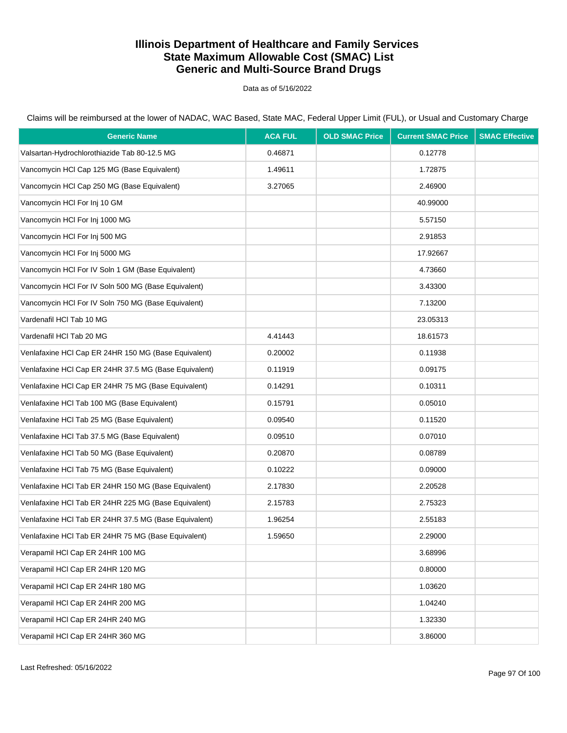# Illinois Department of Healthcare and Family Services
# State Maximum Allowable Cost (SMAC) List
# Generic and Multi-Source Brand Drugs

Data as of 5/16/2022

Claims will be reimbursed at the lower of NADAC, WAC Based, State MAC, Federal Upper Limit (FUL), or Usual and Customary Charge

| Generic Name | ACA FUL | OLD SMAC Price | Current SMAC Price | SMAC Effective |
|---|---|---|---|---|
| Valsartan-Hydrochlorothiazide Tab 80-12.5 MG | 0.46871 | | 0.12778 | |
| Vancomycin HCl Cap 125 MG (Base Equivalent) | 1.49611 | | 1.72875 | |
| Vancomycin HCl Cap 250 MG (Base Equivalent) | 3.27065 | | 2.46900 | |
| Vancomycin HCl For Inj 10 GM | | | 40.99000 | |
| Vancomycin HCl For Inj 1000 MG | | | 5.57150 | |
| Vancomycin HCl For Inj 500 MG | | | 2.91853 | |
| Vancomycin HCl For Inj 5000 MG | | | 17.92667 | |
| Vancomycin HCl For IV Soln 1 GM (Base Equivalent) | | | 4.73660 | |
| Vancomycin HCl For IV Soln 500 MG (Base Equivalent) | | | 3.43300 | |
| Vancomycin HCl For IV Soln 750 MG (Base Equivalent) | | | 7.13200 | |
| Vardenafil HCl Tab 10 MG | | | 23.05313 | |
| Vardenafil HCl Tab 20 MG | 4.41443 | | 18.61573 | |
| Venlafaxine HCl Cap ER 24HR 150 MG (Base Equivalent) | 0.20002 | | 0.11938 | |
| Venlafaxine HCl Cap ER 24HR 37.5 MG (Base Equivalent) | 0.11919 | | 0.09175 | |
| Venlafaxine HCl Cap ER 24HR 75 MG (Base Equivalent) | 0.14291 | | 0.10311 | |
| Venlafaxine HCl Tab 100 MG (Base Equivalent) | 0.15791 | | 0.05010 | |
| Venlafaxine HCl Tab 25 MG (Base Equivalent) | 0.09540 | | 0.11520 | |
| Venlafaxine HCl Tab 37.5 MG (Base Equivalent) | 0.09510 | | 0.07010 | |
| Venlafaxine HCl Tab 50 MG (Base Equivalent) | 0.20870 | | 0.08789 | |
| Venlafaxine HCl Tab 75 MG (Base Equivalent) | 0.10222 | | 0.09000 | |
| Venlafaxine HCl Tab ER 24HR 150 MG (Base Equivalent) | 2.17830 | | 2.20528 | |
| Venlafaxine HCl Tab ER 24HR 225 MG (Base Equivalent) | 2.15783 | | 2.75323 | |
| Venlafaxine HCl Tab ER 24HR 37.5 MG (Base Equivalent) | 1.96254 | | 2.55183 | |
| Venlafaxine HCl Tab ER 24HR 75 MG (Base Equivalent) | 1.59650 | | 2.29000 | |
| Verapamil HCl Cap ER 24HR 100 MG | | | 3.68996 | |
| Verapamil HCl Cap ER 24HR 120 MG | | | 0.80000 | |
| Verapamil HCl Cap ER 24HR 180 MG | | | 1.03620 | |
| Verapamil HCl Cap ER 24HR 200 MG | | | 1.04240 | |
| Verapamil HCl Cap ER 24HR 240 MG | | | 1.32330 | |
| Verapamil HCl Cap ER 24HR 360 MG | | | 3.86000 | |

Last Refreshed: 05/16/2022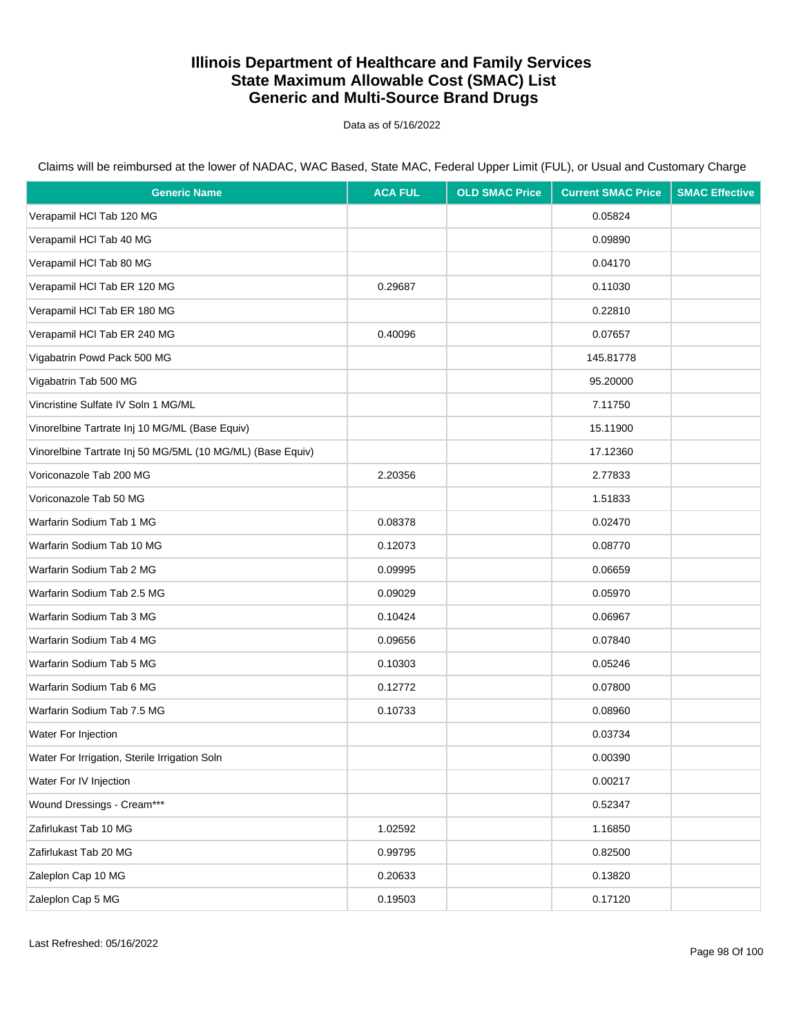# Illinois Department of Healthcare and Family Services
# State Maximum Allowable Cost (SMAC) List
# Generic and Multi-Source Brand Drugs

Data as of 5/16/2022

Claims will be reimbursed at the lower of NADAC, WAC Based, State MAC, Federal Upper Limit (FUL), or Usual and Customary Charge

| Generic Name | ACA FUL | OLD SMAC Price | Current SMAC Price | SMAC Effective |
|---|---|---|---|---|
| Verapamil HCl Tab 120 MG | | | 0.05824 | |
| Verapamil HCl Tab 40 MG | | | 0.09890 | |
| Verapamil HCl Tab 80 MG | | | 0.04170 | |
| Verapamil HCl Tab ER 120 MG | 0.29687 | | 0.11030 | |
| Verapamil HCl Tab ER 180 MG | | | 0.22810 | |
| Verapamil HCl Tab ER 240 MG | 0.40096 | | 0.07657 | |
| Vigabatrin Powd Pack 500 MG | | | 145.81778 | |
| Vigabatrin Tab 500 MG | | | 95.20000 | |
| Vincristine Sulfate IV Soln 1 MG/ML | | | 7.11750 | |
| Vinorelbine Tartrate Inj 10 MG/ML (Base Equiv) | | | 15.11900 | |
| Vinorelbine Tartrate Inj 50 MG/5ML (10 MG/ML) (Base Equiv) | | | 17.12360 | |
| Voriconazole Tab 200 MG | 2.20356 | | 2.77833 | |
| Voriconazole Tab 50 MG | | | 1.51833 | |
| Warfarin Sodium Tab 1 MG | 0.08378 | | 0.02470 | |
| Warfarin Sodium Tab 10 MG | 0.12073 | | 0.08770 | |
| Warfarin Sodium Tab 2 MG | 0.09995 | | 0.06659 | |
| Warfarin Sodium Tab 2.5 MG | 0.09029 | | 0.05970 | |
| Warfarin Sodium Tab 3 MG | 0.10424 | | 0.06967 | |
| Warfarin Sodium Tab 4 MG | 0.09656 | | 0.07840 | |
| Warfarin Sodium Tab 5 MG | 0.10303 | | 0.05246 | |
| Warfarin Sodium Tab 6 MG | 0.12772 | | 0.07800 | |
| Warfarin Sodium Tab 7.5 MG | 0.10733 | | 0.08960 | |
| Water For Injection | | | 0.03734 | |
| Water For Irrigation, Sterile Irrigation Soln | | | 0.00390 | |
| Water For IV Injection | | | 0.00217 | |
| Wound Dressings - Cream*** | | | 0.52347 | |
| Zafirlukast Tab 10 MG | 1.02592 | | 1.16850 | |
| Zafirlukast Tab 20 MG | 0.99795 | | 0.82500 | |
| Zaleplon Cap 10 MG | 0.20633 | | 0.13820 | |
| Zaleplon Cap 5 MG | 0.19503 | | 0.17120 | |

Last Refreshed: 05/16/2022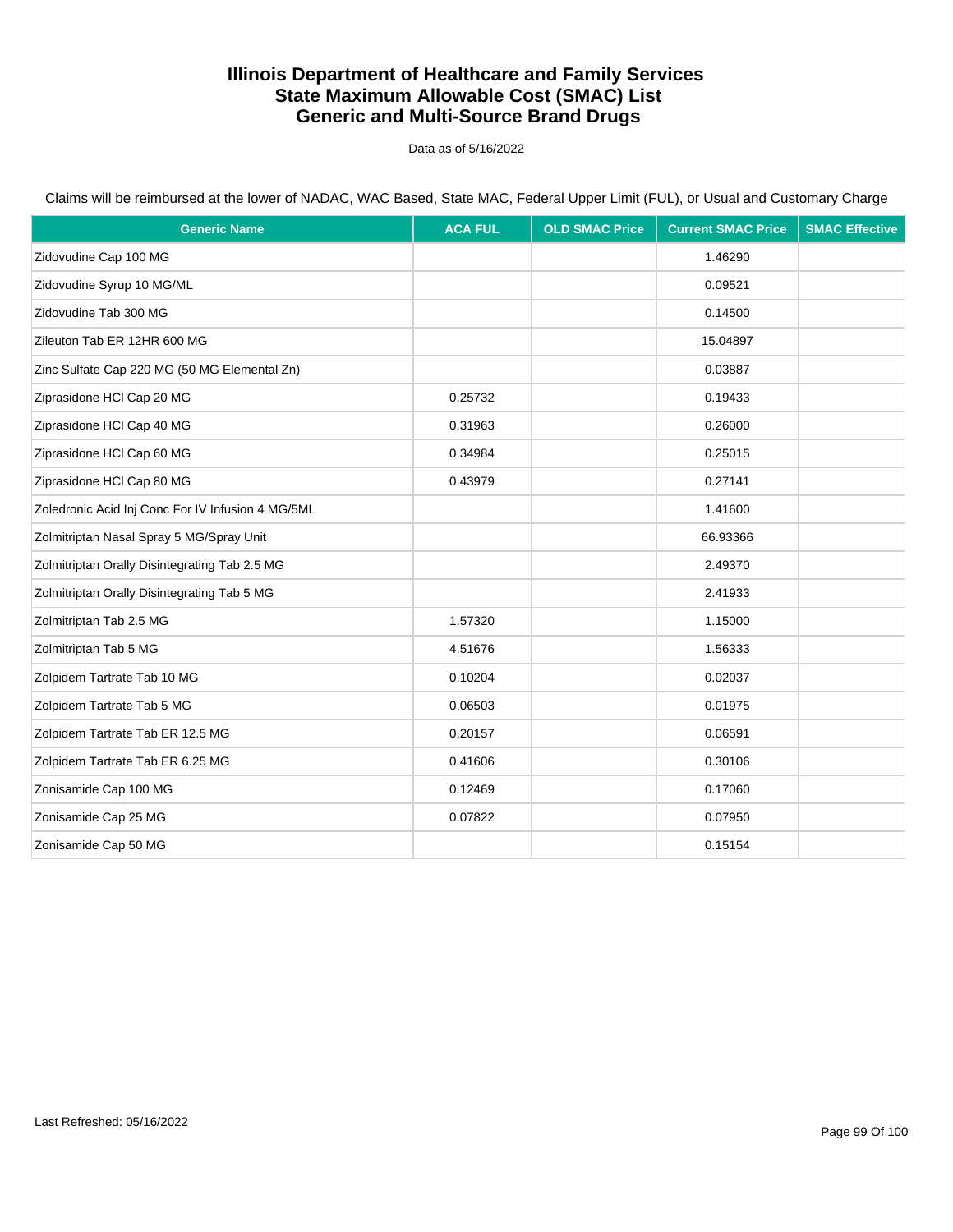# Illinois Department of Healthcare and Family Services
# State Maximum Allowable Cost (SMAC) List
# Generic and Multi-Source Brand Drugs

Data as of 5/16/2022

Claims will be reimbursed at the lower of NADAC, WAC Based, State MAC, Federal Upper Limit (FUL), or Usual and Customary Charge

| Generic Name | ACA FUL | OLD SMAC Price | Current SMAC Price | SMAC Effective |
|---|---|---|---|---|
| Zidovudine Cap 100 MG | | | 1.46290 | |
| Zidovudine Syrup 10 MG/ML | | | 0.09521 | |
| Zidovudine Tab 300 MG | | | 0.14500 | |
| Zileuton Tab ER 12HR 600 MG | | | 15.04897 | |
| Zinc Sulfate Cap 220 MG (50 MG Elemental Zn) | | | 0.03887 | |
| Ziprasidone HCl Cap 20 MG | 0.25732 | | 0.19433 | |
| Ziprasidone HCl Cap 40 MG | 0.31963 | | 0.26000 | |
| Ziprasidone HCl Cap 60 MG | 0.34984 | | 0.25015 | |
| Ziprasidone HCl Cap 80 MG | 0.43979 | | 0.27141 | |
| Zoledronic Acid Inj Conc For IV Infusion 4 MG/5ML | | | 1.41600 | |
| Zolmitriptan Nasal Spray 5 MG/Spray Unit | | | 66.93366 | |
| Zolmitriptan Orally Disintegrating Tab 2.5 MG | | | 2.49370 | |
| Zolmitriptan Orally Disintegrating Tab 5 MG | | | 2.41933 | |
| Zolmitriptan Tab 2.5 MG | 1.57320 | | 1.15000 | |
| Zolmitriptan Tab 5 MG | 4.51676 | | 1.56333 | |
| Zolpidem Tartrate Tab 10 MG | 0.10204 | | 0.02037 | |
| Zolpidem Tartrate Tab 5 MG | 0.06503 | | 0.01975 | |
| Zolpidem Tartrate Tab ER 12.5 MG | 0.20157 | | 0.06591 | |
| Zolpidem Tartrate Tab ER 6.25 MG | 0.41606 | | 0.30106 | |
| Zonisamide Cap 100 MG | 0.12469 | | 0.17060 | |
| Zonisamide Cap 25 MG | 0.07822 | | 0.07950 | |
| Zonisamide Cap 50 MG | | | 0.15154 | |

Last Refreshed: 05/16/2022